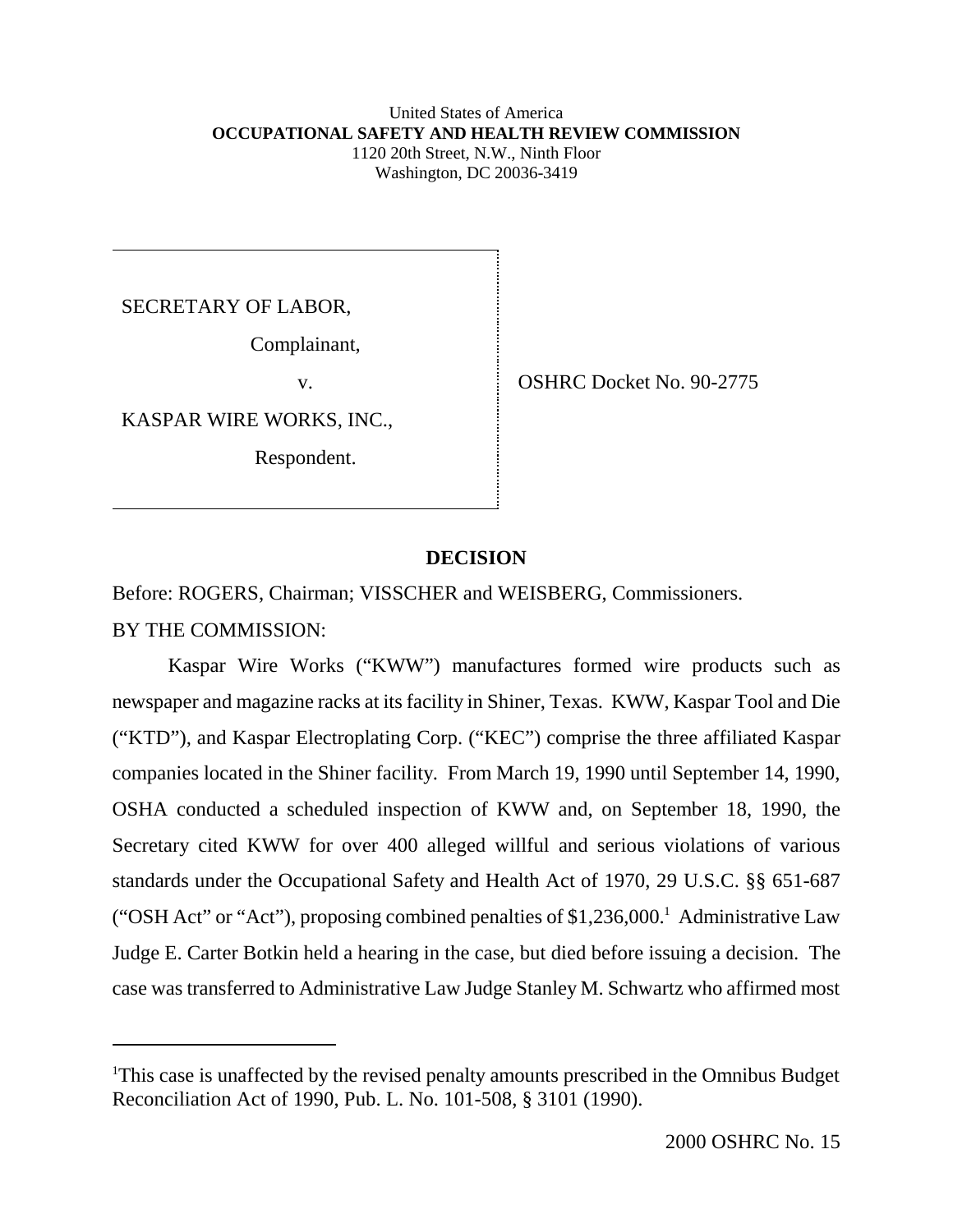United States of America
**OCCUPATIONAL SAFETY AND HEALTH REVIEW COMMISSION**
1120 20th Street, N.W., Ninth Floor
Washington, DC 20036-3419

SECRETARY OF LABOR,

Complainant,

v.

KASPAR WIRE WORKS, INC.,

Respondent.

OSHRC Docket No. 90-2775

## DECISION

Before: ROGERS, Chairman; VISSCHER and WEISBERG, Commissioners.

BY THE COMMISSION:

Kaspar Wire Works ("KWW") manufactures formed wire products such as newspaper and magazine racks at its facility in Shiner, Texas. KWW, Kaspar Tool and Die ("KTD"), and Kaspar Electroplating Corp. ("KEC") comprise the three affiliated Kaspar companies located in the Shiner facility. From March 19, 1990 until September 14, 1990, OSHA conducted a scheduled inspection of KWW and, on September 18, 1990, the Secretary cited KWW for over 400 alleged willful and serious violations of various standards under the Occupational Safety and Health Act of 1970, 29 U.S.C. §§ 651-687 ("OSH Act" or "Act"), proposing combined penalties of $1,236,000.[1] Administrative Law Judge E. Carter Botkin held a hearing in the case, but died before issuing a decision. The case was transferred to Administrative Law Judge Stanley M. Schwartz who affirmed most

[1]This case is unaffected by the revised penalty amounts prescribed in the Omnibus Budget Reconciliation Act of 1990, Pub. L. No. 101-508, § 3101 (1990).

2000 OSHRC No. 15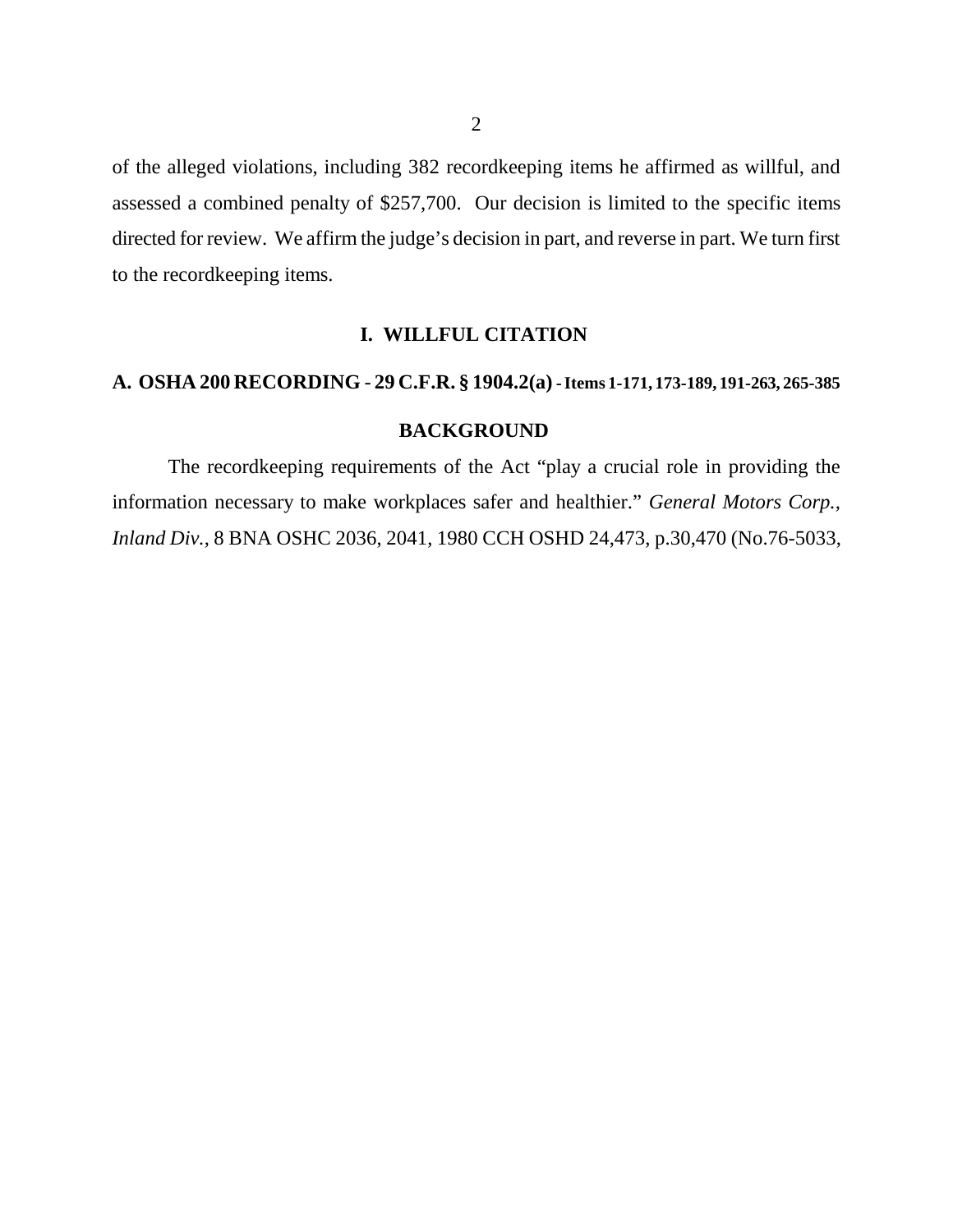of the alleged violations, including 382 recordkeeping items he affirmed as willful, and assessed a combined penalty of $257,700. Our decision is limited to the specific items directed for review. We affirm the judge's decision in part, and reverse in part. We turn first to the recordkeeping items.

## I. WILLFUL CITATION

### A. OSHA 200 RECORDING - 29 C.F.R. § 1904.2(a) - Items 1-171, 173-189, 191-263, 265-385

#### BACKGROUND

The recordkeeping requirements of the Act "play a crucial role in providing the information necessary to make workplaces safer and healthier." *General Motors Corp., Inland Div.*, 8 BNA OSHC 2036, 2041, 1980 CCH OSHD 24,473, p.30,470 (No.76-5033,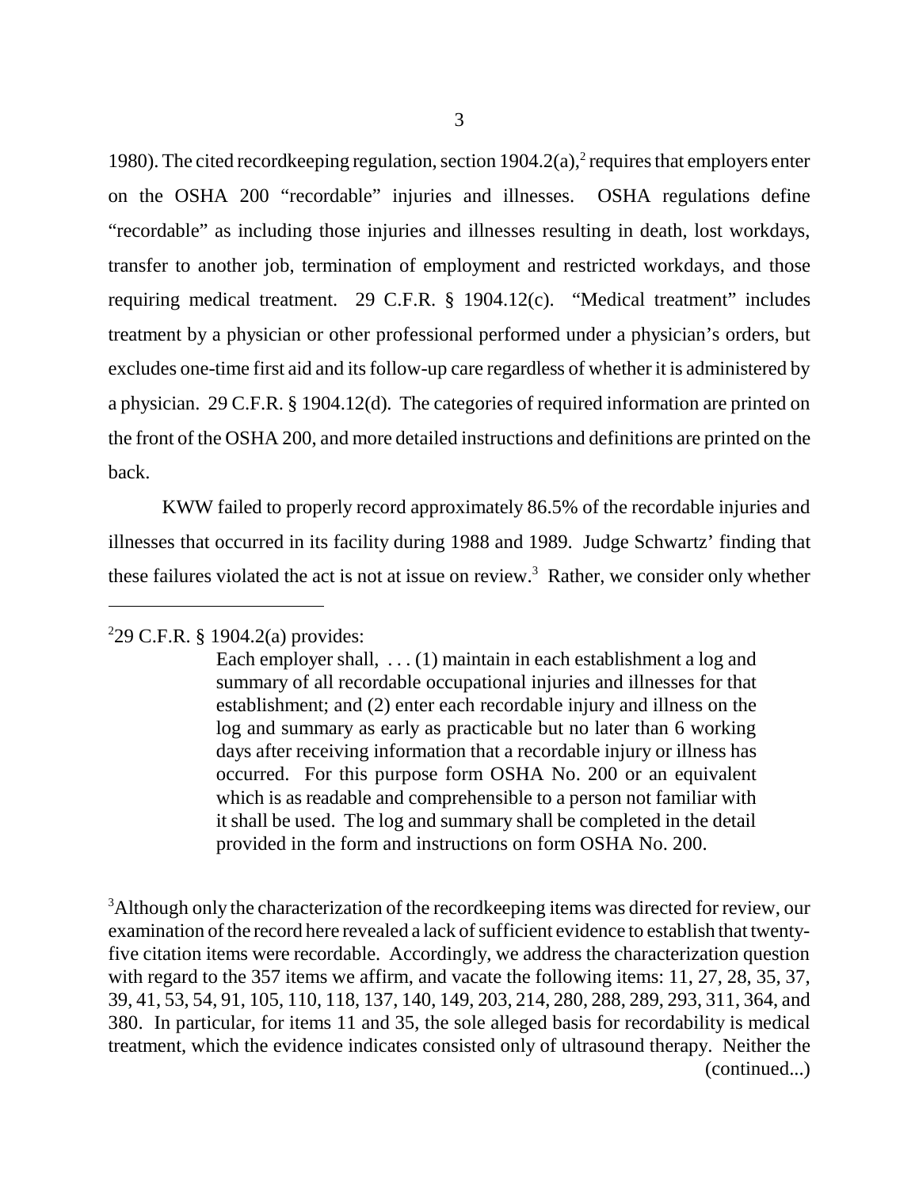1980). The cited recordkeeping regulation, section 1904.2(a),[2] requires that employers enter on the OSHA 200 "recordable" injuries and illnesses. OSHA regulations define "recordable" as including those injuries and illnesses resulting in death, lost workdays, transfer to another job, termination of employment and restricted workdays, and those requiring medical treatment. 29 C.F.R. § 1904.12(c). "Medical treatment" includes treatment by a physician or other professional performed under a physician's orders, but excludes one-time first aid and its follow-up care regardless of whether it is administered by a physician. 29 C.F.R. § 1904.12(d). The categories of required information are printed on the front of the OSHA 200, and more detailed instructions and definitions are printed on the back.

KWW failed to properly record approximately 86.5% of the recordable injuries and illnesses that occurred in its facility during 1988 and 1989. Judge Schwartz' finding that these failures violated the act is not at issue on review.[3] Rather, we consider only whether

---

[2]29 C.F.R. § 1904.2(a) provides:

> Each employer shall, . . . (1) maintain in each establishment a log and summary of all recordable occupational injuries and illnesses for that establishment; and (2) enter each recordable injury and illness on the log and summary as early as practicable but no later than 6 working days after receiving information that a recordable injury or illness has occurred. For this purpose form OSHA No. 200 or an equivalent which is as readable and comprehensible to a person not familiar with it shall be used. The log and summary shall be completed in the detail provided in the form and instructions on form OSHA No. 200.

[3]Although only the characterization of the recordkeeping items was directed for review, our examination of the record here revealed a lack of sufficient evidence to establish that twenty-five citation items were recordable. Accordingly, we address the characterization question with regard to the 357 items we affirm, and vacate the following items: 11, 27, 28, 35, 37, 39, 41, 53, 54, 91, 105, 110, 118, 137, 140, 149, 203, 214, 280, 288, 289, 293, 311, 364, and 380. In particular, for items 11 and 35, the sole alleged basis for recordability is medical treatment, which the evidence indicates consisted only of ultrasound therapy. Neither the (continued...)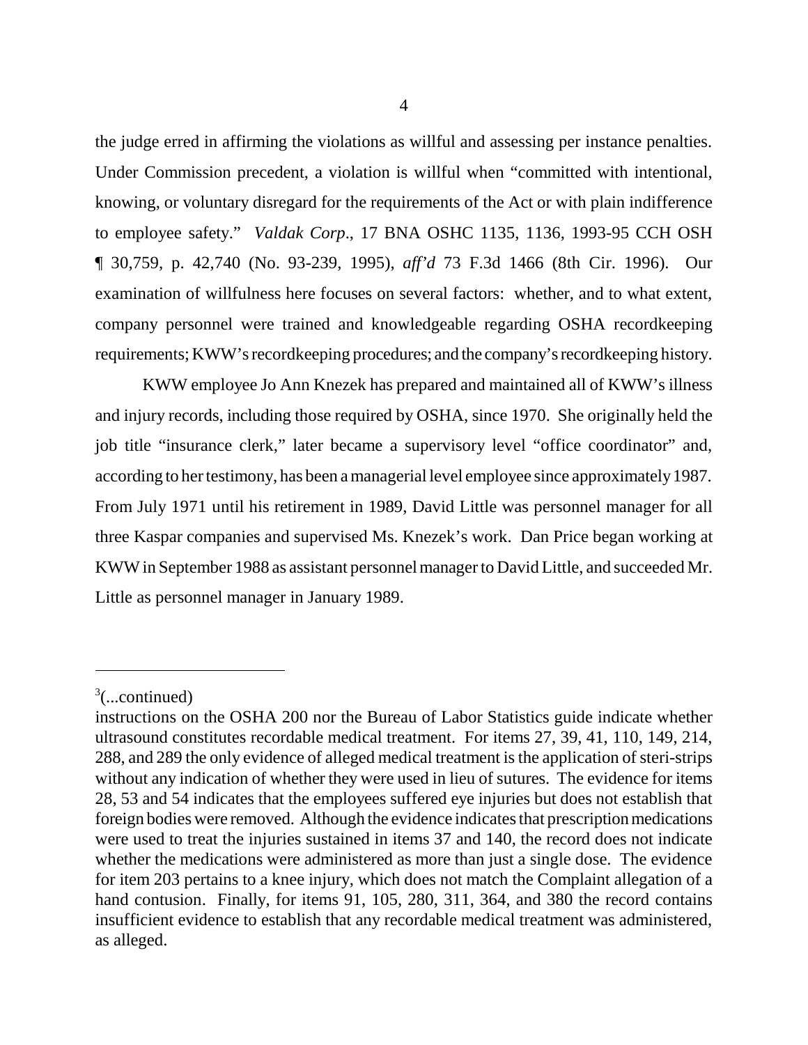the judge erred in affirming the violations as willful and assessing per instance penalties. Under Commission precedent, a violation is willful when "committed with intentional, knowing, or voluntary disregard for the requirements of the Act or with plain indifference to employee safety." *Valdak Corp*., 17 BNA OSHC 1135, 1136, 1993-95 CCH OSH ¶ 30,759, p. 42,740 (No. 93-239, 1995), *aff'd* 73 F.3d 1466 (8th Cir. 1996). Our examination of willfulness here focuses on several factors: whether, and to what extent, company personnel were trained and knowledgeable regarding OSHA recordkeeping requirements; KWW's recordkeeping procedures; and the company's recordkeeping history.

KWW employee Jo Ann Knezek has prepared and maintained all of KWW's illness and injury records, including those required by OSHA, since 1970. She originally held the job title "insurance clerk," later became a supervisory level "office coordinator" and, according to her testimony, has been a managerial level employee since approximately 1987. From July 1971 until his retirement in 1989, David Little was personnel manager for all three Kaspar companies and supervised Ms. Knezek's work. Dan Price began working at KWW in September 1988 as assistant personnel manager to David Little, and succeeded Mr. Little as personnel manager in January 1989.

---

[3](...continued)

instructions on the OSHA 200 nor the Bureau of Labor Statistics guide indicate whether ultrasound constitutes recordable medical treatment. For items 27, 39, 41, 110, 149, 214, 288, and 289 the only evidence of alleged medical treatment is the application of steri-strips without any indication of whether they were used in lieu of sutures. The evidence for items 28, 53 and 54 indicates that the employees suffered eye injuries but does not establish that foreign bodies were removed. Although the evidence indicates that prescription medications were used to treat the injuries sustained in items 37 and 140, the record does not indicate whether the medications were administered as more than just a single dose. The evidence for item 203 pertains to a knee injury, which does not match the Complaint allegation of a hand contusion. Finally, for items 91, 105, 280, 311, 364, and 380 the record contains insufficient evidence to establish that any recordable medical treatment was administered, as alleged.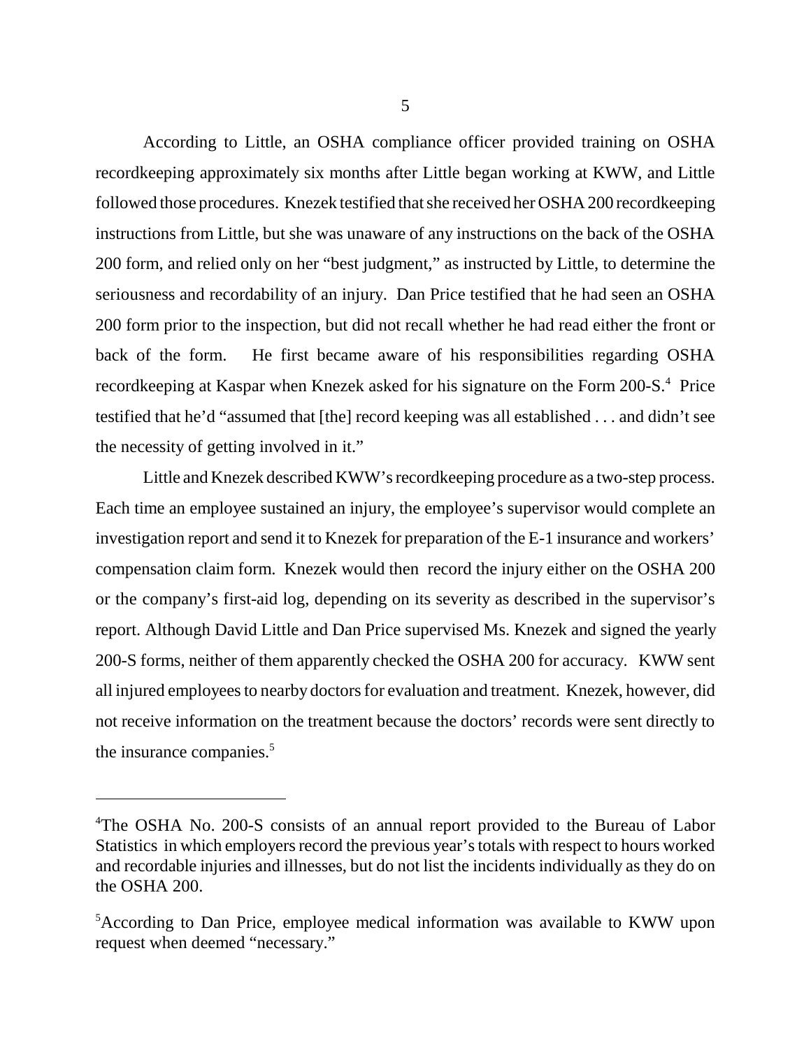According to Little, an OSHA compliance officer provided training on OSHA recordkeeping approximately six months after Little began working at KWW, and Little followed those procedures. Knezek testified that she received her OSHA 200 recordkeeping instructions from Little, but she was unaware of any instructions on the back of the OSHA 200 form, and relied only on her "best judgment," as instructed by Little, to determine the seriousness and recordability of an injury. Dan Price testified that he had seen an OSHA 200 form prior to the inspection, but did not recall whether he had read either the front or back of the form. He first became aware of his responsibilities regarding OSHA recordkeeping at Kaspar when Knezek asked for his signature on the Form 200-S.[4] Price testified that he'd "assumed that [the] record keeping was all established . . . and didn't see the necessity of getting involved in it."

Little and Knezek described KWW's recordkeeping procedure as a two-step process. Each time an employee sustained an injury, the employee's supervisor would complete an investigation report and send it to Knezek for preparation of the E-1 insurance and workers' compensation claim form. Knezek would then record the injury either on the OSHA 200 or the company's first-aid log, depending on its severity as described in the supervisor's report. Although David Little and Dan Price supervised Ms. Knezek and signed the yearly 200-S forms, neither of them apparently checked the OSHA 200 for accuracy. KWW sent all injured employees to nearby doctors for evaluation and treatment. Knezek, however, did not receive information on the treatment because the doctors' records were sent directly to the insurance companies.[5]

---

[4]The OSHA No. 200-S consists of an annual report provided to the Bureau of Labor Statistics in which employers record the previous year's totals with respect to hours worked and recordable injuries and illnesses, but do not list the incidents individually as they do on the OSHA 200.

[5]According to Dan Price, employee medical information was available to KWW upon request when deemed "necessary."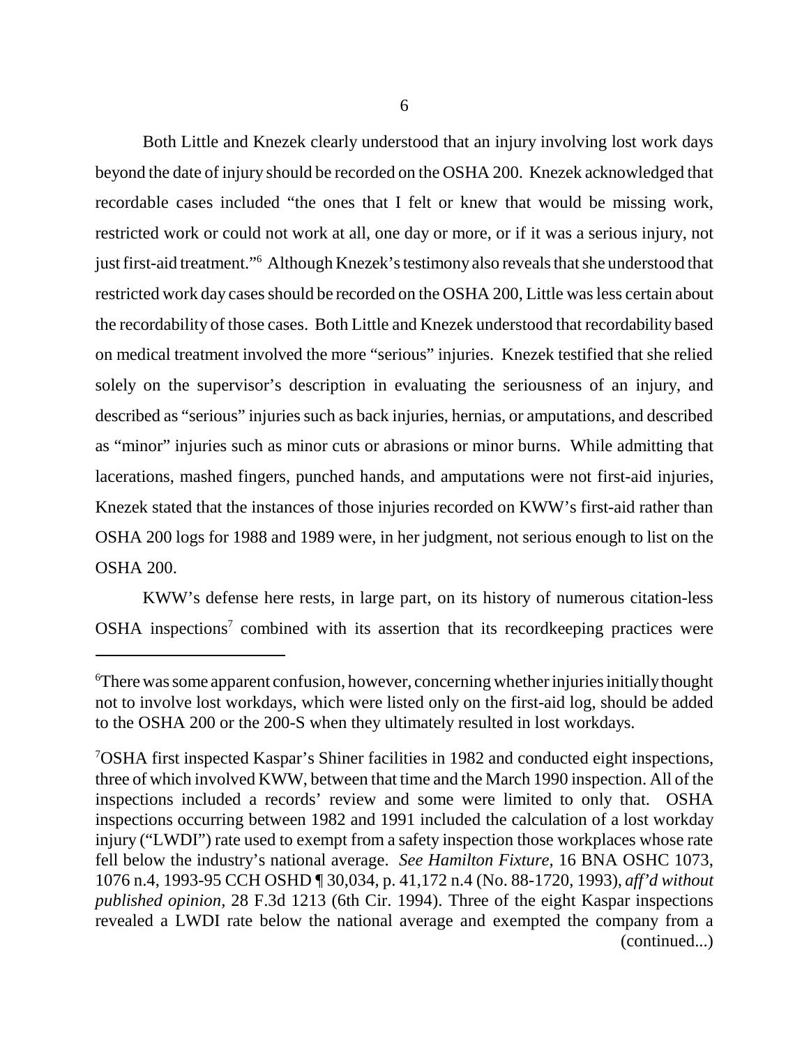Both Little and Knezek clearly understood that an injury involving lost work days beyond the date of injury should be recorded on the OSHA 200. Knezek acknowledged that recordable cases included "the ones that I felt or knew that would be missing work, restricted work or could not work at all, one day or more, or if it was a serious injury, not just first-aid treatment."[6] Although Knezek's testimony also reveals that she understood that restricted work day cases should be recorded on the OSHA 200, Little was less certain about the recordability of those cases. Both Little and Knezek understood that recordability based on medical treatment involved the more "serious" injuries. Knezek testified that she relied solely on the supervisor's description in evaluating the seriousness of an injury, and described as "serious" injuries such as back injuries, hernias, or amputations, and described as "minor" injuries such as minor cuts or abrasions or minor burns. While admitting that lacerations, mashed fingers, punched hands, and amputations were not first-aid injuries, Knezek stated that the instances of those injuries recorded on KWW's first-aid rather than OSHA 200 logs for 1988 and 1989 were, in her judgment, not serious enough to list on the OSHA 200.

KWW's defense here rests, in large part, on its history of numerous citation-less OSHA inspections[7] combined with its assertion that its recordkeeping practices were

---

[6]There was some apparent confusion, however, concerning whether injuries initially thought not to involve lost workdays, which were listed only on the first-aid log, should be added to the OSHA 200 or the 200-S when they ultimately resulted in lost workdays.

[7]OSHA first inspected Kaspar's Shiner facilities in 1982 and conducted eight inspections, three of which involved KWW, between that time and the March 1990 inspection. All of the inspections included a records' review and some were limited to only that. OSHA inspections occurring between 1982 and 1991 included the calculation of a lost workday injury ("LWDI") rate used to exempt from a safety inspection those workplaces whose rate fell below the industry's national average. *See Hamilton Fixture,* 16 BNA OSHC 1073, 1076 n.4, 1993-95 CCH OSHD ¶ 30,034, p. 41,172 n.4 (No. 88-1720, 1993), *aff'd without published opinion,* 28 F.3d 1213 (6th Cir. 1994). Three of the eight Kaspar inspections revealed a LWDI rate below the national average and exempted the company from a (continued...)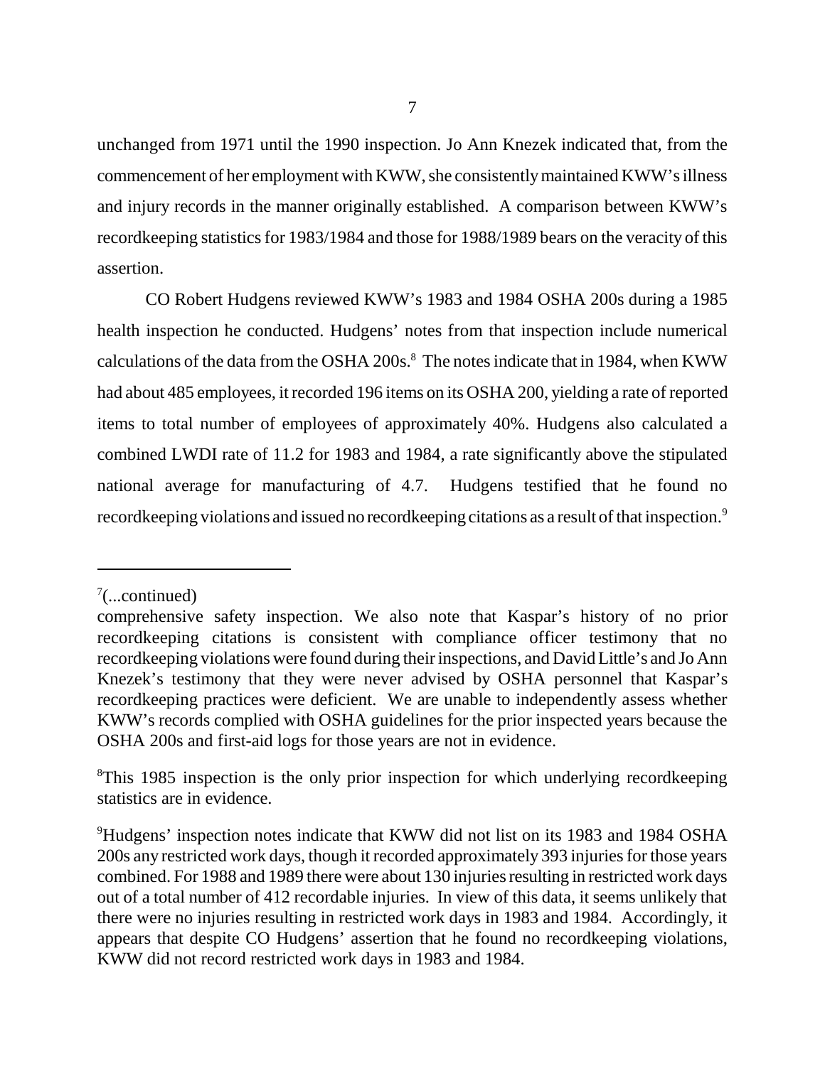unchanged from 1971 until the 1990 inspection. Jo Ann Knezek indicated that, from the commencement of her employment with KWW, she consistently maintained KWW's illness and injury records in the manner originally established. A comparison between KWW's recordkeeping statistics for 1983/1984 and those for 1988/1989 bears on the veracity of this assertion.

CO Robert Hudgens reviewed KWW's 1983 and 1984 OSHA 200s during a 1985 health inspection he conducted. Hudgens' notes from that inspection include numerical calculations of the data from the OSHA 200s.[8] The notes indicate that in 1984, when KWW had about 485 employees, it recorded 196 items on its OSHA 200, yielding a rate of reported items to total number of employees of approximately 40%. Hudgens also calculated a combined LWDI rate of 11.2 for 1983 and 1984, a rate significantly above the stipulated national average for manufacturing of 4.7. Hudgens testified that he found no recordkeeping violations and issued no recordkeeping citations as a result of that inspection.[9]

---

[7](...continued)
comprehensive safety inspection. We also note that Kaspar's history of no prior recordkeeping citations is consistent with compliance officer testimony that no recordkeeping violations were found during their inspections, and David Little's and Jo Ann Knezek's testimony that they were never advised by OSHA personnel that Kaspar's recordkeeping practices were deficient. We are unable to independently assess whether KWW's records complied with OSHA guidelines for the prior inspected years because the OSHA 200s and first-aid logs for those years are not in evidence.

[8]This 1985 inspection is the only prior inspection for which underlying recordkeeping statistics are in evidence.

[9]Hudgens' inspection notes indicate that KWW did not list on its 1983 and 1984 OSHA 200s any restricted work days, though it recorded approximately 393 injuries for those years combined. For 1988 and 1989 there were about 130 injuries resulting in restricted work days out of a total number of 412 recordable injuries. In view of this data, it seems unlikely that there were no injuries resulting in restricted work days in 1983 and 1984. Accordingly, it appears that despite CO Hudgens' assertion that he found no recordkeeping violations, KWW did not record restricted work days in 1983 and 1984.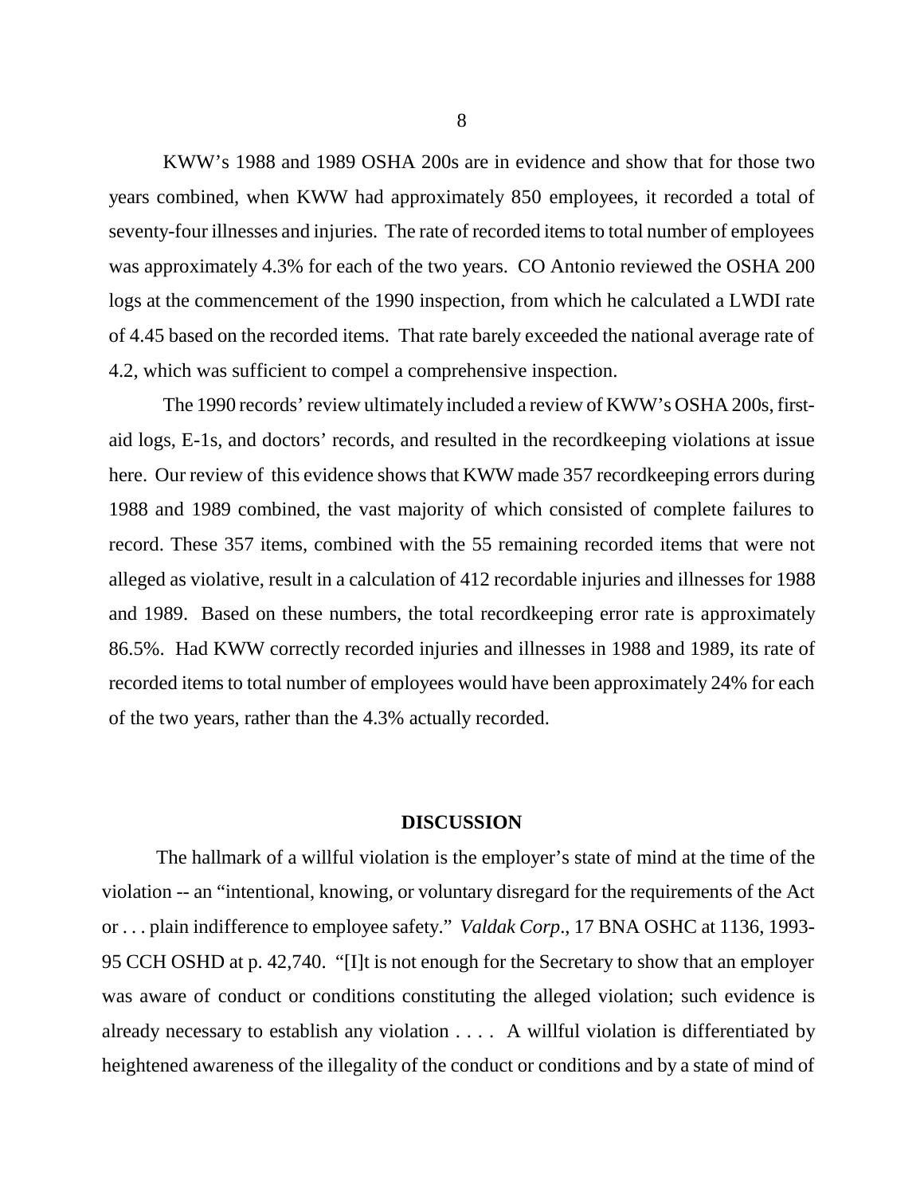KWW's 1988 and 1989 OSHA 200s are in evidence and show that for those two years combined, when KWW had approximately 850 employees, it recorded a total of seventy-four illnesses and injuries. The rate of recorded items to total number of employees was approximately 4.3% for each of the two years. CO Antonio reviewed the OSHA 200 logs at the commencement of the 1990 inspection, from which he calculated a LWDI rate of 4.45 based on the recorded items. That rate barely exceeded the national average rate of 4.2, which was sufficient to compel a comprehensive inspection.

The 1990 records' review ultimately included a review of KWW's OSHA 200s, first-aid logs, E-1s, and doctors' records, and resulted in the recordkeeping violations at issue here. Our review of this evidence shows that KWW made 357 recordkeeping errors during 1988 and 1989 combined, the vast majority of which consisted of complete failures to record. These 357 items, combined with the 55 remaining recorded items that were not alleged as violative, result in a calculation of 412 recordable injuries and illnesses for 1988 and 1989. Based on these numbers, the total recordkeeping error rate is approximately 86.5%. Had KWW correctly recorded injuries and illnesses in 1988 and 1989, its rate of recorded items to total number of employees would have been approximately 24% for each of the two years, rather than the 4.3% actually recorded.

## DISCUSSION

The hallmark of a willful violation is the employer's state of mind at the time of the violation -- an "intentional, knowing, or voluntary disregard for the requirements of the Act or . . . plain indifference to employee safety." *Valdak Corp*., 17 BNA OSHC at 1136, 1993-95 CCH OSHD at p. 42,740. "[I]t is not enough for the Secretary to show that an employer was aware of conduct or conditions constituting the alleged violation; such evidence is already necessary to establish any violation . . . . A willful violation is differentiated by heightened awareness of the illegality of the conduct or conditions and by a state of mind of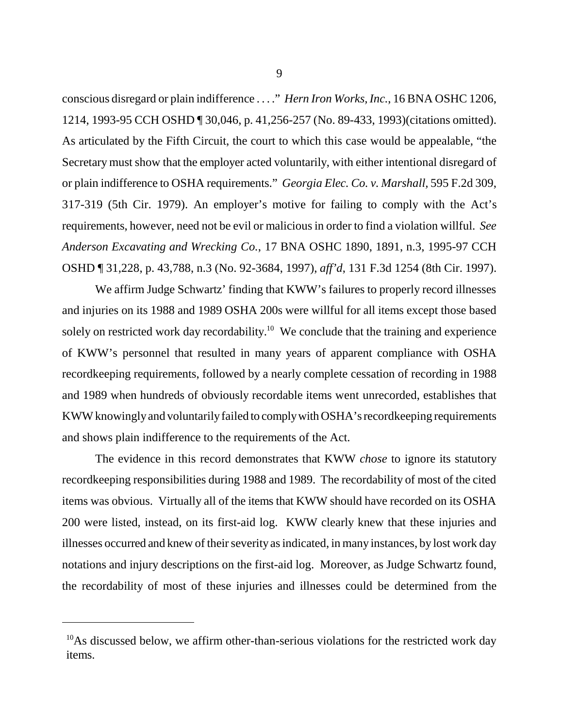conscious disregard or plain indifference . . . ." *Hern Iron Works, Inc.*, 16 BNA OSHC 1206, 1214, 1993-95 CCH OSHD ¶ 30,046, p. 41,256-257 (No. 89-433, 1993)(citations omitted). As articulated by the Fifth Circuit, the court to which this case would be appealable, "the Secretary must show that the employer acted voluntarily, with either intentional disregard of or plain indifference to OSHA requirements." *Georgia Elec. Co. v. Marshall*, 595 F.2d 309, 317-319 (5th Cir. 1979). An employer's motive for failing to comply with the Act's requirements, however, need not be evil or malicious in order to find a violation willful. *See Anderson Excavating and Wrecking Co.*, 17 BNA OSHC 1890, 1891, n.3, 1995-97 CCH OSHD ¶ 31,228, p. 43,788, n.3 (No. 92-3684, 1997), *aff'd*, 131 F.3d 1254 (8th Cir. 1997).

We affirm Judge Schwartz' finding that KWW's failures to properly record illnesses and injuries on its 1988 and 1989 OSHA 200s were willful for all items except those based solely on restricted work day recordability.[10] We conclude that the training and experience of KWW's personnel that resulted in many years of apparent compliance with OSHA recordkeeping requirements, followed by a nearly complete cessation of recording in 1988 and 1989 when hundreds of obviously recordable items went unrecorded, establishes that KWW knowingly and voluntarily failed to comply with OSHA's recordkeeping requirements and shows plain indifference to the requirements of the Act.

The evidence in this record demonstrates that KWW *chose* to ignore its statutory recordkeeping responsibilities during 1988 and 1989. The recordability of most of the cited items was obvious. Virtually all of the items that KWW should have recorded on its OSHA 200 were listed, instead, on its first-aid log. KWW clearly knew that these injuries and illnesses occurred and knew of their severity as indicated, in many instances, by lost work day notations and injury descriptions on the first-aid log. Moreover, as Judge Schwartz found, the recordability of most of these injuries and illnesses could be determined from the

---

[10] As discussed below, we affirm other-than-serious violations for the restricted work day items.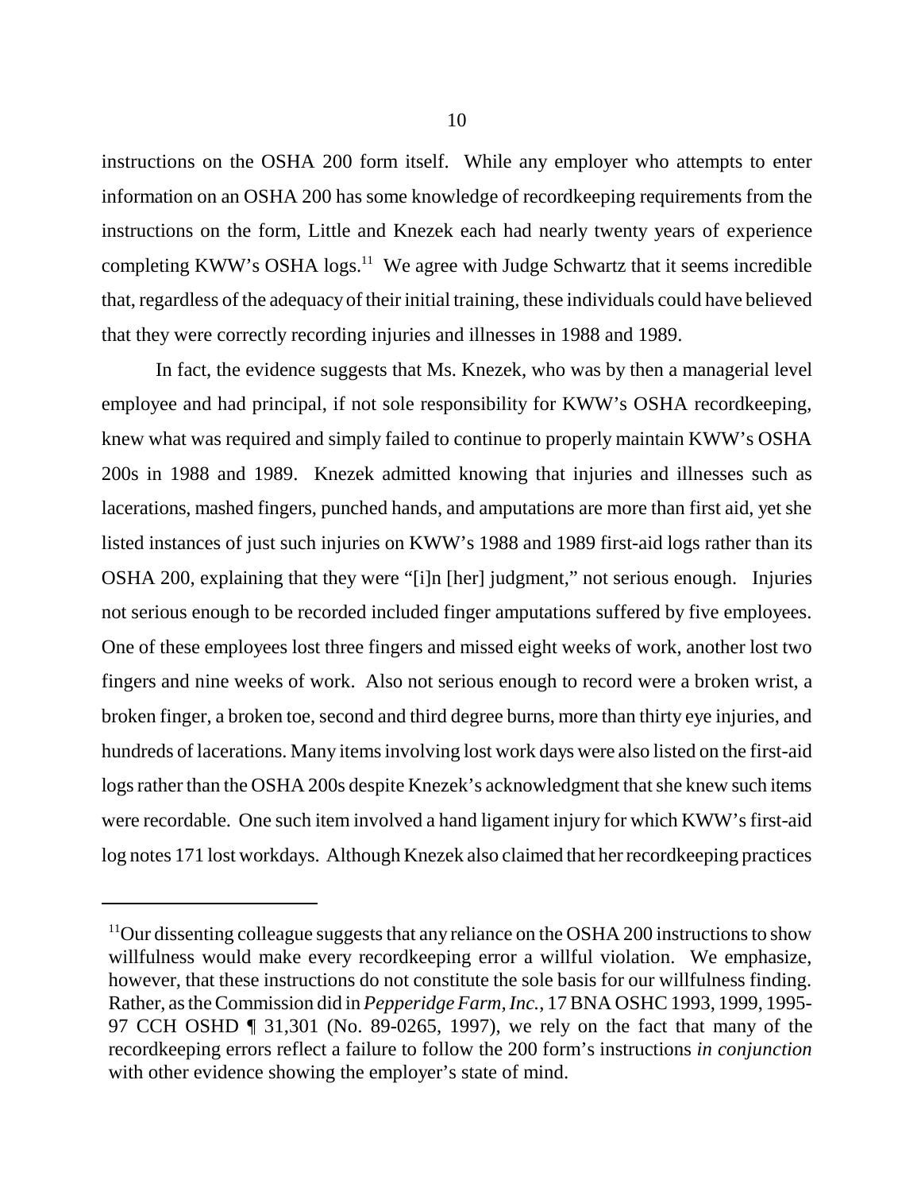instructions on the OSHA 200 form itself. While any employer who attempts to enter information on an OSHA 200 has some knowledge of recordkeeping requirements from the instructions on the form, Little and Knezek each had nearly twenty years of experience completing KWW's OSHA logs.[11] We agree with Judge Schwartz that it seems incredible that, regardless of the adequacy of their initial training, these individuals could have believed that they were correctly recording injuries and illnesses in 1988 and 1989.

In fact, the evidence suggests that Ms. Knezek, who was by then a managerial level employee and had principal, if not sole responsibility for KWW's OSHA recordkeeping, knew what was required and simply failed to continue to properly maintain KWW's OSHA 200s in 1988 and 1989. Knezek admitted knowing that injuries and illnesses such as lacerations, mashed fingers, punched hands, and amputations are more than first aid, yet she listed instances of just such injuries on KWW's 1988 and 1989 first-aid logs rather than its OSHA 200, explaining that they were "[i]n [her] judgment," not serious enough. Injuries not serious enough to be recorded included finger amputations suffered by five employees. One of these employees lost three fingers and missed eight weeks of work, another lost two fingers and nine weeks of work. Also not serious enough to record were a broken wrist, a broken finger, a broken toe, second and third degree burns, more than thirty eye injuries, and hundreds of lacerations. Many items involving lost work days were also listed on the first-aid logs rather than the OSHA 200s despite Knezek's acknowledgment that she knew such items were recordable. One such item involved a hand ligament injury for which KWW's first-aid log notes 171 lost workdays. Although Knezek also claimed that her recordkeeping practices

[11]Our dissenting colleague suggests that any reliance on the OSHA 200 instructions to show willfulness would make every recordkeeping error a willful violation. We emphasize, however, that these instructions do not constitute the sole basis for our willfulness finding. Rather, as the Commission did in *Pepperidge Farm, Inc.*, 17 BNA OSHC 1993, 1999, 1995-97 CCH OSHD ¶ 31,301 (No. 89-0265, 1997), we rely on the fact that many of the recordkeeping errors reflect a failure to follow the 200 form's instructions *in conjunction* with other evidence showing the employer's state of mind.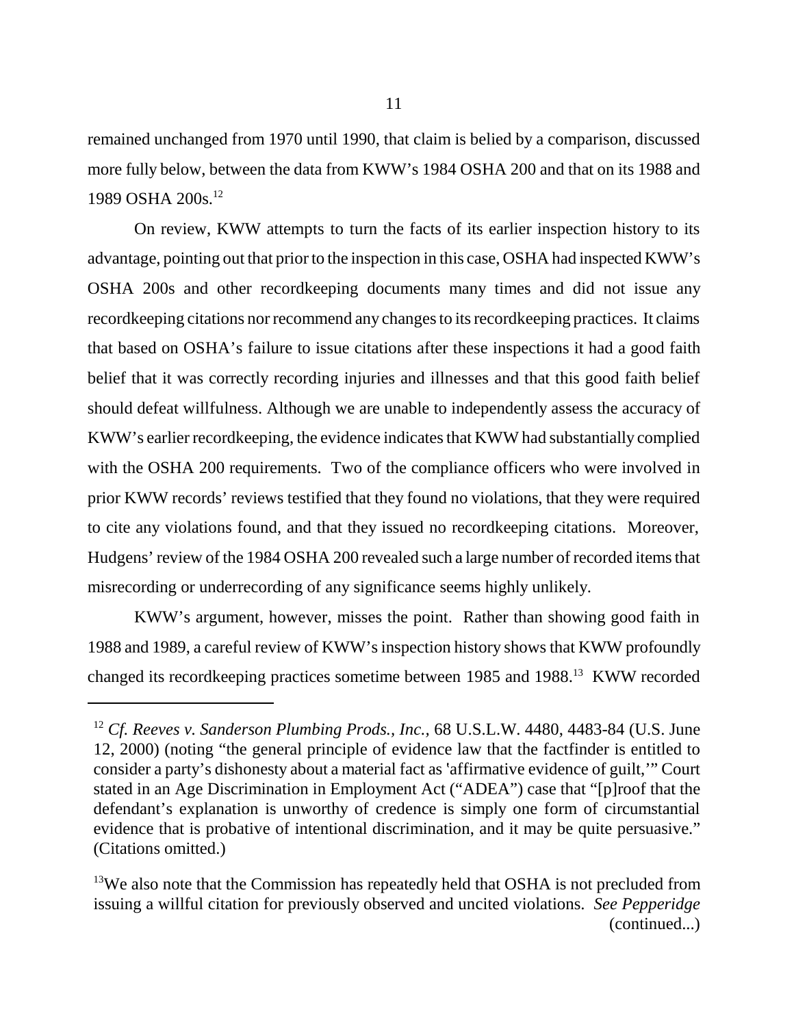remained unchanged from 1970 until 1990, that claim is belied by a comparison, discussed more fully below, between the data from KWW's 1984 OSHA 200 and that on its 1988 and 1989 OSHA 200s.[12]

On review, KWW attempts to turn the facts of its earlier inspection history to its advantage, pointing out that prior to the inspection in this case, OSHA had inspected KWW's OSHA 200s and other recordkeeping documents many times and did not issue any recordkeeping citations nor recommend any changes to its recordkeeping practices. It claims that based on OSHA's failure to issue citations after these inspections it had a good faith belief that it was correctly recording injuries and illnesses and that this good faith belief should defeat willfulness. Although we are unable to independently assess the accuracy of KWW's earlier recordkeeping, the evidence indicates that KWW had substantially complied with the OSHA 200 requirements. Two of the compliance officers who were involved in prior KWW records' reviews testified that they found no violations, that they were required to cite any violations found, and that they issued no recordkeeping citations. Moreover, Hudgens' review of the 1984 OSHA 200 revealed such a large number of recorded items that misrecording or underrecording of any significance seems highly unlikely.

KWW's argument, however, misses the point. Rather than showing good faith in 1988 and 1989, a careful review of KWW's inspection history shows that KWW profoundly changed its recordkeeping practices sometime between 1985 and 1988.[13] KWW recorded

---

[12] *Cf. Reeves v. Sanderson Plumbing Prods., Inc.*, 68 U.S.L.W. 4480, 4483-84 (U.S. June 12, 2000) (noting "the general principle of evidence law that the factfinder is entitled to consider a party's dishonesty about a material fact as 'affirmative evidence of guilt,'" Court stated in an Age Discrimination in Employment Act ("ADEA") case that "[p]roof that the defendant's explanation is unworthy of credence is simply one form of circumstantial evidence that is probative of intentional discrimination, and it may be quite persuasive." (Citations omitted.)

[13] We also note that the Commission has repeatedly held that OSHA is not precluded from issuing a willful citation for previously observed and uncited violations. *See Pepperidge* (continued...)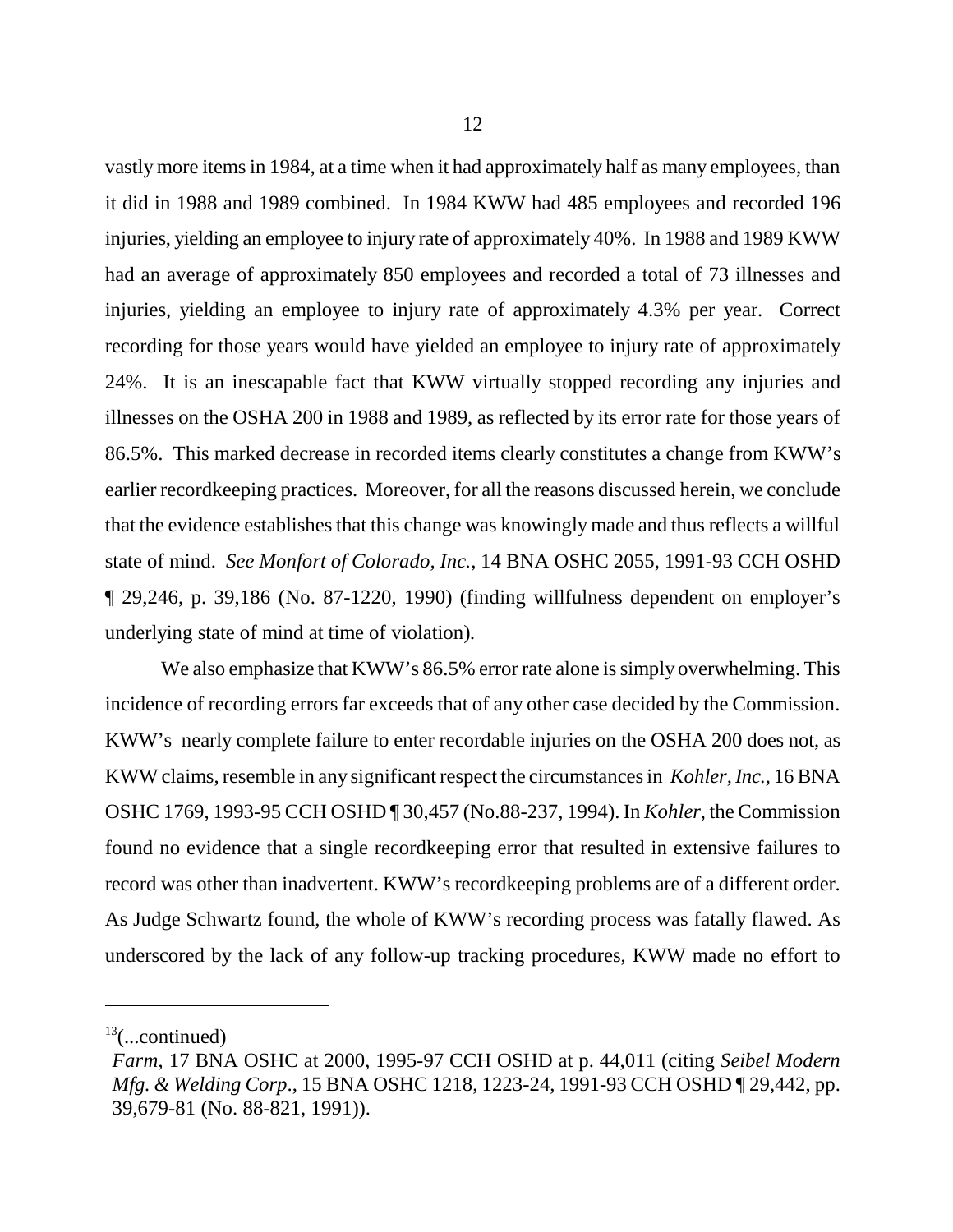vastly more items in 1984, at a time when it had approximately half as many employees, than it did in 1988 and 1989 combined. In 1984 KWW had 485 employees and recorded 196 injuries, yielding an employee to injury rate of approximately 40%. In 1988 and 1989 KWW had an average of approximately 850 employees and recorded a total of 73 illnesses and injuries, yielding an employee to injury rate of approximately 4.3% per year. Correct recording for those years would have yielded an employee to injury rate of approximately 24%. It is an inescapable fact that KWW virtually stopped recording any injuries and illnesses on the OSHA 200 in 1988 and 1989, as reflected by its error rate for those years of 86.5%. This marked decrease in recorded items clearly constitutes a change from KWW's earlier recordkeeping practices. Moreover, for all the reasons discussed herein, we conclude that the evidence establishes that this change was knowingly made and thus reflects a willful state of mind. *See Monfort of Colorado, Inc.*, 14 BNA OSHC 2055, 1991-93 CCH OSHD ¶ 29,246, p. 39,186 (No. 87-1220, 1990) (finding willfulness dependent on employer's underlying state of mind at time of violation).

We also emphasize that KWW's 86.5% error rate alone is simply overwhelming. This incidence of recording errors far exceeds that of any other case decided by the Commission. KWW's nearly complete failure to enter recordable injuries on the OSHA 200 does not, as KWW claims, resemble in any significant respect the circumstances in *Kohler, Inc.*, 16 BNA OSHC 1769, 1993-95 CCH OSHD ¶ 30,457 (No.88-237, 1994). In *Kohler*, the Commission found no evidence that a single recordkeeping error that resulted in extensive failures to record was other than inadvertent. KWW's recordkeeping problems are of a different order. As Judge Schwartz found, the whole of KWW's recording process was fatally flawed. As underscored by the lack of any follow-up tracking procedures, KWW made no effort to

---

[13](...continued)
*Farm*, 17 BNA OSHC at 2000, 1995-97 CCH OSHD at p. 44,011 (citing *Seibel Modern Mfg. & Welding Corp*., 15 BNA OSHC 1218, 1223-24, 1991-93 CCH OSHD ¶ 29,442, pp. 39,679-81 (No. 88-821, 1991)).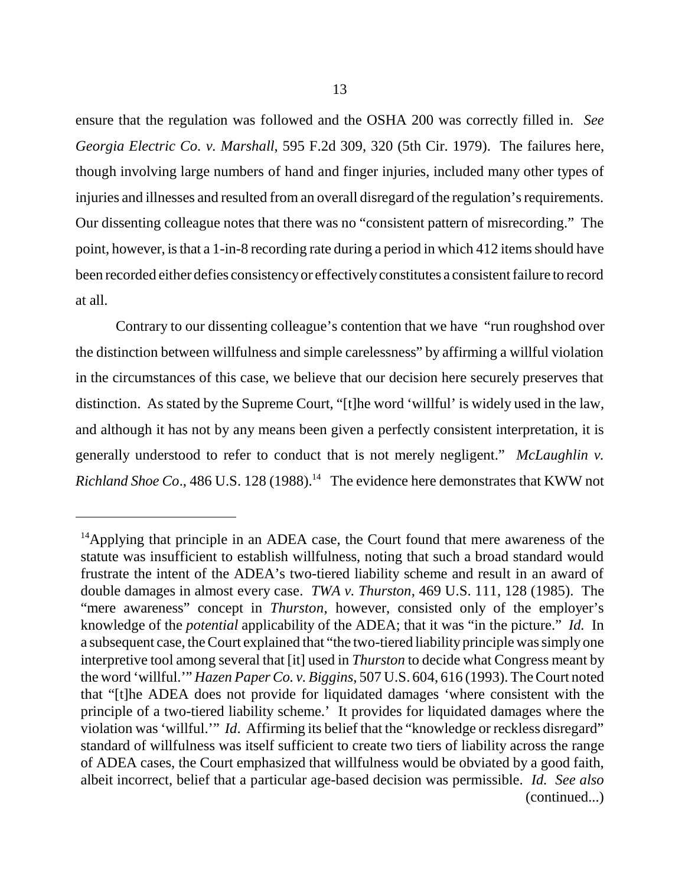ensure that the regulation was followed and the OSHA 200 was correctly filled in. *See Georgia Electric Co. v. Marshall*, 595 F.2d 309, 320 (5th Cir. 1979). The failures here, though involving large numbers of hand and finger injuries, included many other types of injuries and illnesses and resulted from an overall disregard of the regulation's requirements. Our dissenting colleague notes that there was no "consistent pattern of misrecording." The point, however, is that a 1-in-8 recording rate during a period in which 412 items should have been recorded either defies consistency or effectively constitutes a consistent failure to record at all.

Contrary to our dissenting colleague's contention that we have "run roughshod over the distinction between willfulness and simple carelessness" by affirming a willful violation in the circumstances of this case, we believe that our decision here securely preserves that distinction. As stated by the Supreme Court, "[t]he word 'willful' is widely used in the law, and although it has not by any means been given a perfectly consistent interpretation, it is generally understood to refer to conduct that is not merely negligent." *McLaughlin v. Richland Shoe Co*., 486 U.S. 128 (1988).[14] The evidence here demonstrates that KWW not

---

[14]Applying that principle in an ADEA case, the Court found that mere awareness of the statute was insufficient to establish willfulness, noting that such a broad standard would frustrate the intent of the ADEA's two-tiered liability scheme and result in an award of double damages in almost every case. *TWA v. Thurston*, 469 U.S. 111, 128 (1985). The "mere awareness" concept in *Thurston*, however, consisted only of the employer's knowledge of the *potential* applicability of the ADEA; that it was "in the picture." *Id.* In a subsequent case, the Court explained that "the two-tiered liability principle was simply one interpretive tool among several that [it] used in *Thurston* to decide what Congress meant by the word 'willful.'" *Hazen Paper Co. v. Biggins*, 507 U.S. 604, 616 (1993). The Court noted that "[t]he ADEA does not provide for liquidated damages 'where consistent with the principle of a two-tiered liability scheme.' It provides for liquidated damages where the violation was 'willful.'" *Id*. Affirming its belief that the "knowledge or reckless disregard" standard of willfulness was itself sufficient to create two tiers of liability across the range of ADEA cases, the Court emphasized that willfulness would be obviated by a good faith, albeit incorrect, belief that a particular age-based decision was permissible. *Id. See also* (continued...)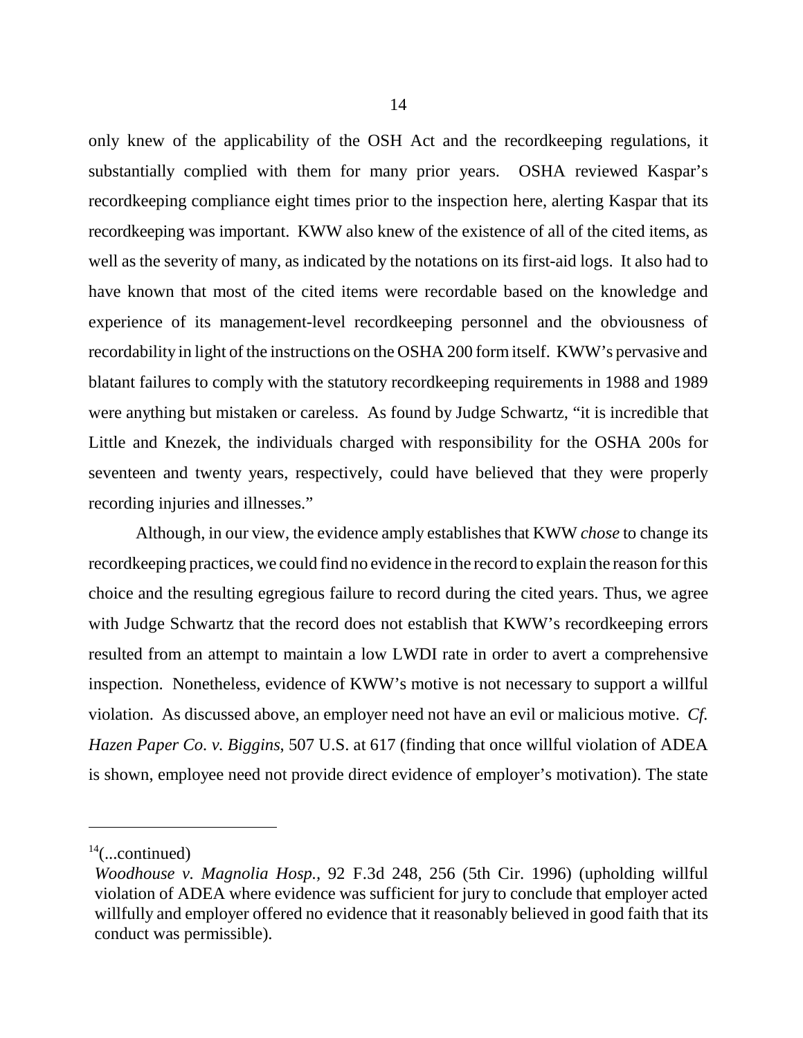only knew of the applicability of the OSH Act and the recordkeeping regulations, it substantially complied with them for many prior years. OSHA reviewed Kaspar's recordkeeping compliance eight times prior to the inspection here, alerting Kaspar that its recordkeeping was important. KWW also knew of the existence of all of the cited items, as well as the severity of many, as indicated by the notations on its first-aid logs. It also had to have known that most of the cited items were recordable based on the knowledge and experience of its management-level recordkeeping personnel and the obviousness of recordability in light of the instructions on the OSHA 200 form itself. KWW's pervasive and blatant failures to comply with the statutory recordkeeping requirements in 1988 and 1989 were anything but mistaken or careless. As found by Judge Schwartz, "it is incredible that Little and Knezek, the individuals charged with responsibility for the OSHA 200s for seventeen and twenty years, respectively, could have believed that they were properly recording injuries and illnesses."

Although, in our view, the evidence amply establishes that KWW *chose* to change its recordkeeping practices, we could find no evidence in the record to explain the reason for this choice and the resulting egregious failure to record during the cited years. Thus, we agree with Judge Schwartz that the record does not establish that KWW's recordkeeping errors resulted from an attempt to maintain a low LWDI rate in order to avert a comprehensive inspection. Nonetheless, evidence of KWW's motive is not necessary to support a willful violation. As discussed above, an employer need not have an evil or malicious motive. *Cf. Hazen Paper Co. v. Biggins*, 507 U.S. at 617 (finding that once willful violation of ADEA is shown, employee need not provide direct evidence of employer's motivation). The state

---

[14](...continued)
*Woodhouse v. Magnolia Hosp.*, 92 F.3d 248, 256 (5th Cir. 1996) (upholding willful violation of ADEA where evidence was sufficient for jury to conclude that employer acted willfully and employer offered no evidence that it reasonably believed in good faith that its conduct was permissible).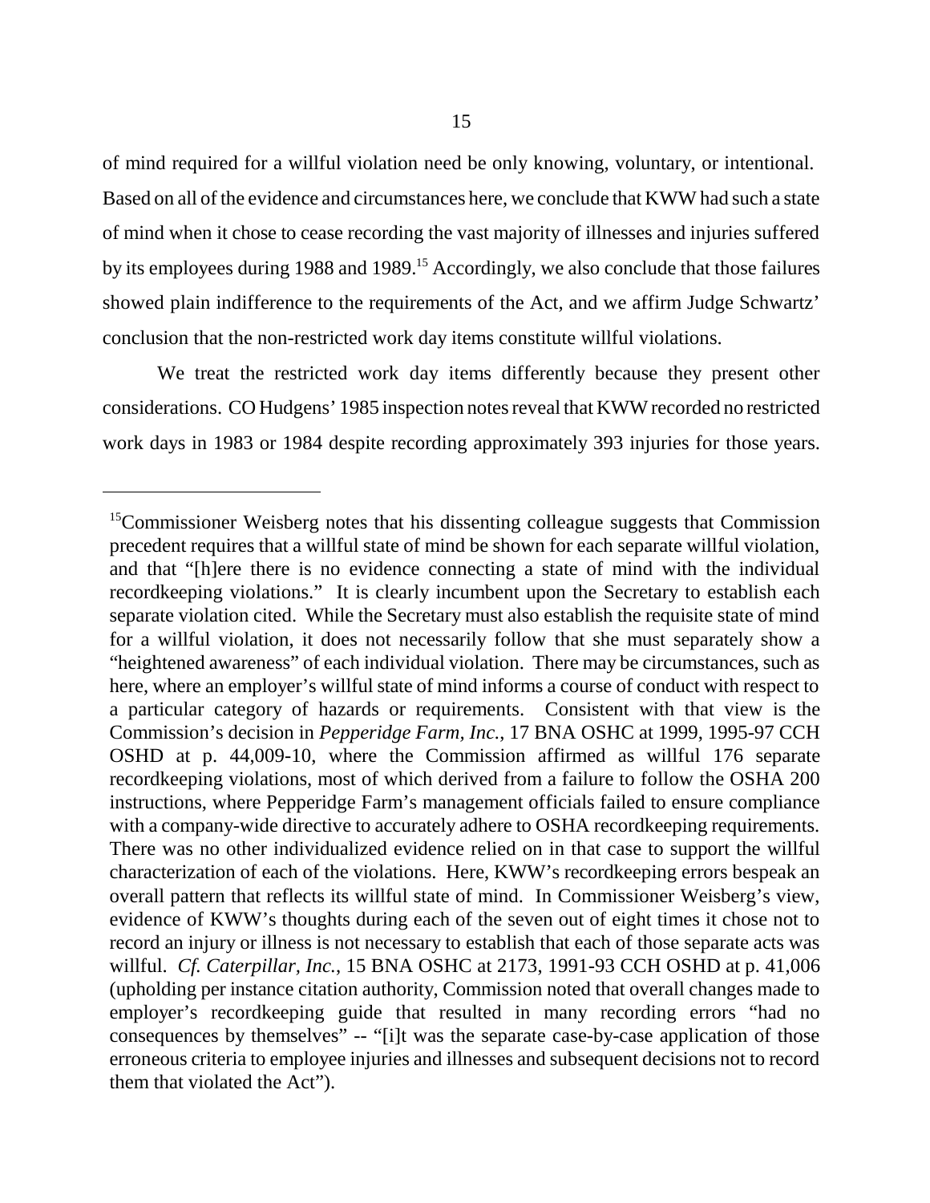of mind required for a willful violation need be only knowing, voluntary, or intentional. Based on all of the evidence and circumstances here, we conclude that KWW had such a state of mind when it chose to cease recording the vast majority of illnesses and injuries suffered by its employees during 1988 and 1989.[15] Accordingly, we also conclude that those failures showed plain indifference to the requirements of the Act, and we affirm Judge Schwartz' conclusion that the non-restricted work day items constitute willful violations.

We treat the restricted work day items differently because they present other considerations. CO Hudgens' 1985 inspection notes reveal that KWW recorded no restricted work days in 1983 or 1984 despite recording approximately 393 injuries for those years.

---

[15]Commissioner Weisberg notes that his dissenting colleague suggests that Commission precedent requires that a willful state of mind be shown for each separate willful violation, and that "[h]ere there is no evidence connecting a state of mind with the individual recordkeeping violations." It is clearly incumbent upon the Secretary to establish each separate violation cited. While the Secretary must also establish the requisite state of mind for a willful violation, it does not necessarily follow that she must separately show a "heightened awareness" of each individual violation. There may be circumstances, such as here, where an employer's willful state of mind informs a course of conduct with respect to a particular category of hazards or requirements. Consistent with that view is the Commission's decision in *Pepperidge Farm, Inc.*, 17 BNA OSHC at 1999, 1995-97 CCH OSHD at p. 44,009-10, where the Commission affirmed as willful 176 separate recordkeeping violations, most of which derived from a failure to follow the OSHA 200 instructions, where Pepperidge Farm's management officials failed to ensure compliance with a company-wide directive to accurately adhere to OSHA recordkeeping requirements. There was no other individualized evidence relied on in that case to support the willful characterization of each of the violations. Here, KWW's recordkeeping errors bespeak an overall pattern that reflects its willful state of mind. In Commissioner Weisberg's view, evidence of KWW's thoughts during each of the seven out of eight times it chose not to record an injury or illness is not necessary to establish that each of those separate acts was willful. *Cf. Caterpillar, Inc.*, 15 BNA OSHC at 2173, 1991-93 CCH OSHD at p. 41,006 (upholding per instance citation authority, Commission noted that overall changes made to employer's recordkeeping guide that resulted in many recording errors "had no consequences by themselves" -- "[i]t was the separate case-by-case application of those erroneous criteria to employee injuries and illnesses and subsequent decisions not to record them that violated the Act").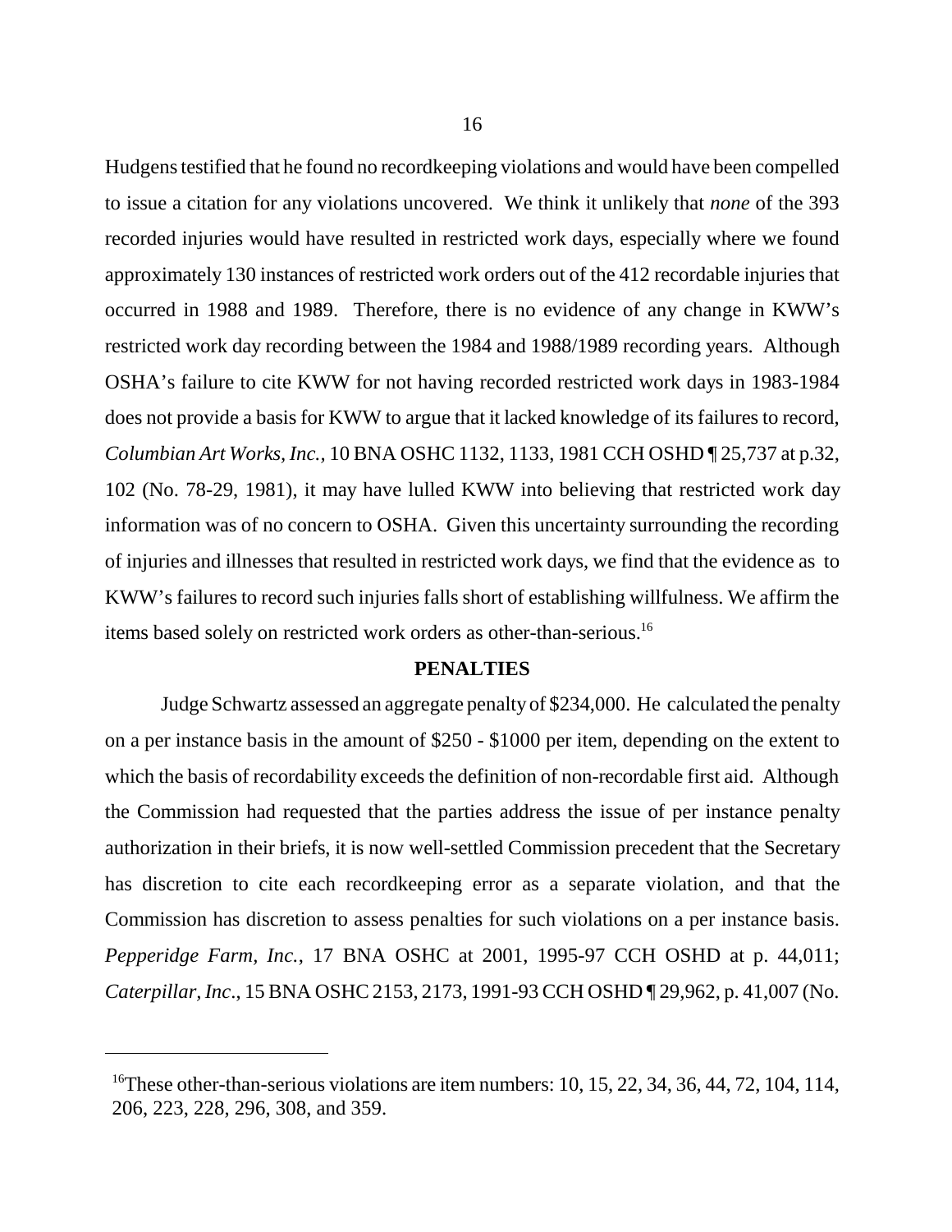Hudgens testified that he found no recordkeeping violations and would have been compelled to issue a citation for any violations uncovered. We think it unlikely that *none* of the 393 recorded injuries would have resulted in restricted work days, especially where we found approximately 130 instances of restricted work orders out of the 412 recordable injuries that occurred in 1988 and 1989. Therefore, there is no evidence of any change in KWW's restricted work day recording between the 1984 and 1988/1989 recording years. Although OSHA's failure to cite KWW for not having recorded restricted work days in 1983-1984 does not provide a basis for KWW to argue that it lacked knowledge of its failures to record, *Columbian Art Works, Inc.,* 10 BNA OSHC 1132, 1133, 1981 CCH OSHD ¶ 25,737 at p.32, 102 (No. 78-29, 1981), it may have lulled KWW into believing that restricted work day information was of no concern to OSHA. Given this uncertainty surrounding the recording of injuries and illnesses that resulted in restricted work days, we find that the evidence as to KWW's failures to record such injuries falls short of establishing willfulness. We affirm the items based solely on restricted work orders as other-than-serious.[16]

## PENALTIES

Judge Schwartz assessed an aggregate penalty of $234,000. He calculated the penalty on a per instance basis in the amount of $250 - $1000 per item, depending on the extent to which the basis of recordability exceeds the definition of non-recordable first aid. Although the Commission had requested that the parties address the issue of per instance penalty authorization in their briefs, it is now well-settled Commission precedent that the Secretary has discretion to cite each recordkeeping error as a separate violation, and that the Commission has discretion to assess penalties for such violations on a per instance basis. *Pepperidge Farm, Inc.*, 17 BNA OSHC at 2001, 1995-97 CCH OSHD at p. 44,011; *Caterpillar, Inc*., 15 BNA OSHC 2153, 2173, 1991-93 CCH OSHD ¶ 29,962, p. 41,007 (No.

---

[16]These other-than-serious violations are item numbers: 10, 15, 22, 34, 36, 44, 72, 104, 114, 206, 223, 228, 296, 308, and 359.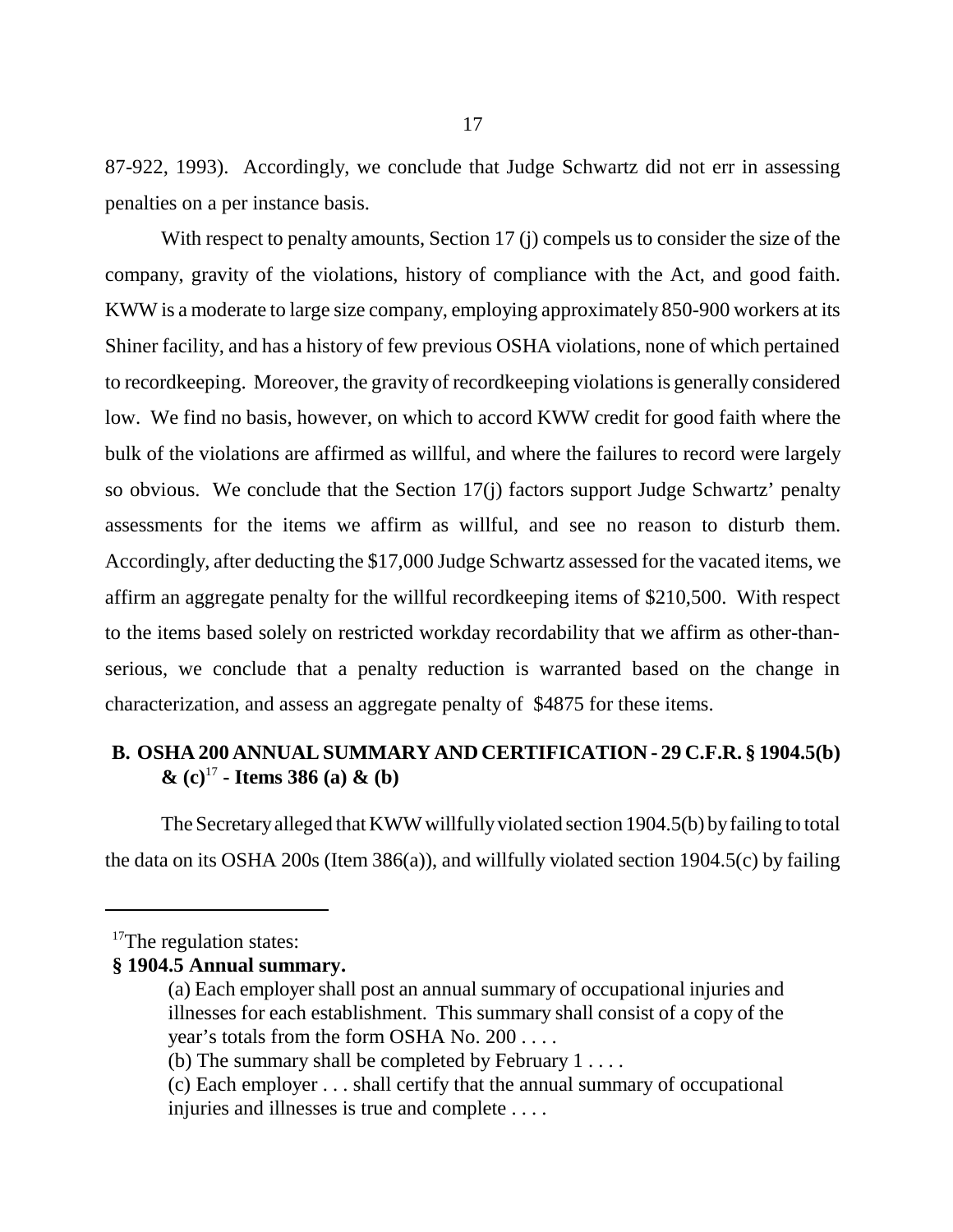87-922, 1993). Accordingly, we conclude that Judge Schwartz did not err in assessing penalties on a per instance basis.

With respect to penalty amounts, Section 17 (j) compels us to consider the size of the company, gravity of the violations, history of compliance with the Act, and good faith. KWW is a moderate to large size company, employing approximately 850-900 workers at its Shiner facility, and has a history of few previous OSHA violations, none of which pertained to recordkeeping. Moreover, the gravity of recordkeeping violations is generally considered low. We find no basis, however, on which to accord KWW credit for good faith where the bulk of the violations are affirmed as willful, and where the failures to record were largely so obvious. We conclude that the Section 17(j) factors support Judge Schwartz' penalty assessments for the items we affirm as willful, and see no reason to disturb them. Accordingly, after deducting the $17,000 Judge Schwartz assessed for the vacated items, we affirm an aggregate penalty for the willful recordkeeping items of $210,500. With respect to the items based solely on restricted workday recordability that we affirm as other-than-serious, we conclude that a penalty reduction is warranted based on the change in characterization, and assess an aggregate penalty of $4875 for these items.

## B. OSHA 200 ANNUAL SUMMARY AND CERTIFICATION - 29 C.F.R. § 1904.5(b) & (c)[17] - Items 386 (a) & (b)

The Secretary alleged that KWW willfully violated section 1904.5(b) by failing to total the data on its OSHA 200s (Item 386(a)), and willfully violated section 1904.5(c) by failing

---

[17]The regulation states:

**§ 1904.5 Annual summary.**

> (a) Each employer shall post an annual summary of occupational injuries and illnesses for each establishment. This summary shall consist of a copy of the year's totals from the form OSHA No. 200 . . . .
>
> (b) The summary shall be completed by February 1 . . . .
>
> (c) Each employer . . . shall certify that the annual summary of occupational injuries and illnesses is true and complete . . . .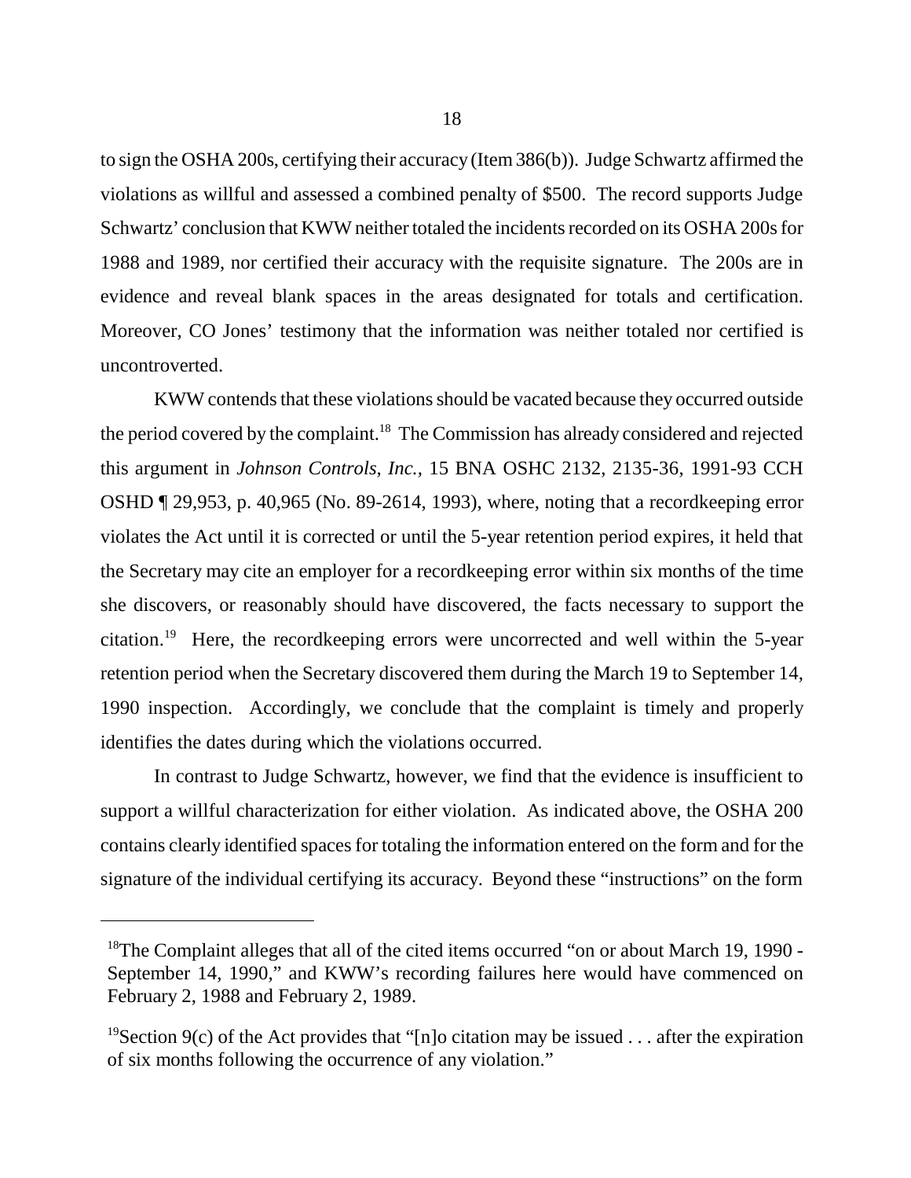to sign the OSHA 200s, certifying their accuracy (Item 386(b)). Judge Schwartz affirmed the violations as willful and assessed a combined penalty of $500. The record supports Judge Schwartz' conclusion that KWW neither totaled the incidents recorded on its OSHA 200s for 1988 and 1989, nor certified their accuracy with the requisite signature. The 200s are in evidence and reveal blank spaces in the areas designated for totals and certification. Moreover, CO Jones' testimony that the information was neither totaled nor certified is uncontroverted.

KWW contends that these violations should be vacated because they occurred outside the period covered by the complaint.[18] The Commission has already considered and rejected this argument in *Johnson Controls, Inc.,* 15 BNA OSHC 2132, 2135-36, 1991-93 CCH OSHD ¶ 29,953, p. 40,965 (No. 89-2614, 1993), where, noting that a recordkeeping error violates the Act until it is corrected or until the 5-year retention period expires, it held that the Secretary may cite an employer for a recordkeeping error within six months of the time she discovers, or reasonably should have discovered, the facts necessary to support the citation.[19] Here, the recordkeeping errors were uncorrected and well within the 5-year retention period when the Secretary discovered them during the March 19 to September 14, 1990 inspection. Accordingly, we conclude that the complaint is timely and properly identifies the dates during which the violations occurred.

In contrast to Judge Schwartz, however, we find that the evidence is insufficient to support a willful characterization for either violation. As indicated above, the OSHA 200 contains clearly identified spaces for totaling the information entered on the form and for the signature of the individual certifying its accuracy. Beyond these "instructions" on the form

---

[18]The Complaint alleges that all of the cited items occurred "on or about March 19, 1990 - September 14, 1990," and KWW's recording failures here would have commenced on February 2, 1988 and February 2, 1989.

[19]Section 9(c) of the Act provides that "[n]o citation may be issued . . . after the expiration of six months following the occurrence of any violation."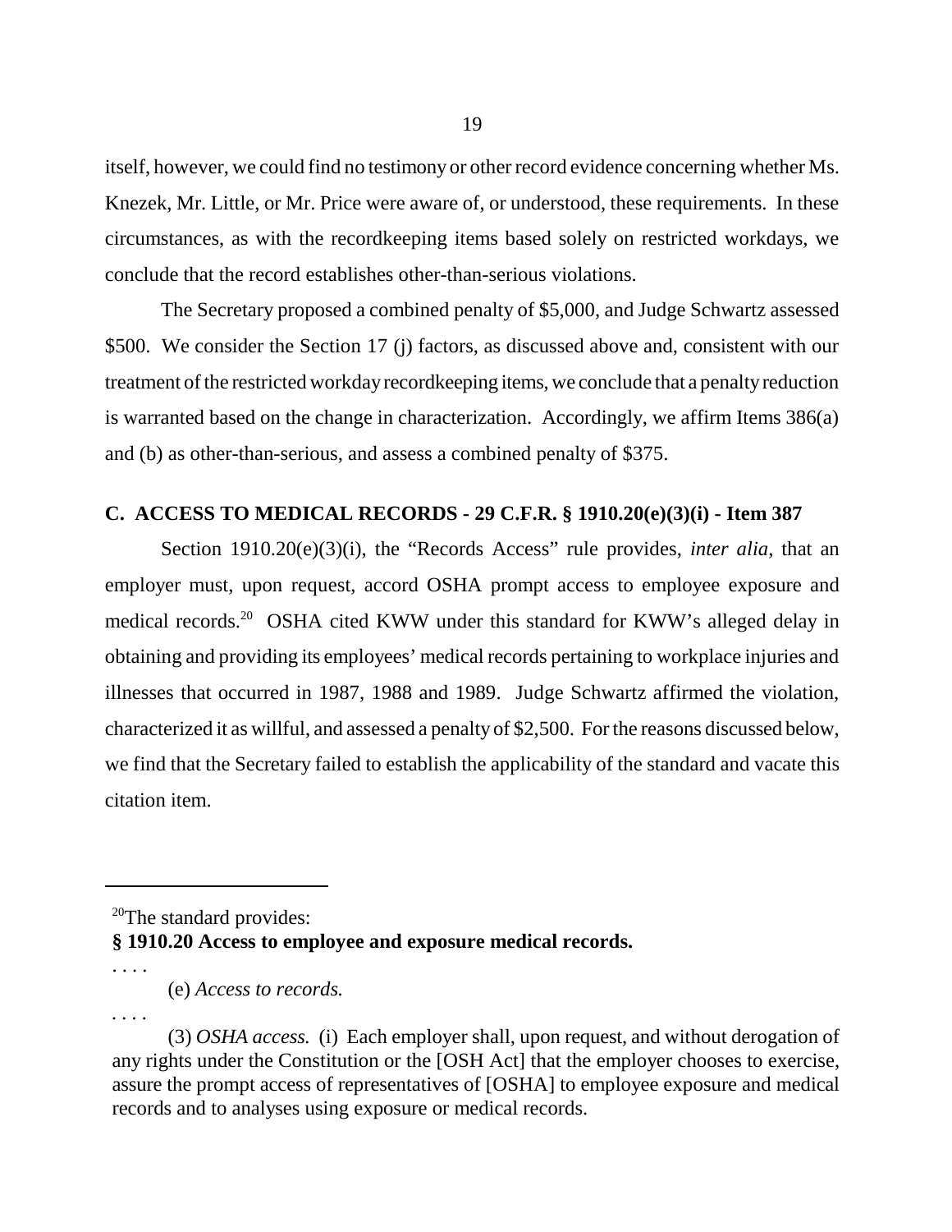itself, however, we could find no testimony or other record evidence concerning whether Ms. Knezek, Mr. Little, or Mr. Price were aware of, or understood, these requirements. In these circumstances, as with the recordkeeping items based solely on restricted workdays, we conclude that the record establishes other-than-serious violations.

The Secretary proposed a combined penalty of $5,000, and Judge Schwartz assessed $500. We consider the Section 17 (j) factors, as discussed above and, consistent with our treatment of the restricted workday recordkeeping items, we conclude that a penalty reduction is warranted based on the change in characterization. Accordingly, we affirm Items 386(a) and (b) as other-than-serious, and assess a combined penalty of $375.

### C. ACCESS TO MEDICAL RECORDS - 29 C.F.R. § 1910.20(e)(3)(i) - Item 387

Section 1910.20(e)(3)(i), the "Records Access" rule provides, *inter alia*, that an employer must, upon request, accord OSHA prompt access to employee exposure and medical records.[20] OSHA cited KWW under this standard for KWW's alleged delay in obtaining and providing its employees' medical records pertaining to workplace injuries and illnesses that occurred in 1987, 1988 and 1989. Judge Schwartz affirmed the violation, characterized it as willful, and assessed a penalty of $2,500. For the reasons discussed below, we find that the Secretary failed to establish the applicability of the standard and vacate this citation item.

---

[20]The standard provides:

**§ 1910.20 Access to employee and exposure medical records.**

. . . .

(e) *Access to records.*

. . . .

(3) *OSHA access.* (i) Each employer shall, upon request, and without derogation of any rights under the Constitution or the [OSH Act] that the employer chooses to exercise, assure the prompt access of representatives of [OSHA] to employee exposure and medical records and to analyses using exposure or medical records.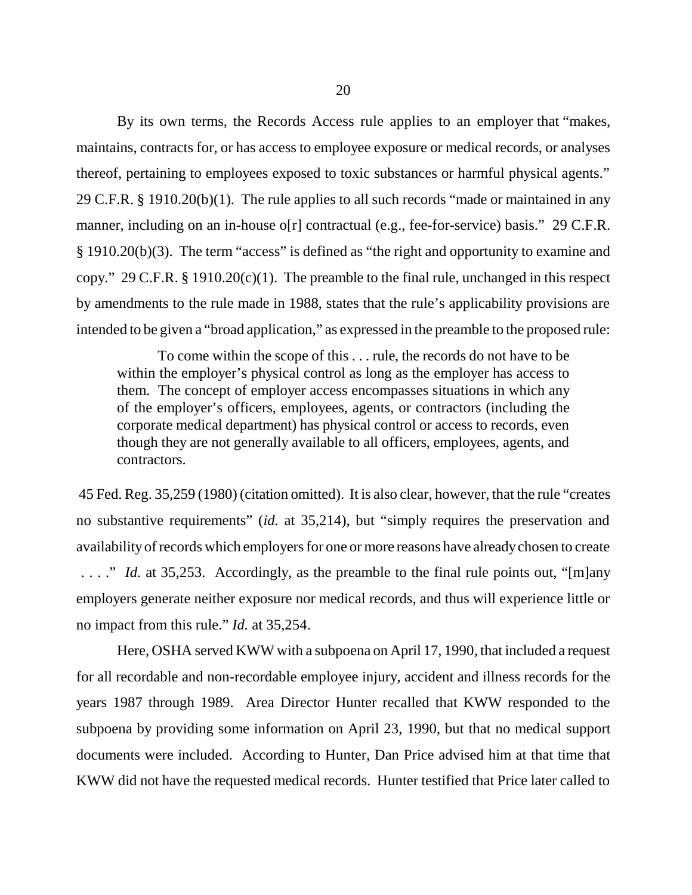By its own terms, the Records Access rule applies to an employer that "makes, maintains, contracts for, or has access to employee exposure or medical records, or analyses thereof, pertaining to employees exposed to toxic substances or harmful physical agents." 29 C.F.R. § 1910.20(b)(1). The rule applies to all such records "made or maintained in any manner, including on an in-house o[r] contractual (e.g., fee-for-service) basis." 29 C.F.R. § 1910.20(b)(3). The term "access" is defined as "the right and opportunity to examine and copy." 29 C.F.R. § 1910.20(c)(1). The preamble to the final rule, unchanged in this respect by amendments to the rule made in 1988, states that the rule's applicability provisions are intended to be given a "broad application," as expressed in the preamble to the proposed rule:

> To come within the scope of this . . . rule, the records do not have to be within the employer's physical control as long as the employer has access to them. The concept of employer access encompasses situations in which any of the employer's officers, employees, agents, or contractors (including the corporate medical department) has physical control or access to records, even though they are not generally available to all officers, employees, agents, and contractors.

45 Fed. Reg. 35,259 (1980) (citation omitted). It is also clear, however, that the rule "creates no substantive requirements" (*id.* at 35,214), but "simply requires the preservation and availability of records which employers for one or more reasons have already chosen to create . . . ." *Id.* at 35,253. Accordingly, as the preamble to the final rule points out, "[m]any employers generate neither exposure nor medical records, and thus will experience little or no impact from this rule." *Id.* at 35,254.

Here, OSHA served KWW with a subpoena on April 17, 1990, that included a request for all recordable and non-recordable employee injury, accident and illness records for the years 1987 through 1989. Area Director Hunter recalled that KWW responded to the subpoena by providing some information on April 23, 1990, but that no medical support documents were included. According to Hunter, Dan Price advised him at that time that KWW did not have the requested medical records. Hunter testified that Price later called to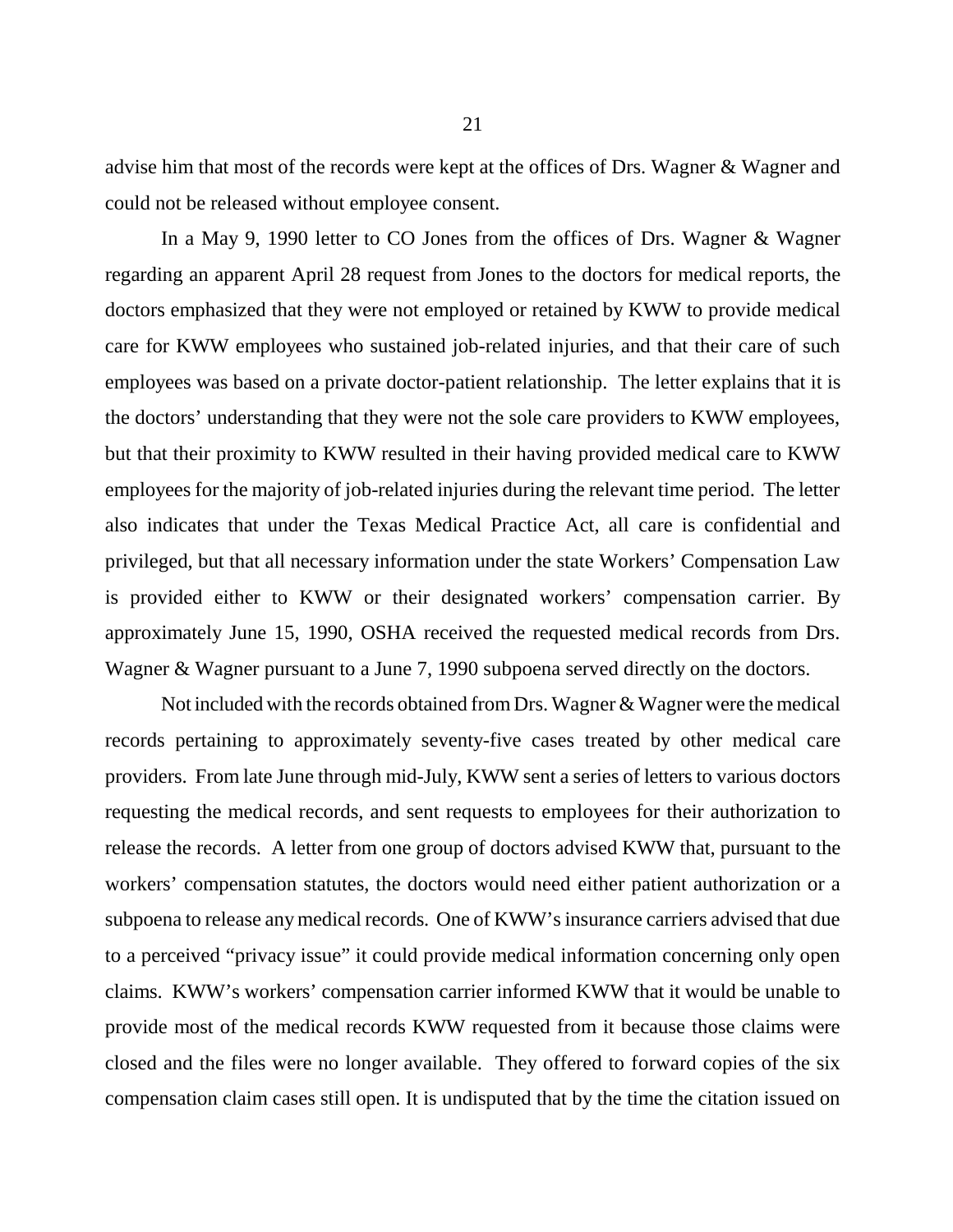advise him that most of the records were kept at the offices of Drs. Wagner & Wagner and could not be released without employee consent.

In a May 9, 1990 letter to CO Jones from the offices of Drs. Wagner & Wagner regarding an apparent April 28 request from Jones to the doctors for medical reports, the doctors emphasized that they were not employed or retained by KWW to provide medical care for KWW employees who sustained job-related injuries, and that their care of such employees was based on a private doctor-patient relationship. The letter explains that it is the doctors' understanding that they were not the sole care providers to KWW employees, but that their proximity to KWW resulted in their having provided medical care to KWW employees for the majority of job-related injuries during the relevant time period. The letter also indicates that under the Texas Medical Practice Act, all care is confidential and privileged, but that all necessary information under the state Workers' Compensation Law is provided either to KWW or their designated workers' compensation carrier. By approximately June 15, 1990, OSHA received the requested medical records from Drs. Wagner & Wagner pursuant to a June 7, 1990 subpoena served directly on the doctors.

Not included with the records obtained from Drs. Wagner & Wagner were the medical records pertaining to approximately seventy-five cases treated by other medical care providers. From late June through mid-July, KWW sent a series of letters to various doctors requesting the medical records, and sent requests to employees for their authorization to release the records. A letter from one group of doctors advised KWW that, pursuant to the workers' compensation statutes, the doctors would need either patient authorization or a subpoena to release any medical records. One of KWW's insurance carriers advised that due to a perceived "privacy issue" it could provide medical information concerning only open claims. KWW's workers' compensation carrier informed KWW that it would be unable to provide most of the medical records KWW requested from it because those claims were closed and the files were no longer available. They offered to forward copies of the six compensation claim cases still open. It is undisputed that by the time the citation issued on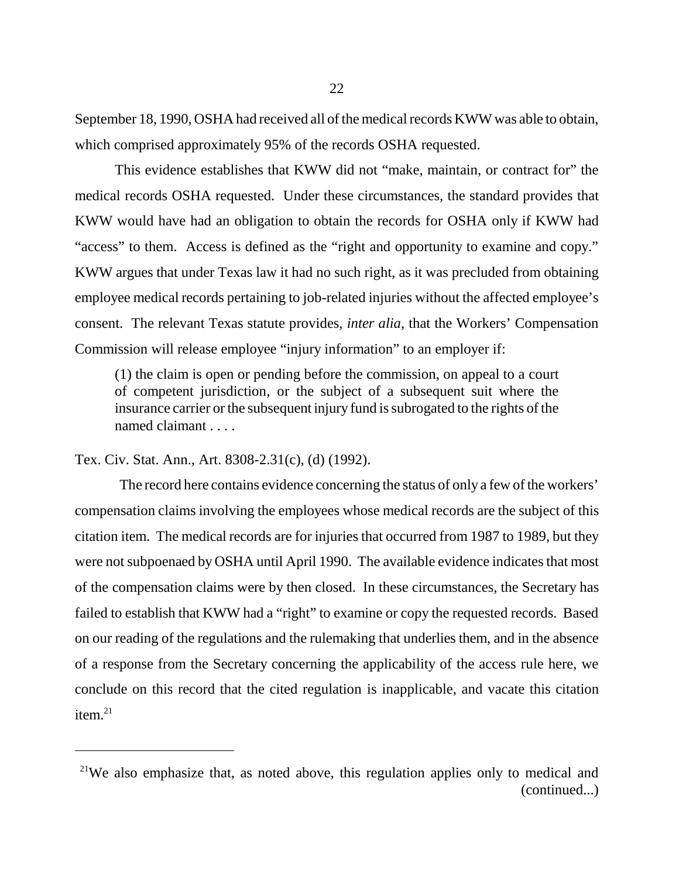September 18, 1990, OSHA had received all of the medical records KWW was able to obtain, which comprised approximately 95% of the records OSHA requested.

This evidence establishes that KWW did not "make, maintain, or contract for" the medical records OSHA requested. Under these circumstances, the standard provides that KWW would have had an obligation to obtain the records for OSHA only if KWW had "access" to them. Access is defined as the "right and opportunity to examine and copy." KWW argues that under Texas law it had no such right, as it was precluded from obtaining employee medical records pertaining to job-related injuries without the affected employee's consent. The relevant Texas statute provides, *inter alia*, that the Workers' Compensation Commission will release employee "injury information" to an employer if:

> (1) the claim is open or pending before the commission, on appeal to a court of competent jurisdiction, or the subject of a subsequent suit where the insurance carrier or the subsequent injury fund is subrogated to the rights of the named claimant . . . .

Tex. Civ. Stat. Ann., Art. 8308-2.31(c), (d) (1992).

The record here contains evidence concerning the status of only a few of the workers' compensation claims involving the employees whose medical records are the subject of this citation item. The medical records are for injuries that occurred from 1987 to 1989, but they were not subpoenaed by OSHA until April 1990. The available evidence indicates that most of the compensation claims were by then closed. In these circumstances, the Secretary has failed to establish that KWW had a "right" to examine or copy the requested records. Based on our reading of the regulations and the rulemaking that underlies them, and in the absence of a response from the Secretary concerning the applicability of the access rule here, we conclude on this record that the cited regulation is inapplicable, and vacate this citation item.[21]

---

[21]We also emphasize that, as noted above, this regulation applies only to medical and (continued...)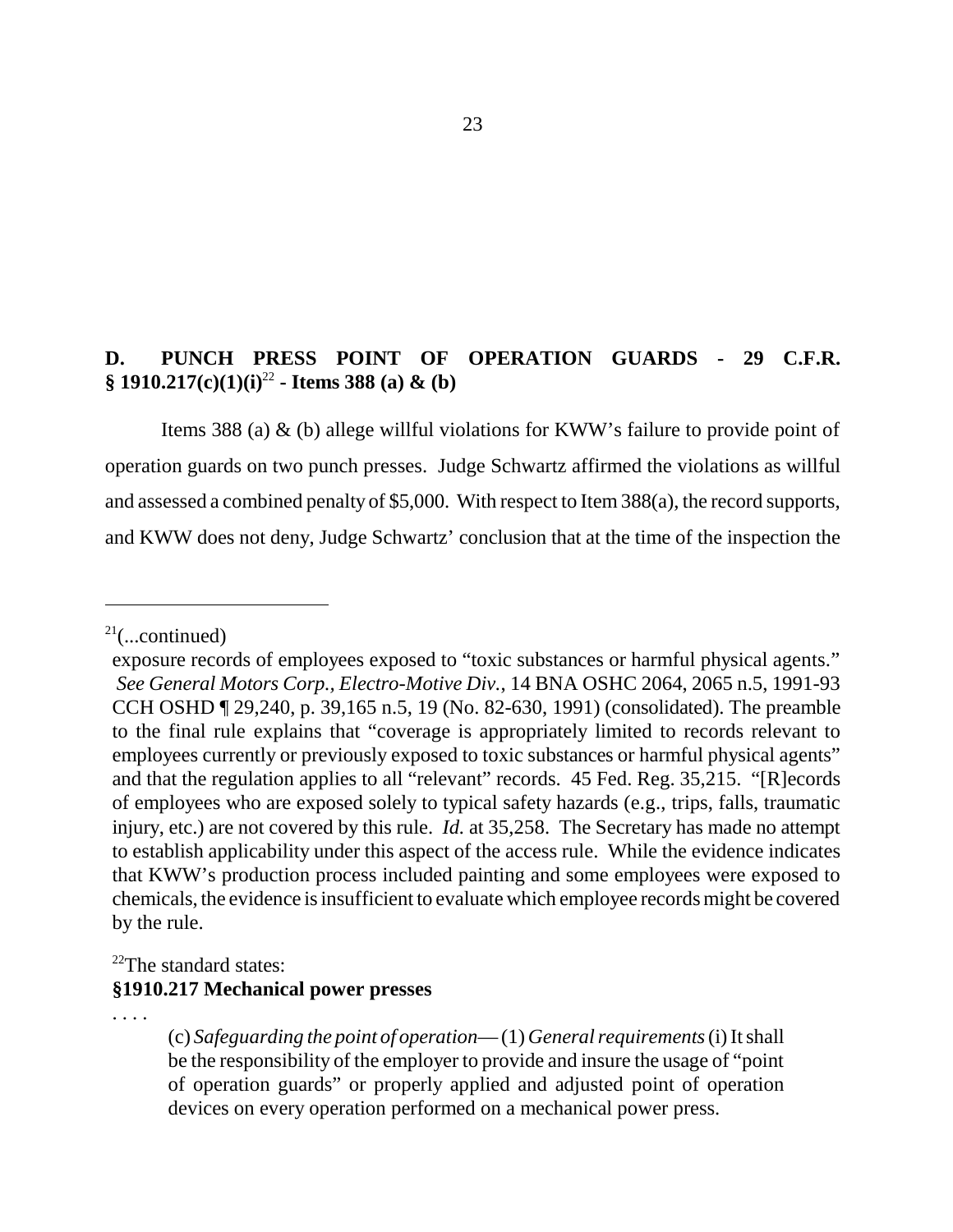## D. PUNCH PRESS POINT OF OPERATION GUARDS - 29 C.F.R. § 1910.217(c)(1)(i)[22] - Items 388 (a) & (b)

Items 388 (a) & (b) allege willful violations for KWW's failure to provide point of operation guards on two punch presses. Judge Schwartz affirmed the violations as willful and assessed a combined penalty of $5,000. With respect to Item 388(a), the record supports, and KWW does not deny, Judge Schwartz' conclusion that at the time of the inspection the

---

[21](...continued)

exposure records of employees exposed to "toxic substances or harmful physical agents." *See General Motors Corp., Electro-Motive Div.*, 14 BNA OSHC 2064, 2065 n.5, 1991-93 CCH OSHD ¶ 29,240, p. 39,165 n.5, 19 (No. 82-630, 1991) (consolidated). The preamble to the final rule explains that "coverage is appropriately limited to records relevant to employees currently or previously exposed to toxic substances or harmful physical agents" and that the regulation applies to all "relevant" records. 45 Fed. Reg. 35,215. "[R]ecords of employees who are exposed solely to typical safety hazards (e.g., trips, falls, traumatic injury, etc.) are not covered by this rule. *Id.* at 35,258. The Secretary has made no attempt to establish applicability under this aspect of the access rule. While the evidence indicates that KWW's production process included painting and some employees were exposed to chemicals, the evidence is insufficient to evaluate which employee records might be covered by the rule.

[22]The standard states:

**§1910.217 Mechanical power presses**

. . . .

> (c) *Safeguarding the point of operation*— (1) *General requirements* (i) It shall be the responsibility of the employer to provide and insure the usage of "point of operation guards" or properly applied and adjusted point of operation devices on every operation performed on a mechanical power press.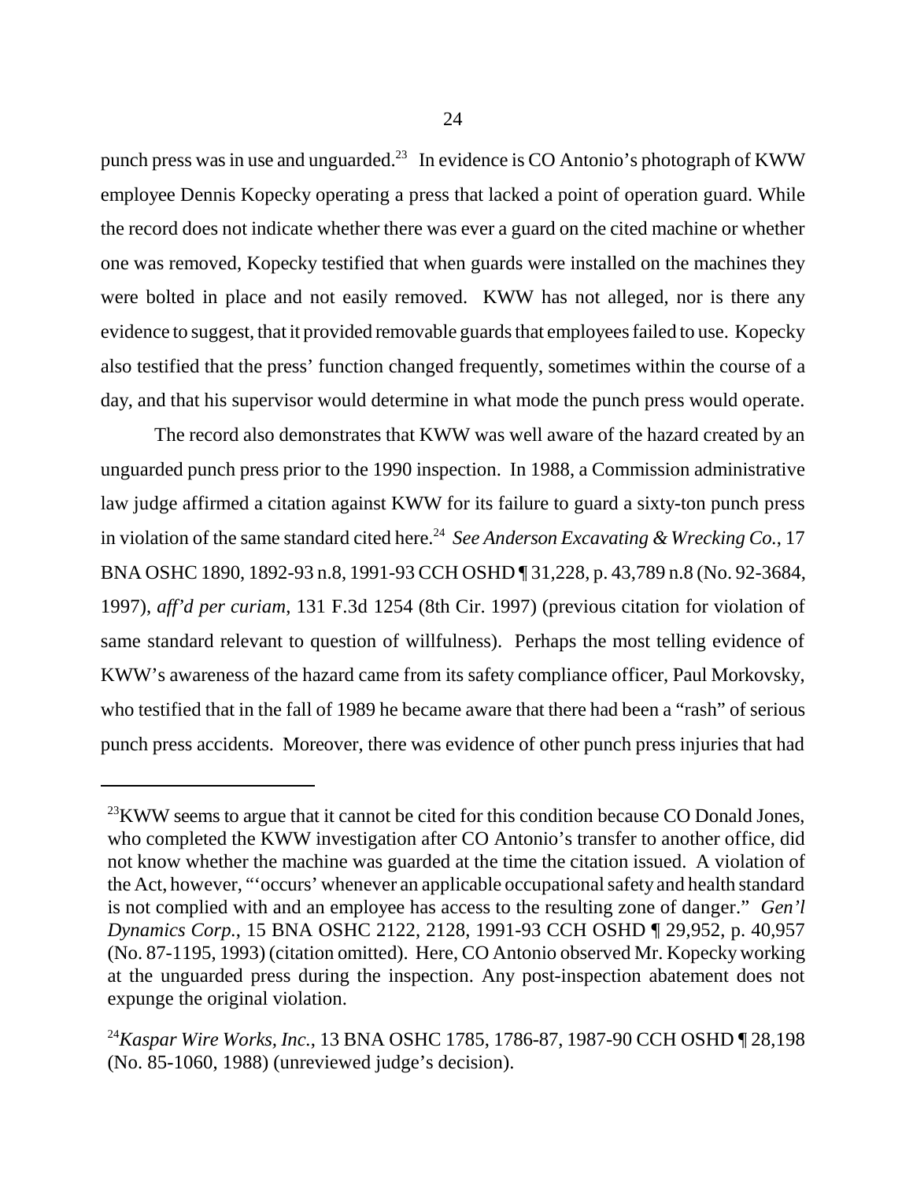punch press was in use and unguarded.[23] In evidence is CO Antonio's photograph of KWW employee Dennis Kopecky operating a press that lacked a point of operation guard. While the record does not indicate whether there was ever a guard on the cited machine or whether one was removed, Kopecky testified that when guards were installed on the machines they were bolted in place and not easily removed. KWW has not alleged, nor is there any evidence to suggest, that it provided removable guards that employees failed to use. Kopecky also testified that the press' function changed frequently, sometimes within the course of a day, and that his supervisor would determine in what mode the punch press would operate.

The record also demonstrates that KWW was well aware of the hazard created by an unguarded punch press prior to the 1990 inspection. In 1988, a Commission administrative law judge affirmed a citation against KWW for its failure to guard a sixty-ton punch press in violation of the same standard cited here.[24] *See Anderson Excavating & Wrecking Co.*, 17 BNA OSHC 1890, 1892-93 n.8, 1991-93 CCH OSHD ¶ 31,228, p. 43,789 n.8 (No. 92-3684, 1997), *aff'd per curiam*, 131 F.3d 1254 (8th Cir. 1997) (previous citation for violation of same standard relevant to question of willfulness). Perhaps the most telling evidence of KWW's awareness of the hazard came from its safety compliance officer, Paul Morkovsky, who testified that in the fall of 1989 he became aware that there had been a "rash" of serious punch press accidents. Moreover, there was evidence of other punch press injuries that had

---

[23]KWW seems to argue that it cannot be cited for this condition because CO Donald Jones, who completed the KWW investigation after CO Antonio's transfer to another office, did not know whether the machine was guarded at the time the citation issued. A violation of the Act, however, "'occurs' whenever an applicable occupational safety and health standard is not complied with and an employee has access to the resulting zone of danger." *Gen'l Dynamics Corp.*, 15 BNA OSHC 2122, 2128, 1991-93 CCH OSHD ¶ 29,952, p. 40,957 (No. 87-1195, 1993) (citation omitted). Here, CO Antonio observed Mr. Kopecky working at the unguarded press during the inspection. Any post-inspection abatement does not expunge the original violation.

[24]*Kaspar Wire Works, Inc.*, 13 BNA OSHC 1785, 1786-87, 1987-90 CCH OSHD ¶ 28,198 (No. 85-1060, 1988) (unreviewed judge's decision).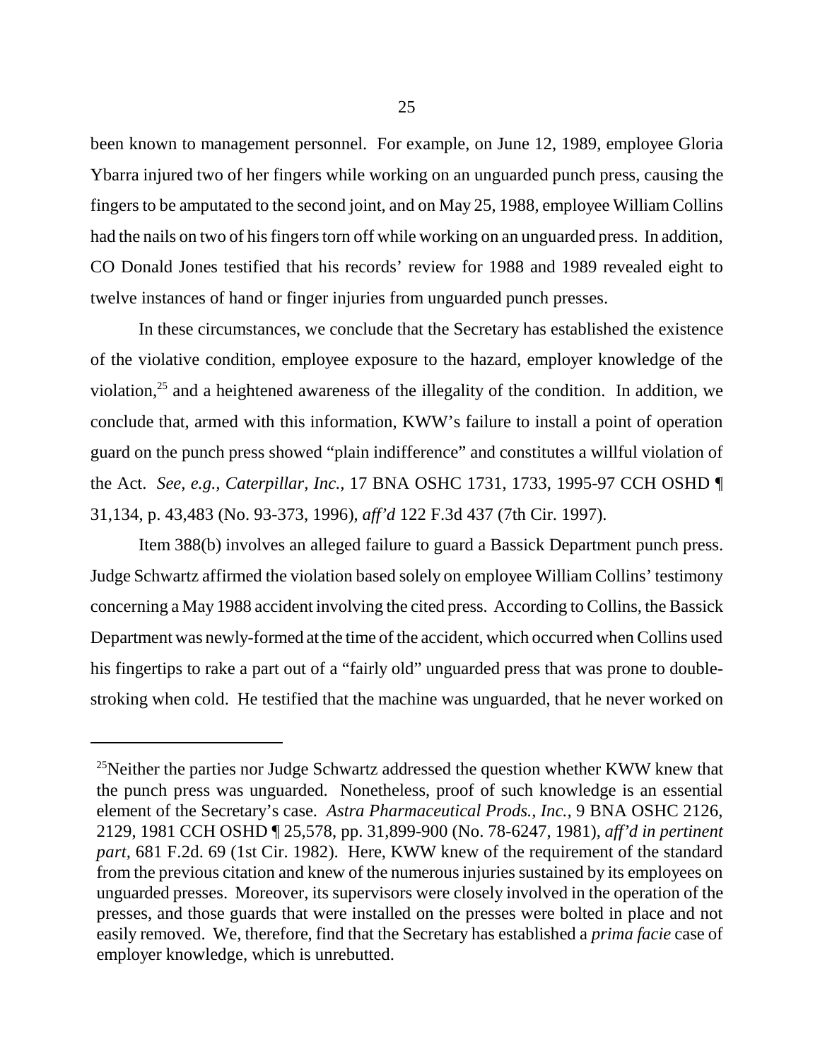been known to management personnel. For example, on June 12, 1989, employee Gloria Ybarra injured two of her fingers while working on an unguarded punch press, causing the fingers to be amputated to the second joint, and on May 25, 1988, employee William Collins had the nails on two of his fingers torn off while working on an unguarded press. In addition, CO Donald Jones testified that his records' review for 1988 and 1989 revealed eight to twelve instances of hand or finger injuries from unguarded punch presses.

In these circumstances, we conclude that the Secretary has established the existence of the violative condition, employee exposure to the hazard, employer knowledge of the violation,[25] and a heightened awareness of the illegality of the condition. In addition, we conclude that, armed with this information, KWW's failure to install a point of operation guard on the punch press showed "plain indifference" and constitutes a willful violation of the Act. *See, e.g., Caterpillar, Inc.,* 17 BNA OSHC 1731, 1733, 1995-97 CCH OSHD ¶ 31,134, p. 43,483 (No. 93-373, 1996), *aff'd* 122 F.3d 437 (7th Cir. 1997).

Item 388(b) involves an alleged failure to guard a Bassick Department punch press. Judge Schwartz affirmed the violation based solely on employee William Collins' testimony concerning a May 1988 accident involving the cited press. According to Collins, the Bassick Department was newly-formed at the time of the accident, which occurred when Collins used his fingertips to rake a part out of a "fairly old" unguarded press that was prone to double-stroking when cold. He testified that the machine was unguarded, that he never worked on

---

[25]Neither the parties nor Judge Schwartz addressed the question whether KWW knew that the punch press was unguarded. Nonetheless, proof of such knowledge is an essential element of the Secretary's case. *Astra Pharmaceutical Prods., Inc.,* 9 BNA OSHC 2126, 2129, 1981 CCH OSHD ¶ 25,578, pp. 31,899-900 (No. 78-6247, 1981), *aff'd in pertinent part,* 681 F.2d. 69 (1st Cir. 1982). Here, KWW knew of the requirement of the standard from the previous citation and knew of the numerous injuries sustained by its employees on unguarded presses. Moreover, its supervisors were closely involved in the operation of the presses, and those guards that were installed on the presses were bolted in place and not easily removed. We, therefore, find that the Secretary has established a *prima facie* case of employer knowledge, which is unrebutted.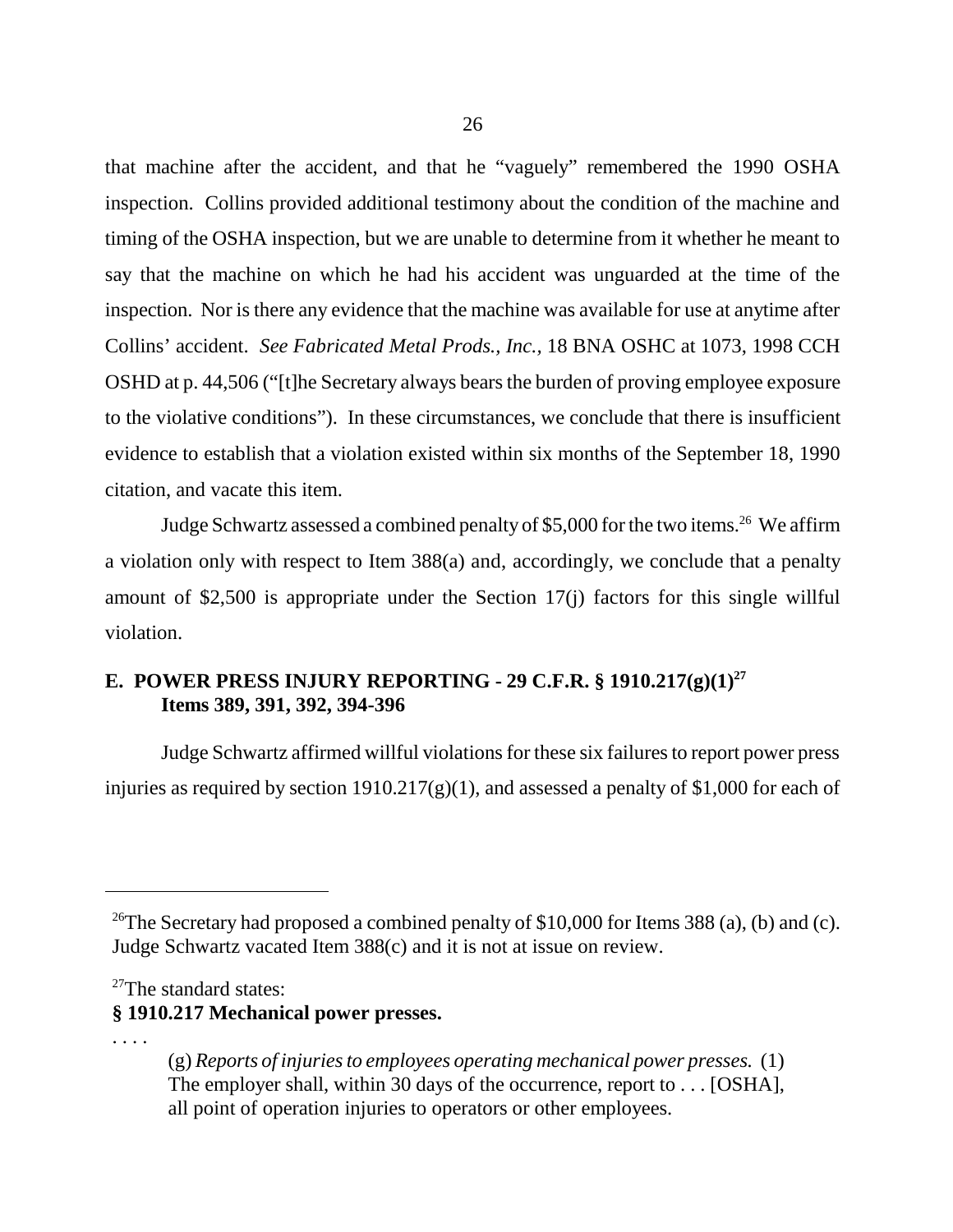that machine after the accident, and that he "vaguely" remembered the 1990 OSHA inspection. Collins provided additional testimony about the condition of the machine and timing of the OSHA inspection, but we are unable to determine from it whether he meant to say that the machine on which he had his accident was unguarded at the time of the inspection. Nor is there any evidence that the machine was available for use at anytime after Collins' accident. *See Fabricated Metal Prods., Inc.*, 18 BNA OSHC at 1073, 1998 CCH OSHD at p. 44,506 ("[t]he Secretary always bears the burden of proving employee exposure to the violative conditions"). In these circumstances, we conclude that there is insufficient evidence to establish that a violation existed within six months of the September 18, 1990 citation, and vacate this item.

Judge Schwartz assessed a combined penalty of $5,000 for the two items.[26] We affirm a violation only with respect to Item 388(a) and, accordingly, we conclude that a penalty amount of $2,500 is appropriate under the Section 17(j) factors for this single willful violation.

### E. POWER PRESS INJURY REPORTING - 29 C.F.R. § 1910.217(g)(1)[27] Items 389, 391, 392, 394-396

Judge Schwartz affirmed willful violations for these six failures to report power press injuries as required by section 1910.217(g)(1), and assessed a penalty of $1,000 for each of

---

[26]The Secretary had proposed a combined penalty of $10,000 for Items 388 (a), (b) and (c). Judge Schwartz vacated Item 388(c) and it is not at issue on review.

[27]The standard states:

**§ 1910.217 Mechanical power presses.**

. . . .

> (g) *Reports of injuries to employees operating mechanical power presses.* (1) The employer shall, within 30 days of the occurrence, report to . . . [OSHA], all point of operation injuries to operators or other employees.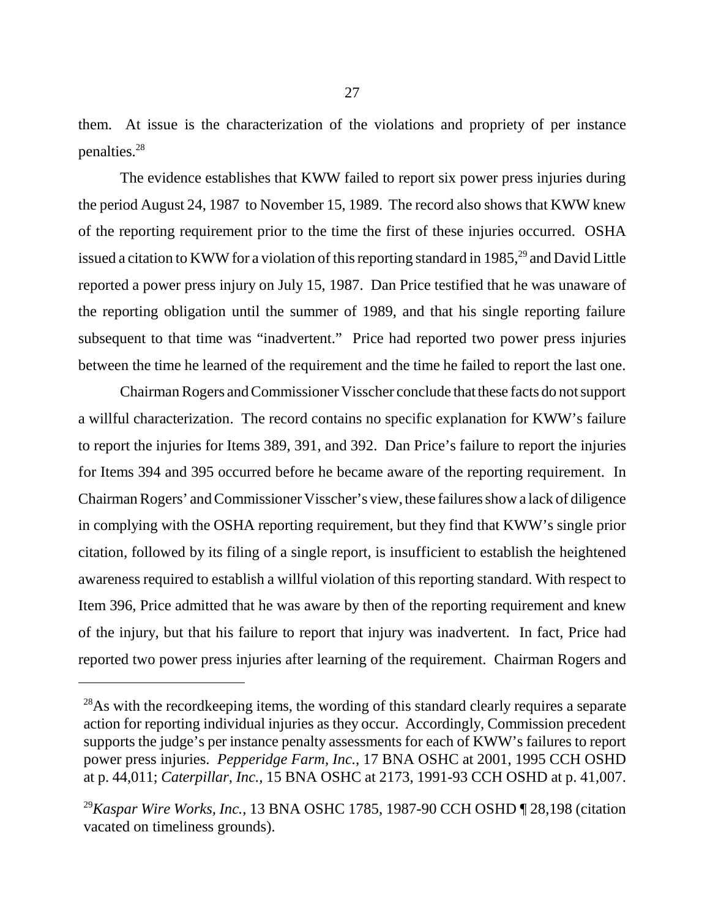them. At issue is the characterization of the violations and propriety of per instance penalties.[28]

The evidence establishes that KWW failed to report six power press injuries during the period August 24, 1987 to November 15, 1989. The record also shows that KWW knew of the reporting requirement prior to the time the first of these injuries occurred. OSHA issued a citation to KWW for a violation of this reporting standard in 1985,[29] and David Little reported a power press injury on July 15, 1987. Dan Price testified that he was unaware of the reporting obligation until the summer of 1989, and that his single reporting failure subsequent to that time was "inadvertent." Price had reported two power press injuries between the time he learned of the requirement and the time he failed to report the last one.

Chairman Rogers and Commissioner Visscher conclude that these facts do not support a willful characterization. The record contains no specific explanation for KWW's failure to report the injuries for Items 389, 391, and 392. Dan Price's failure to report the injuries for Items 394 and 395 occurred before he became aware of the reporting requirement. In Chairman Rogers' and Commissioner Visscher's view, these failures show a lack of diligence in complying with the OSHA reporting requirement, but they find that KWW's single prior citation, followed by its filing of a single report, is insufficient to establish the heightened awareness required to establish a willful violation of this reporting standard. With respect to Item 396, Price admitted that he was aware by then of the reporting requirement and knew of the injury, but that his failure to report that injury was inadvertent. In fact, Price had reported two power press injuries after learning of the requirement. Chairman Rogers and

---

[28] As with the recordkeeping items, the wording of this standard clearly requires a separate action for reporting individual injuries as they occur. Accordingly, Commission precedent supports the judge's per instance penalty assessments for each of KWW's failures to report power press injuries. *Pepperidge Farm, Inc.,* 17 BNA OSHC at 2001, 1995 CCH OSHD at p. 44,011; *Caterpillar, Inc.*, 15 BNA OSHC at 2173, 1991-93 CCH OSHD at p. 41,007.

[29] *Kaspar Wire Works, Inc.*, 13 BNA OSHC 1785, 1987-90 CCH OSHD ¶ 28,198 (citation vacated on timeliness grounds).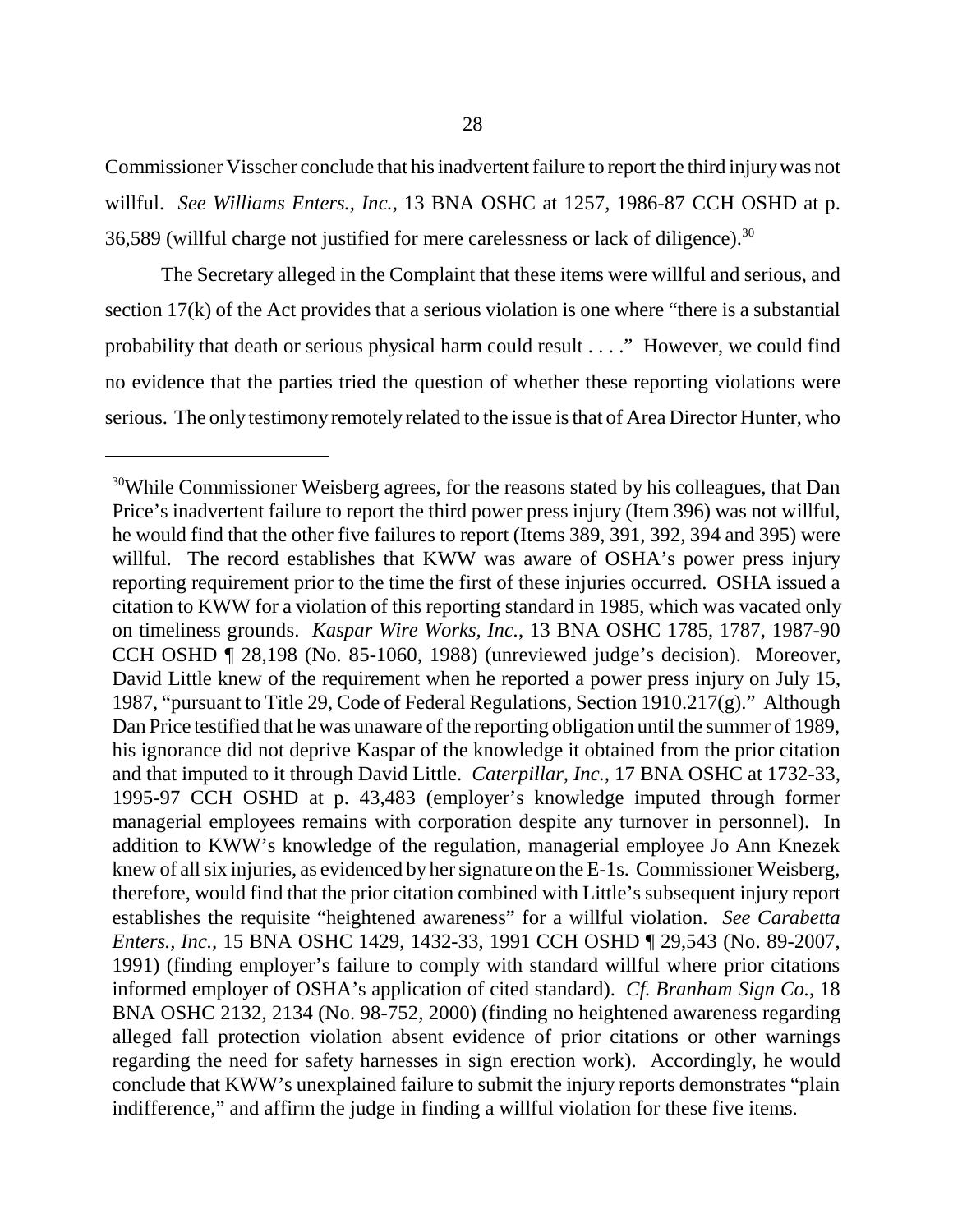Commissioner Visscher conclude that his inadvertent failure to report the third injury was not willful. *See Williams Enters., Inc.*, 13 BNA OSHC at 1257, 1986-87 CCH OSHD at p. 36,589 (willful charge not justified for mere carelessness or lack of diligence).[30]

The Secretary alleged in the Complaint that these items were willful and serious, and section 17(k) of the Act provides that a serious violation is one where "there is a substantial probability that death or serious physical harm could result . . . ." However, we could find no evidence that the parties tried the question of whether these reporting violations were serious. The only testimony remotely related to the issue is that of Area Director Hunter, who

---

[30]While Commissioner Weisberg agrees, for the reasons stated by his colleagues, that Dan Price's inadvertent failure to report the third power press injury (Item 396) was not willful, he would find that the other five failures to report (Items 389, 391, 392, 394 and 395) were willful. The record establishes that KWW was aware of OSHA's power press injury reporting requirement prior to the time the first of these injuries occurred. OSHA issued a citation to KWW for a violation of this reporting standard in 1985, which was vacated only on timeliness grounds. *Kaspar Wire Works, Inc.*, 13 BNA OSHC 1785, 1787, 1987-90 CCH OSHD ¶ 28,198 (No. 85-1060, 1988) (unreviewed judge's decision). Moreover, David Little knew of the requirement when he reported a power press injury on July 15, 1987, "pursuant to Title 29, Code of Federal Regulations, Section 1910.217(g)." Although Dan Price testified that he was unaware of the reporting obligation until the summer of 1989, his ignorance did not deprive Kaspar of the knowledge it obtained from the prior citation and that imputed to it through David Little. *Caterpillar, Inc.*, 17 BNA OSHC at 1732-33, 1995-97 CCH OSHD at p. 43,483 (employer's knowledge imputed through former managerial employees remains with corporation despite any turnover in personnel). In addition to KWW's knowledge of the regulation, managerial employee Jo Ann Knezek knew of all six injuries, as evidenced by her signature on the E-1s. Commissioner Weisberg, therefore, would find that the prior citation combined with Little's subsequent injury report establishes the requisite "heightened awareness" for a willful violation. *See Carabetta Enters., Inc.*, 15 BNA OSHC 1429, 1432-33, 1991 CCH OSHD ¶ 29,543 (No. 89-2007, 1991) (finding employer's failure to comply with standard willful where prior citations informed employer of OSHA's application of cited standard). *Cf. Branham Sign Co.*, 18 BNA OSHC 2132, 2134 (No. 98-752, 2000) (finding no heightened awareness regarding alleged fall protection violation absent evidence of prior citations or other warnings regarding the need for safety harnesses in sign erection work). Accordingly, he would conclude that KWW's unexplained failure to submit the injury reports demonstrates "plain indifference," and affirm the judge in finding a willful violation for these five items.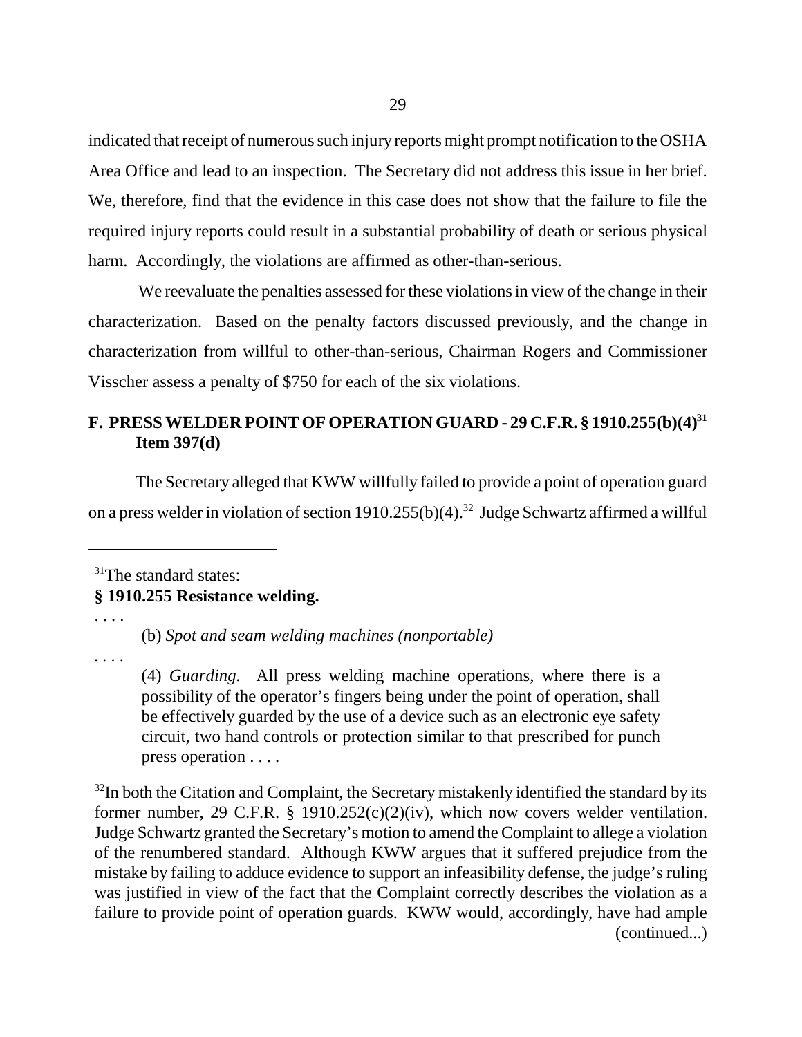indicated that receipt of numerous such injury reports might prompt notification to the OSHA Area Office and lead to an inspection. The Secretary did not address this issue in her brief. We, therefore, find that the evidence in this case does not show that the failure to file the required injury reports could result in a substantial probability of death or serious physical harm. Accordingly, the violations are affirmed as other-than-serious.

We reevaluate the penalties assessed for these violations in view of the change in their characterization. Based on the penalty factors discussed previously, and the change in characterization from willful to other-than-serious, Chairman Rogers and Commissioner Visscher assess a penalty of $750 for each of the six violations.

### F. PRESS WELDER POINT OF OPERATION GUARD - 29 C.F.R. § 1910.255(b)(4)[31] Item 397(d)

The Secretary alleged that KWW willfully failed to provide a point of operation guard on a press welder in violation of section 1910.255(b)(4).[32] Judge Schwartz affirmed a willful

---

[31]The standard states:

**§ 1910.255 Resistance welding.**

. . . .

> (b) *Spot and seam welding machines (nonportable)*

. . . .

> (4) *Guarding.* All press welding machine operations, where there is a possibility of the operator's fingers being under the point of operation, shall be effectively guarded by the use of a device such as an electronic eye safety circuit, two hand controls or protection similar to that prescribed for punch press operation . . . .

[32]In both the Citation and Complaint, the Secretary mistakenly identified the standard by its former number, 29 C.F.R. § 1910.252(c)(2)(iv), which now covers welder ventilation. Judge Schwartz granted the Secretary's motion to amend the Complaint to allege a violation of the renumbered standard. Although KWW argues that it suffered prejudice from the mistake by failing to adduce evidence to support an infeasibility defense, the judge's ruling was justified in view of the fact that the Complaint correctly describes the violation as a failure to provide point of operation guards. KWW would, accordingly, have had ample (continued...)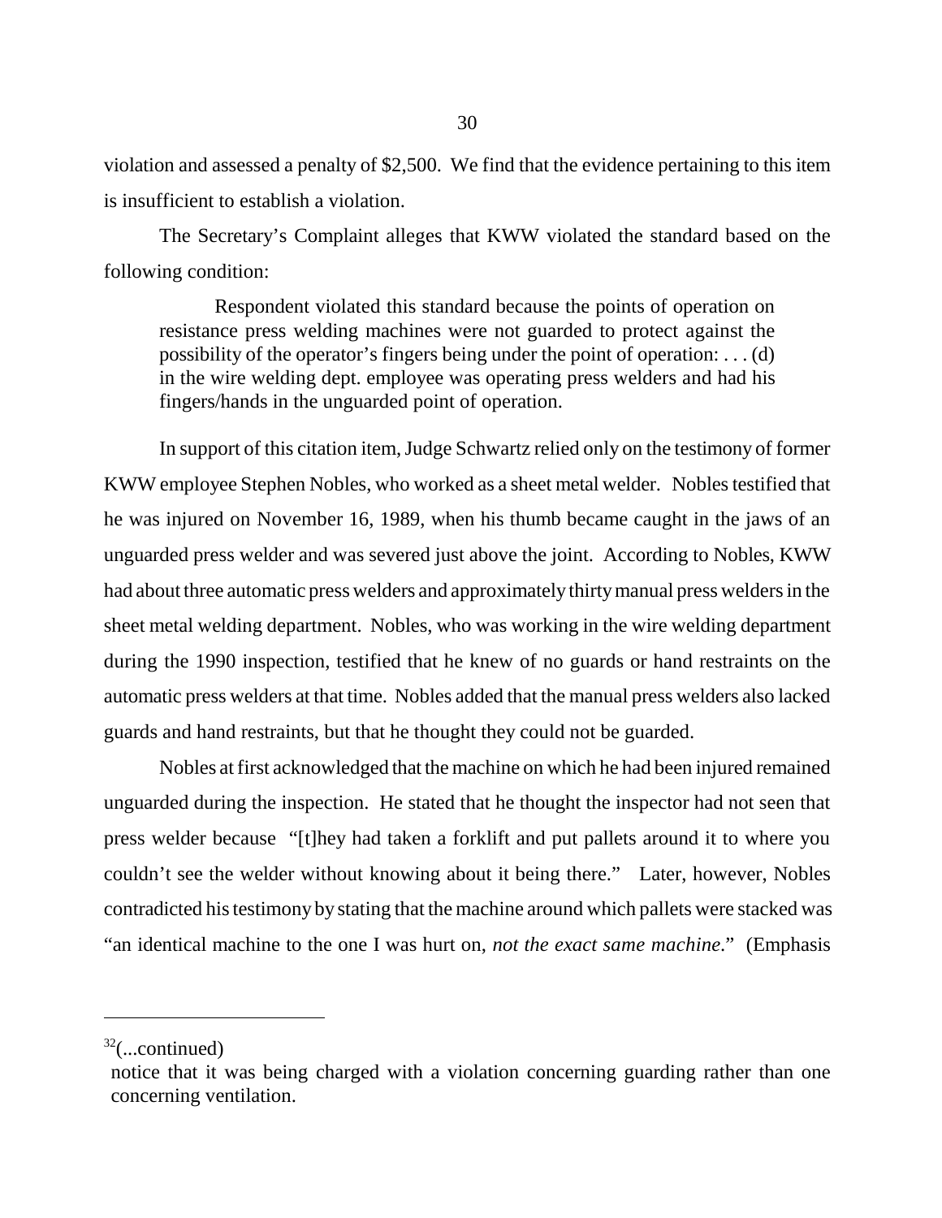violation and assessed a penalty of $2,500. We find that the evidence pertaining to this item is insufficient to establish a violation.

The Secretary's Complaint alleges that KWW violated the standard based on the following condition:

> Respondent violated this standard because the points of operation on resistance press welding machines were not guarded to protect against the possibility of the operator's fingers being under the point of operation: . . . (d) in the wire welding dept. employee was operating press welders and had his fingers/hands in the unguarded point of operation.

In support of this citation item, Judge Schwartz relied only on the testimony of former KWW employee Stephen Nobles, who worked as a sheet metal welder. Nobles testified that he was injured on November 16, 1989, when his thumb became caught in the jaws of an unguarded press welder and was severed just above the joint. According to Nobles, KWW had about three automatic press welders and approximately thirty manual press welders in the sheet metal welding department. Nobles, who was working in the wire welding department during the 1990 inspection, testified that he knew of no guards or hand restraints on the automatic press welders at that time. Nobles added that the manual press welders also lacked guards and hand restraints, but that he thought they could not be guarded.

Nobles at first acknowledged that the machine on which he had been injured remained unguarded during the inspection. He stated that he thought the inspector had not seen that press welder because "[t]hey had taken a forklift and put pallets around it to where you couldn't see the welder without knowing about it being there." Later, however, Nobles contradicted his testimony by stating that the machine around which pallets were stacked was "an identical machine to the one I was hurt on, *not the exact same machine*." (Emphasis

---

[32](...continued)
notice that it was being charged with a violation concerning guarding rather than one concerning ventilation.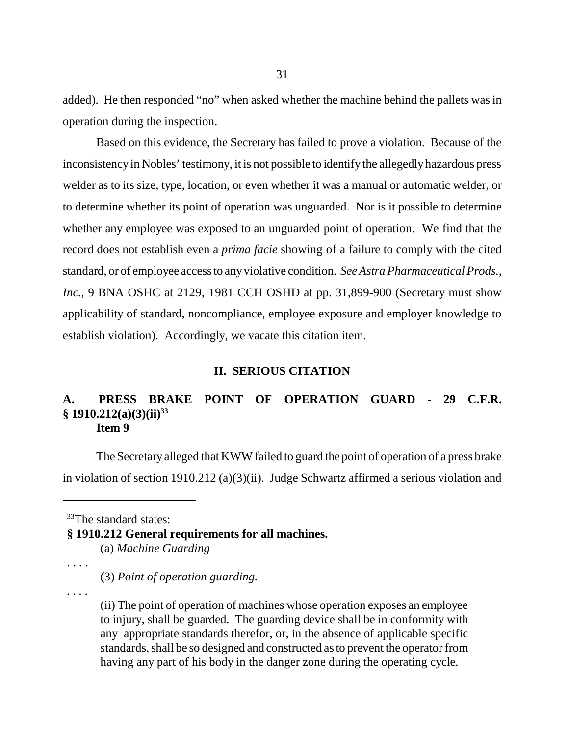added). He then responded "no" when asked whether the machine behind the pallets was in operation during the inspection.

Based on this evidence, the Secretary has failed to prove a violation. Because of the inconsistency in Nobles' testimony, it is not possible to identify the allegedly hazardous press welder as to its size, type, location, or even whether it was a manual or automatic welder, or to determine whether its point of operation was unguarded. Nor is it possible to determine whether any employee was exposed to an unguarded point of operation. We find that the record does not establish even a *prima facie* showing of a failure to comply with the cited standard, or of employee access to any violative condition. *See Astra Pharmaceutical Prods., Inc.,* 9 BNA OSHC at 2129, 1981 CCH OSHD at pp. 31,899-900 (Secretary must show applicability of standard, noncompliance, employee exposure and employer knowledge to establish violation). Accordingly, we vacate this citation item.

## II. SERIOUS CITATION

### A. PRESS BRAKE POINT OF OPERATION GUARD - 29 C.F.R. § 1910.212(a)(3)(ii)[33]
### Item 9

The Secretary alleged that KWW failed to guard the point of operation of a press brake in violation of section 1910.212 (a)(3)(ii). Judge Schwartz affirmed a serious violation and

---

[33]The standard states:

**§ 1910.212 General requirements for all machines.**

(a) *Machine Guarding*

. . . .

(3) *Point of operation guarding.*

. . . .

(ii) The point of operation of machines whose operation exposes an employee to injury, shall be guarded. The guarding device shall be in conformity with any appropriate standards therefor, or, in the absence of applicable specific standards, shall be so designed and constructed as to prevent the operator from having any part of his body in the danger zone during the operating cycle.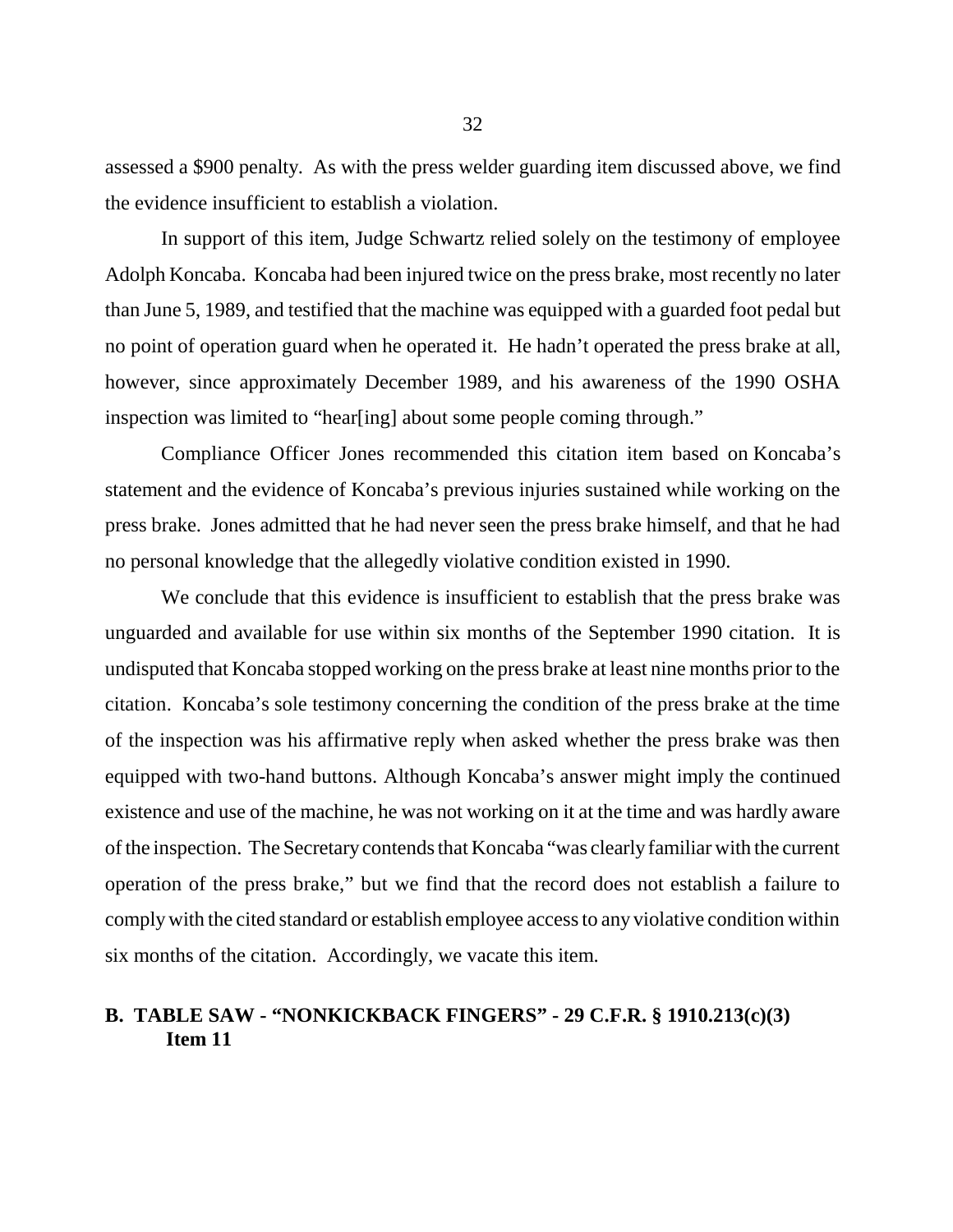assessed a $900 penalty. As with the press welder guarding item discussed above, we find the evidence insufficient to establish a violation.

In support of this item, Judge Schwartz relied solely on the testimony of employee Adolph Koncaba. Koncaba had been injured twice on the press brake, most recently no later than June 5, 1989, and testified that the machine was equipped with a guarded foot pedal but no point of operation guard when he operated it. He hadn't operated the press brake at all, however, since approximately December 1989, and his awareness of the 1990 OSHA inspection was limited to "hear[ing] about some people coming through."

Compliance Officer Jones recommended this citation item based on Koncaba's statement and the evidence of Koncaba's previous injuries sustained while working on the press brake. Jones admitted that he had never seen the press brake himself, and that he had no personal knowledge that the allegedly violative condition existed in 1990.

We conclude that this evidence is insufficient to establish that the press brake was unguarded and available for use within six months of the September 1990 citation. It is undisputed that Koncaba stopped working on the press brake at least nine months prior to the citation. Koncaba's sole testimony concerning the condition of the press brake at the time of the inspection was his affirmative reply when asked whether the press brake was then equipped with two-hand buttons. Although Koncaba's answer might imply the continued existence and use of the machine, he was not working on it at the time and was hardly aware of the inspection. The Secretary contends that Koncaba "was clearly familiar with the current operation of the press brake," but we find that the record does not establish a failure to comply with the cited standard or establish employee access to any violative condition within six months of the citation. Accordingly, we vacate this item.

### B. TABLE SAW - "NONKICKBACK FINGERS" - 29 C.F.R. § 1910.213(c)(3) Item 11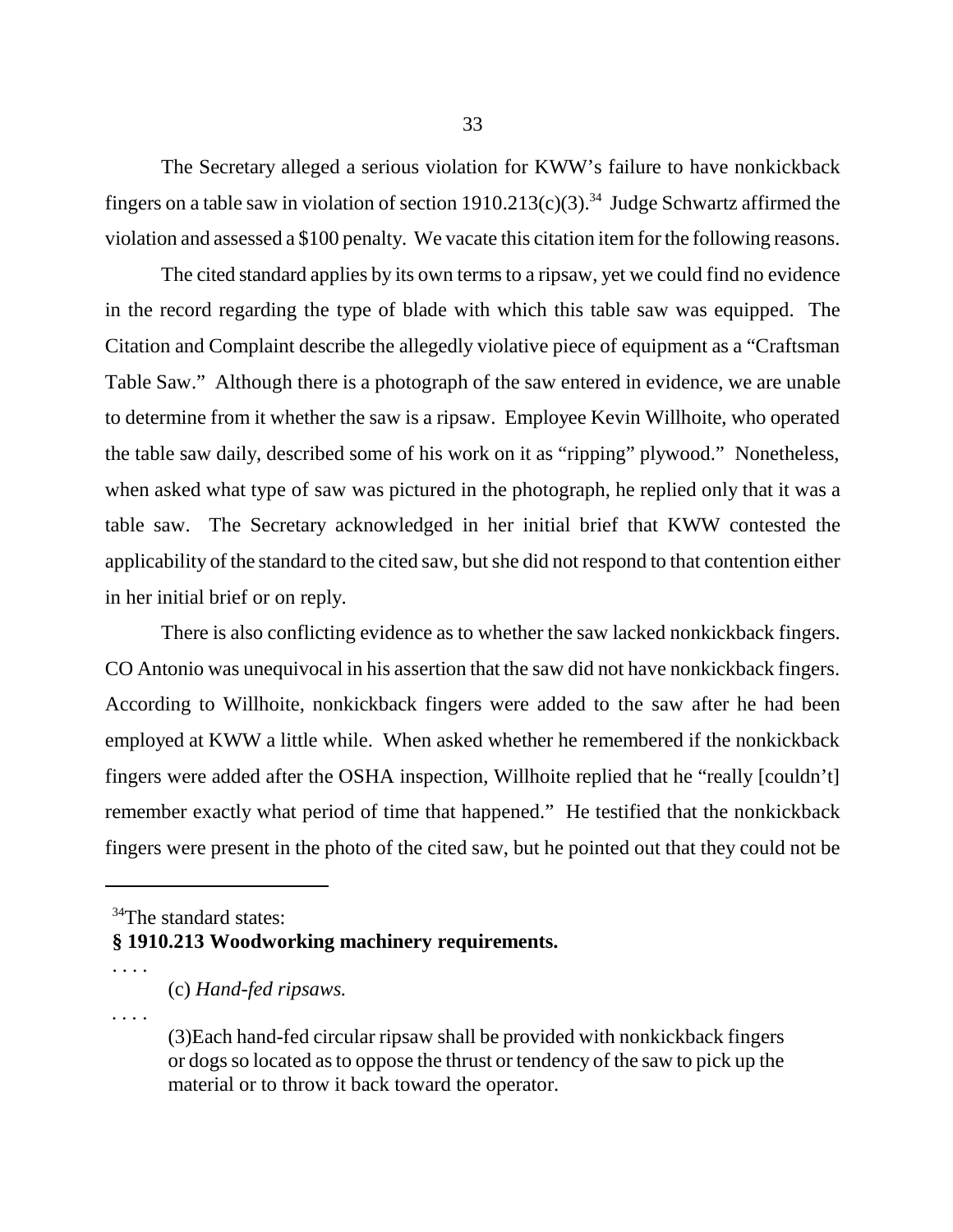The Secretary alleged a serious violation for KWW's failure to have nonkickback fingers on a table saw in violation of section 1910.213(c)(3).[34] Judge Schwartz affirmed the violation and assessed a $100 penalty. We vacate this citation item for the following reasons.

The cited standard applies by its own terms to a ripsaw, yet we could find no evidence in the record regarding the type of blade with which this table saw was equipped. The Citation and Complaint describe the allegedly violative piece of equipment as a "Craftsman Table Saw." Although there is a photograph of the saw entered in evidence, we are unable to determine from it whether the saw is a ripsaw. Employee Kevin Willhoite, who operated the table saw daily, described some of his work on it as "ripping" plywood." Nonetheless, when asked what type of saw was pictured in the photograph, he replied only that it was a table saw. The Secretary acknowledged in her initial brief that KWW contested the applicability of the standard to the cited saw, but she did not respond to that contention either in her initial brief or on reply.

There is also conflicting evidence as to whether the saw lacked nonkickback fingers. CO Antonio was unequivocal in his assertion that the saw did not have nonkickback fingers. According to Willhoite, nonkickback fingers were added to the saw after he had been employed at KWW a little while. When asked whether he remembered if the nonkickback fingers were added after the OSHA inspection, Willhoite replied that he "really [couldn't] remember exactly what period of time that happened." He testified that the nonkickback fingers were present in the photo of the cited saw, but he pointed out that they could not be

---

[34]The standard states:

**§ 1910.213 Woodworking machinery requirements.**

. . . .

(c) *Hand-fed ripsaws.*

. . . .

(3)Each hand-fed circular ripsaw shall be provided with nonkickback fingers or dogs so located as to oppose the thrust or tendency of the saw to pick up the material or to throw it back toward the operator.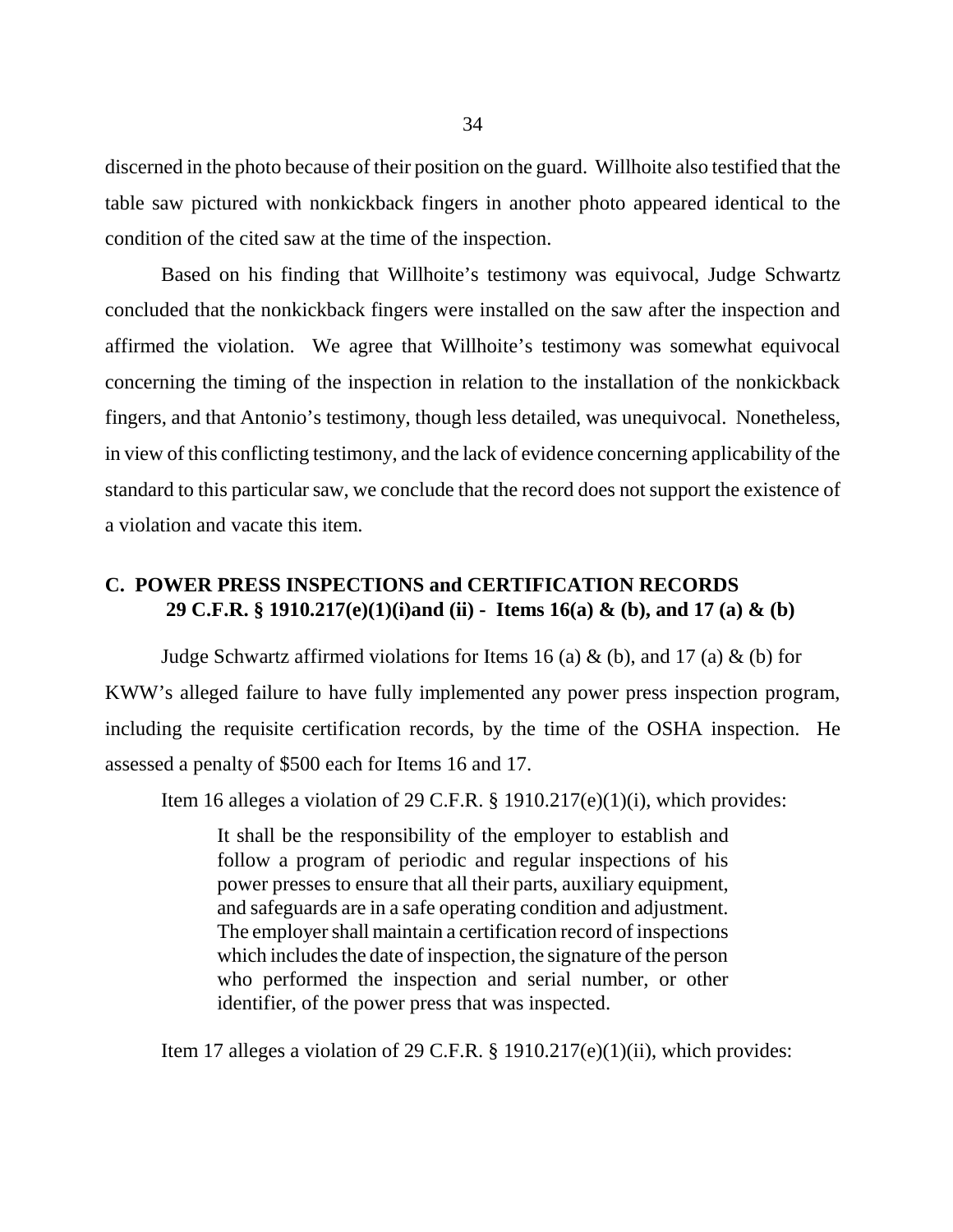discerned in the photo because of their position on the guard. Willhoite also testified that the table saw pictured with nonkickback fingers in another photo appeared identical to the condition of the cited saw at the time of the inspection.

Based on his finding that Willhoite's testimony was equivocal, Judge Schwartz concluded that the nonkickback fingers were installed on the saw after the inspection and affirmed the violation. We agree that Willhoite's testimony was somewhat equivocal concerning the timing of the inspection in relation to the installation of the nonkickback fingers, and that Antonio's testimony, though less detailed, was unequivocal. Nonetheless, in view of this conflicting testimony, and the lack of evidence concerning applicability of the standard to this particular saw, we conclude that the record does not support the existence of a violation and vacate this item.

## C. POWER PRESS INSPECTIONS and CERTIFICATION RECORDS 29 C.F.R. § 1910.217(e)(1)(i)and (ii) - Items 16(a) & (b), and 17 (a) & (b)

Judge Schwartz affirmed violations for Items 16 (a) & (b), and 17 (a) & (b) for KWW's alleged failure to have fully implemented any power press inspection program, including the requisite certification records, by the time of the OSHA inspection. He assessed a penalty of $500 each for Items 16 and 17.

Item 16 alleges a violation of 29 C.F.R. § 1910.217(e)(1)(i), which provides:

> It shall be the responsibility of the employer to establish and follow a program of periodic and regular inspections of his power presses to ensure that all their parts, auxiliary equipment, and safeguards are in a safe operating condition and adjustment. The employer shall maintain a certification record of inspections which includes the date of inspection, the signature of the person who performed the inspection and serial number, or other identifier, of the power press that was inspected.

Item 17 alleges a violation of 29 C.F.R. § 1910.217(e)(1)(ii), which provides: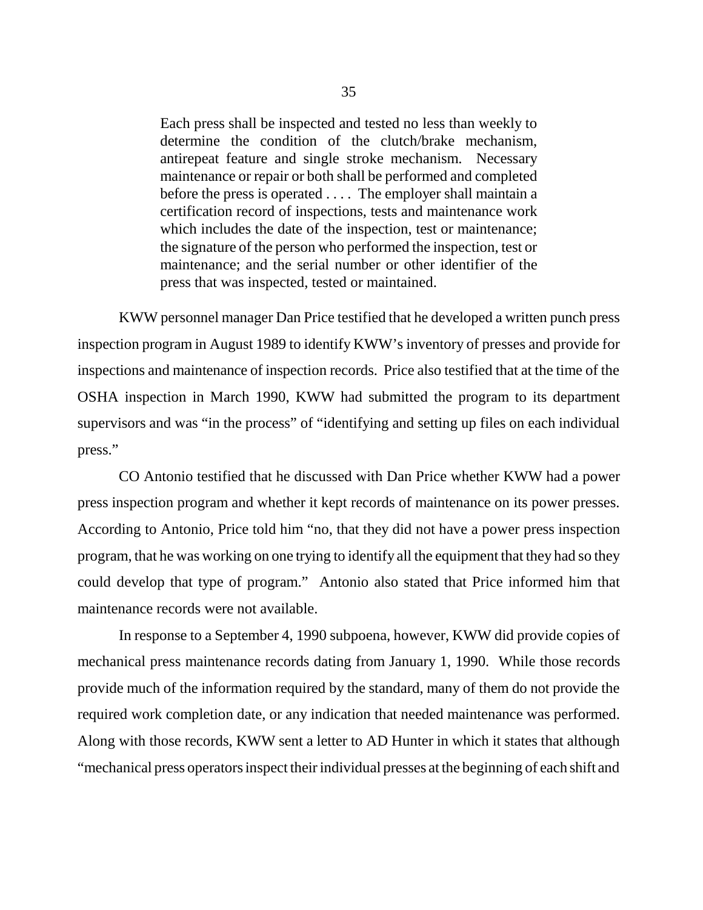> Each press shall be inspected and tested no less than weekly to determine the condition of the clutch/brake mechanism, antirepeat feature and single stroke mechanism. Necessary maintenance or repair or both shall be performed and completed before the press is operated . . . . The employer shall maintain a certification record of inspections, tests and maintenance work which includes the date of the inspection, test or maintenance; the signature of the person who performed the inspection, test or maintenance; and the serial number or other identifier of the press that was inspected, tested or maintained.

KWW personnel manager Dan Price testified that he developed a written punch press inspection program in August 1989 to identify KWW's inventory of presses and provide for inspections and maintenance of inspection records. Price also testified that at the time of the OSHA inspection in March 1990, KWW had submitted the program to its department supervisors and was "in the process" of "identifying and setting up files on each individual press."

CO Antonio testified that he discussed with Dan Price whether KWW had a power press inspection program and whether it kept records of maintenance on its power presses. According to Antonio, Price told him "no, that they did not have a power press inspection program, that he was working on one trying to identify all the equipment that they had so they could develop that type of program." Antonio also stated that Price informed him that maintenance records were not available.

In response to a September 4, 1990 subpoena, however, KWW did provide copies of mechanical press maintenance records dating from January 1, 1990. While those records provide much of the information required by the standard, many of them do not provide the required work completion date, or any indication that needed maintenance was performed. Along with those records, KWW sent a letter to AD Hunter in which it states that although "mechanical press operators inspect their individual presses at the beginning of each shift and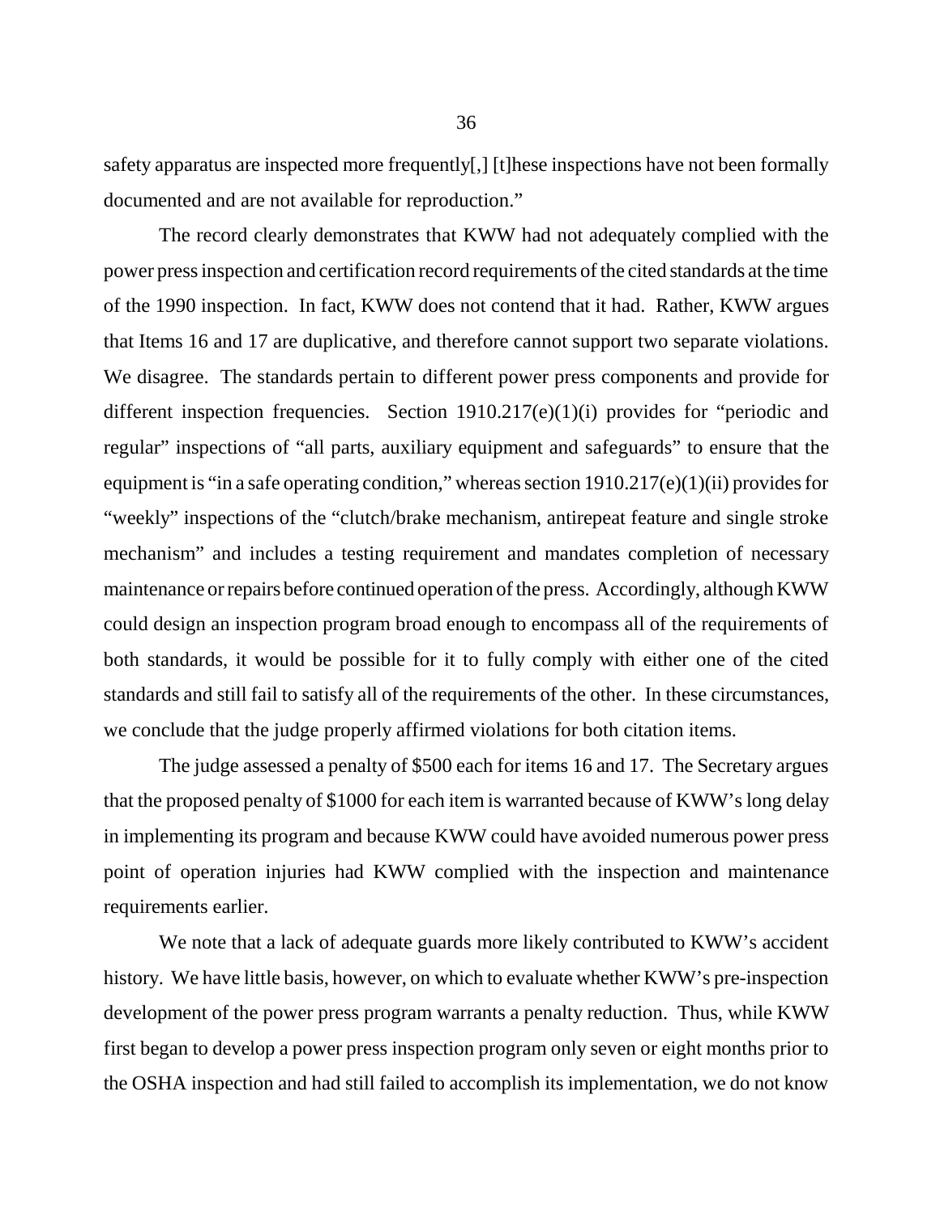safety apparatus are inspected more frequently[,] [t]hese inspections have not been formally documented and are not available for reproduction."

The record clearly demonstrates that KWW had not adequately complied with the power press inspection and certification record requirements of the cited standards at the time of the 1990 inspection. In fact, KWW does not contend that it had. Rather, KWW argues that Items 16 and 17 are duplicative, and therefore cannot support two separate violations. We disagree. The standards pertain to different power press components and provide for different inspection frequencies. Section 1910.217(e)(1)(i) provides for "periodic and regular" inspections of "all parts, auxiliary equipment and safeguards" to ensure that the equipment is "in a safe operating condition," whereas section 1910.217(e)(1)(ii) provides for "weekly" inspections of the "clutch/brake mechanism, antirepeat feature and single stroke mechanism" and includes a testing requirement and mandates completion of necessary maintenance or repairs before continued operation of the press. Accordingly, although KWW could design an inspection program broad enough to encompass all of the requirements of both standards, it would be possible for it to fully comply with either one of the cited standards and still fail to satisfy all of the requirements of the other. In these circumstances, we conclude that the judge properly affirmed violations for both citation items.

The judge assessed a penalty of \$500 each for items 16 and 17. The Secretary argues that the proposed penalty of \$1000 for each item is warranted because of KWW's long delay in implementing its program and because KWW could have avoided numerous power press point of operation injuries had KWW complied with the inspection and maintenance requirements earlier.

We note that a lack of adequate guards more likely contributed to KWW's accident history. We have little basis, however, on which to evaluate whether KWW's pre-inspection development of the power press program warrants a penalty reduction. Thus, while KWW first began to develop a power press inspection program only seven or eight months prior to the OSHA inspection and had still failed to accomplish its implementation, we do not know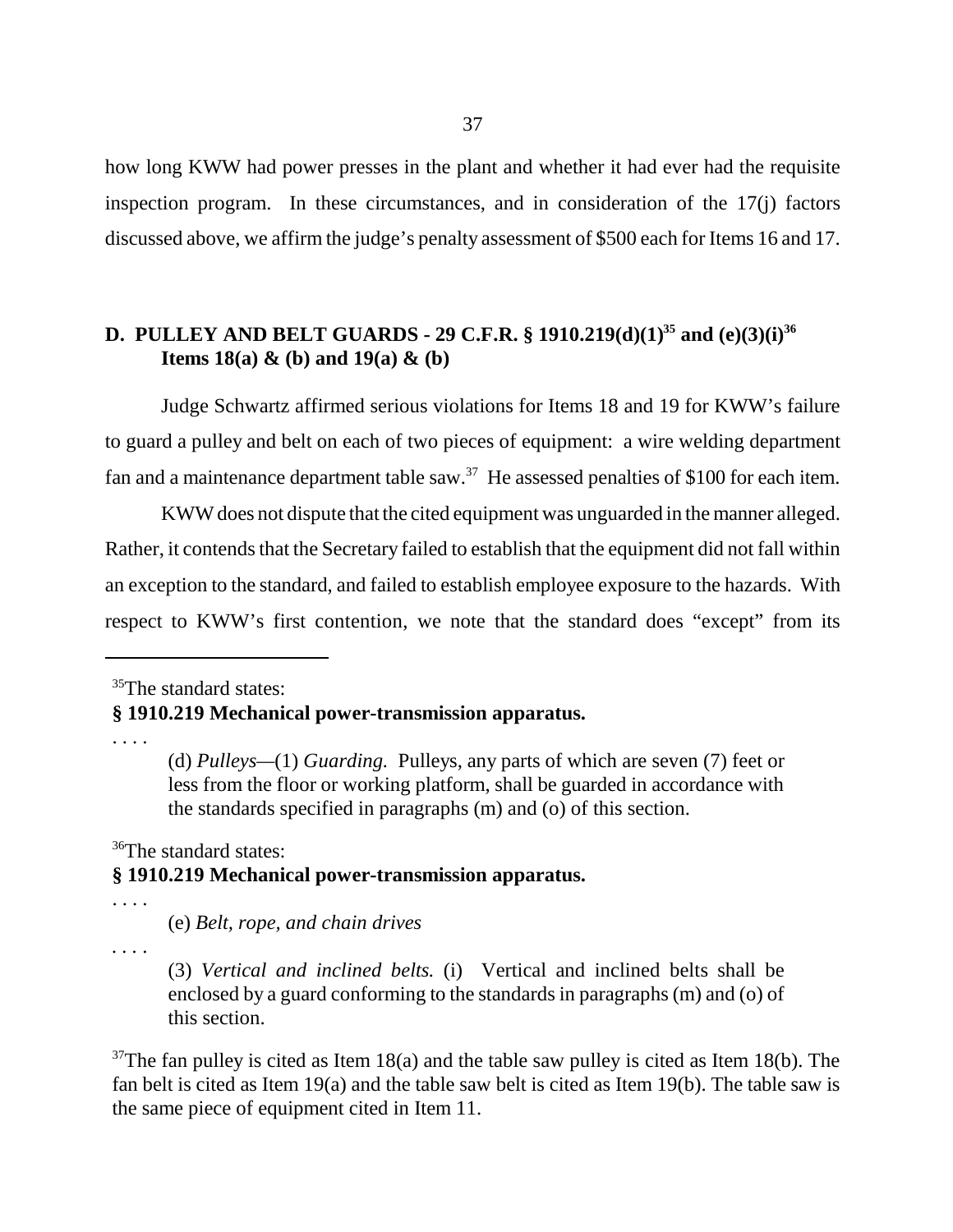how long KWW had power presses in the plant and whether it had ever had the requisite inspection program. In these circumstances, and in consideration of the 17(j) factors discussed above, we affirm the judge's penalty assessment of $500 each for Items 16 and 17.

### D. PULLEY AND BELT GUARDS - 29 C.F.R. § 1910.219(d)(1)[35] and (e)(3)(i)[36] Items 18(a) & (b) and 19(a) & (b)

Judge Schwartz affirmed serious violations for Items 18 and 19 for KWW's failure to guard a pulley and belt on each of two pieces of equipment: a wire welding department fan and a maintenance department table saw.[37] He assessed penalties of $100 for each item.

KWW does not dispute that the cited equipment was unguarded in the manner alleged. Rather, it contends that the Secretary failed to establish that the equipment did not fall within an exception to the standard, and failed to establish employee exposure to the hazards. With respect to KWW's first contention, we note that the standard does "except" from its

---

[35]The standard states:

**§ 1910.219 Mechanical power-transmission apparatus.**

. . . .

> (d) *Pulleys*—(1) *Guarding.* Pulleys, any parts of which are seven (7) feet or less from the floor or working platform, shall be guarded in accordance with the standards specified in paragraphs (m) and (o) of this section.

[36]The standard states:

**§ 1910.219 Mechanical power-transmission apparatus.**

. . . .

> (e) *Belt, rope, and chain drives*

. . . .

> (3) *Vertical and inclined belts.* (i) Vertical and inclined belts shall be enclosed by a guard conforming to the standards in paragraphs (m) and (o) of this section.

[37]The fan pulley is cited as Item 18(a) and the table saw pulley is cited as Item 18(b). The fan belt is cited as Item 19(a) and the table saw belt is cited as Item 19(b). The table saw is the same piece of equipment cited in Item 11.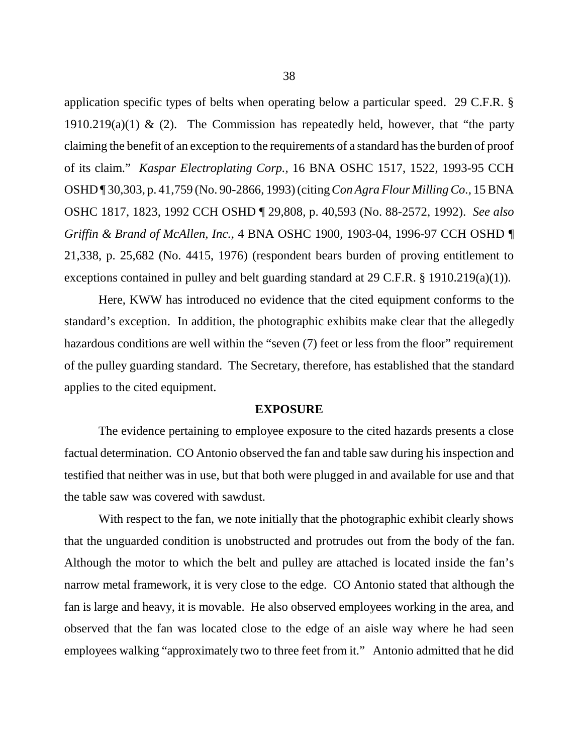application specific types of belts when operating below a particular speed. 29 C.F.R. § 1910.219(a)(1) & (2). The Commission has repeatedly held, however, that "the party claiming the benefit of an exception to the requirements of a standard has the burden of proof of its claim." *Kaspar Electroplating Corp.*, 16 BNA OSHC 1517, 1522, 1993-95 CCH OSHD ¶ 30,303, p. 41,759 (No. 90-2866, 1993) (citing *Con Agra Flour Milling Co.*, 15 BNA OSHC 1817, 1823, 1992 CCH OSHD ¶ 29,808, p. 40,593 (No. 88-2572, 1992). *See also Griffin & Brand of McAllen, Inc.*, 4 BNA OSHC 1900, 1903-04, 1996-97 CCH OSHD ¶ 21,338, p. 25,682 (No. 4415, 1976) (respondent bears burden of proving entitlement to exceptions contained in pulley and belt guarding standard at 29 C.F.R. § 1910.219(a)(1)).

Here, KWW has introduced no evidence that the cited equipment conforms to the standard's exception. In addition, the photographic exhibits make clear that the allegedly hazardous conditions are well within the "seven (7) feet or less from the floor" requirement of the pulley guarding standard. The Secretary, therefore, has established that the standard applies to the cited equipment.

## EXPOSURE

The evidence pertaining to employee exposure to the cited hazards presents a close factual determination. CO Antonio observed the fan and table saw during his inspection and testified that neither was in use, but that both were plugged in and available for use and that the table saw was covered with sawdust.

With respect to the fan, we note initially that the photographic exhibit clearly shows that the unguarded condition is unobstructed and protrudes out from the body of the fan. Although the motor to which the belt and pulley are attached is located inside the fan's narrow metal framework, it is very close to the edge. CO Antonio stated that although the fan is large and heavy, it is movable. He also observed employees working in the area, and observed that the fan was located close to the edge of an aisle way where he had seen employees walking "approximately two to three feet from it." Antonio admitted that he did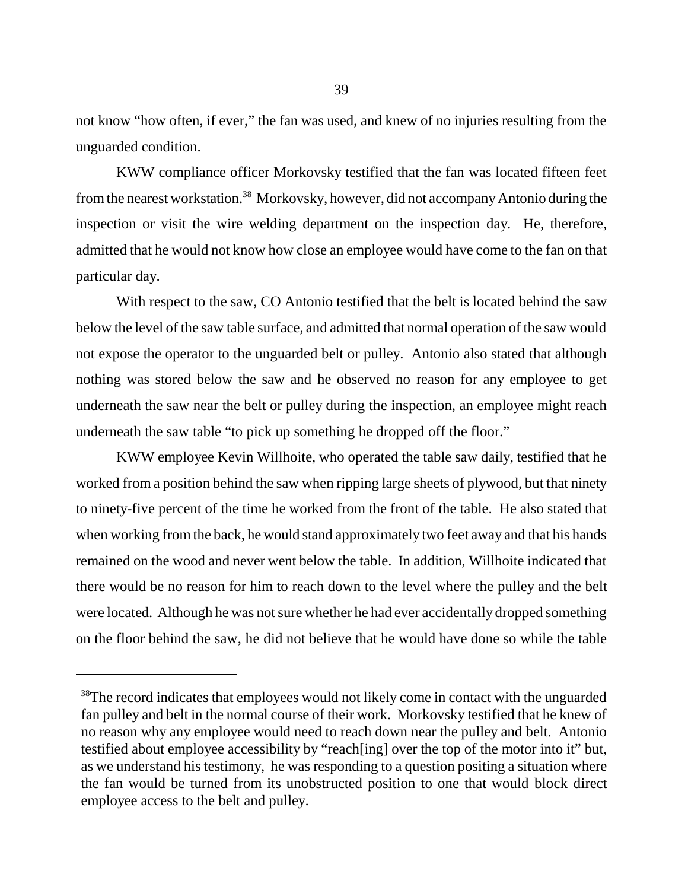not know "how often, if ever," the fan was used, and knew of no injuries resulting from the unguarded condition.

KWW compliance officer Morkovsky testified that the fan was located fifteen feet from the nearest workstation.[38] Morkovsky, however, did not accompany Antonio during the inspection or visit the wire welding department on the inspection day. He, therefore, admitted that he would not know how close an employee would have come to the fan on that particular day.

With respect to the saw, CO Antonio testified that the belt is located behind the saw below the level of the saw table surface, and admitted that normal operation of the saw would not expose the operator to the unguarded belt or pulley. Antonio also stated that although nothing was stored below the saw and he observed no reason for any employee to get underneath the saw near the belt or pulley during the inspection, an employee might reach underneath the saw table "to pick up something he dropped off the floor."

KWW employee Kevin Willhoite, who operated the table saw daily, testified that he worked from a position behind the saw when ripping large sheets of plywood, but that ninety to ninety-five percent of the time he worked from the front of the table. He also stated that when working from the back, he would stand approximately two feet away and that his hands remained on the wood and never went below the table. In addition, Willhoite indicated that there would be no reason for him to reach down to the level where the pulley and the belt were located. Although he was not sure whether he had ever accidentally dropped something on the floor behind the saw, he did not believe that he would have done so while the table

---

[38]The record indicates that employees would not likely come in contact with the unguarded fan pulley and belt in the normal course of their work. Morkovsky testified that he knew of no reason why any employee would need to reach down near the pulley and belt. Antonio testified about employee accessibility by "reach[ing] over the top of the motor into it" but, as we understand his testimony, he was responding to a question positing a situation where the fan would be turned from its unobstructed position to one that would block direct employee access to the belt and pulley.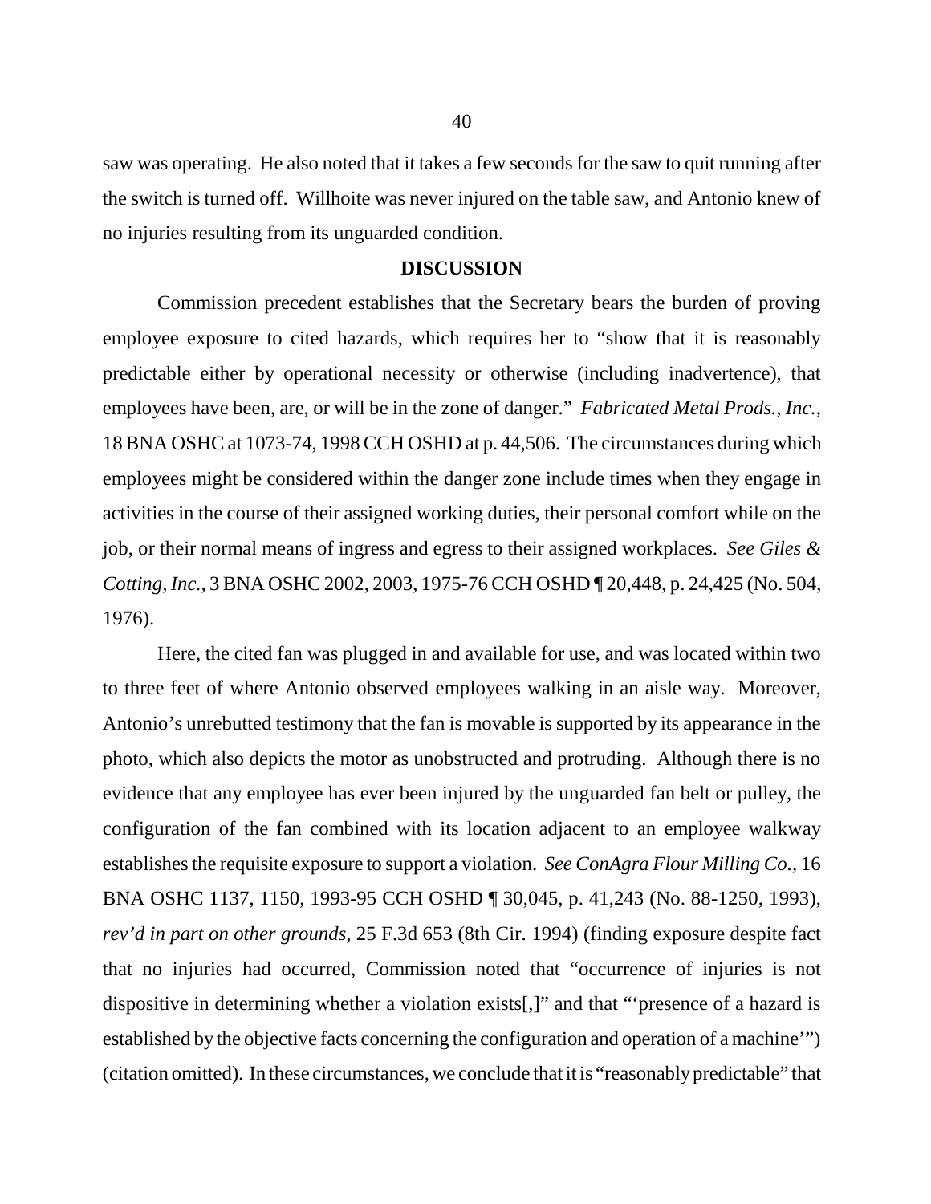saw was operating. He also noted that it takes a few seconds for the saw to quit running after the switch is turned off. Willhoite was never injured on the table saw, and Antonio knew of no injuries resulting from its unguarded condition.

## DISCUSSION

Commission precedent establishes that the Secretary bears the burden of proving employee exposure to cited hazards, which requires her to "show that it is reasonably predictable either by operational necessity or otherwise (including inadvertence), that employees have been, are, or will be in the zone of danger." *Fabricated Metal Prods., Inc.*, 18 BNA OSHC at 1073-74, 1998 CCH OSHD at p. 44,506. The circumstances during which employees might be considered within the danger zone include times when they engage in activities in the course of their assigned working duties, their personal comfort while on the job, or their normal means of ingress and egress to their assigned workplaces. *See Giles & Cotting, Inc.*, 3 BNA OSHC 2002, 2003, 1975-76 CCH OSHD ¶ 20,448, p. 24,425 (No. 504, 1976).

Here, the cited fan was plugged in and available for use, and was located within two to three feet of where Antonio observed employees walking in an aisle way. Moreover, Antonio's unrebutted testimony that the fan is movable is supported by its appearance in the photo, which also depicts the motor as unobstructed and protruding. Although there is no evidence that any employee has ever been injured by the unguarded fan belt or pulley, the configuration of the fan combined with its location adjacent to an employee walkway establishes the requisite exposure to support a violation. *See ConAgra Flour Milling Co.*, 16 BNA OSHC 1137, 1150, 1993-95 CCH OSHD ¶ 30,045, p. 41,243 (No. 88-1250, 1993), *rev'd in part on other grounds*, 25 F.3d 653 (8th Cir. 1994) (finding exposure despite fact that no injuries had occurred, Commission noted that "occurrence of injuries is not dispositive in determining whether a violation exists[,]" and that "'presence of a hazard is established by the objective facts concerning the configuration and operation of a machine'") (citation omitted). In these circumstances, we conclude that it is "reasonably predictable" that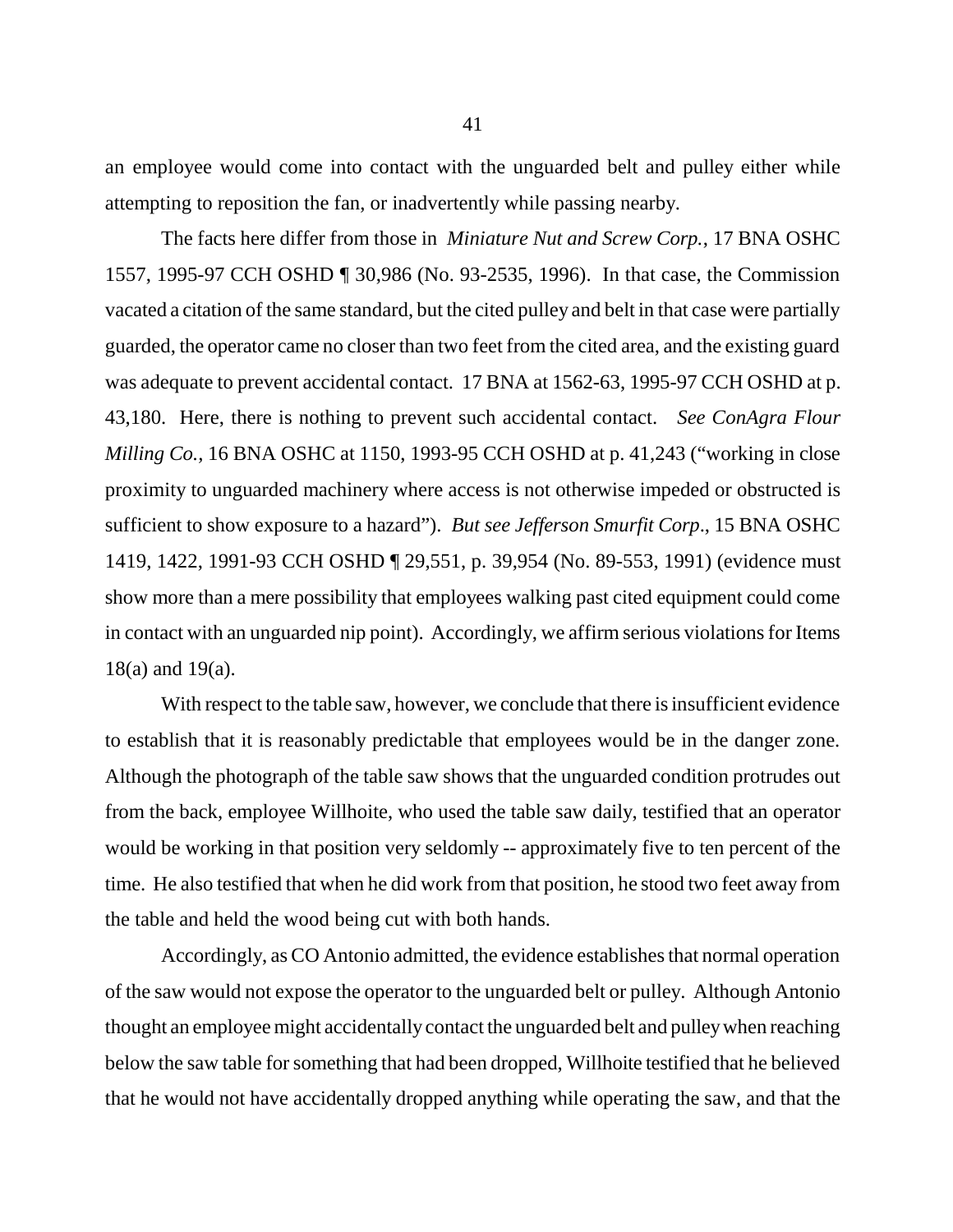an employee would come into contact with the unguarded belt and pulley either while attempting to reposition the fan, or inadvertently while passing nearby.

The facts here differ from those in *Miniature Nut and Screw Corp.*, 17 BNA OSHC 1557, 1995-97 CCH OSHD ¶ 30,986 (No. 93-2535, 1996). In that case, the Commission vacated a citation of the same standard, but the cited pulley and belt in that case were partially guarded, the operator came no closer than two feet from the cited area, and the existing guard was adequate to prevent accidental contact. 17 BNA at 1562-63, 1995-97 CCH OSHD at p. 43,180. Here, there is nothing to prevent such accidental contact. *See ConAgra Flour Milling Co.,* 16 BNA OSHC at 1150, 1993-95 CCH OSHD at p. 41,243 ("working in close proximity to unguarded machinery where access is not otherwise impeded or obstructed is sufficient to show exposure to a hazard"). *But see Jefferson Smurfit Corp*., 15 BNA OSHC 1419, 1422, 1991-93 CCH OSHD ¶ 29,551, p. 39,954 (No. 89-553, 1991) (evidence must show more than a mere possibility that employees walking past cited equipment could come in contact with an unguarded nip point). Accordingly, we affirm serious violations for Items 18(a) and 19(a).

With respect to the table saw, however, we conclude that there is insufficient evidence to establish that it is reasonably predictable that employees would be in the danger zone. Although the photograph of the table saw shows that the unguarded condition protrudes out from the back, employee Willhoite, who used the table saw daily, testified that an operator would be working in that position very seldomly -- approximately five to ten percent of the time. He also testified that when he did work from that position, he stood two feet away from the table and held the wood being cut with both hands.

Accordingly, as CO Antonio admitted, the evidence establishes that normal operation of the saw would not expose the operator to the unguarded belt or pulley. Although Antonio thought an employee might accidentally contact the unguarded belt and pulley when reaching below the saw table for something that had been dropped, Willhoite testified that he believed that he would not have accidentally dropped anything while operating the saw, and that the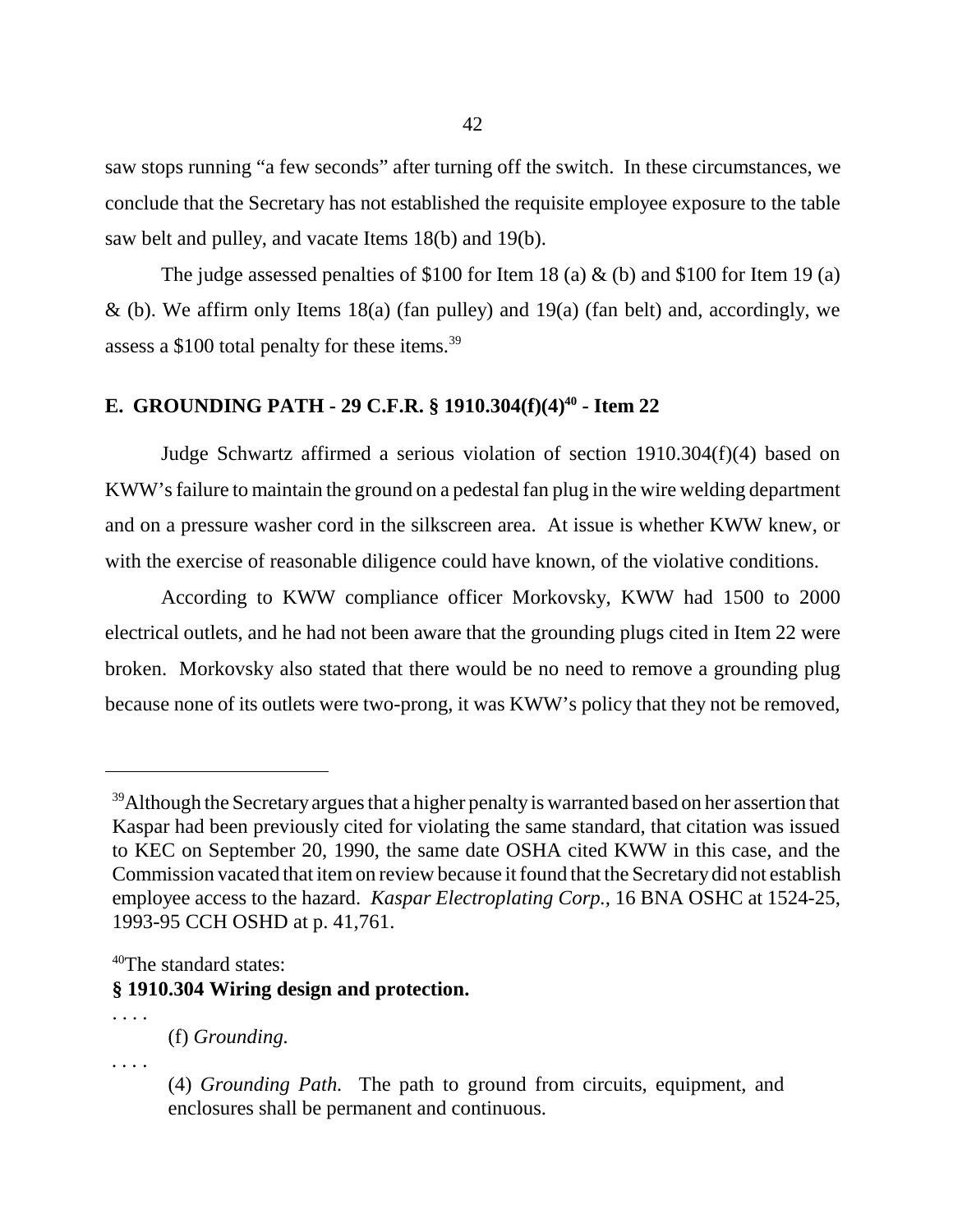saw stops running "a few seconds" after turning off the switch. In these circumstances, we conclude that the Secretary has not established the requisite employee exposure to the table saw belt and pulley, and vacate Items 18(b) and 19(b).

The judge assessed penalties of $100 for Item 18 (a) & (b) and $100 for Item 19 (a) & (b). We affirm only Items 18(a) (fan pulley) and 19(a) (fan belt) and, accordingly, we assess a $100 total penalty for these items.[39]

## E. GROUNDING PATH - 29 C.F.R. § 1910.304(f)(4)[40] - Item 22

Judge Schwartz affirmed a serious violation of section 1910.304(f)(4) based on KWW's failure to maintain the ground on a pedestal fan plug in the wire welding department and on a pressure washer cord in the silkscreen area. At issue is whether KWW knew, or with the exercise of reasonable diligence could have known, of the violative conditions.

According to KWW compliance officer Morkovsky, KWW had 1500 to 2000 electrical outlets, and he had not been aware that the grounding plugs cited in Item 22 were broken. Morkovsky also stated that there would be no need to remove a grounding plug because none of its outlets were two-prong, it was KWW's policy that they not be removed,

---

[39] Although the Secretary argues that a higher penalty is warranted based on her assertion that Kaspar had been previously cited for violating the same standard, that citation was issued to KEC on September 20, 1990, the same date OSHA cited KWW in this case, and the Commission vacated that item on review because it found that the Secretary did not establish employee access to the hazard. *Kaspar Electroplating Corp.,* 16 BNA OSHC at 1524-25, 1993-95 CCH OSHD at p. 41,761.

[40] The standard states:

**§ 1910.304 Wiring design and protection.**

. . . .

(f) *Grounding.*

. . . .

(4) *Grounding Path.* The path to ground from circuits, equipment, and enclosures shall be permanent and continuous.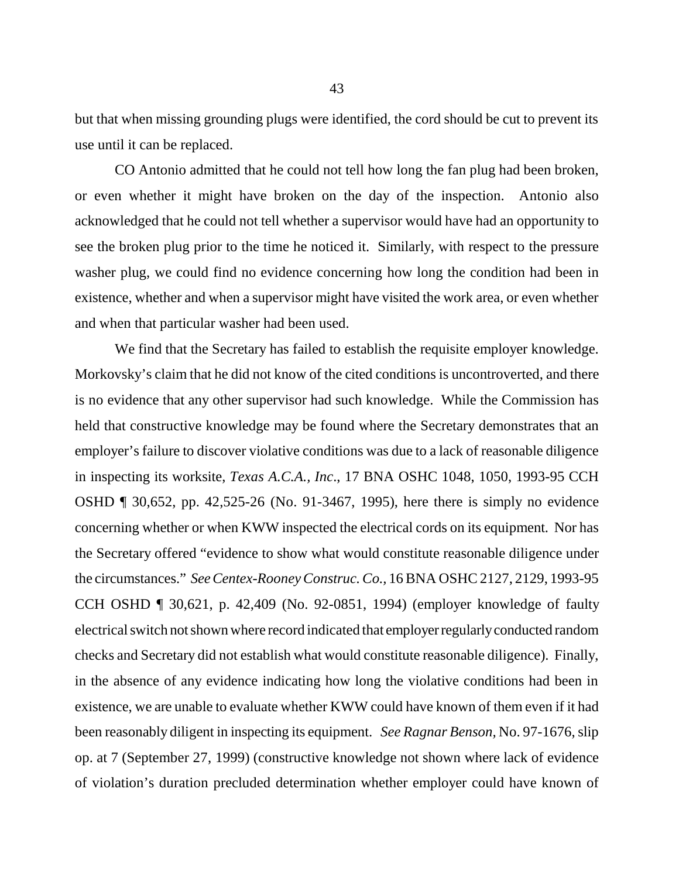but that when missing grounding plugs were identified, the cord should be cut to prevent its use until it can be replaced.

CO Antonio admitted that he could not tell how long the fan plug had been broken, or even whether it might have broken on the day of the inspection. Antonio also acknowledged that he could not tell whether a supervisor would have had an opportunity to see the broken plug prior to the time he noticed it. Similarly, with respect to the pressure washer plug, we could find no evidence concerning how long the condition had been in existence, whether and when a supervisor might have visited the work area, or even whether and when that particular washer had been used.

We find that the Secretary has failed to establish the requisite employer knowledge. Morkovsky's claim that he did not know of the cited conditions is uncontroverted, and there is no evidence that any other supervisor had such knowledge. While the Commission has held that constructive knowledge may be found where the Secretary demonstrates that an employer's failure to discover violative conditions was due to a lack of reasonable diligence in inspecting its worksite, *Texas A.C.A., Inc*., 17 BNA OSHC 1048, 1050, 1993-95 CCH OSHD ¶ 30,652, pp. 42,525-26 (No. 91-3467, 1995), here there is simply no evidence concerning whether or when KWW inspected the electrical cords on its equipment. Nor has the Secretary offered "evidence to show what would constitute reasonable diligence under the circumstances." *See Centex-Rooney Construc. Co.*, 16 BNA OSHC 2127, 2129, 1993-95 CCH OSHD ¶ 30,621, p. 42,409 (No. 92-0851, 1994) (employer knowledge of faulty electrical switch not shown where record indicated that employer regularly conducted random checks and Secretary did not establish what would constitute reasonable diligence). Finally, in the absence of any evidence indicating how long the violative conditions had been in existence, we are unable to evaluate whether KWW could have known of them even if it had been reasonably diligent in inspecting its equipment. *See Ragnar Benson*, No. 97-1676, slip op. at 7 (September 27, 1999) (constructive knowledge not shown where lack of evidence of violation's duration precluded determination whether employer could have known of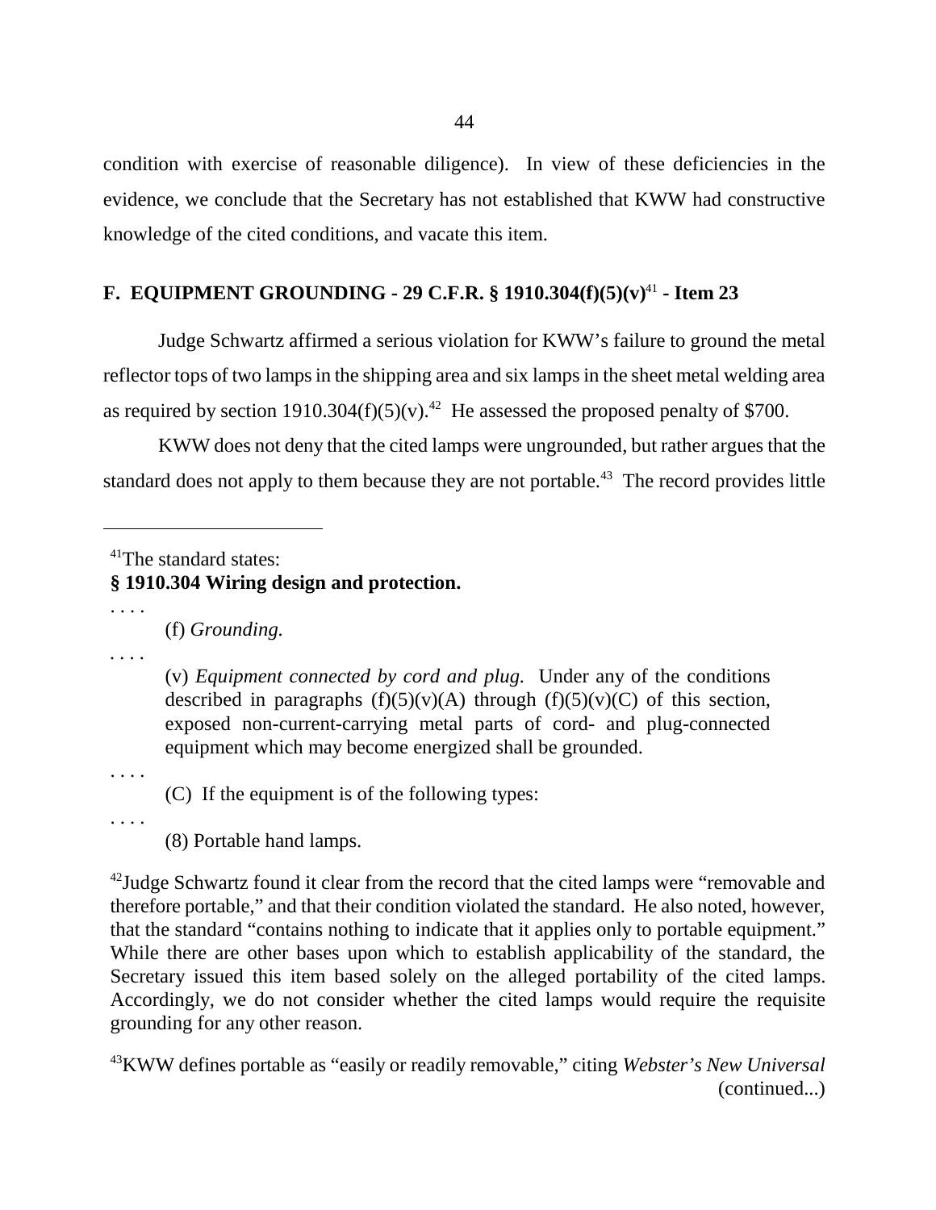condition with exercise of reasonable diligence). In view of these deficiencies in the evidence, we conclude that the Secretary has not established that KWW had constructive knowledge of the cited conditions, and vacate this item.

### F. EQUIPMENT GROUNDING - 29 C.F.R. § 1910.304(f)(5)(v)[41] - Item 23

Judge Schwartz affirmed a serious violation for KWW's failure to ground the metal reflector tops of two lamps in the shipping area and six lamps in the sheet metal welding area as required by section 1910.304(f)(5)(v).[42] He assessed the proposed penalty of $700.

KWW does not deny that the cited lamps were ungrounded, but rather argues that the standard does not apply to them because they are not portable.[43] The record provides little

---

[41]The standard states:

**§ 1910.304 Wiring design and protection.**

. . . .

> (f) *Grounding.*

. . . .

> (v) *Equipment connected by cord and plug.* Under any of the conditions described in paragraphs (f)(5)(v)(A) through (f)(5)(v)(C) of this section, exposed non-current-carrying metal parts of cord- and plug-connected equipment which may become energized shall be grounded.

. . . .

> (C) If the equipment is of the following types:

. . . .

> (8) Portable hand lamps.

[42]Judge Schwartz found it clear from the record that the cited lamps were "removable and therefore portable," and that their condition violated the standard. He also noted, however, that the standard "contains nothing to indicate that it applies only to portable equipment." While there are other bases upon which to establish applicability of the standard, the Secretary issued this item based solely on the alleged portability of the cited lamps. Accordingly, we do not consider whether the cited lamps would require the requisite grounding for any other reason.

[43]KWW defines portable as "easily or readily removable," citing *Webster's New Universal* (continued...)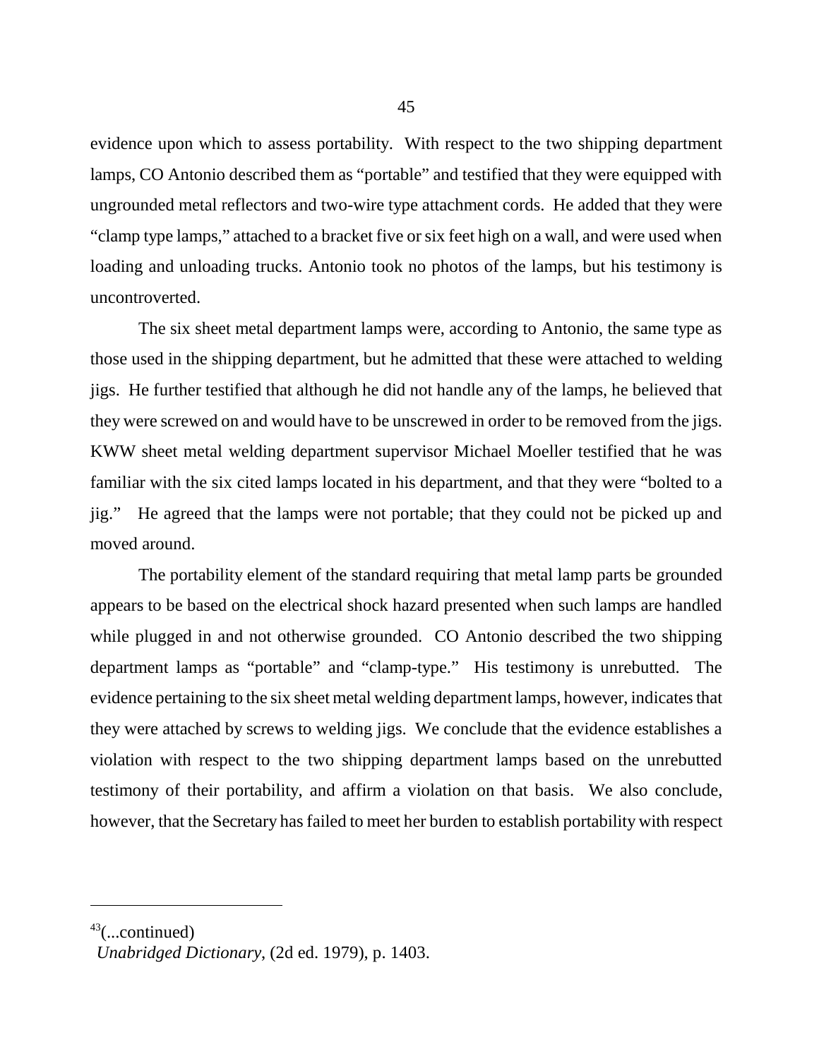evidence upon which to assess portability. With respect to the two shipping department lamps, CO Antonio described them as "portable" and testified that they were equipped with ungrounded metal reflectors and two-wire type attachment cords. He added that they were "clamp type lamps," attached to a bracket five or six feet high on a wall, and were used when loading and unloading trucks. Antonio took no photos of the lamps, but his testimony is uncontroverted.

The six sheet metal department lamps were, according to Antonio, the same type as those used in the shipping department, but he admitted that these were attached to welding jigs. He further testified that although he did not handle any of the lamps, he believed that they were screwed on and would have to be unscrewed in order to be removed from the jigs. KWW sheet metal welding department supervisor Michael Moeller testified that he was familiar with the six cited lamps located in his department, and that they were "bolted to a jig." He agreed that the lamps were not portable; that they could not be picked up and moved around.

The portability element of the standard requiring that metal lamp parts be grounded appears to be based on the electrical shock hazard presented when such lamps are handled while plugged in and not otherwise grounded. CO Antonio described the two shipping department lamps as "portable" and "clamp-type." His testimony is unrebutted. The evidence pertaining to the six sheet metal welding department lamps, however, indicates that they were attached by screws to welding jigs. We conclude that the evidence establishes a violation with respect to the two shipping department lamps based on the unrebutted testimony of their portability, and affirm a violation on that basis. We also conclude, however, that the Secretary has failed to meet her burden to establish portability with respect

---

[43](...continued)
*Unabridged Dictionary*, (2d ed. 1979), p. 1403.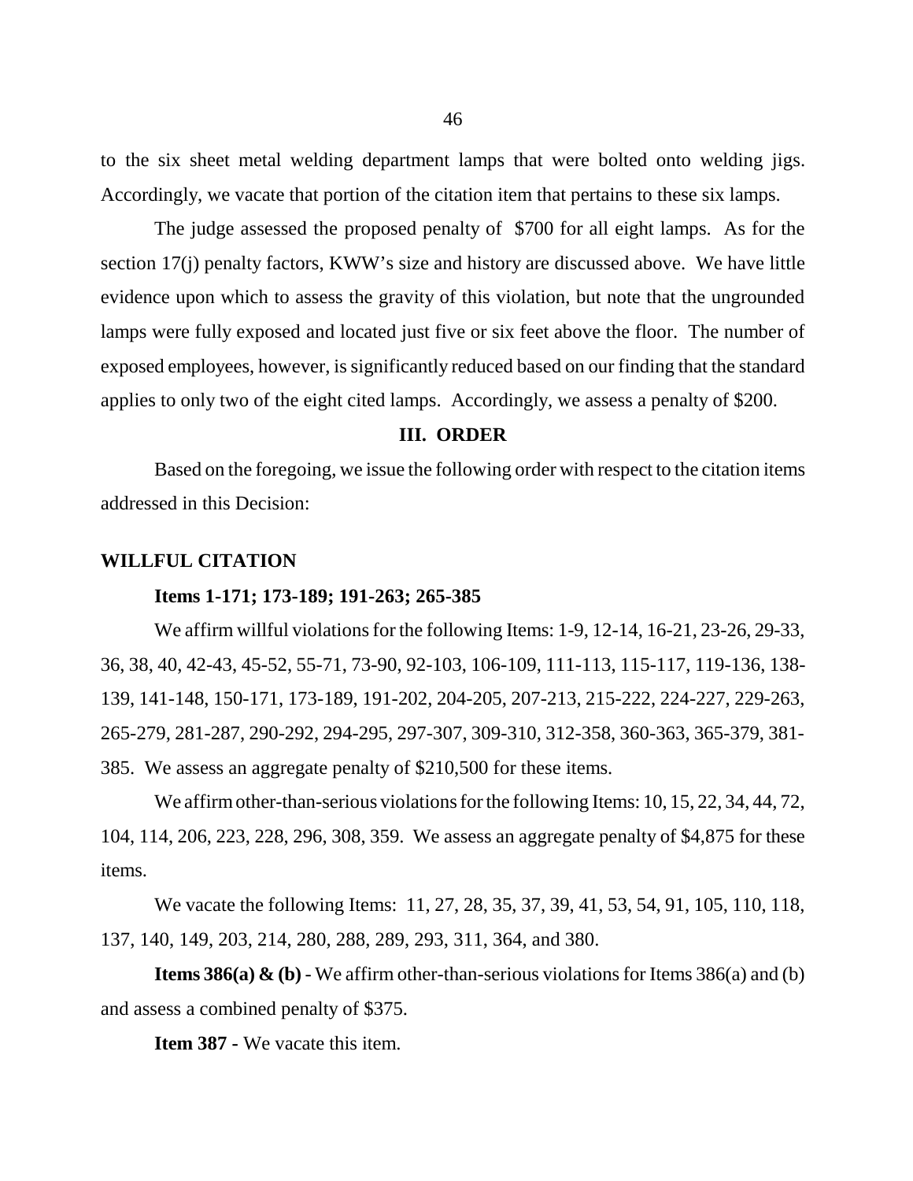to the six sheet metal welding department lamps that were bolted onto welding jigs. Accordingly, we vacate that portion of the citation item that pertains to these six lamps.

The judge assessed the proposed penalty of $700 for all eight lamps. As for the section 17(j) penalty factors, KWW's size and history are discussed above. We have little evidence upon which to assess the gravity of this violation, but note that the ungrounded lamps were fully exposed and located just five or six feet above the floor. The number of exposed employees, however, is significantly reduced based on our finding that the standard applies to only two of the eight cited lamps. Accordingly, we assess a penalty of $200.

## III. ORDER

Based on the foregoing, we issue the following order with respect to the citation items addressed in this Decision:

### WILLFUL CITATION

**Items 1-171; 173-189; 191-263; 265-385**

We affirm willful violations for the following Items: 1-9, 12-14, 16-21, 23-26, 29-33, 36, 38, 40, 42-43, 45-52, 55-71, 73-90, 92-103, 106-109, 111-113, 115-117, 119-136, 138-139, 141-148, 150-171, 173-189, 191-202, 204-205, 207-213, 215-222, 224-227, 229-263, 265-279, 281-287, 290-292, 294-295, 297-307, 309-310, 312-358, 360-363, 365-379, 381-385. We assess an aggregate penalty of $210,500 for these items.

We affirm other-than-serious violations for the following Items: 10, 15, 22, 34, 44, 72, 104, 114, 206, 223, 228, 296, 308, 359. We assess an aggregate penalty of $4,875 for these items.

We vacate the following Items: 11, 27, 28, 35, 37, 39, 41, 53, 54, 91, 105, 110, 118, 137, 140, 149, 203, 214, 280, 288, 289, 293, 311, 364, and 380.

**Items 386(a) & (b)** - We affirm other-than-serious violations for Items 386(a) and (b) and assess a combined penalty of $375.

**Item 387 -** We vacate this item.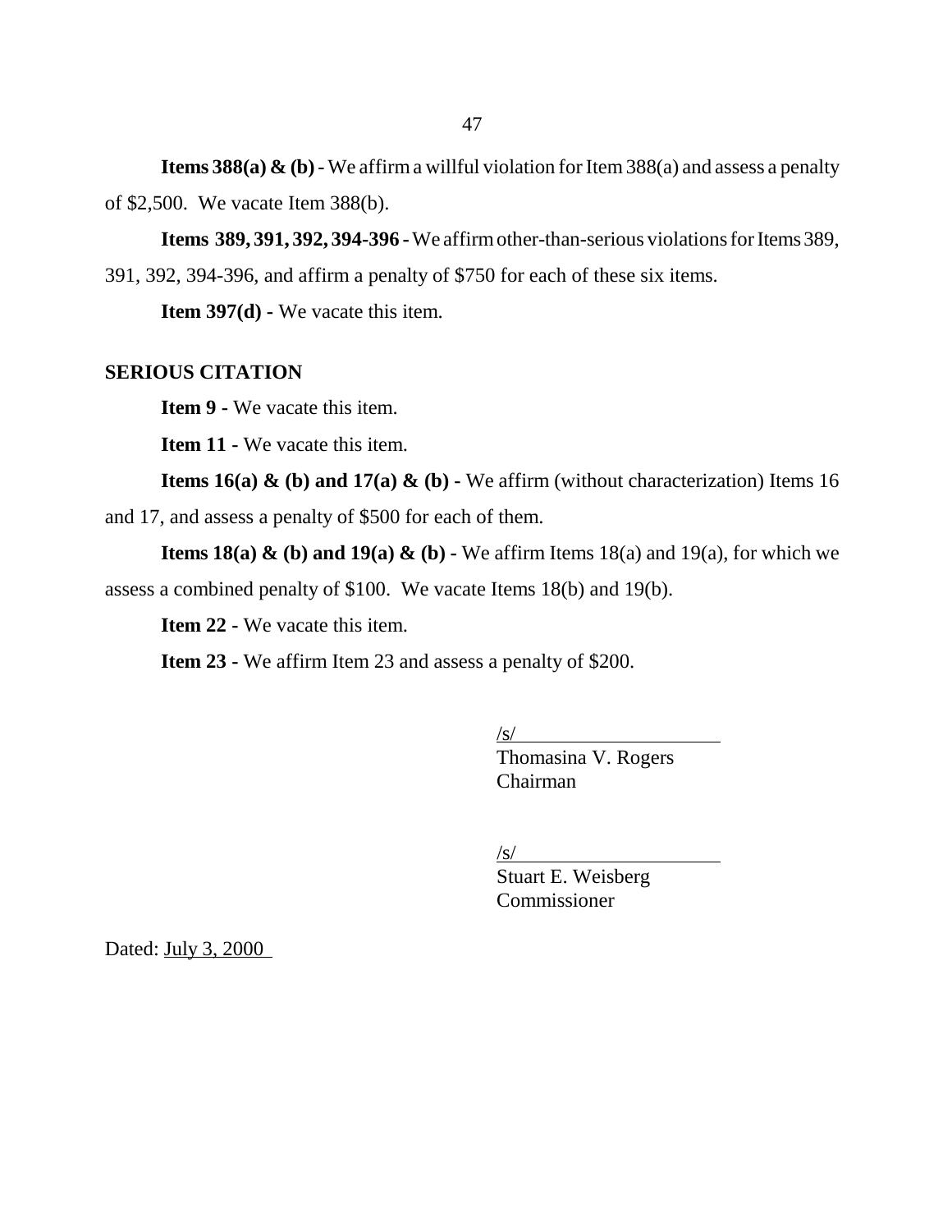**Items 388(a) & (b)** - We affirm a willful violation for Item 388(a) and assess a penalty of $2,500. We vacate Item 388(b).

**Items 389, 391, 392, 394-396** - We affirm other-than-serious violations for Items 389, 391, 392, 394-396, and affirm a penalty of $750 for each of these six items.

**Item 397(d)** - We vacate this item.

**SERIOUS CITATION**

**Item 9** - We vacate this item.

**Item 11** - We vacate this item.

**Items 16(a) & (b) and 17(a) & (b)** - We affirm (without characterization) Items 16 and 17, and assess a penalty of $500 for each of them.

**Items 18(a) & (b) and 19(a) & (b)** - We affirm Items 18(a) and 19(a), for which we assess a combined penalty of $100. We vacate Items 18(b) and 19(b).

**Item 22** - We vacate this item.

**Item 23** - We affirm Item 23 and assess a penalty of $200.

/s/
Thomasina V. Rogers
Chairman

/s/
Stuart E. Weisberg
Commissioner

Dated: July 3, 2000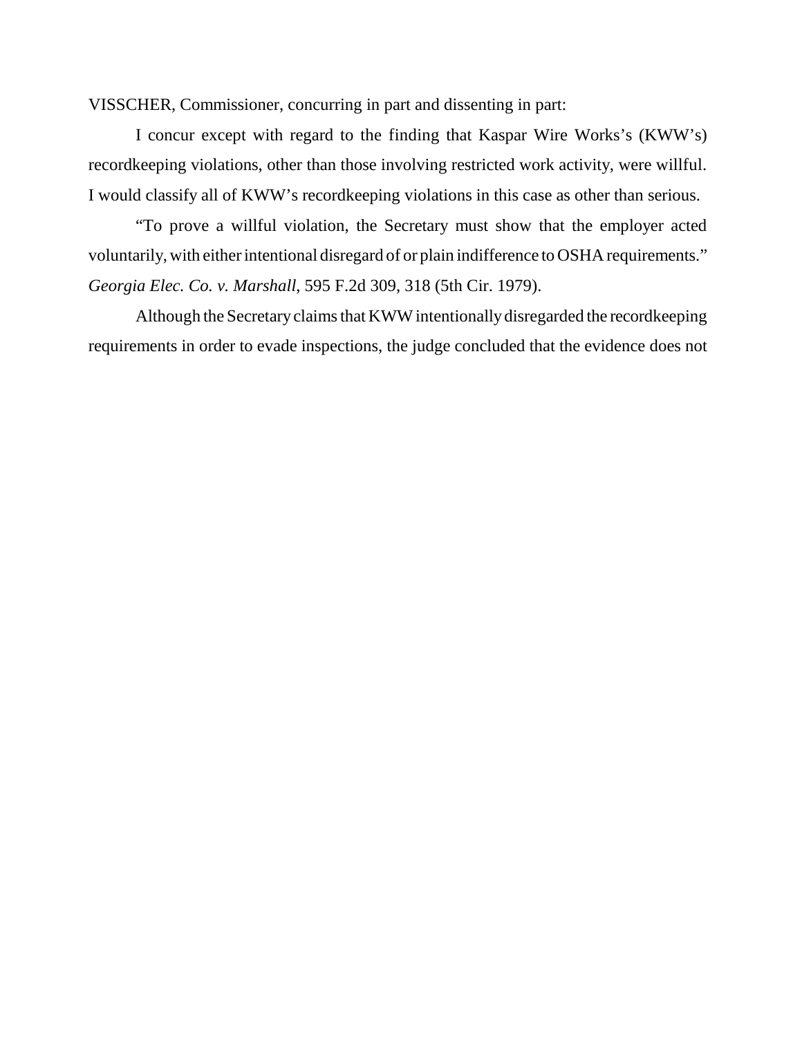VISSCHER, Commissioner, concurring in part and dissenting in part:

I concur except with regard to the finding that Kaspar Wire Works's (KWW's) recordkeeping violations, other than those involving restricted work activity, were willful. I would classify all of KWW's recordkeeping violations in this case as other than serious.

"To prove a willful violation, the Secretary must show that the employer acted voluntarily, with either intentional disregard of or plain indifference to OSHA requirements." *Georgia Elec. Co. v. Marshall*, 595 F.2d 309, 318 (5th Cir. 1979).

Although the Secretary claims that KWW intentionally disregarded the recordkeeping requirements in order to evade inspections, the judge concluded that the evidence does not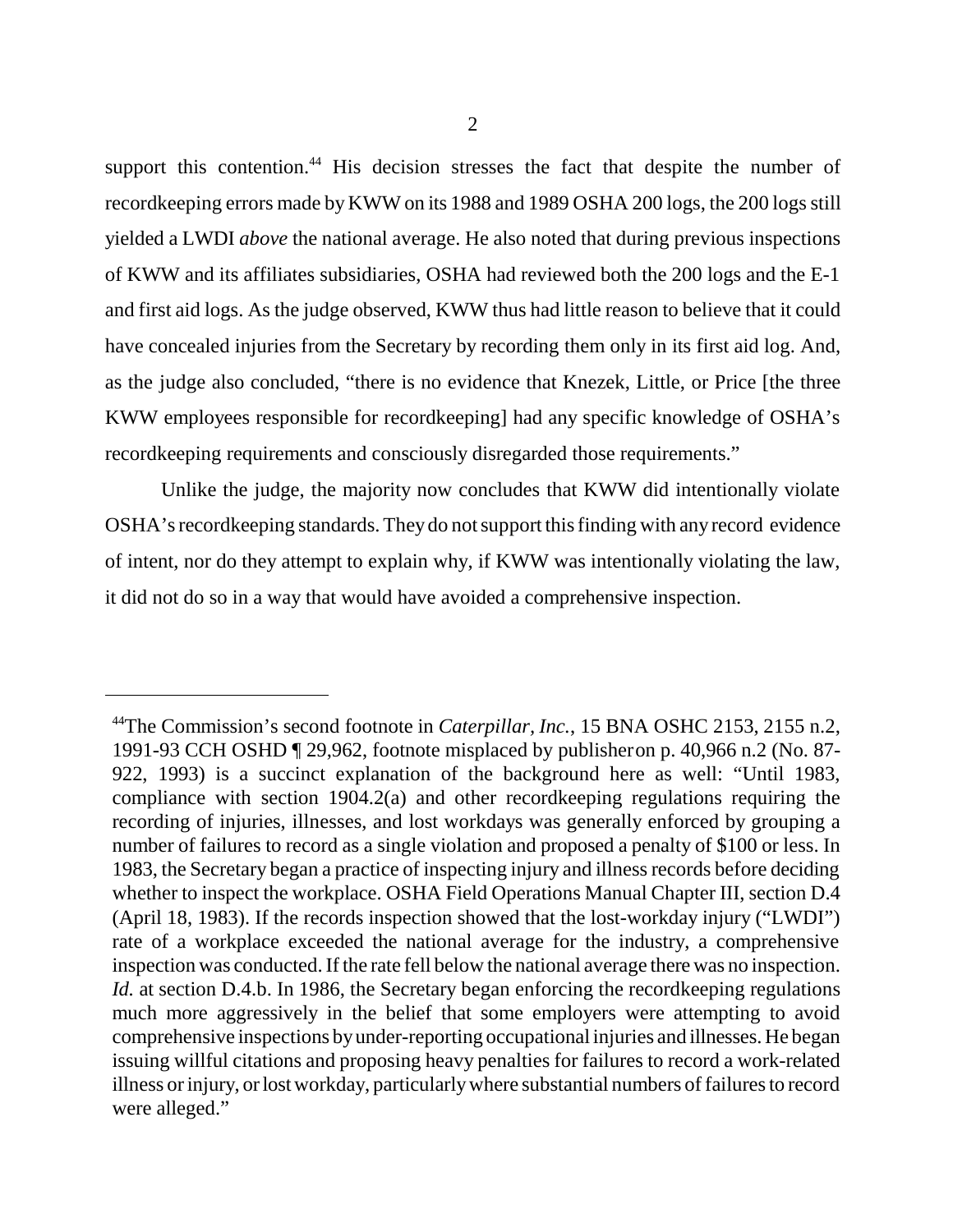support this contention.[44] His decision stresses the fact that despite the number of recordkeeping errors made by KWW on its 1988 and 1989 OSHA 200 logs, the 200 logs still yielded a LWDI *above* the national average. He also noted that during previous inspections of KWW and its affiliates subsidiaries, OSHA had reviewed both the 200 logs and the E-1 and first aid logs. As the judge observed, KWW thus had little reason to believe that it could have concealed injuries from the Secretary by recording them only in its first aid log. And, as the judge also concluded, "there is no evidence that Knezek, Little, or Price [the three KWW employees responsible for recordkeeping] had any specific knowledge of OSHA's recordkeeping requirements and consciously disregarded those requirements."

Unlike the judge, the majority now concludes that KWW did intentionally violate OSHA's recordkeeping standards. They do not support this finding with any record evidence of intent, nor do they attempt to explain why, if KWW was intentionally violating the law, it did not do so in a way that would have avoided a comprehensive inspection.

---

[44]The Commission's second footnote in *Caterpillar, Inc.*, 15 BNA OSHC 2153, 2155 n.2, 1991-93 CCH OSHD ¶ 29,962, footnote misplaced by publisher on p. 40,966 n.2 (No. 87-922, 1993) is a succinct explanation of the background here as well: "Until 1983, compliance with section 1904.2(a) and other recordkeeping regulations requiring the recording of injuries, illnesses, and lost workdays was generally enforced by grouping a number of failures to record as a single violation and proposed a penalty of $100 or less. In 1983, the Secretary began a practice of inspecting injury and illness records before deciding whether to inspect the workplace. OSHA Field Operations Manual Chapter III, section D.4 (April 18, 1983). If the records inspection showed that the lost-workday injury ("LWDI") rate of a workplace exceeded the national average for the industry, a comprehensive inspection was conducted. If the rate fell below the national average there was no inspection. *Id.* at section D.4.b. In 1986, the Secretary began enforcing the recordkeeping regulations much more aggressively in the belief that some employers were attempting to avoid comprehensive inspections by under-reporting occupational injuries and illnesses. He began issuing willful citations and proposing heavy penalties for failures to record a work-related illness or injury, or lost workday, particularly where substantial numbers of failures to record were alleged."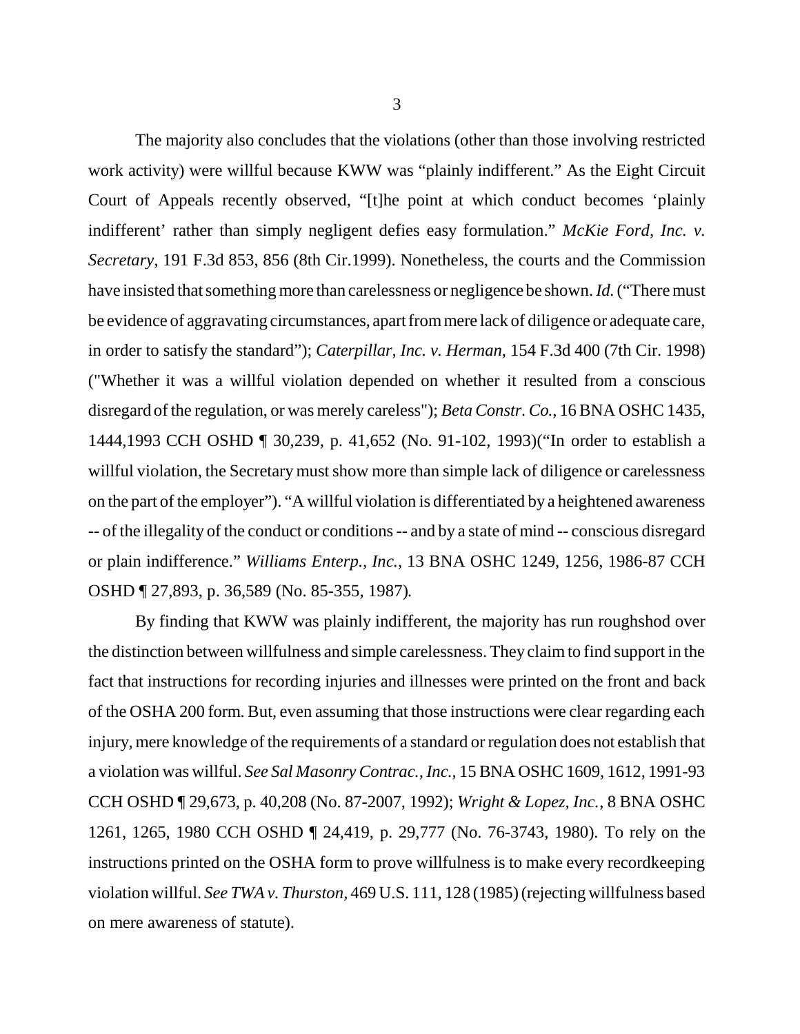The majority also concludes that the violations (other than those involving restricted work activity) were willful because KWW was "plainly indifferent." As the Eight Circuit Court of Appeals recently observed, "[t]he point at which conduct becomes 'plainly indifferent' rather than simply negligent defies easy formulation." *McKie Ford, Inc. v. Secretary*, 191 F.3d 853, 856 (8th Cir.1999). Nonetheless, the courts and the Commission have insisted that something more than carelessness or negligence be shown. *Id.* ("There must be evidence of aggravating circumstances, apart from mere lack of diligence or adequate care, in order to satisfy the standard"); *Caterpillar, Inc. v. Herman*, 154 F.3d 400 (7th Cir. 1998) ("Whether it was a willful violation depended on whether it resulted from a conscious disregard of the regulation, or was merely careless"); *Beta Constr. Co.*, 16 BNA OSHC 1435, 1444,1993 CCH OSHD ¶ 30,239, p. 41,652 (No. 91-102, 1993)("In order to establish a willful violation, the Secretary must show more than simple lack of diligence or carelessness on the part of the employer"). "A willful violation is differentiated by a heightened awareness -- of the illegality of the conduct or conditions -- and by a state of mind -- conscious disregard or plain indifference." *Williams Enterp., Inc.*, 13 BNA OSHC 1249, 1256, 1986-87 CCH OSHD ¶ 27,893, p. 36,589 (No. 85-355, 1987).

By finding that KWW was plainly indifferent, the majority has run roughshod over the distinction between willfulness and simple carelessness. They claim to find support in the fact that instructions for recording injuries and illnesses were printed on the front and back of the OSHA 200 form. But, even assuming that those instructions were clear regarding each injury, mere knowledge of the requirements of a standard or regulation does not establish that a violation was willful. *See Sal Masonry Contrac., Inc.*, 15 BNA OSHC 1609, 1612, 1991-93 CCH OSHD ¶ 29,673, p. 40,208 (No. 87-2007, 1992); *Wright & Lopez, Inc.*, 8 BNA OSHC 1261, 1265, 1980 CCH OSHD ¶ 24,419, p. 29,777 (No. 76-3743, 1980). To rely on the instructions printed on the OSHA form to prove willfulness is to make every recordkeeping violation willful. *See TWA v. Thurston*, 469 U.S. 111, 128 (1985) (rejecting willfulness based on mere awareness of statute).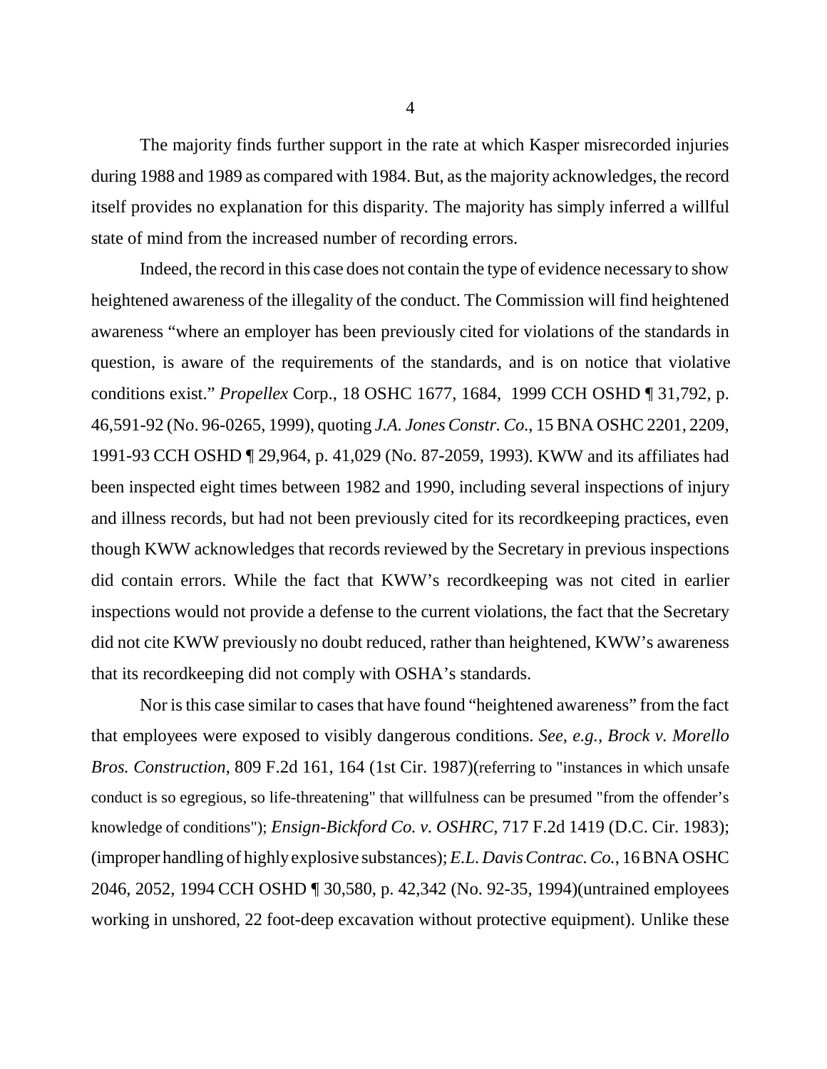The majority finds further support in the rate at which Kasper misrecorded injuries during 1988 and 1989 as compared with 1984. But, as the majority acknowledges, the record itself provides no explanation for this disparity. The majority has simply inferred a willful state of mind from the increased number of recording errors.

Indeed, the record in this case does not contain the type of evidence necessary to show heightened awareness of the illegality of the conduct. The Commission will find heightened awareness "where an employer has been previously cited for violations of the standards in question, is aware of the requirements of the standards, and is on notice that violative conditions exist." *Propellex* Corp., 18 OSHC 1677, 1684, 1999 CCH OSHD ¶ 31,792, p. 46,591-92 (No. 96-0265, 1999), quoting *J.A. Jones Constr. Co.*, 15 BNA OSHC 2201, 2209, 1991-93 CCH OSHD ¶ 29,964, p. 41,029 (No. 87-2059, 1993). KWW and its affiliates had been inspected eight times between 1982 and 1990, including several inspections of injury and illness records, but had not been previously cited for its recordkeeping practices, even though KWW acknowledges that records reviewed by the Secretary in previous inspections did contain errors. While the fact that KWW's recordkeeping was not cited in earlier inspections would not provide a defense to the current violations, the fact that the Secretary did not cite KWW previously no doubt reduced, rather than heightened, KWW's awareness that its recordkeeping did not comply with OSHA's standards.

Nor is this case similar to cases that have found "heightened awareness" from the fact that employees were exposed to visibly dangerous conditions. *See, e.g., Brock v. Morello Bros. Construction*, 809 F.2d 161, 164 (1st Cir. 1987)(referring to "instances in which unsafe conduct is so egregious, so life-threatening" that willfulness can be presumed "from the offender's knowledge of conditions"); *Ensign-Bickford Co. v. OSHRC*, 717 F.2d 1419 (D.C. Cir. 1983); (improper handling of highly explosive substances); *E.L. Davis Contrac. Co.*, 16 BNA OSHC 2046, 2052, 1994 CCH OSHD ¶ 30,580, p. 42,342 (No. 92-35, 1994)(untrained employees working in unshored, 22 foot-deep excavation without protective equipment). Unlike these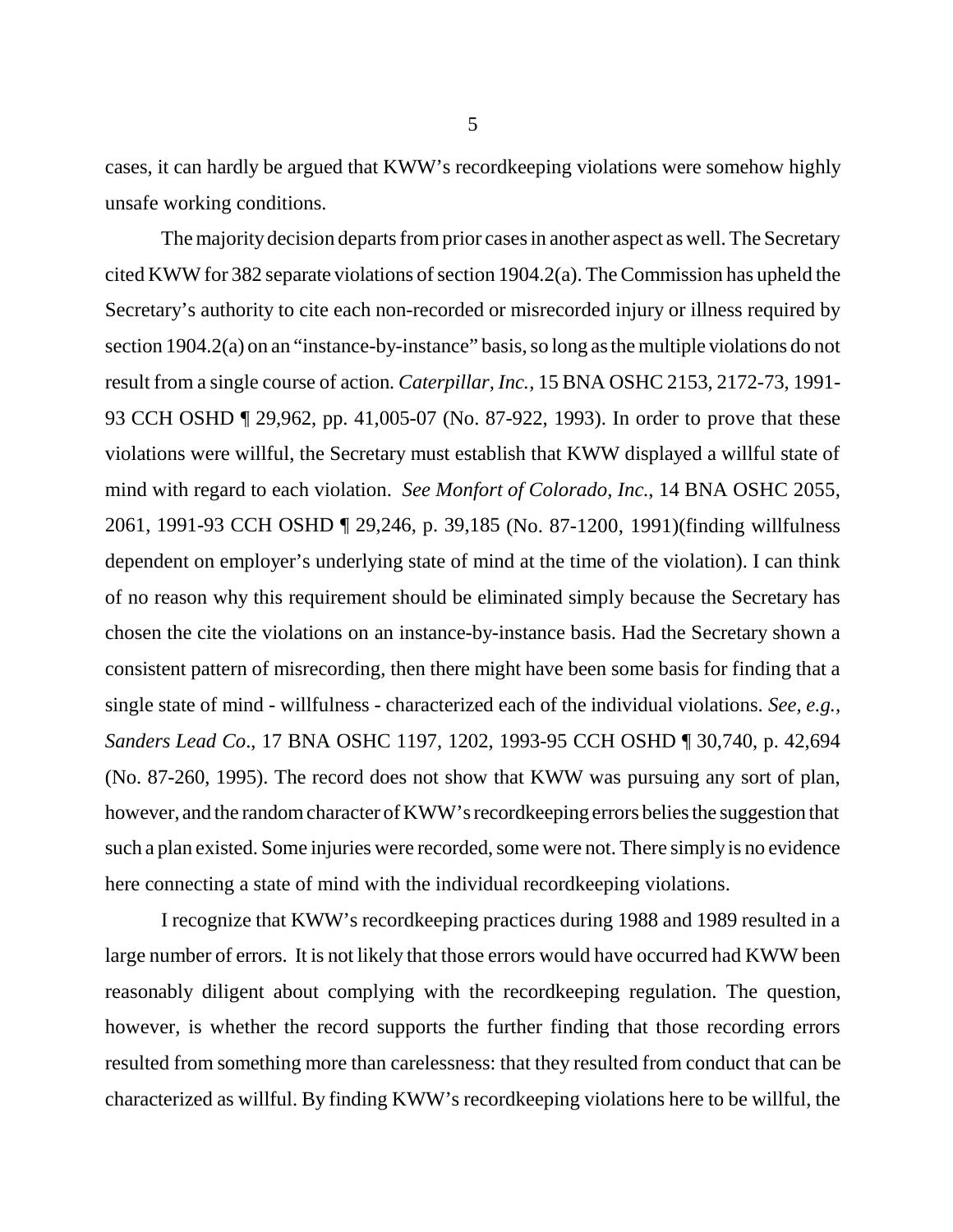cases, it can hardly be argued that KWW's recordkeeping violations were somehow highly unsafe working conditions.

The majority decision departs from prior cases in another aspect as well. The Secretary cited KWW for 382 separate violations of section 1904.2(a). The Commission has upheld the Secretary's authority to cite each non-recorded or misrecorded injury or illness required by section 1904.2(a) on an "instance-by-instance" basis, so long as the multiple violations do not result from a single course of action. *Caterpillar, Inc.*, 15 BNA OSHC 2153, 2172-73, 1991-93 CCH OSHD ¶ 29,962, pp. 41,005-07 (No. 87-922, 1993). In order to prove that these violations were willful, the Secretary must establish that KWW displayed a willful state of mind with regard to each violation. *See Monfort of Colorado, Inc.*, 14 BNA OSHC 2055, 2061, 1991-93 CCH OSHD ¶ 29,246, p. 39,185 (No. 87-1200, 1991)(finding willfulness dependent on employer's underlying state of mind at the time of the violation). I can think of no reason why this requirement should be eliminated simply because the Secretary has chosen the cite the violations on an instance-by-instance basis. Had the Secretary shown a consistent pattern of misrecording, then there might have been some basis for finding that a single state of mind - willfulness - characterized each of the individual violations. *See, e.g., Sanders Lead Co*., 17 BNA OSHC 1197, 1202, 1993-95 CCH OSHD ¶ 30,740, p. 42,694 (No. 87-260, 1995). The record does not show that KWW was pursuing any sort of plan, however, and the random character of KWW's recordkeeping errors belies the suggestion that such a plan existed. Some injuries were recorded, some were not. There simply is no evidence here connecting a state of mind with the individual recordkeeping violations.

I recognize that KWW's recordkeeping practices during 1988 and 1989 resulted in a large number of errors. It is not likely that those errors would have occurred had KWW been reasonably diligent about complying with the recordkeeping regulation. The question, however, is whether the record supports the further finding that those recording errors resulted from something more than carelessness: that they resulted from conduct that can be characterized as willful. By finding KWW's recordkeeping violations here to be willful, the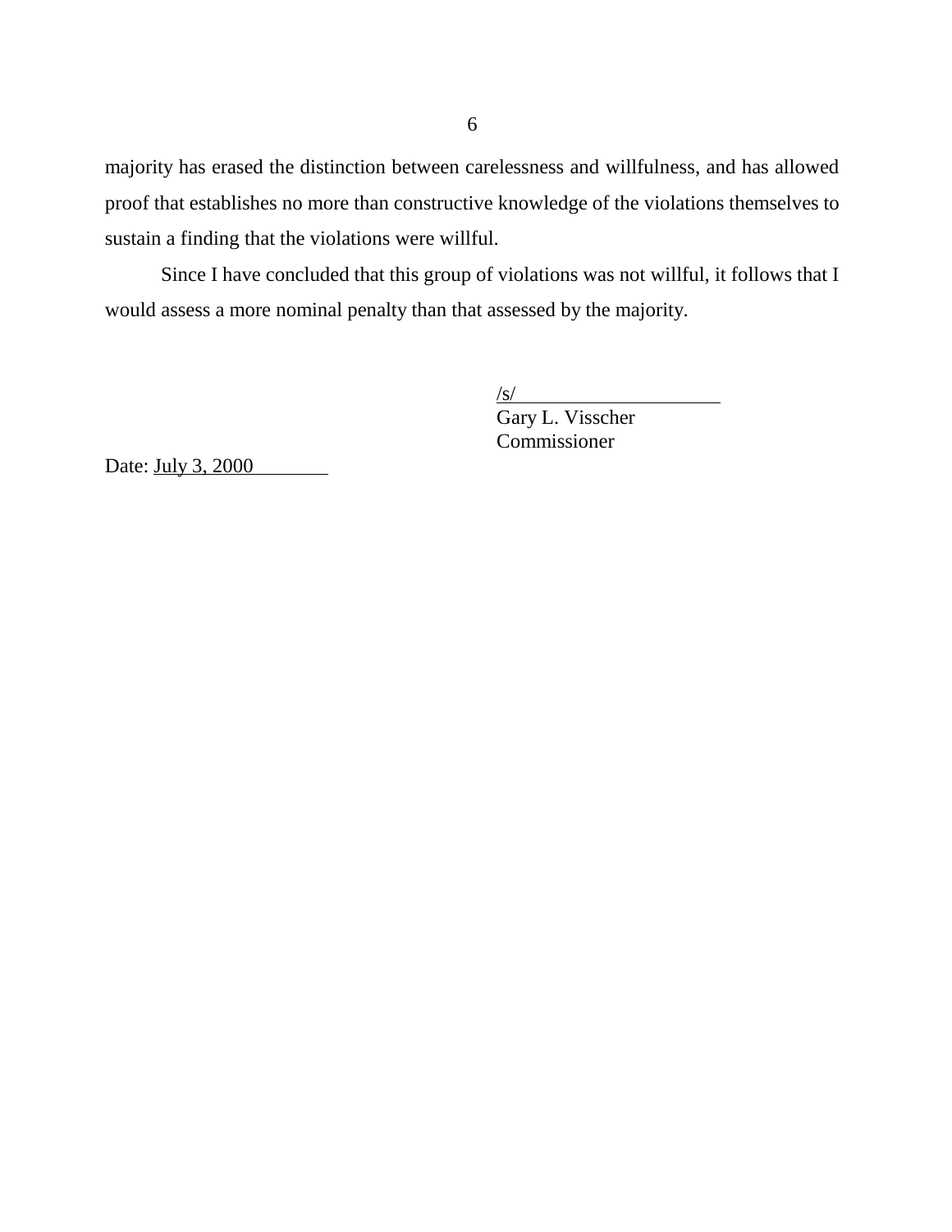majority has erased the distinction between carelessness and willfulness, and has allowed proof that establishes no more than constructive knowledge of the violations themselves to sustain a finding that the violations were willful.

Since I have concluded that this group of violations was not willful, it follows that I would assess a more nominal penalty than that assessed by the majority.

/s/
Gary L. Visscher
Commissioner

Date: July 3, 2000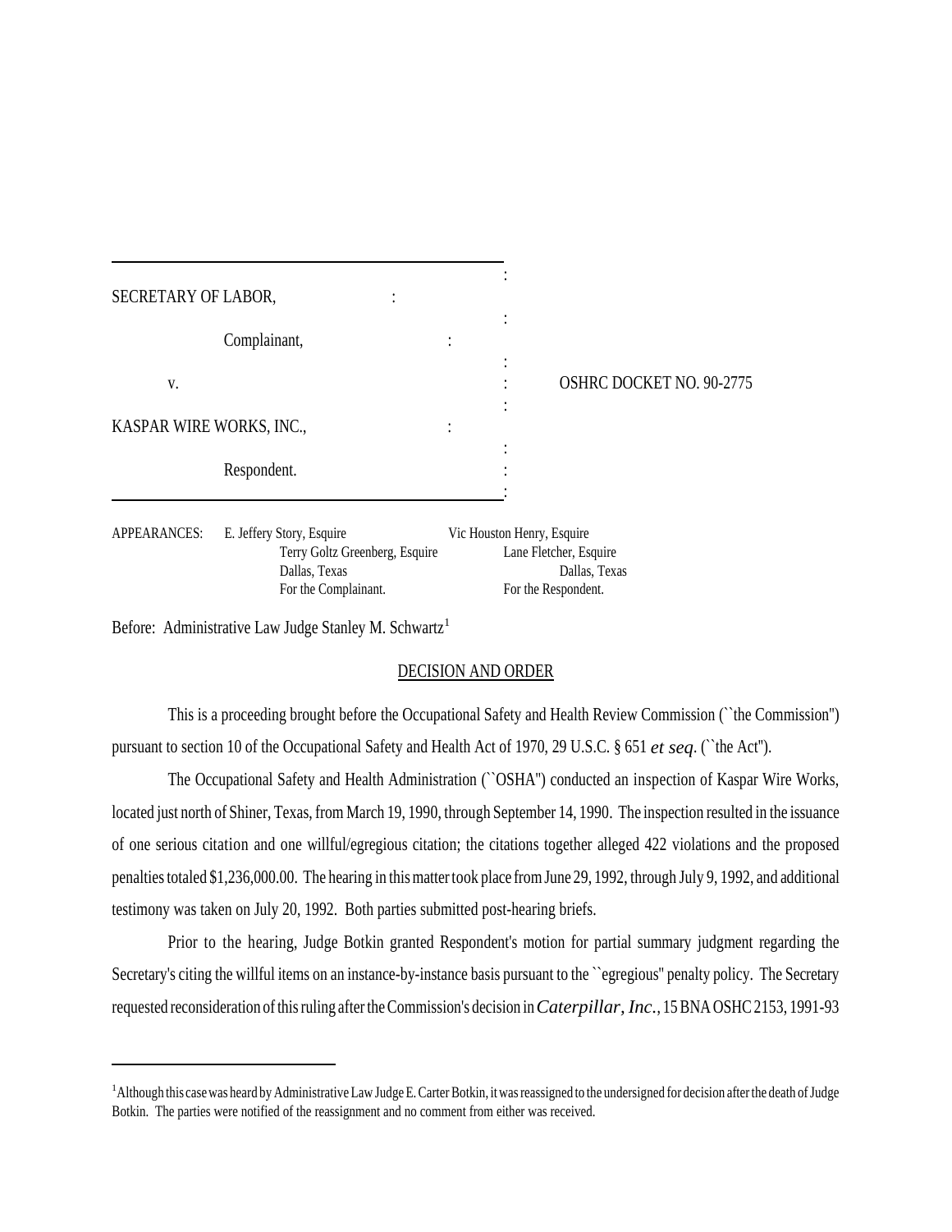| | | |
|---|---|---|
| SECRETARY OF LABOR, | : | |
| Complainant, | : | |
| v. | : | OSHRC DOCKET NO. 90-2775 |
| KASPAR WIRE WORKS, INC., | : | |
| Respondent. | : | |

APPEARANCES: E. Jeffery Story, Esquire
Terry Goltz Greenberg, Esquire
Dallas, Texas
For the Complainant.

Vic Houston Henry, Esquire
Lane Fletcher, Esquire
Dallas, Texas
For the Respondent.

Before: Administrative Law Judge Stanley M. Schwartz[1]

## DECISION AND ORDER

This is a proceeding brought before the Occupational Safety and Health Review Commission (``the Commission'') pursuant to section 10 of the Occupational Safety and Health Act of 1970, 29 U.S.C. § 651 *et seq*. (``the Act'').

The Occupational Safety and Health Administration (``OSHA'') conducted an inspection of Kaspar Wire Works, located just north of Shiner, Texas, from March 19, 1990, through September 14, 1990. The inspection resulted in the issuance of one serious citation and one willful/egregious citation; the citations together alleged 422 violations and the proposed penalties totaled $1,236,000.00. The hearing in this matter took place from June 29, 1992, through July 9, 1992, and additional testimony was taken on July 20, 1992. Both parties submitted post-hearing briefs.

Prior to the hearing, Judge Botkin granted Respondent's motion for partial summary judgment regarding the Secretary's citing the willful items on an instance-by-instance basis pursuant to the ``egregious'' penalty policy. The Secretary requested reconsideration of this ruling after the Commission's decision in *Caterpillar, Inc.*, 15 BNA OSHC 2153, 1991-93

---

[1] Although this case was heard by Administrative Law Judge E. Carter Botkin, it was reassigned to the undersigned for decision after the death of Judge Botkin. The parties were notified of the reassignment and no comment from either was received.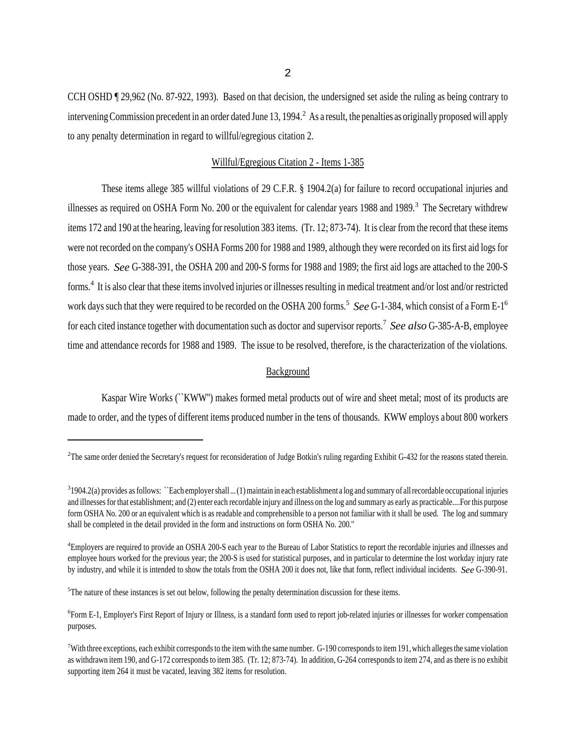CCH OSHD ¶ 29,962 (No. 87-922, 1993). Based on that decision, the undersigned set aside the ruling as being contrary to intervening Commission precedent in an order dated June 13, 1994.[2] As a result, the penalties as originally proposed will apply to any penalty determination in regard to willful/egregious citation 2.

## Willful/Egregious Citation 2 - Items 1-385

These items allege 385 willful violations of 29 C.F.R. § 1904.2(a) for failure to record occupational injuries and illnesses as required on OSHA Form No. 200 or the equivalent for calendar years 1988 and 1989.[3] The Secretary withdrew items 172 and 190 at the hearing, leaving for resolution 383 items. (Tr. 12; 873-74). It is clear from the record that these items were not recorded on the company's OSHA Forms 200 for 1988 and 1989, although they were recorded on its first aid logs for those years. *See* G-388-391, the OSHA 200 and 200-S forms for 1988 and 1989; the first aid logs are attached to the 200-S forms.[4] It is also clear that these items involved injuries or illnesses resulting in medical treatment and/or lost and/or restricted work days such that they were required to be recorded on the OSHA 200 forms.[5] *See* G-1-384, which consist of a Form E-1[6] for each cited instance together with documentation such as doctor and supervisor reports.[7] *See also* G-385-A-B, employee time and attendance records for 1988 and 1989. The issue to be resolved, therefore, is the characterization of the violations.

## Background

Kaspar Wire Works (``KWW'') makes formed metal products out of wire and sheet metal; most of its products are made to order, and the types of different items produced number in the tens of thousands. KWW employs about 800 workers

---

[2]The same order denied the Secretary's request for reconsideration of Judge Botkin's ruling regarding Exhibit G-432 for the reasons stated therein.

[3]1904.2(a) provides as follows: ``Each employer shall ... (1) maintain in each establishment a log and summary of all recordable occupational injuries and illnesses for that establishment; and (2) enter each recordable injury and illness on the log and summary as early as practicable....For this purpose form OSHA No. 200 or an equivalent which is as readable and comprehensible to a person not familiar with it shall be used. The log and summary shall be completed in the detail provided in the form and instructions on form OSHA No. 200.''

[4]Employers are required to provide an OSHA 200-S each year to the Bureau of Labor Statistics to report the recordable injuries and illnesses and employee hours worked for the previous year; the 200-S is used for statistical purposes, and in particular to determine the lost workday injury rate by industry, and while it is intended to show the totals from the OSHA 200 it does not, like that form, reflect individual incidents. *See* G-390-91.

[5]The nature of these instances is set out below, following the penalty determination discussion for these items.

[6]Form E-1, Employer's First Report of Injury or Illness, is a standard form used to report job-related injuries or illnesses for worker compensation purposes.

[7]With three exceptions, each exhibit corresponds to the item with the same number. G-190 corresponds to item 191, which alleges the same violation as withdrawn item 190, and G-172 corresponds to item 385. (Tr. 12; 873-74). In addition, G-264 corresponds to item 274, and as there is no exhibit supporting item 264 it must be vacated, leaving 382 items for resolution.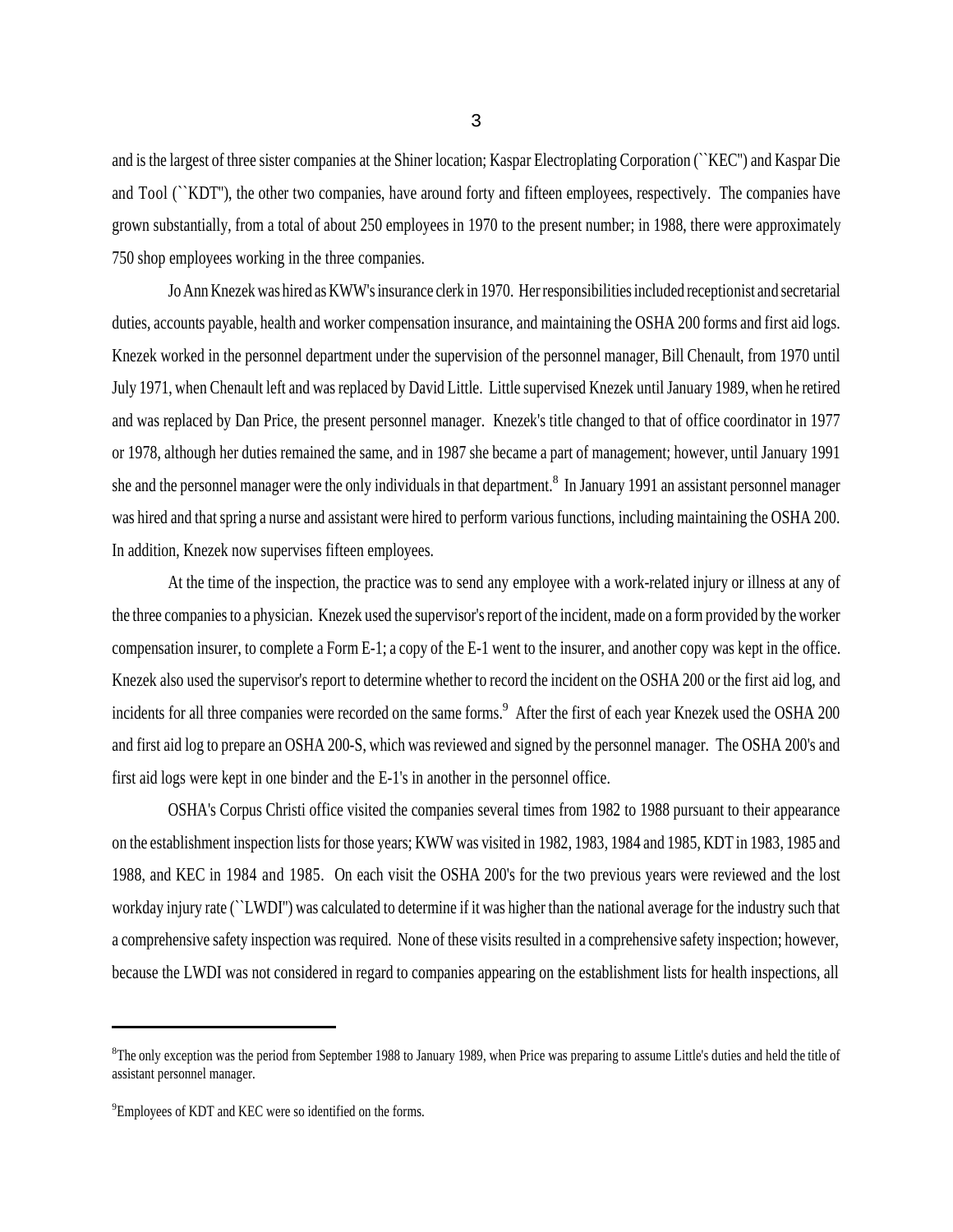and is the largest of three sister companies at the Shiner location; Kaspar Electroplating Corporation (``KEC'') and Kaspar Die and Tool (``KDT''), the other two companies, have around forty and fifteen employees, respectively. The companies have grown substantially, from a total of about 250 employees in 1970 to the present number; in 1988, there were approximately 750 shop employees working in the three companies.

Jo Ann Knezek was hired as KWW's insurance clerk in 1970. Her responsibilities included receptionist and secretarial duties, accounts payable, health and worker compensation insurance, and maintaining the OSHA 200 forms and first aid logs. Knezek worked in the personnel department under the supervision of the personnel manager, Bill Chenault, from 1970 until July 1971, when Chenault left and was replaced by David Little. Little supervised Knezek until January 1989, when he retired and was replaced by Dan Price, the present personnel manager. Knezek's title changed to that of office coordinator in 1977 or 1978, although her duties remained the same, and in 1987 she became a part of management; however, until January 1991 she and the personnel manager were the only individuals in that department.[8] In January 1991 an assistant personnel manager was hired and that spring a nurse and assistant were hired to perform various functions, including maintaining the OSHA 200. In addition, Knezek now supervises fifteen employees.

At the time of the inspection, the practice was to send any employee with a work-related injury or illness at any of the three companies to a physician. Knezek used the supervisor's report of the incident, made on a form provided by the worker compensation insurer, to complete a Form E-1; a copy of the E-1 went to the insurer, and another copy was kept in the office. Knezek also used the supervisor's report to determine whether to record the incident on the OSHA 200 or the first aid log, and incidents for all three companies were recorded on the same forms.[9] After the first of each year Knezek used the OSHA 200 and first aid log to prepare an OSHA 200-S, which was reviewed and signed by the personnel manager. The OSHA 200's and first aid logs were kept in one binder and the E-1's in another in the personnel office.

OSHA's Corpus Christi office visited the companies several times from 1982 to 1988 pursuant to their appearance on the establishment inspection lists for those years; KWW was visited in 1982, 1983, 1984 and 1985, KDT in 1983, 1985 and 1988, and KEC in 1984 and 1985. On each visit the OSHA 200's for the two previous years were reviewed and the lost workday injury rate (``LWDI'') was calculated to determine if it was higher than the national average for the industry such that a comprehensive safety inspection was required. None of these visits resulted in a comprehensive safety inspection; however, because the LWDI was not considered in regard to companies appearing on the establishment lists for health inspections, all

---

[8] The only exception was the period from September 1988 to January 1989, when Price was preparing to assume Little's duties and held the title of assistant personnel manager.

[9] Employees of KDT and KEC were so identified on the forms.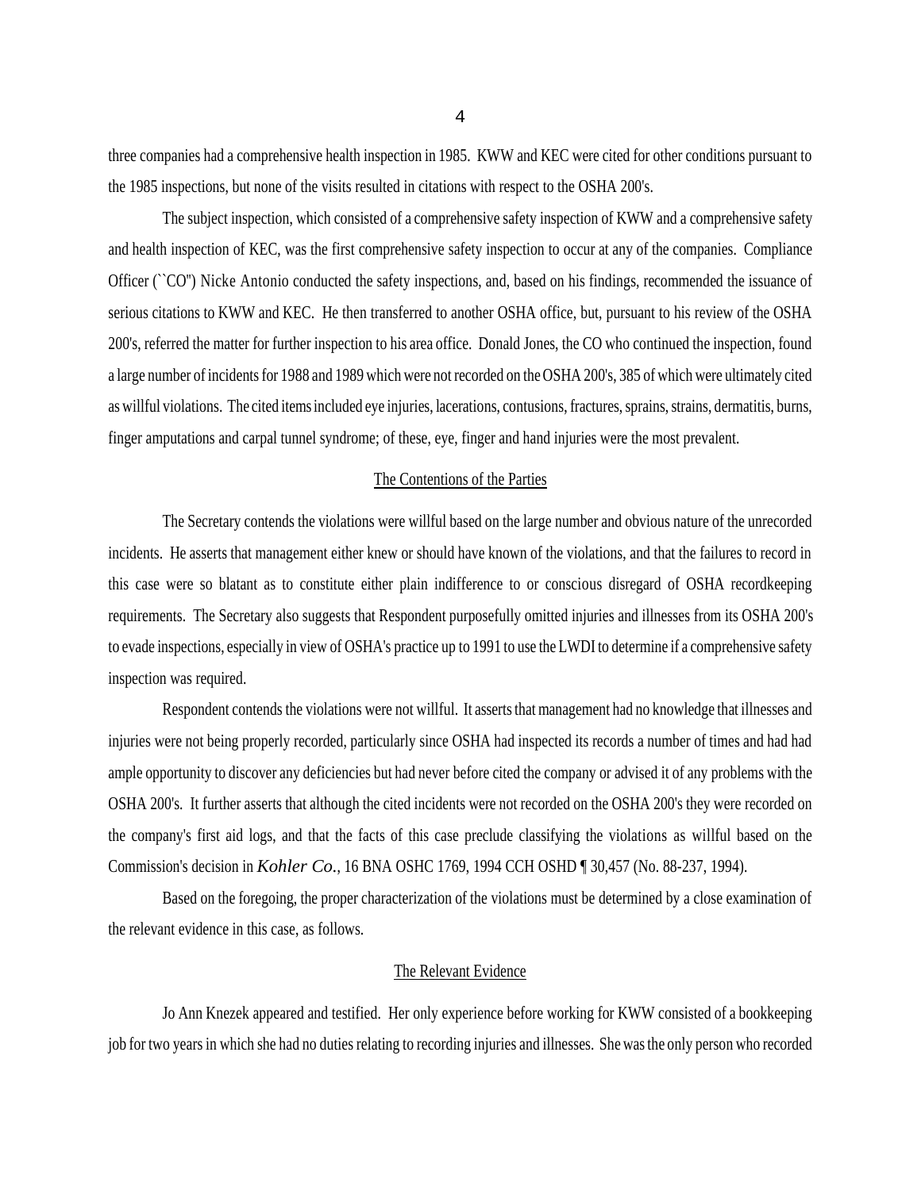three companies had a comprehensive health inspection in 1985. KWW and KEC were cited for other conditions pursuant to the 1985 inspections, but none of the visits resulted in citations with respect to the OSHA 200's.

The subject inspection, which consisted of a comprehensive safety inspection of KWW and a comprehensive safety and health inspection of KEC, was the first comprehensive safety inspection to occur at any of the companies. Compliance Officer (``CO'') Nicke Antonio conducted the safety inspections, and, based on his findings, recommended the issuance of serious citations to KWW and KEC. He then transferred to another OSHA office, but, pursuant to his review of the OSHA 200's, referred the matter for further inspection to his area office. Donald Jones, the CO who continued the inspection, found a large number of incidents for 1988 and 1989 which were not recorded on the OSHA 200's, 385 of which were ultimately cited as willful violations. The cited items included eye injuries, lacerations, contusions, fractures, sprains, strains, dermatitis, burns, finger amputations and carpal tunnel syndrome; of these, eye, finger and hand injuries were the most prevalent.

## The Contentions of the Parties

The Secretary contends the violations were willful based on the large number and obvious nature of the unrecorded incidents. He asserts that management either knew or should have known of the violations, and that the failures to record in this case were so blatant as to constitute either plain indifference to or conscious disregard of OSHA recordkeeping requirements. The Secretary also suggests that Respondent purposefully omitted injuries and illnesses from its OSHA 200's to evade inspections, especially in view of OSHA's practice up to 1991 to use the LWDI to determine if a comprehensive safety inspection was required.

Respondent contends the violations were not willful. It asserts that management had no knowledge that illnesses and injuries were not being properly recorded, particularly since OSHA had inspected its records a number of times and had had ample opportunity to discover any deficiencies but had never before cited the company or advised it of any problems with the OSHA 200's. It further asserts that although the cited incidents were not recorded on the OSHA 200's they were recorded on the company's first aid logs, and that the facts of this case preclude classifying the violations as willful based on the Commission's decision in *Kohler Co.*, 16 BNA OSHC 1769, 1994 CCH OSHD ¶ 30,457 (No. 88-237, 1994).

Based on the foregoing, the proper characterization of the violations must be determined by a close examination of the relevant evidence in this case, as follows.

## The Relevant Evidence

Jo Ann Knezek appeared and testified. Her only experience before working for KWW consisted of a bookkeeping job for two years in which she had no duties relating to recording injuries and illnesses. She was the only person who recorded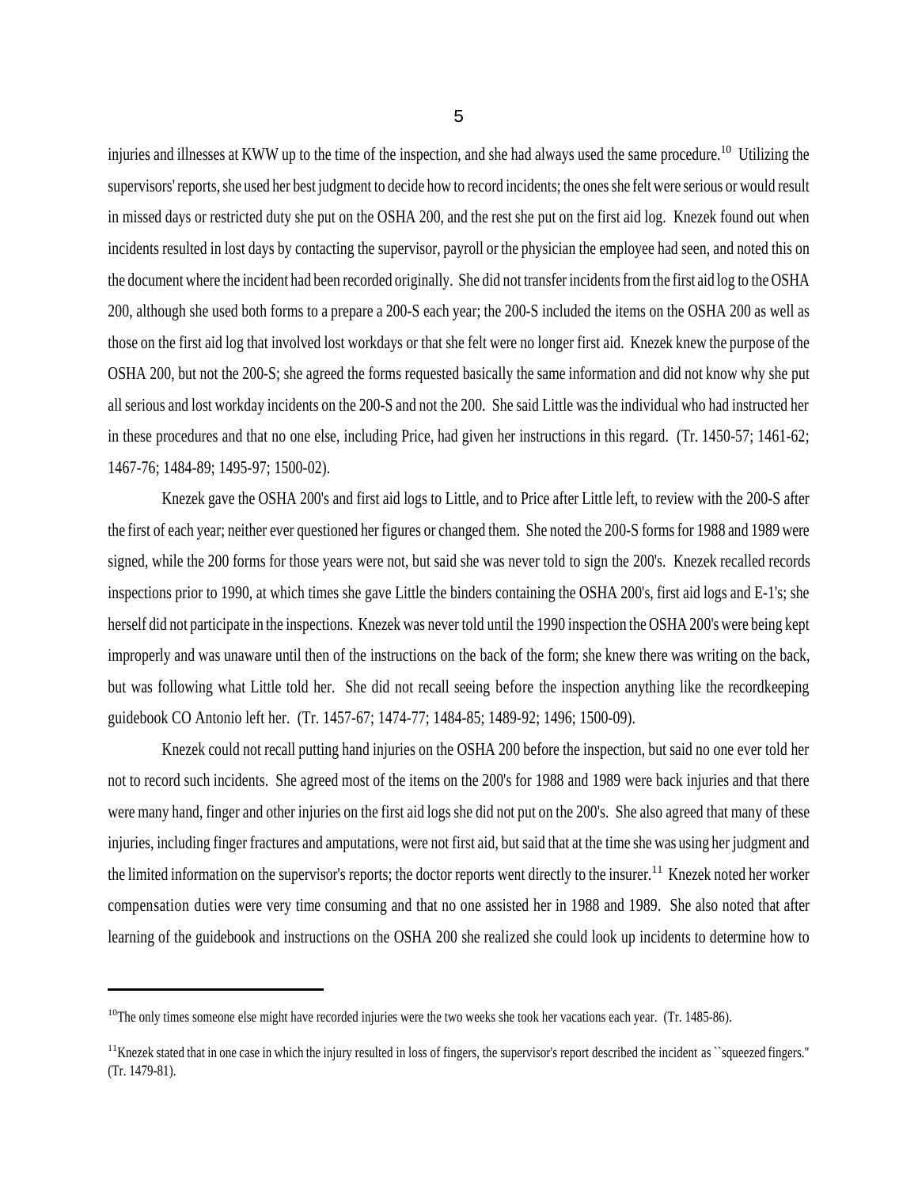injuries and illnesses at KWW up to the time of the inspection, and she had always used the same procedure.[10] Utilizing the supervisors' reports, she used her best judgment to decide how to record incidents; the ones she felt were serious or would result in missed days or restricted duty she put on the OSHA 200, and the rest she put on the first aid log. Knezek found out when incidents resulted in lost days by contacting the supervisor, payroll or the physician the employee had seen, and noted this on the document where the incident had been recorded originally. She did not transfer incidents from the first aid log to the OSHA 200, although she used both forms to a prepare a 200-S each year; the 200-S included the items on the OSHA 200 as well as those on the first aid log that involved lost workdays or that she felt were no longer first aid. Knezek knew the purpose of the OSHA 200, but not the 200-S; she agreed the forms requested basically the same information and did not know why she put all serious and lost workday incidents on the 200-S and not the 200. She said Little was the individual who had instructed her in these procedures and that no one else, including Price, had given her instructions in this regard. (Tr. 1450-57; 1461-62; 1467-76; 1484-89; 1495-97; 1500-02).

Knezek gave the OSHA 200's and first aid logs to Little, and to Price after Little left, to review with the 200-S after the first of each year; neither ever questioned her figures or changed them. She noted the 200-S forms for 1988 and 1989 were signed, while the 200 forms for those years were not, but said she was never told to sign the 200's. Knezek recalled records inspections prior to 1990, at which times she gave Little the binders containing the OSHA 200's, first aid logs and E-1's; she herself did not participate in the inspections. Knezek was never told until the 1990 inspection the OSHA 200's were being kept improperly and was unaware until then of the instructions on the back of the form; she knew there was writing on the back, but was following what Little told her. She did not recall seeing before the inspection anything like the recordkeeping guidebook CO Antonio left her. (Tr. 1457-67; 1474-77; 1484-85; 1489-92; 1496; 1500-09).

Knezek could not recall putting hand injuries on the OSHA 200 before the inspection, but said no one ever told her not to record such incidents. She agreed most of the items on the 200's for 1988 and 1989 were back injuries and that there were many hand, finger and other injuries on the first aid logs she did not put on the 200's. She also agreed that many of these injuries, including finger fractures and amputations, were not first aid, but said that at the time she was using her judgment and the limited information on the supervisor's reports; the doctor reports went directly to the insurer.[11] Knezek noted her worker compensation duties were very time consuming and that no one assisted her in 1988 and 1989. She also noted that after learning of the guidebook and instructions on the OSHA 200 she realized she could look up incidents to determine how to

---

[10] The only times someone else might have recorded injuries were the two weeks she took her vacations each year. (Tr. 1485-86).

[11] Knezek stated that in one case in which the injury resulted in loss of fingers, the supervisor's report described the incident as ``squeezed fingers.'' (Tr. 1479-81).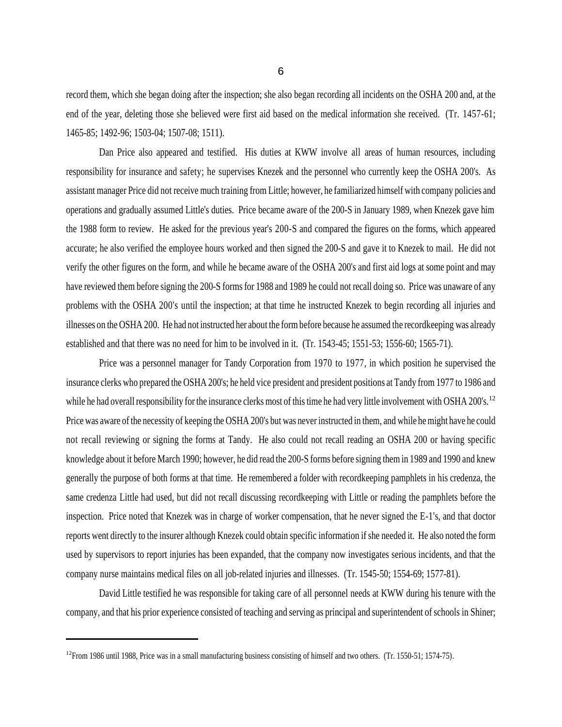record them, which she began doing after the inspection; she also began recording all incidents on the OSHA 200 and, at the end of the year, deleting those she believed were first aid based on the medical information she received. (Tr. 1457-61; 1465-85; 1492-96; 1503-04; 1507-08; 1511).

Dan Price also appeared and testified. His duties at KWW involve all areas of human resources, including responsibility for insurance and safety; he supervises Knezek and the personnel who currently keep the OSHA 200's. As assistant manager Price did not receive much training from Little; however, he familiarized himself with company policies and operations and gradually assumed Little's duties. Price became aware of the 200-S in January 1989, when Knezek gave him the 1988 form to review. He asked for the previous year's 200-S and compared the figures on the forms, which appeared accurate; he also verified the employee hours worked and then signed the 200-S and gave it to Knezek to mail. He did not verify the other figures on the form, and while he became aware of the OSHA 200's and first aid logs at some point and may have reviewed them before signing the 200-S forms for 1988 and 1989 he could not recall doing so. Price was unaware of any problems with the OSHA 200's until the inspection; at that time he instructed Knezek to begin recording all injuries and illnesses on the OSHA 200. He had not instructed her about the form before because he assumed the recordkeeping was already established and that there was no need for him to be involved in it. (Tr. 1543-45; 1551-53; 1556-60; 1565-71).

Price was a personnel manager for Tandy Corporation from 1970 to 1977, in which position he supervised the insurance clerks who prepared the OSHA 200's; he held vice president and president positions at Tandy from 1977 to 1986 and while he had overall responsibility for the insurance clerks most of this time he had very little involvement with OSHA 200's.[12] Price was aware of the necessity of keeping the OSHA 200's but was never instructed in them, and while he might have he could not recall reviewing or signing the forms at Tandy. He also could not recall reading an OSHA 200 or having specific knowledge about it before March 1990; however, he did read the 200-S forms before signing them in 1989 and 1990 and knew generally the purpose of both forms at that time. He remembered a folder with recordkeeping pamphlets in his credenza, the same credenza Little had used, but did not recall discussing recordkeeping with Little or reading the pamphlets before the inspection. Price noted that Knezek was in charge of worker compensation, that he never signed the E-1's, and that doctor reports went directly to the insurer although Knezek could obtain specific information if she needed it. He also noted the form used by supervisors to report injuries has been expanded, that the company now investigates serious incidents, and that the company nurse maintains medical files on all job-related injuries and illnesses. (Tr. 1545-50; 1554-69; 1577-81).

David Little testified he was responsible for taking care of all personnel needs at KWW during his tenure with the company, and that his prior experience consisted of teaching and serving as principal and superintendent of schools in Shiner;

---

[12] From 1986 until 1988, Price was in a small manufacturing business consisting of himself and two others. (Tr. 1550-51; 1574-75).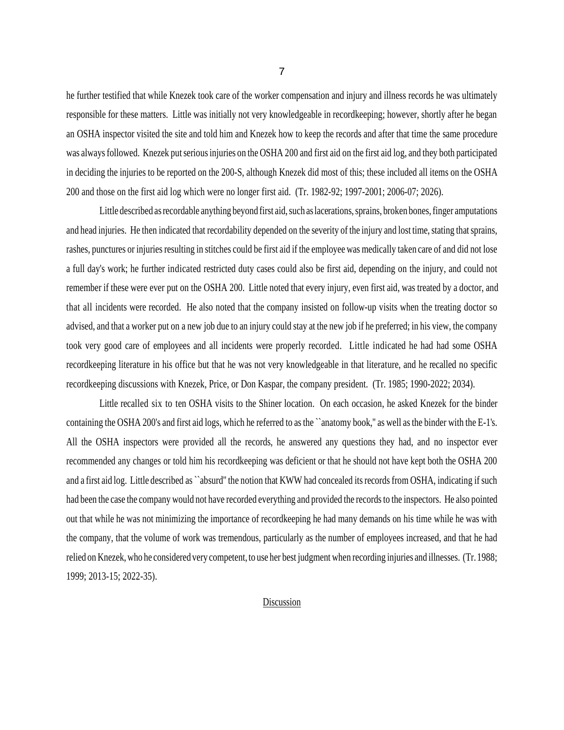he further testified that while Knezek took care of the worker compensation and injury and illness records he was ultimately responsible for these matters. Little was initially not very knowledgeable in recordkeeping; however, shortly after he began an OSHA inspector visited the site and told him and Knezek how to keep the records and after that time the same procedure was always followed. Knezek put serious injuries on the OSHA 200 and first aid on the first aid log, and they both participated in deciding the injuries to be reported on the 200-S, although Knezek did most of this; these included all items on the OSHA 200 and those on the first aid log which were no longer first aid. (Tr. 1982-92; 1997-2001; 2006-07; 2026).

Little described as recordable anything beyond first aid, such as lacerations, sprains, broken bones, finger amputations and head injuries. He then indicated that recordability depended on the severity of the injury and lost time, stating that sprains, rashes, punctures or injuries resulting in stitches could be first aid if the employee was medically taken care of and did not lose a full day's work; he further indicated restricted duty cases could also be first aid, depending on the injury, and could not remember if these were ever put on the OSHA 200. Little noted that every injury, even first aid, was treated by a doctor, and that all incidents were recorded. He also noted that the company insisted on follow-up visits when the treating doctor so advised, and that a worker put on a new job due to an injury could stay at the new job if he preferred; in his view, the company took very good care of employees and all incidents were properly recorded. Little indicated he had had some OSHA recordkeeping literature in his office but that he was not very knowledgeable in that literature, and he recalled no specific recordkeeping discussions with Knezek, Price, or Don Kaspar, the company president. (Tr. 1985; 1990-2022; 2034).

Little recalled six to ten OSHA visits to the Shiner location. On each occasion, he asked Knezek for the binder containing the OSHA 200's and first aid logs, which he referred to as the ``anatomy book,'' as well as the binder with the E-1's. All the OSHA inspectors were provided all the records, he answered any questions they had, and no inspector ever recommended any changes or told him his recordkeeping was deficient or that he should not have kept both the OSHA 200 and a first aid log. Little described as ``absurd'' the notion that KWW had concealed its records from OSHA, indicating if such had been the case the company would not have recorded everything and provided the records to the inspectors. He also pointed out that while he was not minimizing the importance of recordkeeping he had many demands on his time while he was with the company, that the volume of work was tremendous, particularly as the number of employees increased, and that he had relied on Knezek, who he considered very competent, to use her best judgment when recording injuries and illnesses. (Tr. 1988; 1999; 2013-15; 2022-35).

## Discussion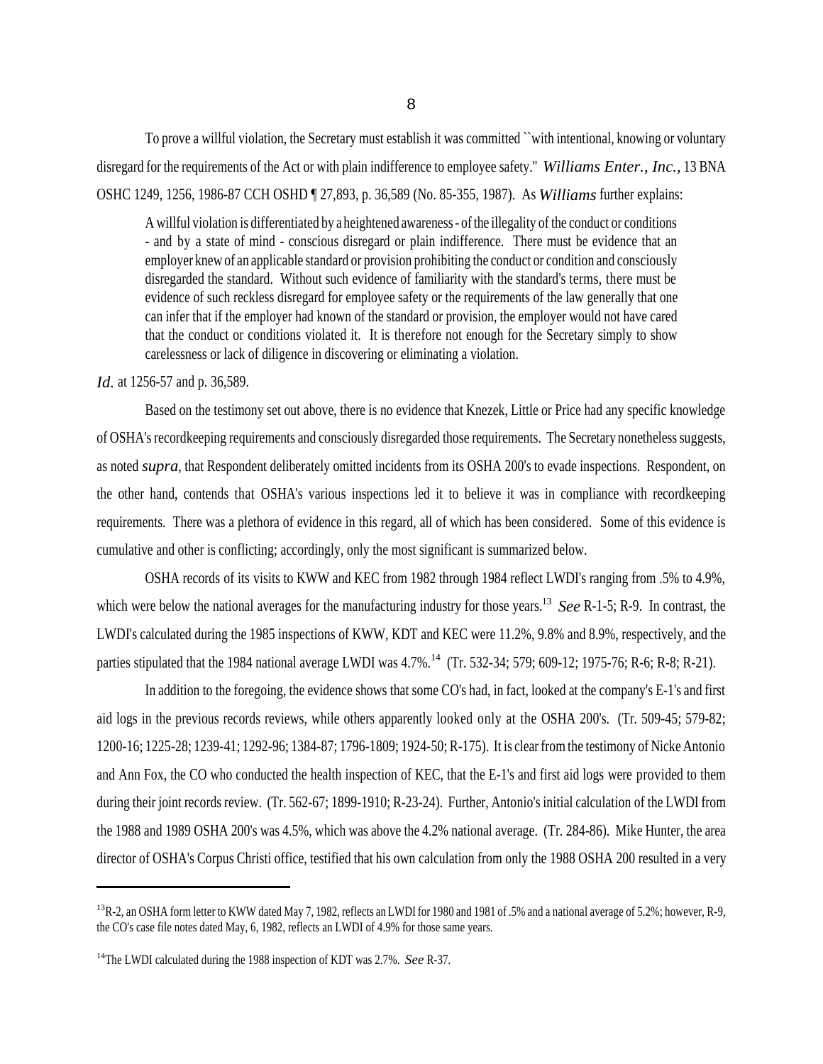To prove a willful violation, the Secretary must establish it was committed ``with intentional, knowing or voluntary disregard for the requirements of the Act or with plain indifference to employee safety." *Williams Enter., Inc.*, 13 BNA OSHC 1249, 1256, 1986-87 CCH OSHD ¶ 27,893, p. 36,589 (No. 85-355, 1987). As *Williams* further explains:

> A willful violation is differentiated by a heightened awareness - of the illegality of the conduct or conditions - and by a state of mind - conscious disregard or plain indifference. There must be evidence that an employer knew of an applicable standard or provision prohibiting the conduct or condition and consciously disregarded the standard. Without such evidence of familiarity with the standard's terms, there must be evidence of such reckless disregard for employee safety or the requirements of the law generally that one can infer that if the employer had known of the standard or provision, the employer would not have cared that the conduct or conditions violated it. It is therefore not enough for the Secretary simply to show carelessness or lack of diligence in discovering or eliminating a violation.

*Id.* at 1256-57 and p. 36,589.

Based on the testimony set out above, there is no evidence that Knezek, Little or Price had any specific knowledge of OSHA's recordkeeping requirements and consciously disregarded those requirements. The Secretary nonetheless suggests, as noted *supra*, that Respondent deliberately omitted incidents from its OSHA 200's to evade inspections. Respondent, on the other hand, contends that OSHA's various inspections led it to believe it was in compliance with recordkeeping requirements. There was a plethora of evidence in this regard, all of which has been considered. Some of this evidence is cumulative and other is conflicting; accordingly, only the most significant is summarized below.

OSHA records of its visits to KWW and KEC from 1982 through 1984 reflect LWDI's ranging from .5% to 4.9%, which were below the national averages for the manufacturing industry for those years.[13] *See* R-1-5; R-9. In contrast, the LWDI's calculated during the 1985 inspections of KWW, KDT and KEC were 11.2%, 9.8% and 8.9%, respectively, and the parties stipulated that the 1984 national average LWDI was 4.7%.[14] (Tr. 532-34; 579; 609-12; 1975-76; R-6; R-8; R-21).

In addition to the foregoing, the evidence shows that some CO's had, in fact, looked at the company's E-1's and first aid logs in the previous records reviews, while others apparently looked only at the OSHA 200's. (Tr. 509-45; 579-82; 1200-16; 1225-28; 1239-41; 1292-96; 1384-87; 1796-1809; 1924-50; R-175). It is clear from the testimony of Nicke Antonio and Ann Fox, the CO who conducted the health inspection of KEC, that the E-1's and first aid logs were provided to them during their joint records review. (Tr. 562-67; 1899-1910; R-23-24). Further, Antonio's initial calculation of the LWDI from the 1988 and 1989 OSHA 200's was 4.5%, which was above the 4.2% national average. (Tr. 284-86). Mike Hunter, the area director of OSHA's Corpus Christi office, testified that his own calculation from only the 1988 OSHA 200 resulted in a very

---

[13] R-2, an OSHA form letter to KWW dated May 7, 1982, reflects an LWDI for 1980 and 1981 of .5% and a national average of 5.2%; however, R-9, the CO's case file notes dated May, 6, 1982, reflects an LWDI of 4.9% for those same years.

[14] The LWDI calculated during the 1988 inspection of KDT was 2.7%. *See* R-37.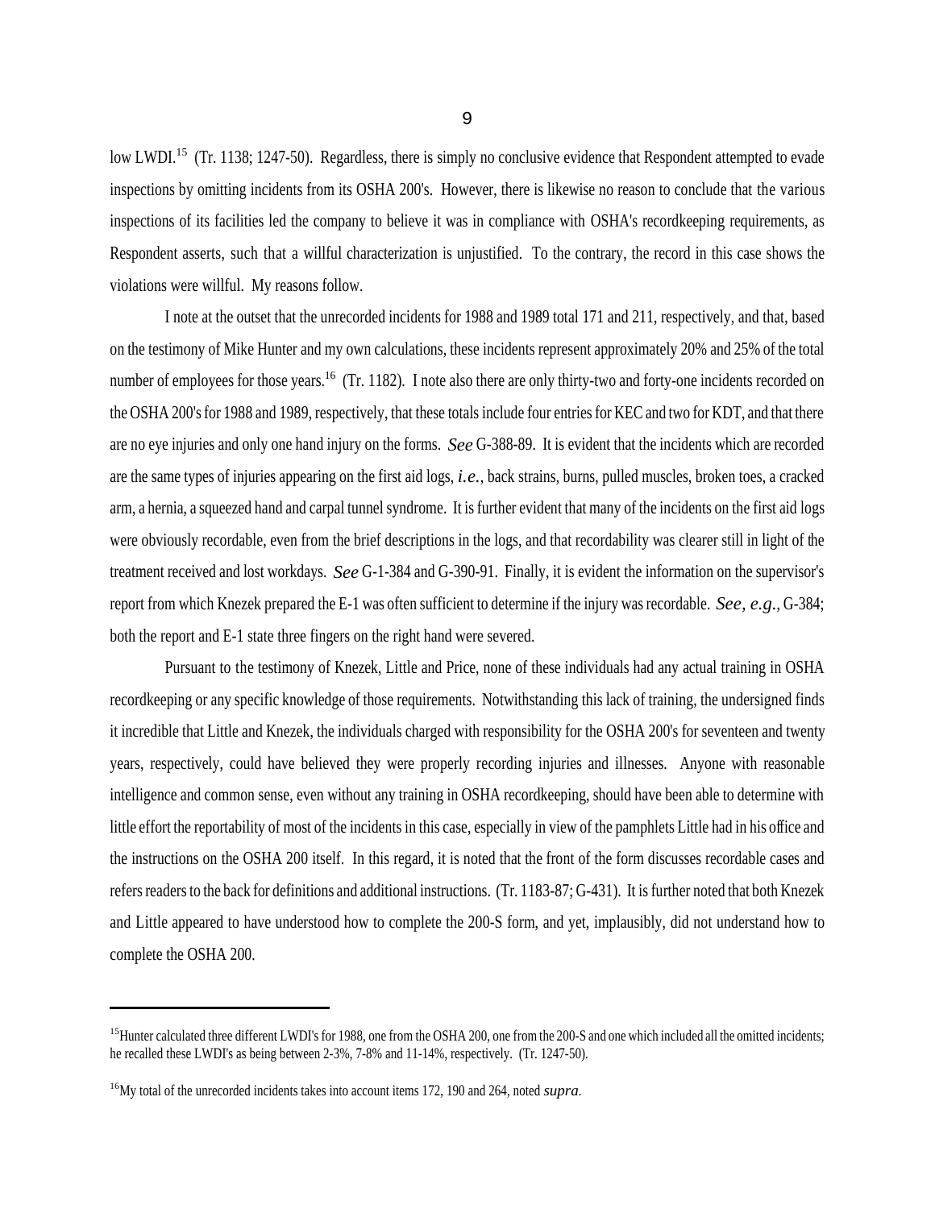low LWDI.[15] (Tr. 1138; 1247-50). Regardless, there is simply no conclusive evidence that Respondent attempted to evade inspections by omitting incidents from its OSHA 200's. However, there is likewise no reason to conclude that the various inspections of its facilities led the company to believe it was in compliance with OSHA's recordkeeping requirements, as Respondent asserts, such that a willful characterization is unjustified. To the contrary, the record in this case shows the violations were willful. My reasons follow.

I note at the outset that the unrecorded incidents for 1988 and 1989 total 171 and 211, respectively, and that, based on the testimony of Mike Hunter and my own calculations, these incidents represent approximately 20% and 25% of the total number of employees for those years.[16] (Tr. 1182). I note also there are only thirty-two and forty-one incidents recorded on the OSHA 200's for 1988 and 1989, respectively, that these totals include four entries for KEC and two for KDT, and that there are no eye injuries and only one hand injury on the forms. *See* G-388-89. It is evident that the incidents which are recorded are the same types of injuries appearing on the first aid logs, *i.e.*, back strains, burns, pulled muscles, broken toes, a cracked arm, a hernia, a squeezed hand and carpal tunnel syndrome. It is further evident that many of the incidents on the first aid logs were obviously recordable, even from the brief descriptions in the logs, and that recordability was clearer still in light of the treatment received and lost workdays. *See* G-1-384 and G-390-91. Finally, it is evident the information on the supervisor's report from which Knezek prepared the E-1 was often sufficient to determine if the injury was recordable. *See, e.g.,* G-384; both the report and E-1 state three fingers on the right hand were severed.

Pursuant to the testimony of Knezek, Little and Price, none of these individuals had any actual training in OSHA recordkeeping or any specific knowledge of those requirements. Notwithstanding this lack of training, the undersigned finds it incredible that Little and Knezek, the individuals charged with responsibility for the OSHA 200's for seventeen and twenty years, respectively, could have believed they were properly recording injuries and illnesses. Anyone with reasonable intelligence and common sense, even without any training in OSHA recordkeeping, should have been able to determine with little effort the reportability of most of the incidents in this case, especially in view of the pamphlets Little had in his office and the instructions on the OSHA 200 itself. In this regard, it is noted that the front of the form discusses recordable cases and refers readers to the back for definitions and additional instructions. (Tr. 1183-87; G-431). It is further noted that both Knezek and Little appeared to have understood how to complete the 200-S form, and yet, implausibly, did not understand how to complete the OSHA 200.

---

[15] Hunter calculated three different LWDI's for 1988, one from the OSHA 200, one from the 200-S and one which included all the omitted incidents; he recalled these LWDI's as being between 2-3%, 7-8% and 11-14%, respectively. (Tr. 1247-50).

[16] My total of the unrecorded incidents takes into account items 172, 190 and 264, noted *supra*.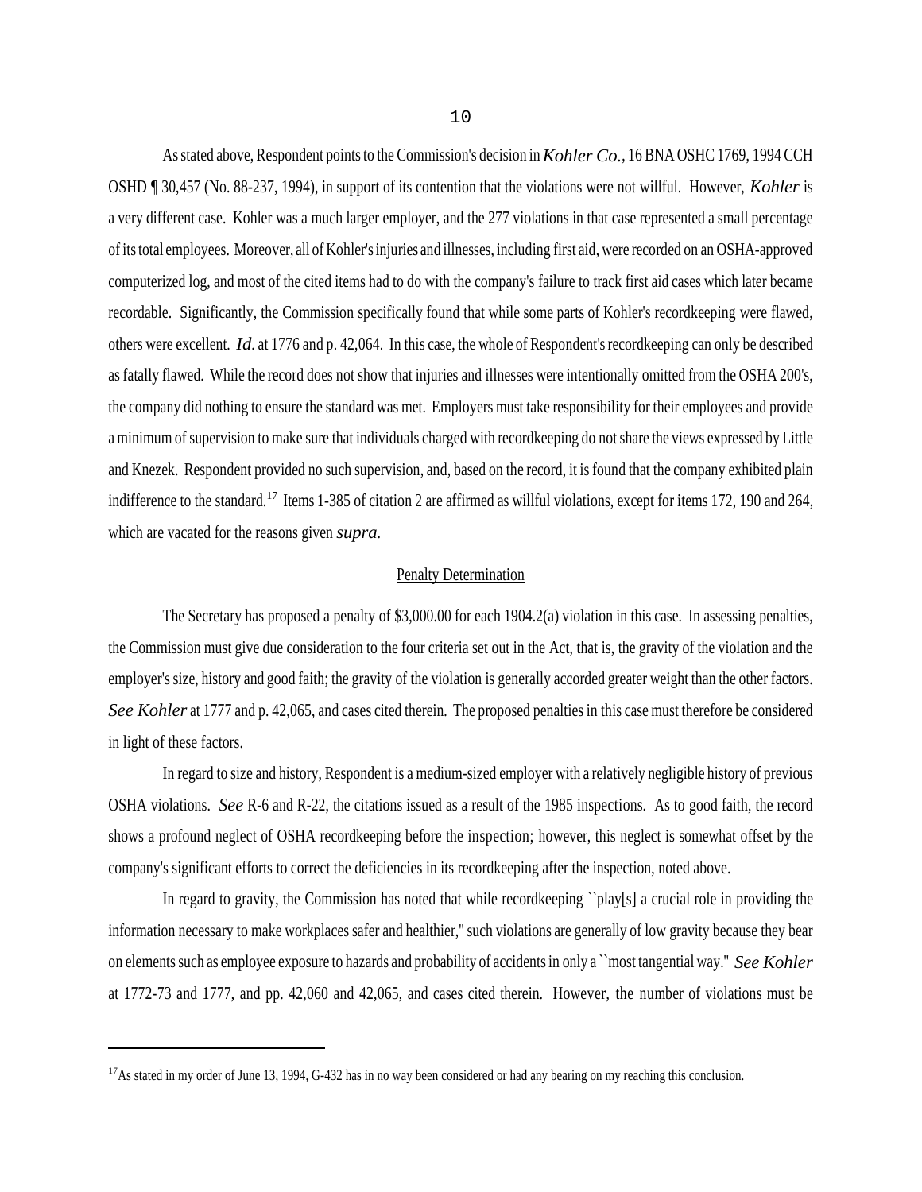As stated above, Respondent points to the Commission's decision in *Kohler Co.*, 16 BNA OSHC 1769, 1994 CCH OSHD ¶ 30,457 (No. 88-237, 1994), in support of its contention that the violations were not willful. However, *Kohler* is a very different case. Kohler was a much larger employer, and the 277 violations in that case represented a small percentage of its total employees. Moreover, all of Kohler's injuries and illnesses, including first aid, were recorded on an OSHA-approved computerized log, and most of the cited items had to do with the company's failure to track first aid cases which later became recordable. Significantly, the Commission specifically found that while some parts of Kohler's recordkeeping were flawed, others were excellent. *Id*. at 1776 and p. 42,064. In this case, the whole of Respondent's recordkeeping can only be described as fatally flawed. While the record does not show that injuries and illnesses were intentionally omitted from the OSHA 200's, the company did nothing to ensure the standard was met. Employers must take responsibility for their employees and provide a minimum of supervision to make sure that individuals charged with recordkeeping do not share the views expressed by Little and Knezek. Respondent provided no such supervision, and, based on the record, it is found that the company exhibited plain indifference to the standard.[17] Items 1-385 of citation 2 are affirmed as willful violations, except for items 172, 190 and 264, which are vacated for the reasons given *supra*.

## Penalty Determination

The Secretary has proposed a penalty of $3,000.00 for each 1904.2(a) violation in this case. In assessing penalties, the Commission must give due consideration to the four criteria set out in the Act, that is, the gravity of the violation and the employer's size, history and good faith; the gravity of the violation is generally accorded greater weight than the other factors. *See Kohler* at 1777 and p. 42,065, and cases cited therein. The proposed penalties in this case must therefore be considered in light of these factors.

In regard to size and history, Respondent is a medium-sized employer with a relatively negligible history of previous OSHA violations. *See* R-6 and R-22, the citations issued as a result of the 1985 inspections. As to good faith, the record shows a profound neglect of OSHA recordkeeping before the inspection; however, this neglect is somewhat offset by the company's significant efforts to correct the deficiencies in its recordkeeping after the inspection, noted above.

In regard to gravity, the Commission has noted that while recordkeeping ``play[s] a crucial role in providing the information necessary to make workplaces safer and healthier,'' such violations are generally of low gravity because they bear on elements such as employee exposure to hazards and probability of accidents in only a ``most tangential way.'' *See Kohler* at 1772-73 and 1777, and pp. 42,060 and 42,065, and cases cited therein. However, the number of violations must be

[17] As stated in my order of June 13, 1994, G-432 has in no way been considered or had any bearing on my reaching this conclusion.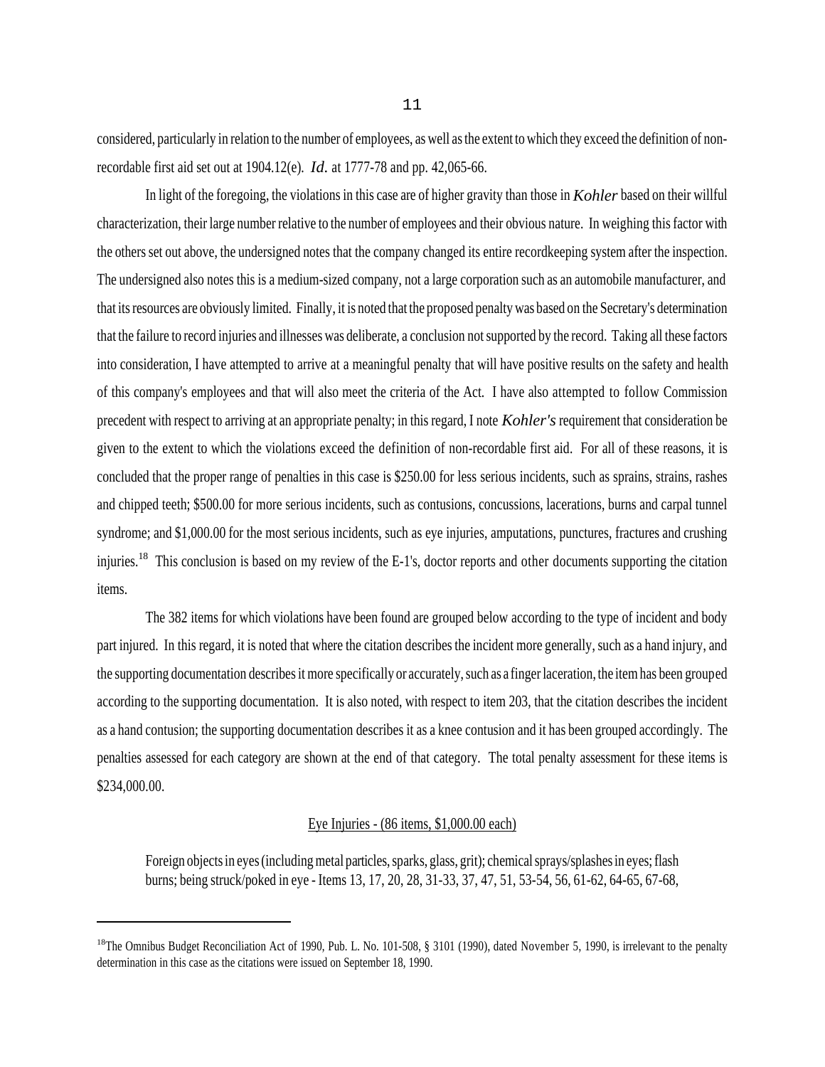considered, particularly in relation to the number of employees, as well as the extent to which they exceed the definition of non-recordable first aid set out at 1904.12(e). *Id.* at 1777-78 and pp. 42,065-66.

In light of the foregoing, the violations in this case are of higher gravity than those in *Kohler* based on their willful characterization, their large number relative to the number of employees and their obvious nature. In weighing this factor with the others set out above, the undersigned notes that the company changed its entire recordkeeping system after the inspection. The undersigned also notes this is a medium-sized company, not a large corporation such as an automobile manufacturer, and that its resources are obviously limited. Finally, it is noted that the proposed penalty was based on the Secretary's determination that the failure to record injuries and illnesses was deliberate, a conclusion not supported by the record. Taking all these factors into consideration, I have attempted to arrive at a meaningful penalty that will have positive results on the safety and health of this company's employees and that will also meet the criteria of the Act. I have also attempted to follow Commission precedent with respect to arriving at an appropriate penalty; in this regard, I note *Kohler's* requirement that consideration be given to the extent to which the violations exceed the definition of non-recordable first aid. For all of these reasons, it is concluded that the proper range of penalties in this case is $250.00 for less serious incidents, such as sprains, strains, rashes and chipped teeth; $500.00 for more serious incidents, such as contusions, concussions, lacerations, burns and carpal tunnel syndrome; and $1,000.00 for the most serious incidents, such as eye injuries, amputations, punctures, fractures and crushing injuries.[18] This conclusion is based on my review of the E-1's, doctor reports and other documents supporting the citation items.

The 382 items for which violations have been found are grouped below according to the type of incident and body part injured. In this regard, it is noted that where the citation describes the incident more generally, such as a hand injury, and the supporting documentation describes it more specifically or accurately, such as a finger laceration, the item has been grouped according to the supporting documentation. It is also noted, with respect to item 203, that the citation describes the incident as a hand contusion; the supporting documentation describes it as a knee contusion and it has been grouped accordingly. The penalties assessed for each category are shown at the end of that category. The total penalty assessment for these items is $234,000.00.

<u>Eye Injuries - (86 items, $1,000.00 each)</u>

Foreign objects in eyes (including metal particles, sparks, glass, grit); chemical sprays/splashes in eyes; flash burns; being struck/poked in eye - Items 13, 17, 20, 28, 31-33, 37, 47, 51, 53-54, 56, 61-62, 64-65, 67-68,

---

[18]The Omnibus Budget Reconciliation Act of 1990, Pub. L. No. 101-508, § 3101 (1990), dated November 5, 1990, is irrelevant to the penalty determination in this case as the citations were issued on September 18, 1990.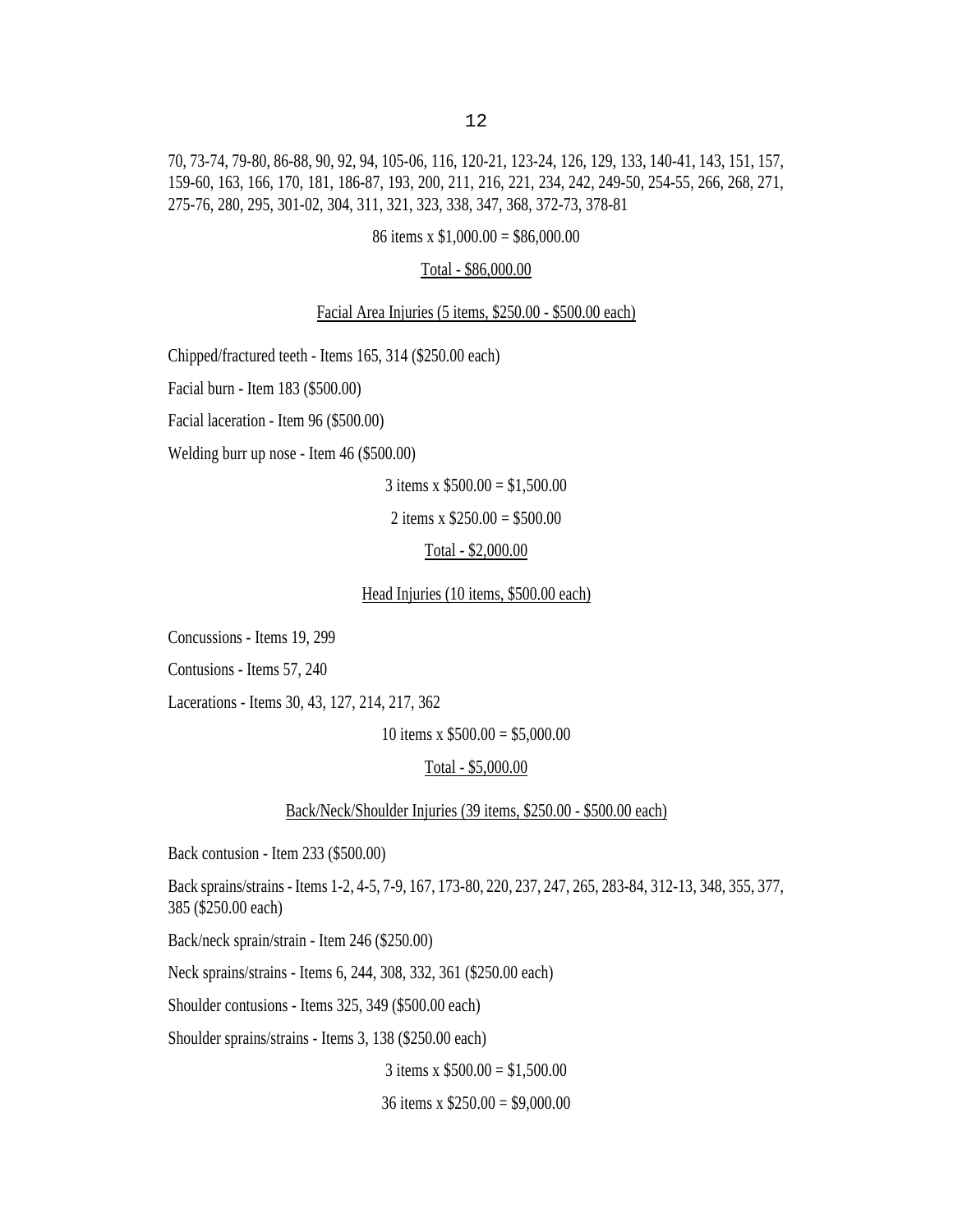70, 73-74, 79-80, 86-88, 90, 92, 94, 105-06, 116, 120-21, 123-24, 126, 129, 133, 140-41, 143, 151, 157, 159-60, 163, 166, 170, 181, 186-87, 193, 200, 211, 216, 221, 234, 242, 249-50, 254-55, 266, 268, 271, 275-76, 280, 295, 301-02, 304, 311, 321, 323, 338, 347, 368, 372-73, 378-81

86 items x $1,000.00 = $86,000.00

Total - $86,000.00

Facial Area Injuries (5 items, $250.00 - $500.00 each)

Chipped/fractured teeth - Items 165, 314 ($250.00 each)

Facial burn - Item 183 ($500.00)

Facial laceration - Item 96 ($500.00)

Welding burr up nose - Item 46 ($500.00)

3 items x $500.00 = $1,500.00

2 items x $250.00 = $500.00

Total - $2,000.00

Head Injuries (10 items, $500.00 each)

Concussions - Items 19, 299

Contusions - Items 57, 240

Lacerations - Items 30, 43, 127, 214, 217, 362

10 items x $500.00 = $5,000.00

Total - $5,000.00

Back/Neck/Shoulder Injuries (39 items, $250.00 - $500.00 each)

Back contusion - Item 233 ($500.00)

Back sprains/strains - Items 1-2, 4-5, 7-9, 167, 173-80, 220, 237, 247, 265, 283-84, 312-13, 348, 355, 377, 385 ($250.00 each)

Back/neck sprain/strain - Item 246 ($250.00)

Neck sprains/strains - Items 6, 244, 308, 332, 361 ($250.00 each)

Shoulder contusions - Items 325, 349 ($500.00 each)

Shoulder sprains/strains - Items 3, 138 ($250.00 each)

3 items x $500.00 = $1,500.00

36 items x $250.00 = $9,000.00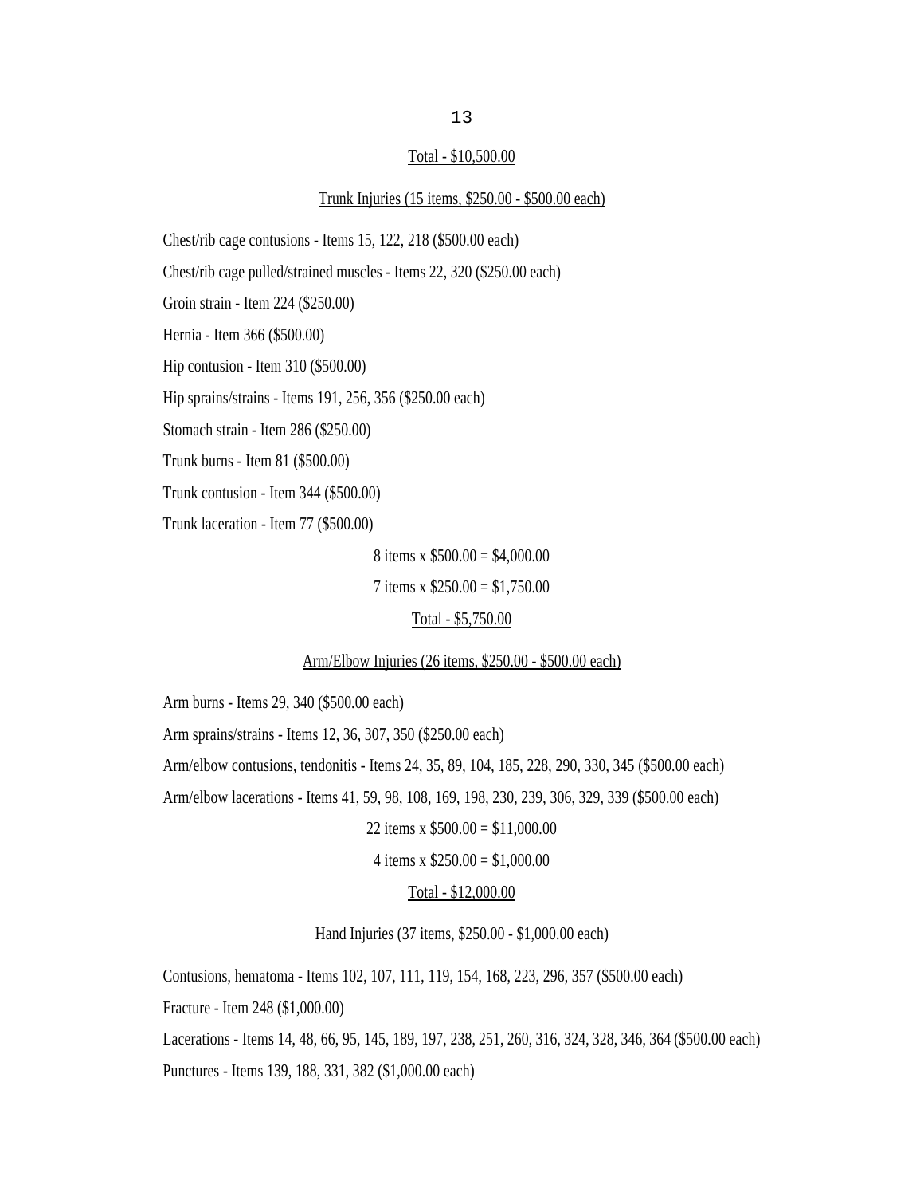<u>Total - $10,500.00</u>

<u>Trunk Injuries (15 items, $250.00 - $500.00 each)</u>

Chest/rib cage contusions - Items 15, 122, 218 ($500.00 each)

Chest/rib cage pulled/strained muscles - Items 22, 320 ($250.00 each)

Groin strain - Item 224 ($250.00)

Hernia - Item 366 ($500.00)

Hip contusion - Item 310 ($500.00)

Hip sprains/strains - Items 191, 256, 356 ($250.00 each)

Stomach strain - Item 286 ($250.00)

Trunk burns - Item 81 ($500.00)

Trunk contusion - Item 344 ($500.00)

Trunk laceration - Item 77 ($500.00)

8 items x $500.00 = $4,000.00

7 items x $250.00 = $1,750.00

<u>Total - $5,750.00</u>

<u>Arm/Elbow Injuries (26 items, $250.00 - $500.00 each)</u>

Arm burns - Items 29, 340 ($500.00 each)

Arm sprains/strains - Items 12, 36, 307, 350 ($250.00 each)

Arm/elbow contusions, tendonitis - Items 24, 35, 89, 104, 185, 228, 290, 330, 345 ($500.00 each)

Arm/elbow lacerations - Items 41, 59, 98, 108, 169, 198, 230, 239, 306, 329, 339 ($500.00 each)

22 items x $500.00 = $11,000.00

4 items x $250.00 = $1,000.00

<u>Total - $12,000.00</u>

<u>Hand Injuries (37 items, $250.00 - $1,000.00 each)</u>

Contusions, hematoma - Items 102, 107, 111, 119, 154, 168, 223, 296, 357 ($500.00 each)

Fracture - Item 248 ($1,000.00)

Lacerations - Items 14, 48, 66, 95, 145, 189, 197, 238, 251, 260, 316, 324, 328, 346, 364 ($500.00 each)

Punctures - Items 139, 188, 331, 382 ($1,000.00 each)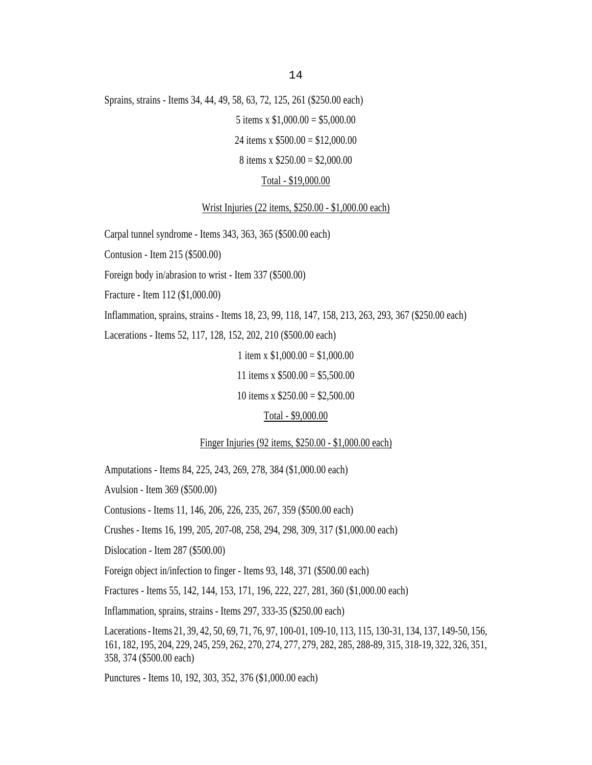Sprains, strains - Items 34, 44, 49, 58, 63, 72, 125, 261 ($250.00 each)

5 items x $1,000.00 = $5,000.00

24 items x $500.00 = $12,000.00

8 items x $250.00 = $2,000.00

<u>Total - $19,000.00</u>

<u>Wrist Injuries (22 items, $250.00 - $1,000.00 each)</u>

Carpal tunnel syndrome - Items 343, 363, 365 ($500.00 each)

Contusion - Item 215 ($500.00)

Foreign body in/abrasion to wrist - Item 337 ($500.00)

Fracture - Item 112 ($1,000.00)

Inflammation, sprains, strains - Items 18, 23, 99, 118, 147, 158, 213, 263, 293, 367 ($250.00 each)

Lacerations - Items 52, 117, 128, 152, 202, 210 ($500.00 each)

1 item x $1,000.00 = $1,000.00

11 items x $500.00 = $5,500.00

10 items x $250.00 = $2,500.00

<u>Total - $9,000.00</u>

<u>Finger Injuries (92 items, $250.00 - $1,000.00 each)</u>

Amputations - Items 84, 225, 243, 269, 278, 384 ($1,000.00 each)

Avulsion - Item 369 ($500.00)

Contusions - Items 11, 146, 206, 226, 235, 267, 359 ($500.00 each)

Crushes - Items 16, 199, 205, 207-08, 258, 294, 298, 309, 317 ($1,000.00 each)

Dislocation - Item 287 ($500.00)

Foreign object in/infection to finger - Items 93, 148, 371 ($500.00 each)

Fractures - Items 55, 142, 144, 153, 171, 196, 222, 227, 281, 360 ($1,000.00 each)

Inflammation, sprains, strains - Items 297, 333-35 ($250.00 each)

Lacerations - Items 21, 39, 42, 50, 69, 71, 76, 97, 100-01, 109-10, 113, 115, 130-31, 134, 137, 149-50, 156, 161, 182, 195, 204, 229, 245, 259, 262, 270, 274, 277, 279, 282, 285, 288-89, 315, 318-19, 322, 326, 351, 358, 374 ($500.00 each)

Punctures - Items 10, 192, 303, 352, 376 ($1,000.00 each)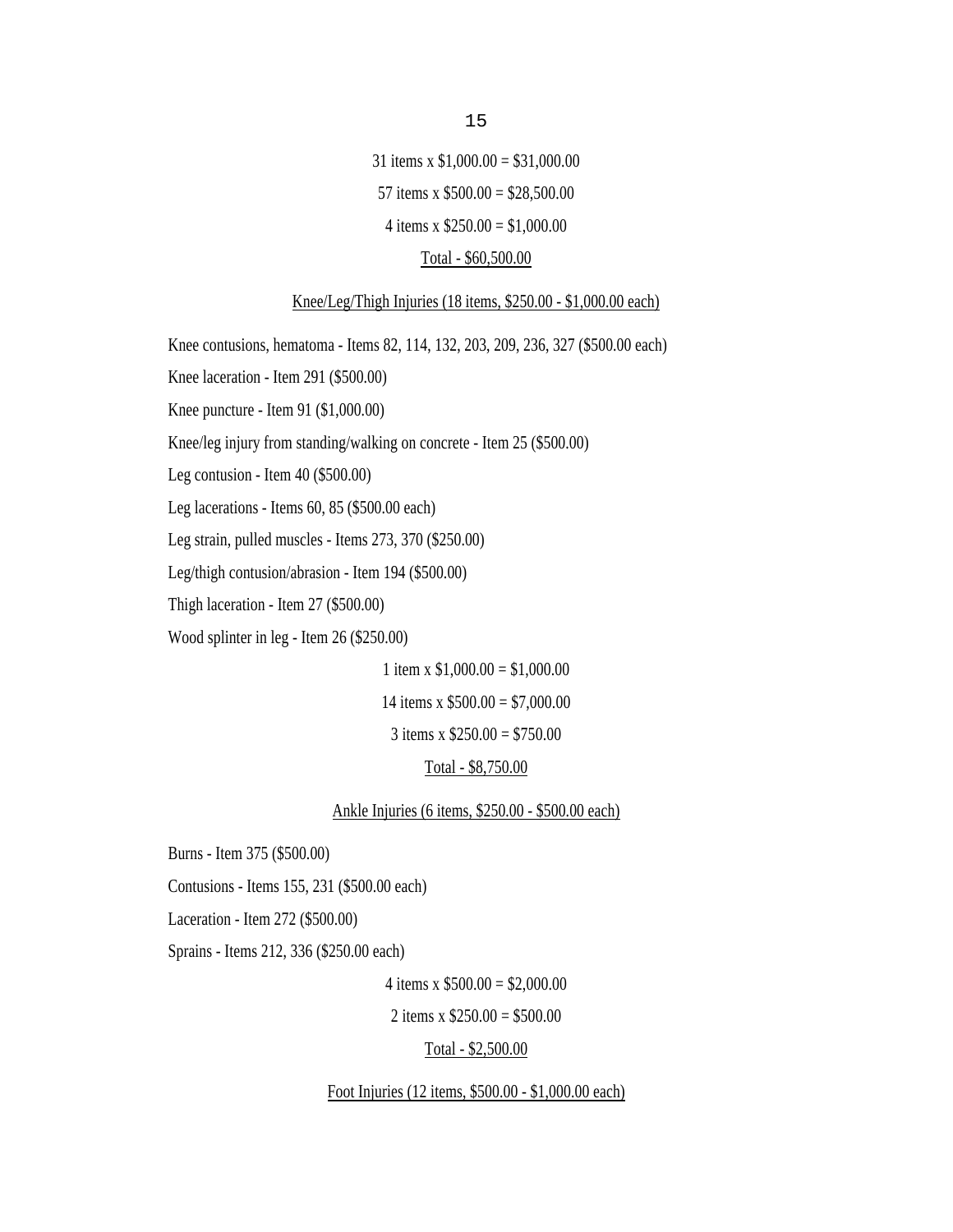31 items x $1,000.00 = $31,000.00

57 items x $500.00 = $28,500.00

4 items x $250.00 = $1,000.00

<u>Total - $60,500.00</u>

<u>Knee/Leg/Thigh Injuries (18 items, $250.00 - $1,000.00 each)</u>

Knee contusions, hematoma - Items 82, 114, 132, 203, 209, 236, 327 ($500.00 each)

Knee laceration - Item 291 ($500.00)

Knee puncture - Item 91 ($1,000.00)

Knee/leg injury from standing/walking on concrete - Item 25 ($500.00)

Leg contusion - Item 40 ($500.00)

Leg lacerations - Items 60, 85 ($500.00 each)

Leg strain, pulled muscles - Items 273, 370 ($250.00)

Leg/thigh contusion/abrasion - Item 194 ($500.00)

Thigh laceration - Item 27 ($500.00)

Wood splinter in leg - Item 26 ($250.00)

1 item x $1,000.00 = $1,000.00

14 items x $500.00 = $7,000.00

3 items x $250.00 = $750.00

<u>Total - $8,750.00</u>

<u>Ankle Injuries (6 items, $250.00 - $500.00 each)</u>

Burns - Item 375 ($500.00)

Contusions - Items 155, 231 ($500.00 each)

Laceration - Item 272 ($500.00)

Sprains - Items 212, 336 ($250.00 each)

4 items x $500.00 = $2,000.00

2 items x $250.00 = $500.00

<u>Total - $2,500.00</u>

<u>Foot Injuries (12 items, $500.00 - $1,000.00 each)</u>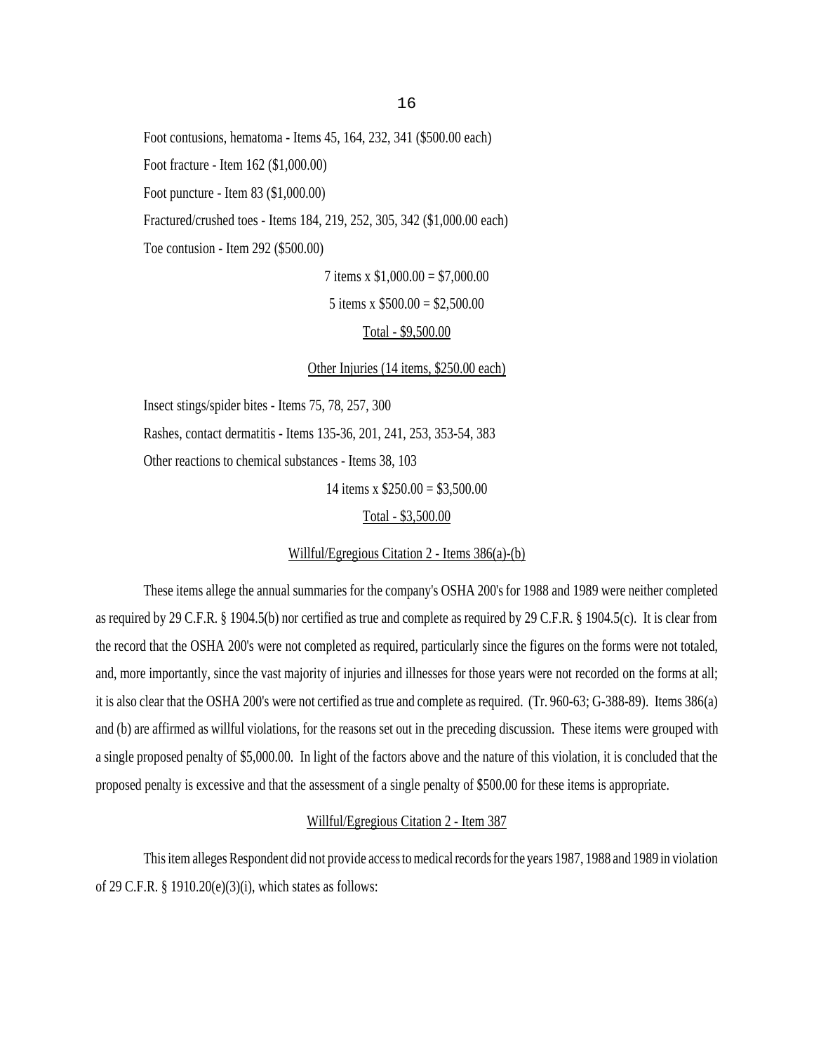Foot contusions, hematoma - Items 45, 164, 232, 341 ($500.00 each)

Foot fracture - Item 162 ($1,000.00)

Foot puncture - Item 83 ($1,000.00)

Fractured/crushed toes - Items 184, 219, 252, 305, 342 ($1,000.00 each)

Toe contusion - Item 292 ($500.00)

7 items x $1,000.00 = $7,000.00

5 items x $500.00 = $2,500.00

Total - $9,500.00

Other Injuries (14 items, $250.00 each)

Insect stings/spider bites - Items 75, 78, 257, 300

Rashes, contact dermatitis - Items 135-36, 201, 241, 253, 353-54, 383

Other reactions to chemical substances - Items 38, 103

14 items x $250.00 = $3,500.00

Total - $3,500.00

Willful/Egregious Citation 2 - Items 386(a)-(b)

These items allege the annual summaries for the company's OSHA 200's for 1988 and 1989 were neither completed as required by 29 C.F.R. § 1904.5(b) nor certified as true and complete as required by 29 C.F.R. § 1904.5(c). It is clear from the record that the OSHA 200's were not completed as required, particularly since the figures on the forms were not totaled, and, more importantly, since the vast majority of injuries and illnesses for those years were not recorded on the forms at all; it is also clear that the OSHA 200's were not certified as true and complete as required. (Tr. 960-63; G-388-89). Items 386(a) and (b) are affirmed as willful violations, for the reasons set out in the preceding discussion. These items were grouped with a single proposed penalty of $5,000.00. In light of the factors above and the nature of this violation, it is concluded that the proposed penalty is excessive and that the assessment of a single penalty of $500.00 for these items is appropriate.

Willful/Egregious Citation 2 - Item 387

This item alleges Respondent did not provide access to medical records for the years 1987, 1988 and 1989 in violation of 29 C.F.R. § 1910.20(e)(3)(i), which states as follows: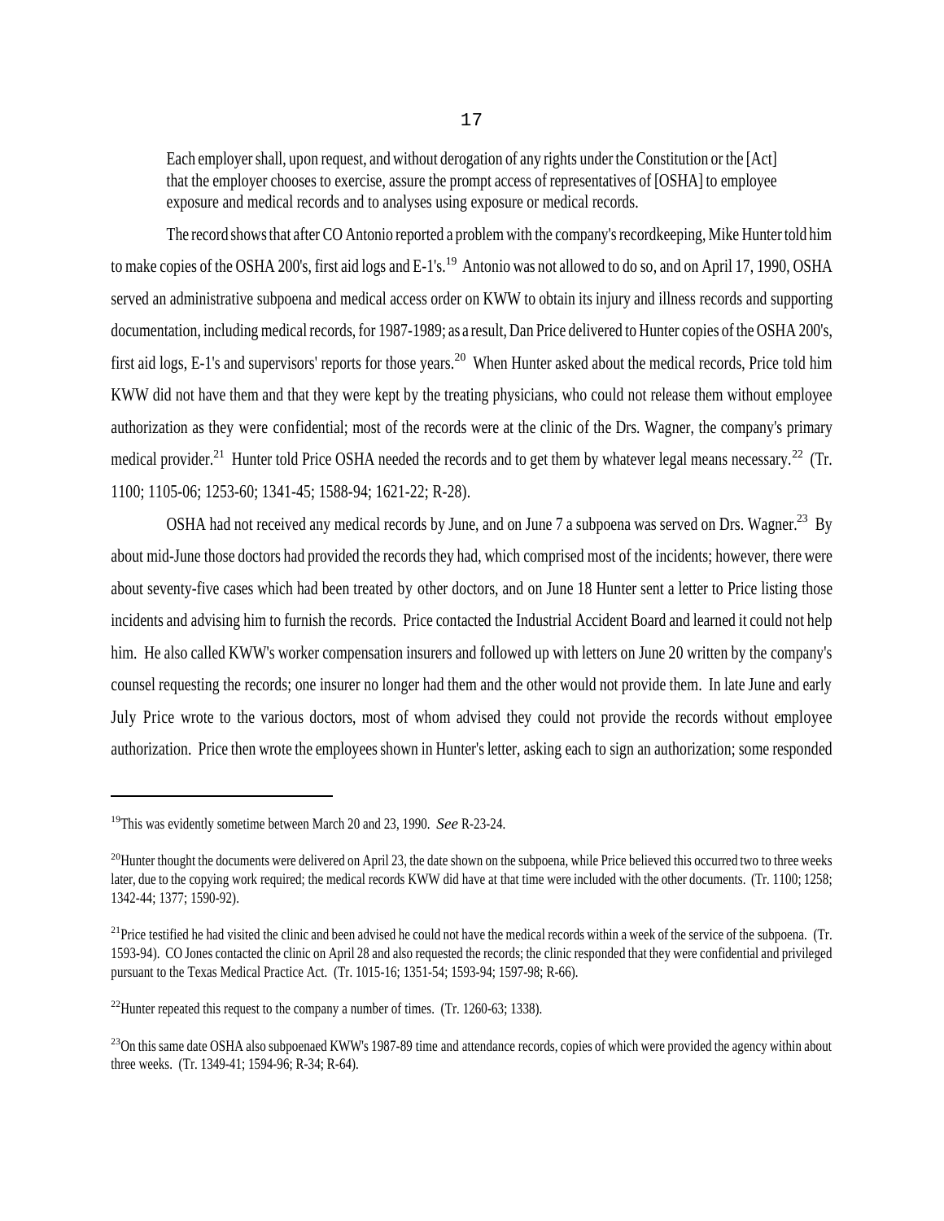> Each employer shall, upon request, and without derogation of any rights under the Constitution or the [Act] that the employer chooses to exercise, assure the prompt access of representatives of [OSHA] to employee exposure and medical records and to analyses using exposure or medical records.

The record shows that after CO Antonio reported a problem with the company's recordkeeping, Mike Hunter told him to make copies of the OSHA 200's, first aid logs and E-1's.[19] Antonio was not allowed to do so, and on April 17, 1990, OSHA served an administrative subpoena and medical access order on KWW to obtain its injury and illness records and supporting documentation, including medical records, for 1987-1989; as a result, Dan Price delivered to Hunter copies of the OSHA 200's, first aid logs, E-1's and supervisors' reports for those years.[20] When Hunter asked about the medical records, Price told him KWW did not have them and that they were kept by the treating physicians, who could not release them without employee authorization as they were confidential; most of the records were at the clinic of the Drs. Wagner, the company's primary medical provider.[21] Hunter told Price OSHA needed the records and to get them by whatever legal means necessary.[22] (Tr. 1100; 1105-06; 1253-60; 1341-45; 1588-94; 1621-22; R-28).

OSHA had not received any medical records by June, and on June 7 a subpoena was served on Drs. Wagner.[23] By about mid-June those doctors had provided the records they had, which comprised most of the incidents; however, there were about seventy-five cases which had been treated by other doctors, and on June 18 Hunter sent a letter to Price listing those incidents and advising him to furnish the records. Price contacted the Industrial Accident Board and learned it could not help him. He also called KWW's worker compensation insurers and followed up with letters on June 20 written by the company's counsel requesting the records; one insurer no longer had them and the other would not provide them. In late June and early July Price wrote to the various doctors, most of whom advised they could not provide the records without employee authorization. Price then wrote the employees shown in Hunter's letter, asking each to sign an authorization; some responded

---

[19] This was evidently sometime between March 20 and 23, 1990. *See* R-23-24.

[20] Hunter thought the documents were delivered on April 23, the date shown on the subpoena, while Price believed this occurred two to three weeks later, due to the copying work required; the medical records KWW did have at that time were included with the other documents. (Tr. 1100; 1258; 1342-44; 1377; 1590-92).

[21] Price testified he had visited the clinic and been advised he could not have the medical records within a week of the service of the subpoena. (Tr. 1593-94). CO Jones contacted the clinic on April 28 and also requested the records; the clinic responded that they were confidential and privileged pursuant to the Texas Medical Practice Act. (Tr. 1015-16; 1351-54; 1593-94; 1597-98; R-66).

[22] Hunter repeated this request to the company a number of times. (Tr. 1260-63; 1338).

[23] On this same date OSHA also subpoenaed KWW's 1987-89 time and attendance records, copies of which were provided the agency within about three weeks. (Tr. 1349-41; 1594-96; R-34; R-64).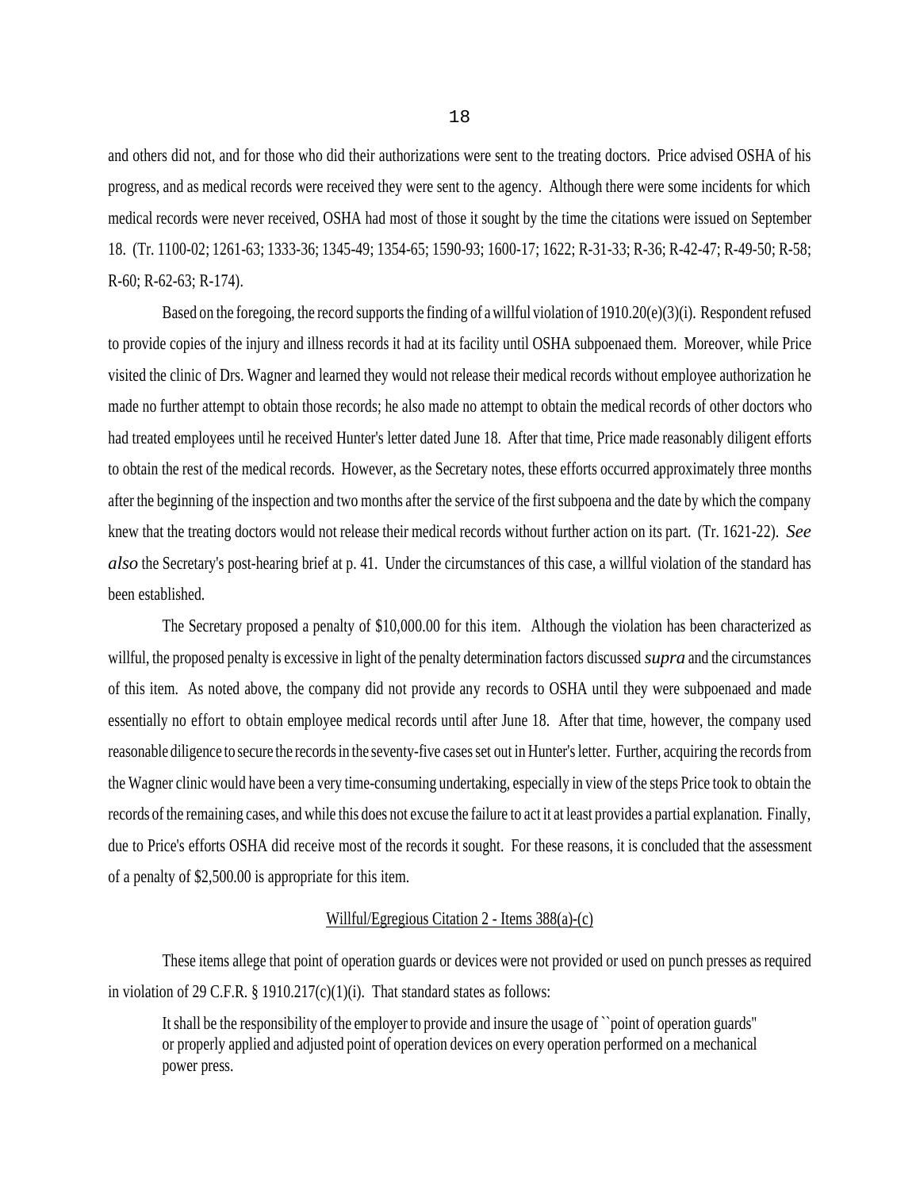and others did not, and for those who did their authorizations were sent to the treating doctors. Price advised OSHA of his progress, and as medical records were received they were sent to the agency. Although there were some incidents for which medical records were never received, OSHA had most of those it sought by the time the citations were issued on September 18. (Tr. 1100-02; 1261-63; 1333-36; 1345-49; 1354-65; 1590-93; 1600-17; 1622; R-31-33; R-36; R-42-47; R-49-50; R-58; R-60; R-62-63; R-174).

Based on the foregoing, the record supports the finding of a willful violation of 1910.20(e)(3)(i). Respondent refused to provide copies of the injury and illness records it had at its facility until OSHA subpoenaed them. Moreover, while Price visited the clinic of Drs. Wagner and learned they would not release their medical records without employee authorization he made no further attempt to obtain those records; he also made no attempt to obtain the medical records of other doctors who had treated employees until he received Hunter's letter dated June 18. After that time, Price made reasonably diligent efforts to obtain the rest of the medical records. However, as the Secretary notes, these efforts occurred approximately three months after the beginning of the inspection and two months after the service of the first subpoena and the date by which the company knew that the treating doctors would not release their medical records without further action on its part. (Tr. 1621-22). *See also* the Secretary's post-hearing brief at p. 41. Under the circumstances of this case, a willful violation of the standard has been established.

The Secretary proposed a penalty of $10,000.00 for this item. Although the violation has been characterized as willful, the proposed penalty is excessive in light of the penalty determination factors discussed *supra* and the circumstances of this item. As noted above, the company did not provide any records to OSHA until they were subpoenaed and made essentially no effort to obtain employee medical records until after June 18. After that time, however, the company used reasonable diligence to secure the records in the seventy-five cases set out in Hunter's letter. Further, acquiring the records from the Wagner clinic would have been a very time-consuming undertaking, especially in view of the steps Price took to obtain the records of the remaining cases, and while this does not excuse the failure to act it at least provides a partial explanation. Finally, due to Price's efforts OSHA did receive most of the records it sought. For these reasons, it is concluded that the assessment of a penalty of $2,500.00 is appropriate for this item.

<u>Willful/Egregious Citation 2 - Items 388(a)-(c)</u>

These items allege that point of operation guards or devices were not provided or used on punch presses as required in violation of 29 C.F.R. § 1910.217(c)(1)(i). That standard states as follows:

> It shall be the responsibility of the employer to provide and insure the usage of ``point of operation guards'' or properly applied and adjusted point of operation devices on every operation performed on a mechanical power press.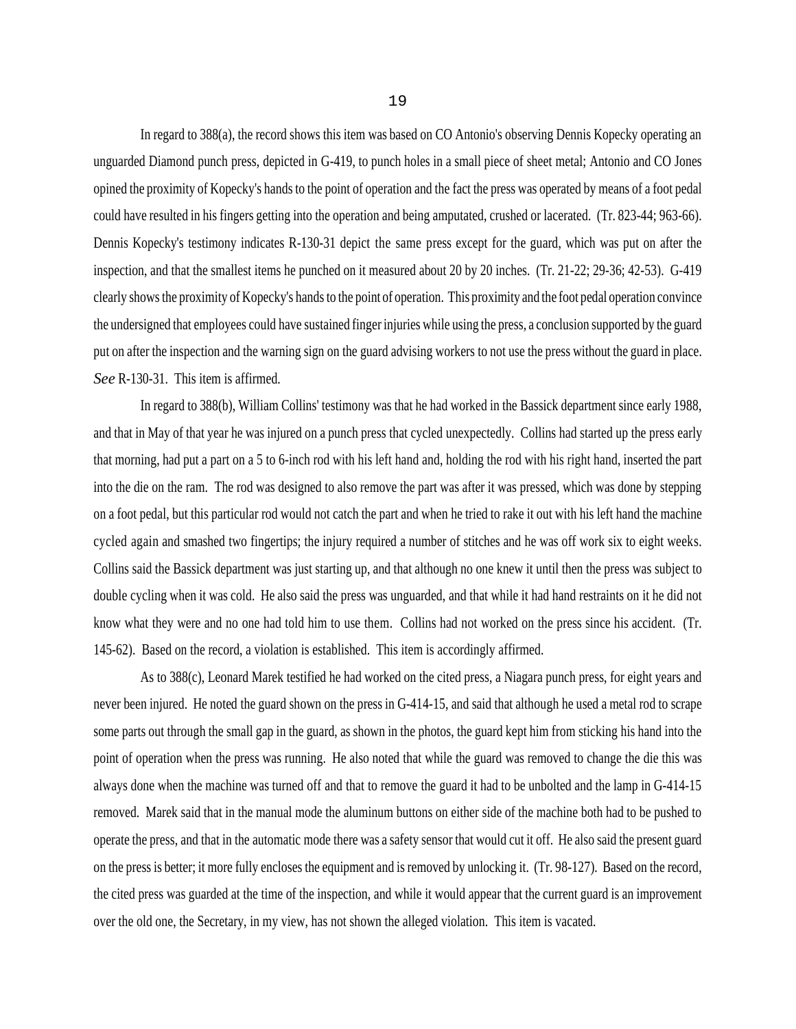In regard to 388(a), the record shows this item was based on CO Antonio's observing Dennis Kopecky operating an unguarded Diamond punch press, depicted in G-419, to punch holes in a small piece of sheet metal; Antonio and CO Jones opined the proximity of Kopecky's hands to the point of operation and the fact the press was operated by means of a foot pedal could have resulted in his fingers getting into the operation and being amputated, crushed or lacerated. (Tr. 823-44; 963-66). Dennis Kopecky's testimony indicates R-130-31 depict the same press except for the guard, which was put on after the inspection, and that the smallest items he punched on it measured about 20 by 20 inches. (Tr. 21-22; 29-36; 42-53). G-419 clearly shows the proximity of Kopecky's hands to the point of operation. This proximity and the foot pedal operation convince the undersigned that employees could have sustained finger injuries while using the press, a conclusion supported by the guard put on after the inspection and the warning sign on the guard advising workers to not use the press without the guard in place. *See* R-130-31. This item is affirmed.

In regard to 388(b), William Collins' testimony was that he had worked in the Bassick department since early 1988, and that in May of that year he was injured on a punch press that cycled unexpectedly. Collins had started up the press early that morning, had put a part on a 5 to 6-inch rod with his left hand and, holding the rod with his right hand, inserted the part into the die on the ram. The rod was designed to also remove the part was after it was pressed, which was done by stepping on a foot pedal, but this particular rod would not catch the part and when he tried to rake it out with his left hand the machine cycled again and smashed two fingertips; the injury required a number of stitches and he was off work six to eight weeks. Collins said the Bassick department was just starting up, and that although no one knew it until then the press was subject to double cycling when it was cold. He also said the press was unguarded, and that while it had hand restraints on it he did not know what they were and no one had told him to use them. Collins had not worked on the press since his accident. (Tr. 145-62). Based on the record, a violation is established. This item is accordingly affirmed.

As to 388(c), Leonard Marek testified he had worked on the cited press, a Niagara punch press, for eight years and never been injured. He noted the guard shown on the press in G-414-15, and said that although he used a metal rod to scrape some parts out through the small gap in the guard, as shown in the photos, the guard kept him from sticking his hand into the point of operation when the press was running. He also noted that while the guard was removed to change the die this was always done when the machine was turned off and that to remove the guard it had to be unbolted and the lamp in G-414-15 removed. Marek said that in the manual mode the aluminum buttons on either side of the machine both had to be pushed to operate the press, and that in the automatic mode there was a safety sensor that would cut it off. He also said the present guard on the press is better; it more fully encloses the equipment and is removed by unlocking it. (Tr. 98-127). Based on the record, the cited press was guarded at the time of the inspection, and while it would appear that the current guard is an improvement over the old one, the Secretary, in my view, has not shown the alleged violation. This item is vacated.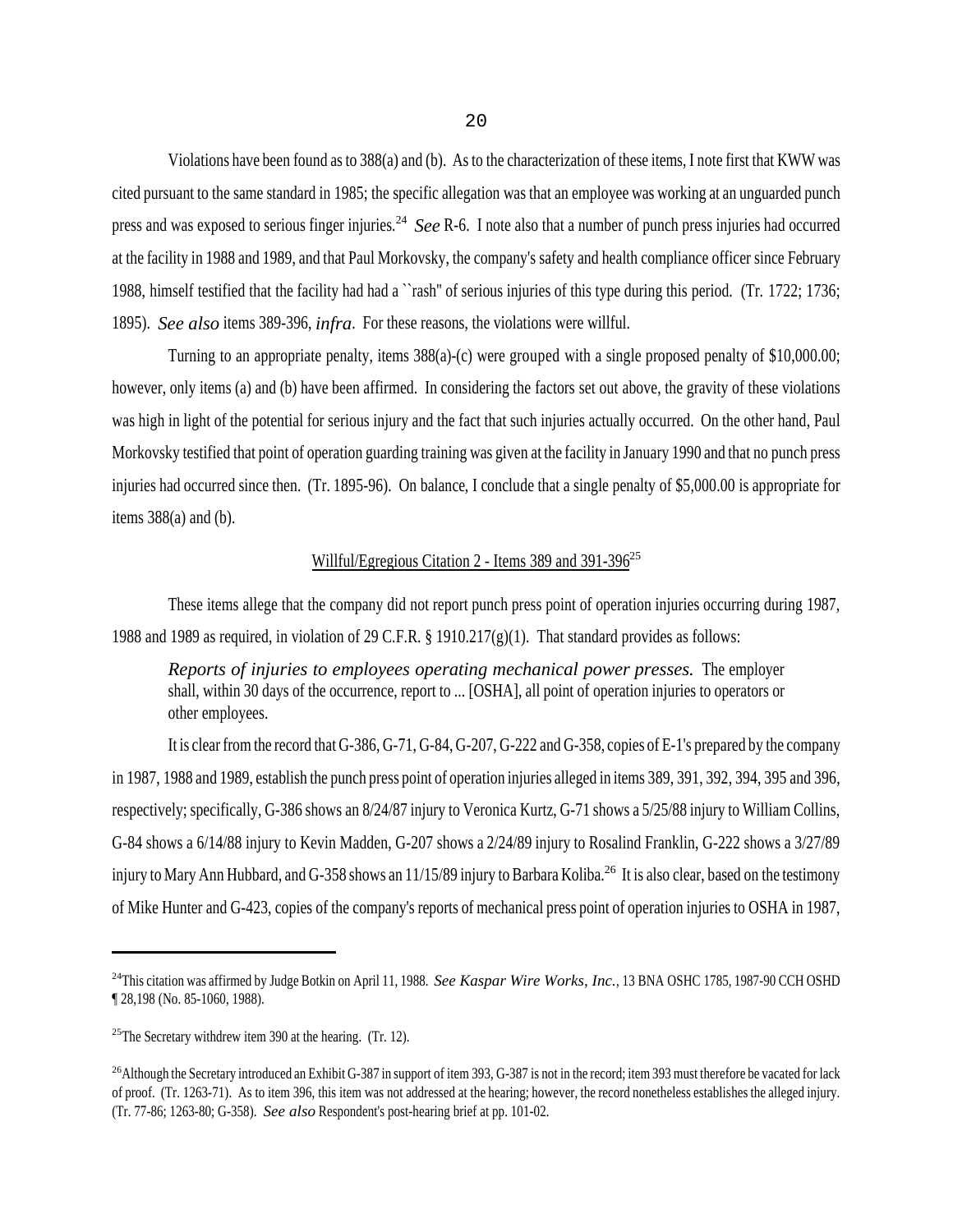Violations have been found as to 388(a) and (b). As to the characterization of these items, I note first that KWW was cited pursuant to the same standard in 1985; the specific allegation was that an employee was working at an unguarded punch press and was exposed to serious finger injuries.[24] *See* R-6. I note also that a number of punch press injuries had occurred at the facility in 1988 and 1989, and that Paul Morkovsky, the company's safety and health compliance officer since February 1988, himself testified that the facility had had a ``rash'' of serious injuries of this type during this period. (Tr. 1722; 1736; 1895). *See also* items 389-396, *infra*. For these reasons, the violations were willful.

Turning to an appropriate penalty, items 388(a)-(c) were grouped with a single proposed penalty of $10,000.00; however, only items (a) and (b) have been affirmed. In considering the factors set out above, the gravity of these violations was high in light of the potential for serious injury and the fact that such injuries actually occurred. On the other hand, Paul Morkovsky testified that point of operation guarding training was given at the facility in January 1990 and that no punch press injuries had occurred since then. (Tr. 1895-96). On balance, I conclude that a single penalty of $5,000.00 is appropriate for items 388(a) and (b).

## Willful/Egregious Citation 2 - Items 389 and 391-396[25]

These items allege that the company did not report punch press point of operation injuries occurring during 1987, 1988 and 1989 as required, in violation of 29 C.F.R. § 1910.217(g)(1). That standard provides as follows:

> *Reports of injuries to employees operating mechanical power presses.* The employer shall, within 30 days of the occurrence, report to ... [OSHA], all point of operation injuries to operators or other employees.

It is clear from the record that G-386, G-71, G-84, G-207, G-222 and G-358, copies of E-1's prepared by the company in 1987, 1988 and 1989, establish the punch press point of operation injuries alleged in items 389, 391, 392, 394, 395 and 396, respectively; specifically, G-386 shows an 8/24/87 injury to Veronica Kurtz, G-71 shows a 5/25/88 injury to William Collins, G-84 shows a 6/14/88 injury to Kevin Madden, G-207 shows a 2/24/89 injury to Rosalind Franklin, G-222 shows a 3/27/89 injury to Mary Ann Hubbard, and G-358 shows an 11/15/89 injury to Barbara Koliba.[26] It is also clear, based on the testimony of Mike Hunter and G-423, copies of the company's reports of mechanical press point of operation injuries to OSHA in 1987,

---

[24] This citation was affirmed by Judge Botkin on April 11, 1988. *See Kaspar Wire Works, Inc.*, 13 BNA OSHC 1785, 1987-90 CCH OSHD ¶ 28,198 (No. 85-1060, 1988).

[25] The Secretary withdrew item 390 at the hearing. (Tr. 12).

[26] Although the Secretary introduced an Exhibit G-387 in support of item 393, G-387 is not in the record; item 393 must therefore be vacated for lack of proof. (Tr. 1263-71). As to item 396, this item was not addressed at the hearing; however, the record nonetheless establishes the alleged injury. (Tr. 77-86; 1263-80; G-358). *See also* Respondent's post-hearing brief at pp. 101-02.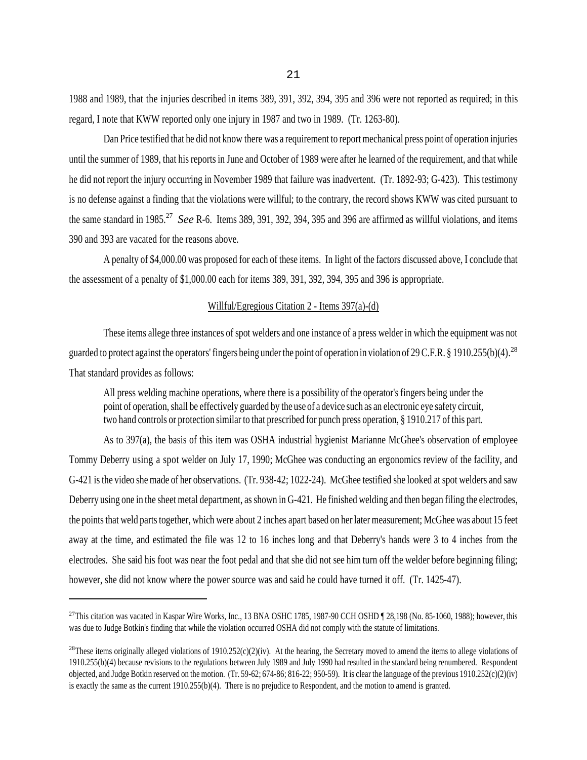1988 and 1989, that the injuries described in items 389, 391, 392, 394, 395 and 396 were not reported as required; in this regard, I note that KWW reported only one injury in 1987 and two in 1989. (Tr. 1263-80).

Dan Price testified that he did not know there was a requirement to report mechanical press point of operation injuries until the summer of 1989, that his reports in June and October of 1989 were after he learned of the requirement, and that while he did not report the injury occurring in November 1989 that failure was inadvertent. (Tr. 1892-93; G-423). This testimony is no defense against a finding that the violations were willful; to the contrary, the record shows KWW was cited pursuant to the same standard in 1985.[27] *See* R-6. Items 389, 391, 392, 394, 395 and 396 are affirmed as willful violations, and items 390 and 393 are vacated for the reasons above.

A penalty of $4,000.00 was proposed for each of these items. In light of the factors discussed above, I conclude that the assessment of a penalty of $1,000.00 each for items 389, 391, 392, 394, 395 and 396 is appropriate.

<u>Willful/Egregious Citation 2 - Items 397(a)-(d)</u>

These items allege three instances of spot welders and one instance of a press welder in which the equipment was not guarded to protect against the operators' fingers being under the point of operation in violation of 29 C.F.R. § 1910.255(b)(4).[28] That standard provides as follows:

> All press welding machine operations, where there is a possibility of the operator's fingers being under the point of operation, shall be effectively guarded by the use of a device such as an electronic eye safety circuit, two hand controls or protection similar to that prescribed for punch press operation, § 1910.217 of this part.

As to 397(a), the basis of this item was OSHA industrial hygienist Marianne McGhee's observation of employee Tommy Deberry using a spot welder on July 17, 1990; McGhee was conducting an ergonomics review of the facility, and G-421 is the video she made of her observations. (Tr. 938-42; 1022-24). McGhee testified she looked at spot welders and saw Deberry using one in the sheet metal department, as shown in G-421. He finished welding and then began filing the electrodes, the points that weld parts together, which were about 2 inches apart based on her later measurement; McGhee was about 15 feet away at the time, and estimated the file was 12 to 16 inches long and that Deberry's hands were 3 to 4 inches from the electrodes. She said his foot was near the foot pedal and that she did not see him turn off the welder before beginning filing; however, she did not know where the power source was and said he could have turned it off. (Tr. 1425-47).

---

[27] This citation was vacated in Kaspar Wire Works, Inc., 13 BNA OSHC 1785, 1987-90 CCH OSHD ¶ 28,198 (No. 85-1060, 1988); however, this was due to Judge Botkin's finding that while the violation occurred OSHA did not comply with the statute of limitations.

[28] These items originally alleged violations of 1910.252(c)(2)(iv). At the hearing, the Secretary moved to amend the items to allege violations of 1910.255(b)(4) because revisions to the regulations between July 1989 and July 1990 had resulted in the standard being renumbered. Respondent objected, and Judge Botkin reserved on the motion. (Tr. 59-62; 674-86; 816-22; 950-59). It is clear the language of the previous 1910.252(c)(2)(iv) is exactly the same as the current 1910.255(b)(4). There is no prejudice to Respondent, and the motion to amend is granted.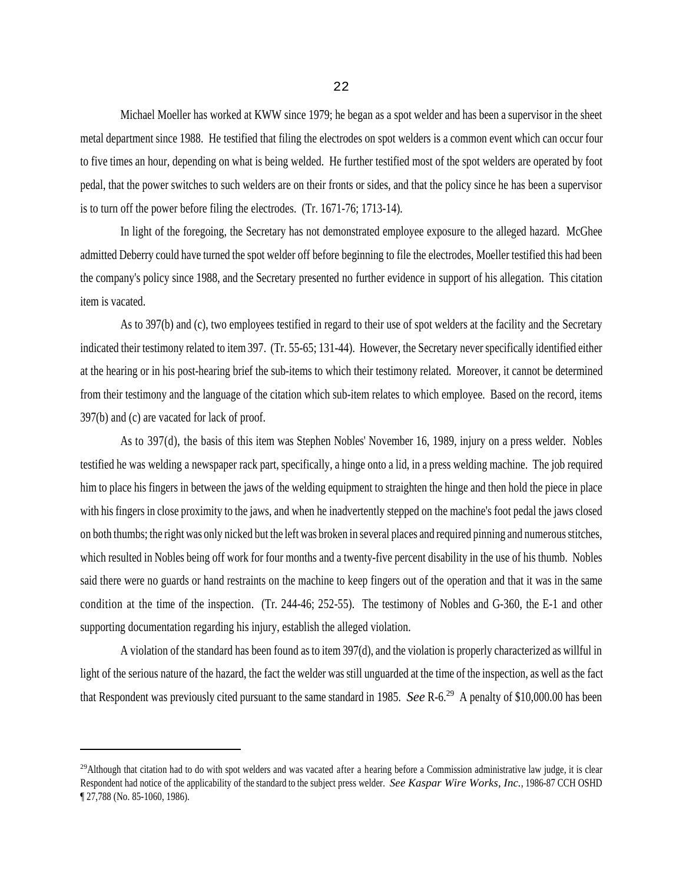Michael Moeller has worked at KWW since 1979; he began as a spot welder and has been a supervisor in the sheet metal department since 1988. He testified that filing the electrodes on spot welders is a common event which can occur four to five times an hour, depending on what is being welded. He further testified most of the spot welders are operated by foot pedal, that the power switches to such welders are on their fronts or sides, and that the policy since he has been a supervisor is to turn off the power before filing the electrodes. (Tr. 1671-76; 1713-14).

In light of the foregoing, the Secretary has not demonstrated employee exposure to the alleged hazard. McGhee admitted Deberry could have turned the spot welder off before beginning to file the electrodes, Moeller testified this had been the company's policy since 1988, and the Secretary presented no further evidence in support of his allegation. This citation item is vacated.

As to 397(b) and (c), two employees testified in regard to their use of spot welders at the facility and the Secretary indicated their testimony related to item 397. (Tr. 55-65; 131-44). However, the Secretary never specifically identified either at the hearing or in his post-hearing brief the sub-items to which their testimony related. Moreover, it cannot be determined from their testimony and the language of the citation which sub-item relates to which employee. Based on the record, items 397(b) and (c) are vacated for lack of proof.

As to 397(d), the basis of this item was Stephen Nobles' November 16, 1989, injury on a press welder. Nobles testified he was welding a newspaper rack part, specifically, a hinge onto a lid, in a press welding machine. The job required him to place his fingers in between the jaws of the welding equipment to straighten the hinge and then hold the piece in place with his fingers in close proximity to the jaws, and when he inadvertently stepped on the machine's foot pedal the jaws closed on both thumbs; the right was only nicked but the left was broken in several places and required pinning and numerous stitches, which resulted in Nobles being off work for four months and a twenty-five percent disability in the use of his thumb. Nobles said there were no guards or hand restraints on the machine to keep fingers out of the operation and that it was in the same condition at the time of the inspection. (Tr. 244-46; 252-55). The testimony of Nobles and G-360, the E-1 and other supporting documentation regarding his injury, establish the alleged violation.

A violation of the standard has been found as to item 397(d), and the violation is properly characterized as willful in light of the serious nature of the hazard, the fact the welder was still unguarded at the time of the inspection, as well as the fact that Respondent was previously cited pursuant to the same standard in 1985. *See* R-6.[29] A penalty of $10,000.00 has been

[29]Although that citation had to do with spot welders and was vacated after a hearing before a Commission administrative law judge, it is clear Respondent had notice of the applicability of the standard to the subject press welder. *See Kaspar Wire Works, Inc.*, 1986-87 CCH OSHD ¶ 27,788 (No. 85-1060, 1986).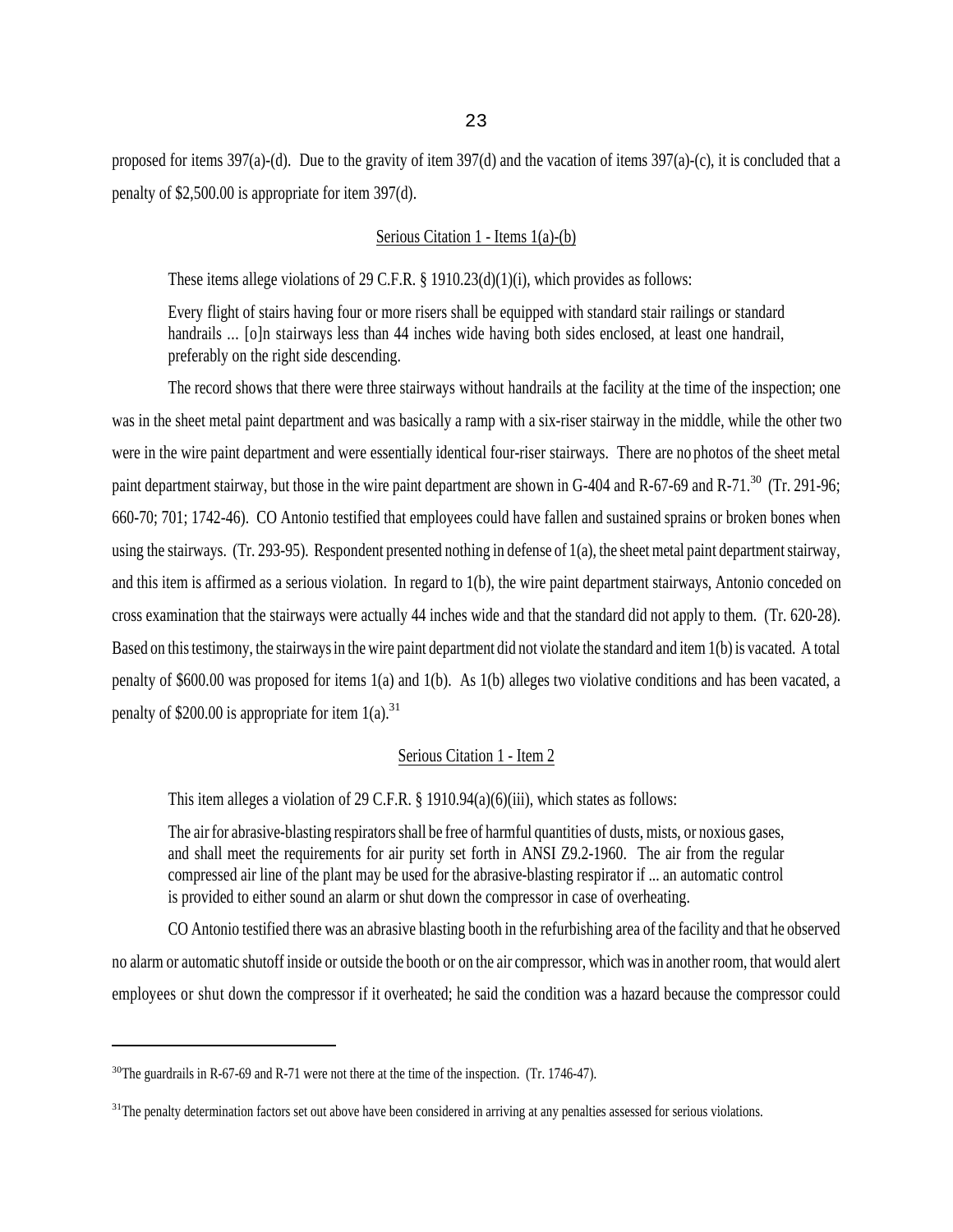proposed for items 397(a)-(d). Due to the gravity of item 397(d) and the vacation of items 397(a)-(c), it is concluded that a penalty of $2,500.00 is appropriate for item 397(d).

## Serious Citation 1 - Items 1(a)-(b)

These items allege violations of 29 C.F.R. § 1910.23(d)(1)(i), which provides as follows:

> Every flight of stairs having four or more risers shall be equipped with standard stair railings or standard handrails ... [o]n stairways less than 44 inches wide having both sides enclosed, at least one handrail, preferably on the right side descending.

The record shows that there were three stairways without handrails at the facility at the time of the inspection; one was in the sheet metal paint department and was basically a ramp with a six-riser stairway in the middle, while the other two were in the wire paint department and were essentially identical four-riser stairways. There are no photos of the sheet metal paint department stairway, but those in the wire paint department are shown in G-404 and R-67-69 and R-71.[30] (Tr. 291-96; 660-70; 701; 1742-46). CO Antonio testified that employees could have fallen and sustained sprains or broken bones when using the stairways. (Tr. 293-95). Respondent presented nothing in defense of 1(a), the sheet metal paint department stairway, and this item is affirmed as a serious violation. In regard to 1(b), the wire paint department stairways, Antonio conceded on cross examination that the stairways were actually 44 inches wide and that the standard did not apply to them. (Tr. 620-28). Based on this testimony, the stairways in the wire paint department did not violate the standard and item 1(b) is vacated. A total penalty of $600.00 was proposed for items 1(a) and 1(b). As 1(b) alleges two violative conditions and has been vacated, a penalty of $200.00 is appropriate for item 1(a).[31]

## Serious Citation 1 - Item 2

This item alleges a violation of 29 C.F.R. § 1910.94(a)(6)(iii), which states as follows:

> The air for abrasive-blasting respirators shall be free of harmful quantities of dusts, mists, or noxious gases, and shall meet the requirements for air purity set forth in ANSI Z9.2-1960. The air from the regular compressed air line of the plant may be used for the abrasive-blasting respirator if ... an automatic control is provided to either sound an alarm or shut down the compressor in case of overheating.

CO Antonio testified there was an abrasive blasting booth in the refurbishing area of the facility and that he observed no alarm or automatic shutoff inside or outside the booth or on the air compressor, which was in another room, that would alert employees or shut down the compressor if it overheated; he said the condition was a hazard because the compressor could

---

[30] The guardrails in R-67-69 and R-71 were not there at the time of the inspection. (Tr. 1746-47).

[31] The penalty determination factors set out above have been considered in arriving at any penalties assessed for serious violations.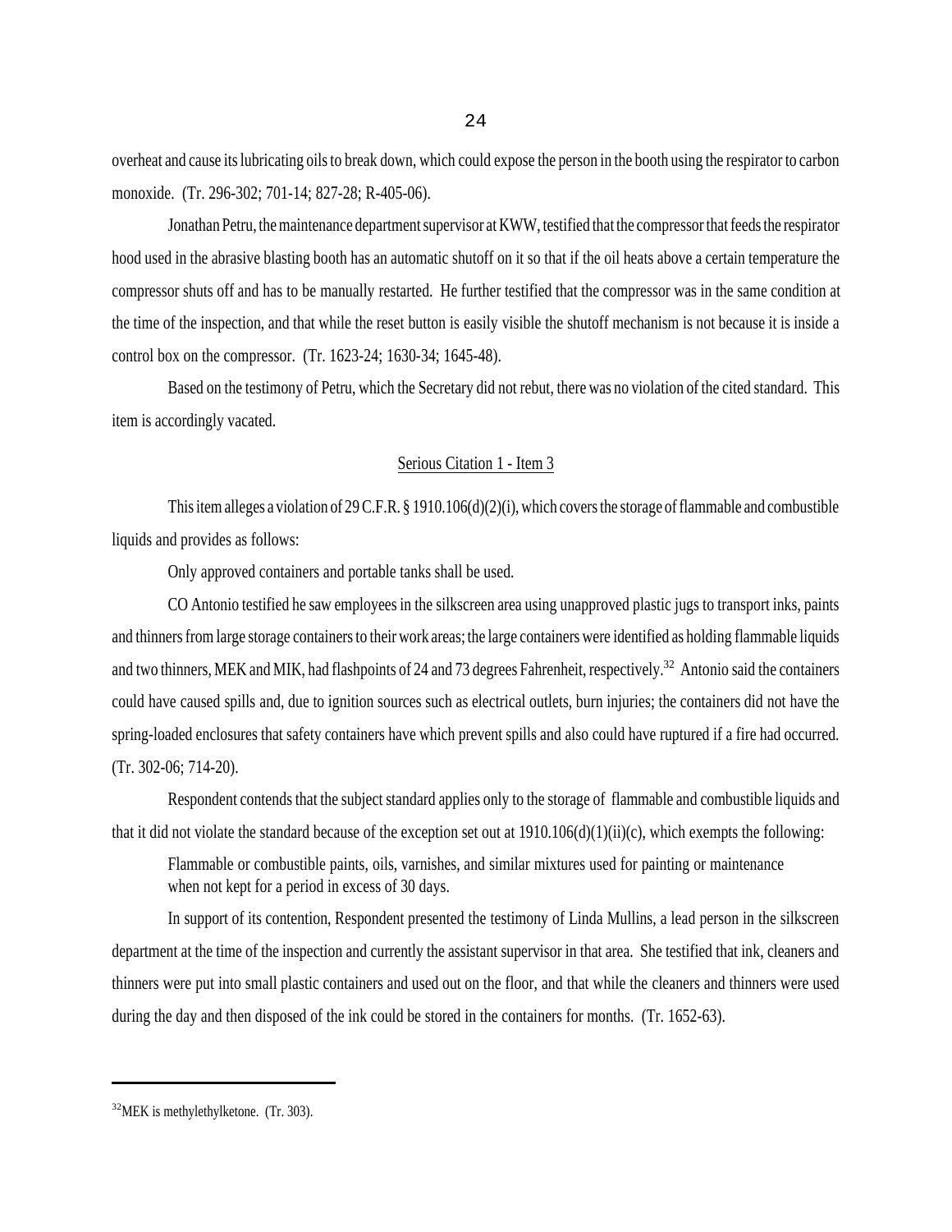overheat and cause its lubricating oils to break down, which could expose the person in the booth using the respirator to carbon monoxide. (Tr. 296-302; 701-14; 827-28; R-405-06).

Jonathan Petru, the maintenance department supervisor at KWW, testified that the compressor that feeds the respirator hood used in the abrasive blasting booth has an automatic shutoff on it so that if the oil heats above a certain temperature the compressor shuts off and has to be manually restarted. He further testified that the compressor was in the same condition at the time of the inspection, and that while the reset button is easily visible the shutoff mechanism is not because it is inside a control box on the compressor. (Tr. 1623-24; 1630-34; 1645-48).

Based on the testimony of Petru, which the Secretary did not rebut, there was no violation of the cited standard. This item is accordingly vacated.

<u>Serious Citation 1 - Item 3</u>

This item alleges a violation of 29 C.F.R. § 1910.106(d)(2)(i), which covers the storage of flammable and combustible liquids and provides as follows:

> Only approved containers and portable tanks shall be used.

CO Antonio testified he saw employees in the silkscreen area using unapproved plastic jugs to transport inks, paints and thinners from large storage containers to their work areas; the large containers were identified as holding flammable liquids and two thinners, MEK and MIK, had flashpoints of 24 and 73 degrees Fahrenheit, respectively.[32] Antonio said the containers could have caused spills and, due to ignition sources such as electrical outlets, burn injuries; the containers did not have the spring-loaded enclosures that safety containers have which prevent spills and also could have ruptured if a fire had occurred. (Tr. 302-06; 714-20).

Respondent contends that the subject standard applies only to the storage of flammable and combustible liquids and that it did not violate the standard because of the exception set out at 1910.106(d)(1)(ii)(c), which exempts the following:

> Flammable or combustible paints, oils, varnishes, and similar mixtures used for painting or maintenance when not kept for a period in excess of 30 days.

In support of its contention, Respondent presented the testimony of Linda Mullins, a lead person in the silkscreen department at the time of the inspection and currently the assistant supervisor in that area. She testified that ink, cleaners and thinners were put into small plastic containers and used out on the floor, and that while the cleaners and thinners were used during the day and then disposed of the ink could be stored in the containers for months. (Tr. 1652-63).

---

[32] MEK is methylethylketone. (Tr. 303).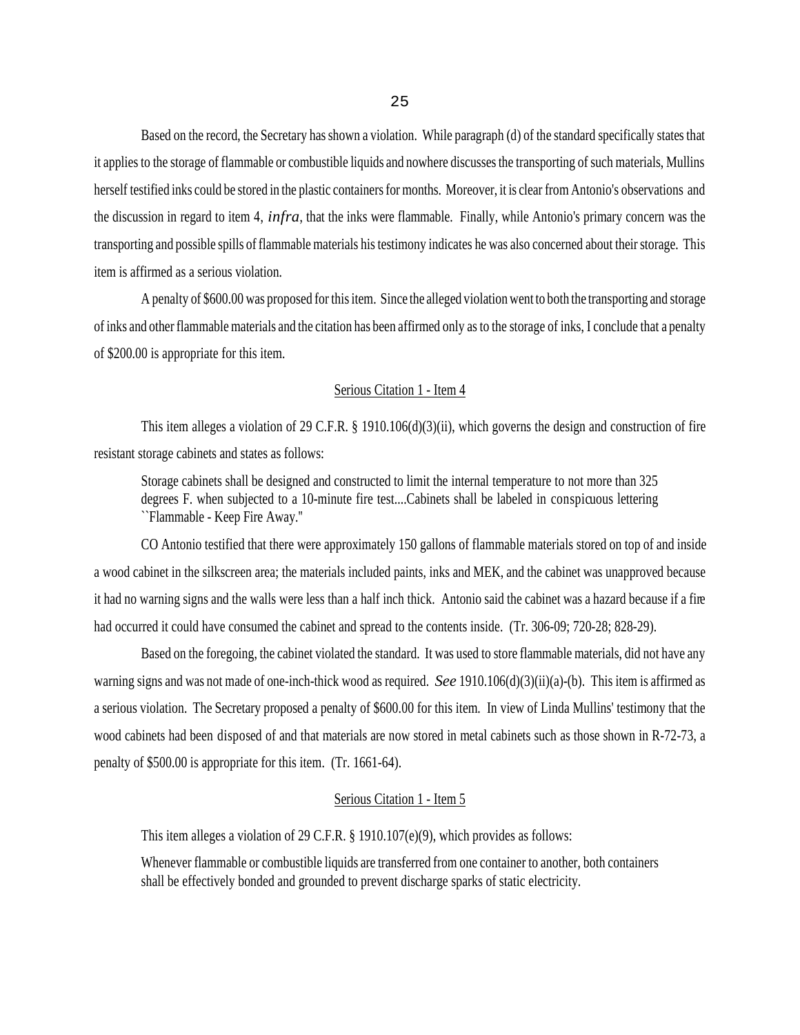Based on the record, the Secretary has shown a violation. While paragraph (d) of the standard specifically states that it applies to the storage of flammable or combustible liquids and nowhere discusses the transporting of such materials, Mullins herself testified inks could be stored in the plastic containers for months. Moreover, it is clear from Antonio's observations and the discussion in regard to item 4, *infra*, that the inks were flammable. Finally, while Antonio's primary concern was the transporting and possible spills of flammable materials his testimony indicates he was also concerned about their storage. This item is affirmed as a serious violation.

A penalty of $600.00 was proposed for this item. Since the alleged violation went to both the transporting and storage of inks and other flammable materials and the citation has been affirmed only as to the storage of inks, I conclude that a penalty of $200.00 is appropriate for this item.

### Serious Citation 1 - Item 4

This item alleges a violation of 29 C.F.R. § 1910.106(d)(3)(ii), which governs the design and construction of fire resistant storage cabinets and states as follows:

> Storage cabinets shall be designed and constructed to limit the internal temperature to not more than 325 degrees F. when subjected to a 10-minute fire test....Cabinets shall be labeled in conspicuous lettering ``Flammable - Keep Fire Away."

CO Antonio testified that there were approximately 150 gallons of flammable materials stored on top of and inside a wood cabinet in the silkscreen area; the materials included paints, inks and MEK, and the cabinet was unapproved because it had no warning signs and the walls were less than a half inch thick. Antonio said the cabinet was a hazard because if a fire had occurred it could have consumed the cabinet and spread to the contents inside. (Tr. 306-09; 720-28; 828-29).

Based on the foregoing, the cabinet violated the standard. It was used to store flammable materials, did not have any warning signs and was not made of one-inch-thick wood as required. *See* 1910.106(d)(3)(ii)(a)-(b). This item is affirmed as a serious violation. The Secretary proposed a penalty of $600.00 for this item. In view of Linda Mullins' testimony that the wood cabinets had been disposed of and that materials are now stored in metal cabinets such as those shown in R-72-73, a penalty of $500.00 is appropriate for this item. (Tr. 1661-64).

### Serious Citation 1 - Item 5

This item alleges a violation of 29 C.F.R. § 1910.107(e)(9), which provides as follows:

> Whenever flammable or combustible liquids are transferred from one container to another, both containers shall be effectively bonded and grounded to prevent discharge sparks of static electricity.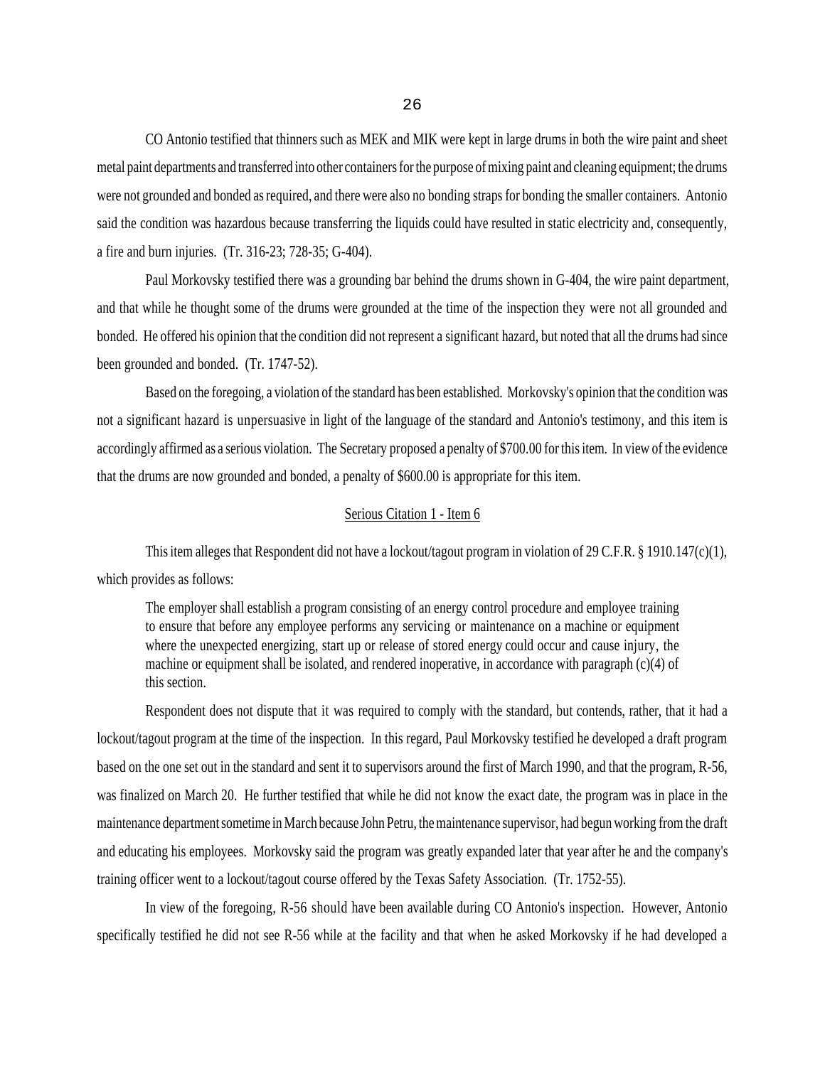CO Antonio testified that thinners such as MEK and MIK were kept in large drums in both the wire paint and sheet metal paint departments and transferred into other containers for the purpose of mixing paint and cleaning equipment; the drums were not grounded and bonded as required, and there were also no bonding straps for bonding the smaller containers. Antonio said the condition was hazardous because transferring the liquids could have resulted in static electricity and, consequently, a fire and burn injuries. (Tr. 316-23; 728-35; G-404).

Paul Morkovsky testified there was a grounding bar behind the drums shown in G-404, the wire paint department, and that while he thought some of the drums were grounded at the time of the inspection they were not all grounded and bonded. He offered his opinion that the condition did not represent a significant hazard, but noted that all the drums had since been grounded and bonded. (Tr. 1747-52).

Based on the foregoing, a violation of the standard has been established. Morkovsky's opinion that the condition was not a significant hazard is unpersuasive in light of the language of the standard and Antonio's testimony, and this item is accordingly affirmed as a serious violation. The Secretary proposed a penalty of $700.00 for this item. In view of the evidence that the drums are now grounded and bonded, a penalty of $600.00 is appropriate for this item.

## Serious Citation 1 - Item 6

This item alleges that Respondent did not have a lockout/tagout program in violation of 29 C.F.R. § 1910.147(c)(1), which provides as follows:

> The employer shall establish a program consisting of an energy control procedure and employee training to ensure that before any employee performs any servicing or maintenance on a machine or equipment where the unexpected energizing, start up or release of stored energy could occur and cause injury, the machine or equipment shall be isolated, and rendered inoperative, in accordance with paragraph (c)(4) of this section.

Respondent does not dispute that it was required to comply with the standard, but contends, rather, that it had a lockout/tagout program at the time of the inspection. In this regard, Paul Morkovsky testified he developed a draft program based on the one set out in the standard and sent it to supervisors around the first of March 1990, and that the program, R-56, was finalized on March 20. He further testified that while he did not know the exact date, the program was in place in the maintenance department sometime in March because John Petru, the maintenance supervisor, had begun working from the draft and educating his employees. Morkovsky said the program was greatly expanded later that year after he and the company's training officer went to a lockout/tagout course offered by the Texas Safety Association. (Tr. 1752-55).

In view of the foregoing, R-56 should have been available during CO Antonio's inspection. However, Antonio specifically testified he did not see R-56 while at the facility and that when he asked Morkovsky if he had developed a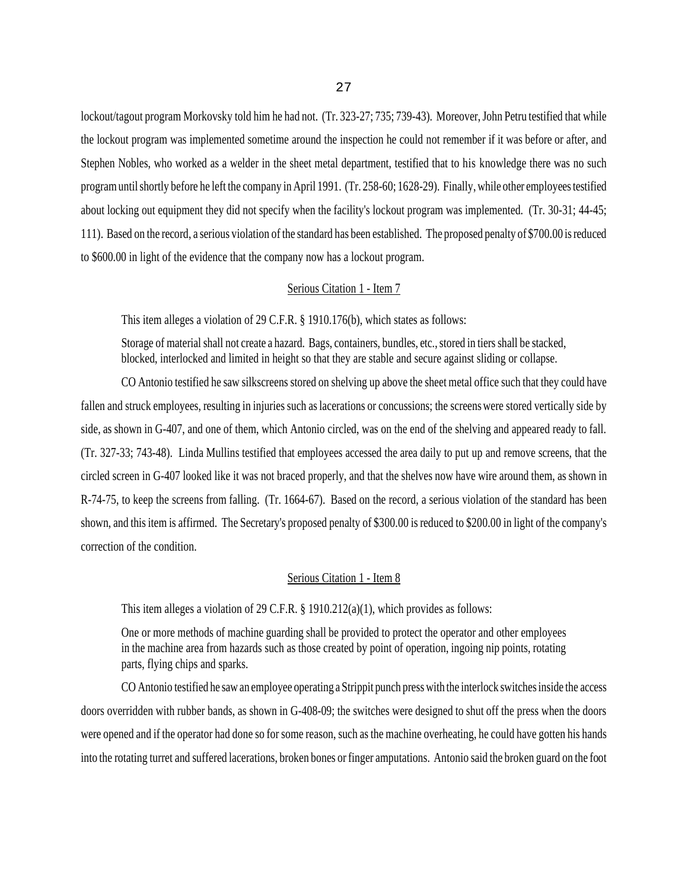lockout/tagout program Morkovsky told him he had not. (Tr. 323-27; 735; 739-43). Moreover, John Petru testified that while the lockout program was implemented sometime around the inspection he could not remember if it was before or after, and Stephen Nobles, who worked as a welder in the sheet metal department, testified that to his knowledge there was no such program until shortly before he left the company in April 1991. (Tr. 258-60; 1628-29). Finally, while other employees testified about locking out equipment they did not specify when the facility's lockout program was implemented. (Tr. 30-31; 44-45; 111). Based on the record, a serious violation of the standard has been established. The proposed penalty of $700.00 is reduced to $600.00 in light of the evidence that the company now has a lockout program.

<u>Serious Citation 1 - Item 7</u>

This item alleges a violation of 29 C.F.R. § 1910.176(b), which states as follows:

> Storage of material shall not create a hazard. Bags, containers, bundles, etc., stored in tiers shall be stacked, blocked, interlocked and limited in height so that they are stable and secure against sliding or collapse.

CO Antonio testified he saw silkscreens stored on shelving up above the sheet metal office such that they could have fallen and struck employees, resulting in injuries such as lacerations or concussions; the screens were stored vertically side by side, as shown in G-407, and one of them, which Antonio circled, was on the end of the shelving and appeared ready to fall. (Tr. 327-33; 743-48). Linda Mullins testified that employees accessed the area daily to put up and remove screens, that the circled screen in G-407 looked like it was not braced properly, and that the shelves now have wire around them, as shown in R-74-75, to keep the screens from falling. (Tr. 1664-67). Based on the record, a serious violation of the standard has been shown, and this item is affirmed. The Secretary's proposed penalty of $300.00 is reduced to $200.00 in light of the company's correction of the condition.

<u>Serious Citation 1 - Item 8</u>

This item alleges a violation of 29 C.F.R. § 1910.212(a)(1), which provides as follows:

> One or more methods of machine guarding shall be provided to protect the operator and other employees in the machine area from hazards such as those created by point of operation, ingoing nip points, rotating parts, flying chips and sparks.

CO Antonio testified he saw an employee operating a Strippit punch press with the interlock switches inside the access doors overridden with rubber bands, as shown in G-408-09; the switches were designed to shut off the press when the doors were opened and if the operator had done so for some reason, such as the machine overheating, he could have gotten his hands into the rotating turret and suffered lacerations, broken bones or finger amputations. Antonio said the broken guard on the foot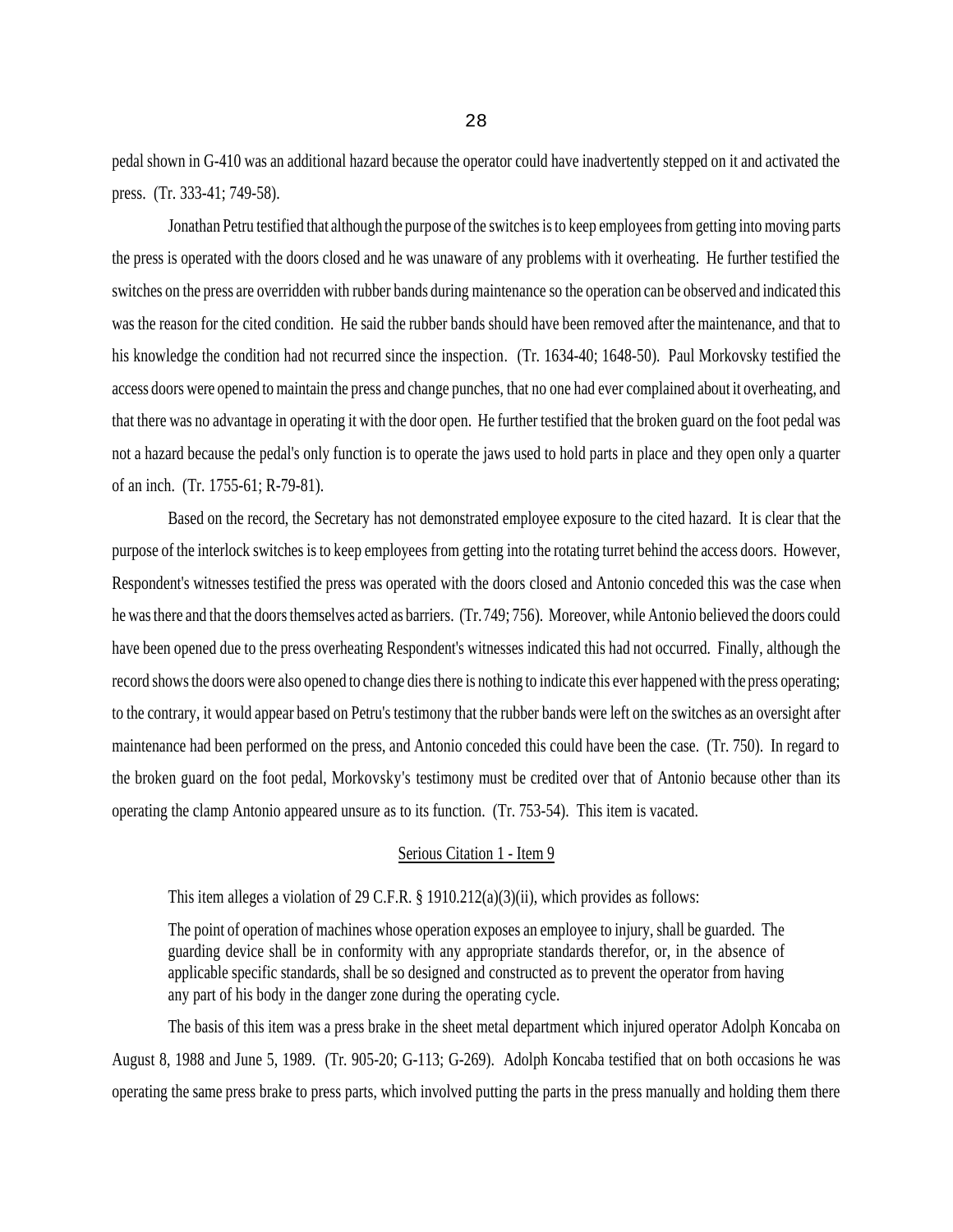pedal shown in G-410 was an additional hazard because the operator could have inadvertently stepped on it and activated the press. (Tr. 333-41; 749-58).

Jonathan Petru testified that although the purpose of the switches is to keep employees from getting into moving parts the press is operated with the doors closed and he was unaware of any problems with it overheating. He further testified the switches on the press are overridden with rubber bands during maintenance so the operation can be observed and indicated this was the reason for the cited condition. He said the rubber bands should have been removed after the maintenance, and that to his knowledge the condition had not recurred since the inspection. (Tr. 1634-40; 1648-50). Paul Morkovsky testified the access doors were opened to maintain the press and change punches, that no one had ever complained about it overheating, and that there was no advantage in operating it with the door open. He further testified that the broken guard on the foot pedal was not a hazard because the pedal's only function is to operate the jaws used to hold parts in place and they open only a quarter of an inch. (Tr. 1755-61; R-79-81).

Based on the record, the Secretary has not demonstrated employee exposure to the cited hazard. It is clear that the purpose of the interlock switches is to keep employees from getting into the rotating turret behind the access doors. However, Respondent's witnesses testified the press was operated with the doors closed and Antonio conceded this was the case when he was there and that the doors themselves acted as barriers. (Tr. 749; 756). Moreover, while Antonio believed the doors could have been opened due to the press overheating Respondent's witnesses indicated this had not occurred. Finally, although the record shows the doors were also opened to change dies there is nothing to indicate this ever happened with the press operating; to the contrary, it would appear based on Petru's testimony that the rubber bands were left on the switches as an oversight after maintenance had been performed on the press, and Antonio conceded this could have been the case. (Tr. 750). In regard to the broken guard on the foot pedal, Morkovsky's testimony must be credited over that of Antonio because other than its operating the clamp Antonio appeared unsure as to its function. (Tr. 753-54). This item is vacated.

## Serious Citation 1 - Item 9

This item alleges a violation of 29 C.F.R. § 1910.212(a)(3)(ii), which provides as follows:

> The point of operation of machines whose operation exposes an employee to injury, shall be guarded. The guarding device shall be in conformity with any appropriate standards therefor, or, in the absence of applicable specific standards, shall be so designed and constructed as to prevent the operator from having any part of his body in the danger zone during the operating cycle.

The basis of this item was a press brake in the sheet metal department which injured operator Adolph Koncaba on August 8, 1988 and June 5, 1989. (Tr. 905-20; G-113; G-269). Adolph Koncaba testified that on both occasions he was operating the same press brake to press parts, which involved putting the parts in the press manually and holding them there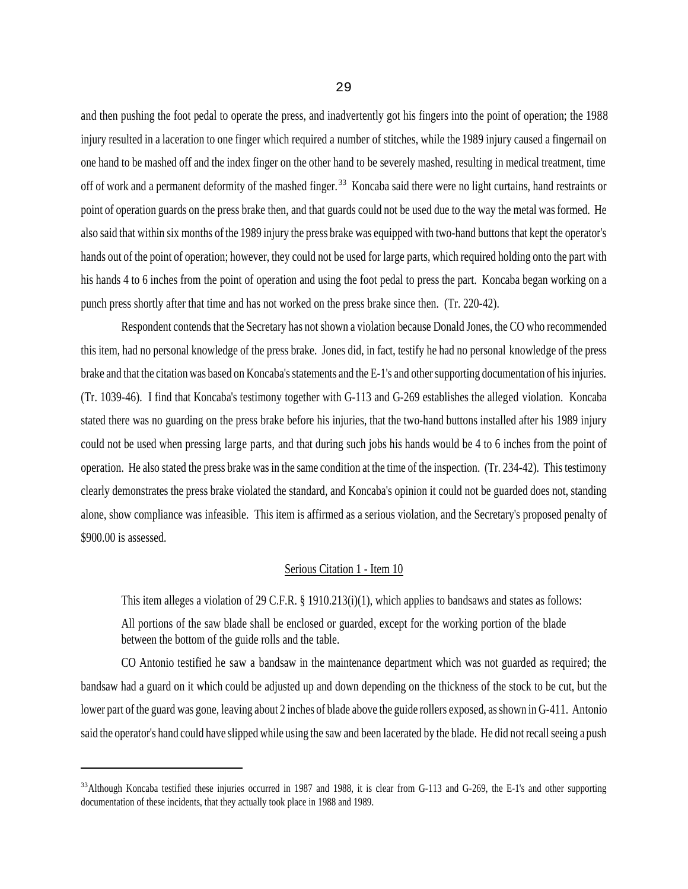and then pushing the foot pedal to operate the press, and inadvertently got his fingers into the point of operation; the 1988 injury resulted in a laceration to one finger which required a number of stitches, while the 1989 injury caused a fingernail on one hand to be mashed off and the index finger on the other hand to be severely mashed, resulting in medical treatment, time off of work and a permanent deformity of the mashed finger.[33] Koncaba said there were no light curtains, hand restraints or point of operation guards on the press brake then, and that guards could not be used due to the way the metal was formed. He also said that within six months of the 1989 injury the press brake was equipped with two-hand buttons that kept the operator's hands out of the point of operation; however, they could not be used for large parts, which required holding onto the part with his hands 4 to 6 inches from the point of operation and using the foot pedal to press the part. Koncaba began working on a punch press shortly after that time and has not worked on the press brake since then. (Tr. 220-42).

Respondent contends that the Secretary has not shown a violation because Donald Jones, the CO who recommended this item, had no personal knowledge of the press brake. Jones did, in fact, testify he had no personal knowledge of the press brake and that the citation was based on Koncaba's statements and the E-1's and other supporting documentation of his injuries. (Tr. 1039-46). I find that Koncaba's testimony together with G-113 and G-269 establishes the alleged violation. Koncaba stated there was no guarding on the press brake before his injuries, that the two-hand buttons installed after his 1989 injury could not be used when pressing large parts, and that during such jobs his hands would be 4 to 6 inches from the point of operation. He also stated the press brake was in the same condition at the time of the inspection. (Tr. 234-42). This testimony clearly demonstrates the press brake violated the standard, and Koncaba's opinion it could not be guarded does not, standing alone, show compliance was infeasible. This item is affirmed as a serious violation, and the Secretary's proposed penalty of $900.00 is assessed.

## Serious Citation 1 - Item 10

This item alleges a violation of 29 C.F.R. § 1910.213(i)(1), which applies to bandsaws and states as follows:

> All portions of the saw blade shall be enclosed or guarded, except for the working portion of the blade between the bottom of the guide rolls and the table.

CO Antonio testified he saw a bandsaw in the maintenance department which was not guarded as required; the bandsaw had a guard on it which could be adjusted up and down depending on the thickness of the stock to be cut, but the lower part of the guard was gone, leaving about 2 inches of blade above the guide rollers exposed, as shown in G-411. Antonio said the operator's hand could have slipped while using the saw and been lacerated by the blade. He did not recall seeing a push

---

[33] Although Koncaba testified these injuries occurred in 1987 and 1988, it is clear from G-113 and G-269, the E-1's and other supporting documentation of these incidents, that they actually took place in 1988 and 1989.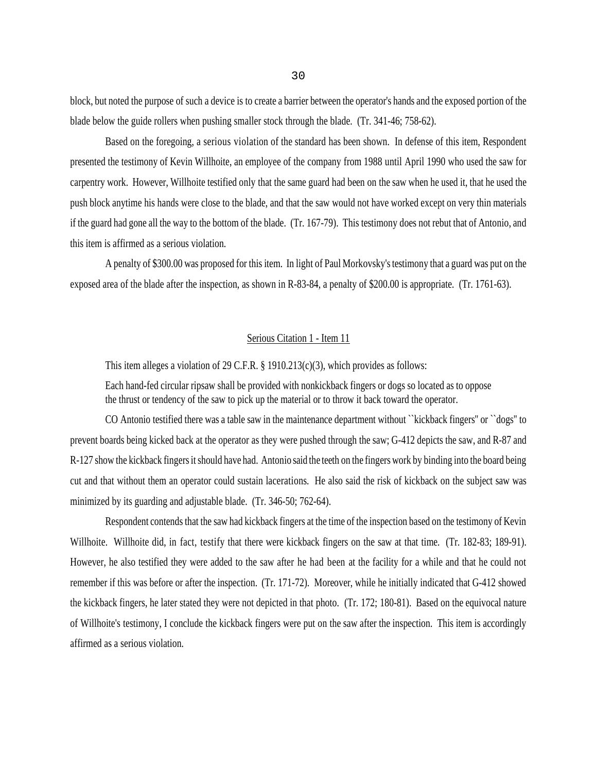block, but noted the purpose of such a device is to create a barrier between the operator's hands and the exposed portion of the blade below the guide rollers when pushing smaller stock through the blade. (Tr. 341-46; 758-62).

Based on the foregoing, a serious violation of the standard has been shown. In defense of this item, Respondent presented the testimony of Kevin Willhoite, an employee of the company from 1988 until April 1990 who used the saw for carpentry work. However, Willhoite testified only that the same guard had been on the saw when he used it, that he used the push block anytime his hands were close to the blade, and that the saw would not have worked except on very thin materials if the guard had gone all the way to the bottom of the blade. (Tr. 167-79). This testimony does not rebut that of Antonio, and this item is affirmed as a serious violation.

A penalty of $300.00 was proposed for this item. In light of Paul Morkovsky's testimony that a guard was put on the exposed area of the blade after the inspection, as shown in R-83-84, a penalty of $200.00 is appropriate. (Tr. 1761-63).

<u>Serious Citation 1 - Item 11</u>

This item alleges a violation of 29 C.F.R. § 1910.213(c)(3), which provides as follows:

> Each hand-fed circular ripsaw shall be provided with nonkickback fingers or dogs so located as to oppose the thrust or tendency of the saw to pick up the material or to throw it back toward the operator.

CO Antonio testified there was a table saw in the maintenance department without ``kickback fingers'' or ``dogs'' to prevent boards being kicked back at the operator as they were pushed through the saw; G-412 depicts the saw, and R-87 and R-127 show the kickback fingers it should have had. Antonio said the teeth on the fingers work by binding into the board being cut and that without them an operator could sustain lacerations. He also said the risk of kickback on the subject saw was minimized by its guarding and adjustable blade. (Tr. 346-50; 762-64).

Respondent contends that the saw had kickback fingers at the time of the inspection based on the testimony of Kevin Willhoite. Willhoite did, in fact, testify that there were kickback fingers on the saw at that time. (Tr. 182-83; 189-91). However, he also testified they were added to the saw after he had been at the facility for a while and that he could not remember if this was before or after the inspection. (Tr. 171-72). Moreover, while he initially indicated that G-412 showed the kickback fingers, he later stated they were not depicted in that photo. (Tr. 172; 180-81). Based on the equivocal nature of Willhoite's testimony, I conclude the kickback fingers were put on the saw after the inspection. This item is accordingly affirmed as a serious violation.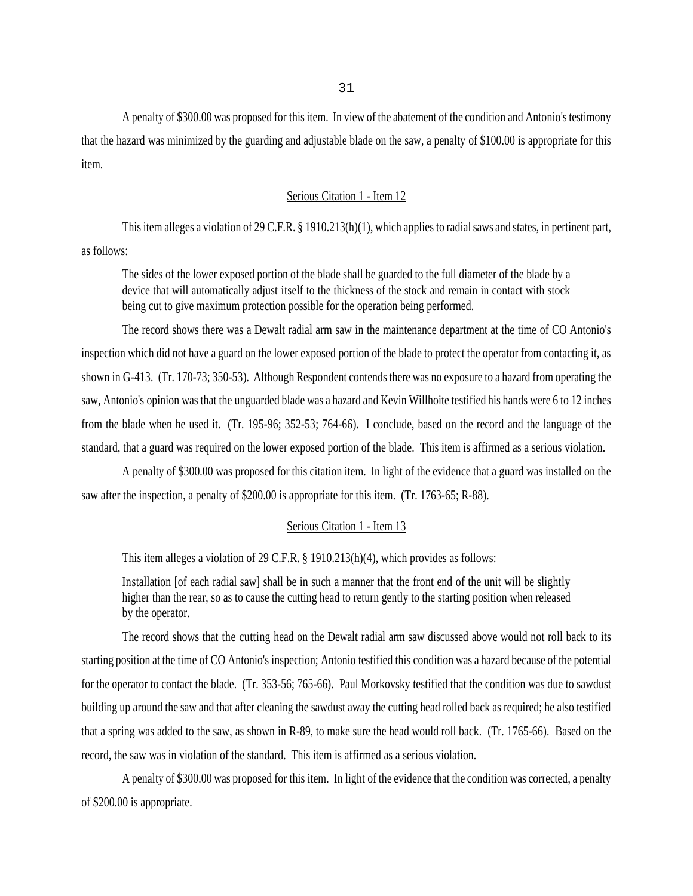A penalty of $300.00 was proposed for this item. In view of the abatement of the condition and Antonio's testimony that the hazard was minimized by the guarding and adjustable blade on the saw, a penalty of $100.00 is appropriate for this item.

<u>Serious Citation 1 - Item 12</u>

This item alleges a violation of 29 C.F.R. § 1910.213(h)(1), which applies to radial saws and states, in pertinent part, as follows:

> The sides of the lower exposed portion of the blade shall be guarded to the full diameter of the blade by a device that will automatically adjust itself to the thickness of the stock and remain in contact with stock being cut to give maximum protection possible for the operation being performed.

The record shows there was a Dewalt radial arm saw in the maintenance department at the time of CO Antonio's inspection which did not have a guard on the lower exposed portion of the blade to protect the operator from contacting it, as shown in G-413. (Tr. 170-73; 350-53). Although Respondent contends there was no exposure to a hazard from operating the saw, Antonio's opinion was that the unguarded blade was a hazard and Kevin Willhoite testified his hands were 6 to 12 inches from the blade when he used it. (Tr. 195-96; 352-53; 764-66). I conclude, based on the record and the language of the standard, that a guard was required on the lower exposed portion of the blade. This item is affirmed as a serious violation.

A penalty of $300.00 was proposed for this citation item. In light of the evidence that a guard was installed on the saw after the inspection, a penalty of $200.00 is appropriate for this item. (Tr. 1763-65; R-88).

<u>Serious Citation 1 - Item 13</u>

This item alleges a violation of 29 C.F.R. § 1910.213(h)(4), which provides as follows:

> Installation [of each radial saw] shall be in such a manner that the front end of the unit will be slightly higher than the rear, so as to cause the cutting head to return gently to the starting position when released by the operator.

The record shows that the cutting head on the Dewalt radial arm saw discussed above would not roll back to its starting position at the time of CO Antonio's inspection; Antonio testified this condition was a hazard because of the potential for the operator to contact the blade. (Tr. 353-56; 765-66). Paul Morkovsky testified that the condition was due to sawdust building up around the saw and that after cleaning the sawdust away the cutting head rolled back as required; he also testified that a spring was added to the saw, as shown in R-89, to make sure the head would roll back. (Tr. 1765-66). Based on the record, the saw was in violation of the standard. This item is affirmed as a serious violation.

A penalty of $300.00 was proposed for this item. In light of the evidence that the condition was corrected, a penalty of $200.00 is appropriate.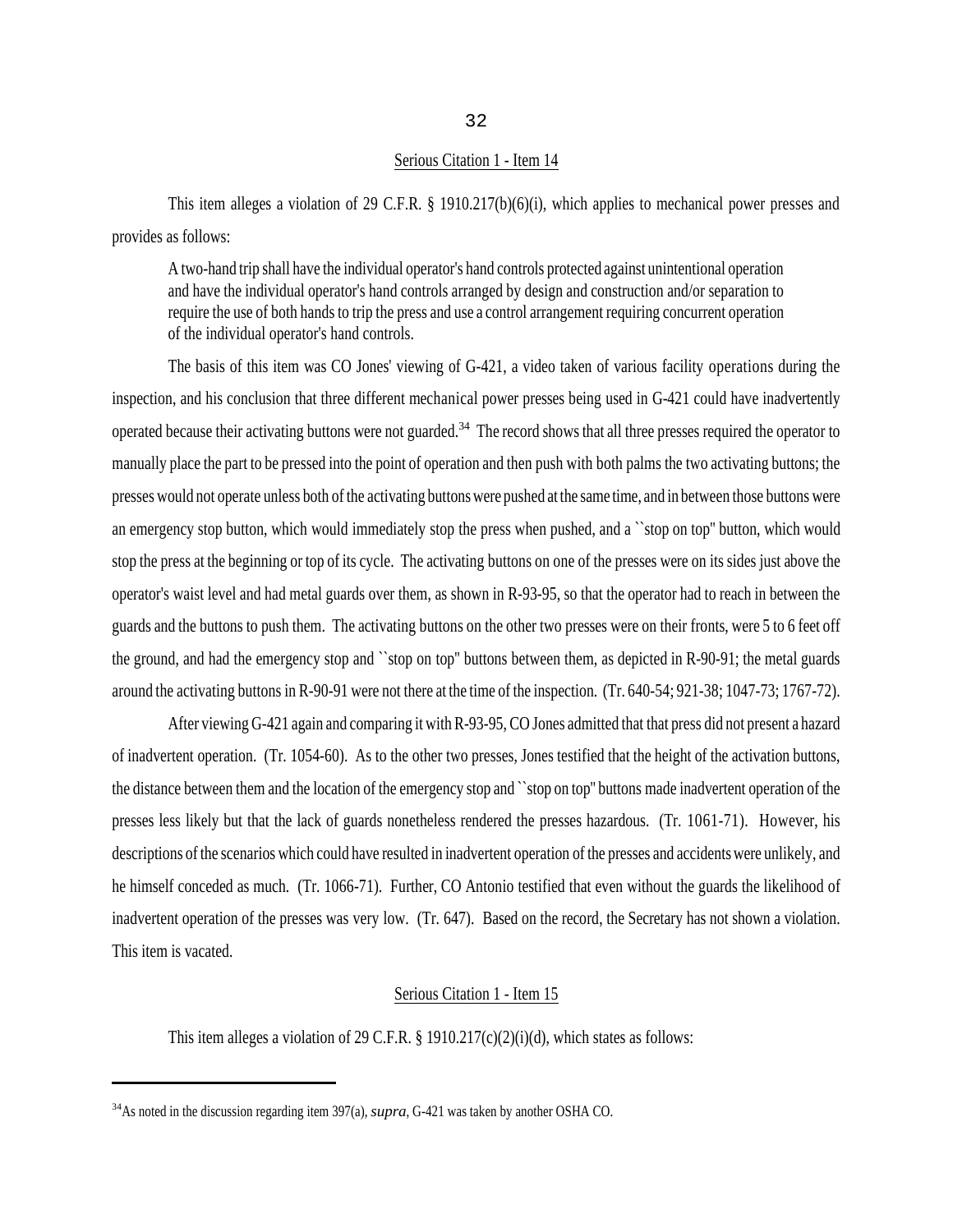Serious Citation 1 - Item 14

This item alleges a violation of 29 C.F.R. § 1910.217(b)(6)(i), which applies to mechanical power presses and provides as follows:

> A two-hand trip shall have the individual operator's hand controls protected against unintentional operation and have the individual operator's hand controls arranged by design and construction and/or separation to require the use of both hands to trip the press and use a control arrangement requiring concurrent operation of the individual operator's hand controls.

The basis of this item was CO Jones' viewing of G-421, a video taken of various facility operations during the inspection, and his conclusion that three different mechanical power presses being used in G-421 could have inadvertently operated because their activating buttons were not guarded.[34] The record shows that all three presses required the operator to manually place the part to be pressed into the point of operation and then push with both palms the two activating buttons; the presses would not operate unless both of the activating buttons were pushed at the same time, and in between those buttons were an emergency stop button, which would immediately stop the press when pushed, and a ``stop on top'' button, which would stop the press at the beginning or top of its cycle. The activating buttons on one of the presses were on its sides just above the operator's waist level and had metal guards over them, as shown in R-93-95, so that the operator had to reach in between the guards and the buttons to push them. The activating buttons on the other two presses were on their fronts, were 5 to 6 feet off the ground, and had the emergency stop and ``stop on top'' buttons between them, as depicted in R-90-91; the metal guards around the activating buttons in R-90-91 were not there at the time of the inspection. (Tr. 640-54; 921-38; 1047-73; 1767-72).

After viewing G-421 again and comparing it with R-93-95, CO Jones admitted that that press did not present a hazard of inadvertent operation. (Tr. 1054-60). As to the other two presses, Jones testified that the height of the activation buttons, the distance between them and the location of the emergency stop and ``stop on top'' buttons made inadvertent operation of the presses less likely but that the lack of guards nonetheless rendered the presses hazardous. (Tr. 1061-71). However, his descriptions of the scenarios which could have resulted in inadvertent operation of the presses and accidents were unlikely, and he himself conceded as much. (Tr. 1066-71). Further, CO Antonio testified that even without the guards the likelihood of inadvertent operation of the presses was very low. (Tr. 647). Based on the record, the Secretary has not shown a violation. This item is vacated.

Serious Citation 1 - Item 15

This item alleges a violation of 29 C.F.R. § 1910.217(c)(2)(i)(d), which states as follows:

---

[34] As noted in the discussion regarding item 397(a), *supra*, G-421 was taken by another OSHA CO.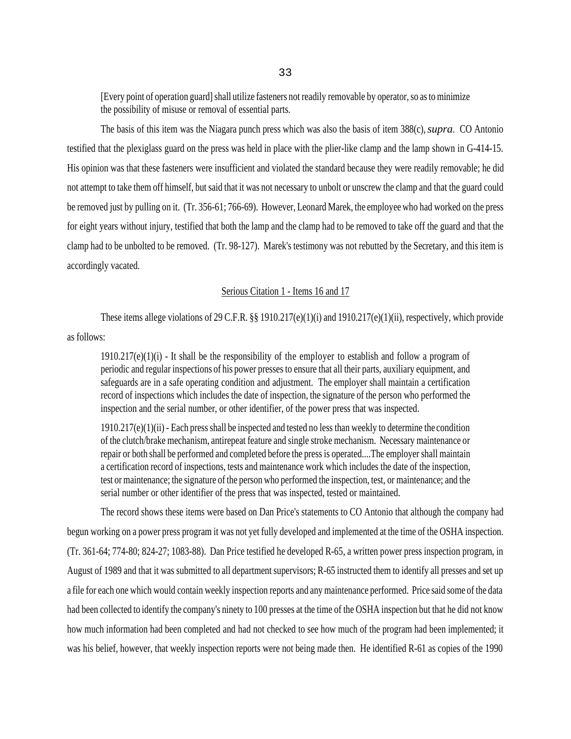> [Every point of operation guard] shall utilize fasteners not readily removable by operator, so as to minimize the possibility of misuse or removal of essential parts.

The basis of this item was the Niagara punch press which was also the basis of item 388(c), *supra*. CO Antonio testified that the plexiglass guard on the press was held in place with the plier-like clamp and the lamp shown in G-414-15. His opinion was that these fasteners were insufficient and violated the standard because they were readily removable; he did not attempt to take them off himself, but said that it was not necessary to unbolt or unscrew the clamp and that the guard could be removed just by pulling on it. (Tr. 356-61; 766-69). However, Leonard Marek, the employee who had worked on the press for eight years without injury, testified that both the lamp and the clamp had to be removed to take off the guard and that the clamp had to be unbolted to be removed. (Tr. 98-127). Marek's testimony was not rebutted by the Secretary, and this item is accordingly vacated.

<u>Serious Citation 1 - Items 16 and 17</u>

These items allege violations of 29 C.F.R. §§ 1910.217(e)(1)(i) and 1910.217(e)(1)(ii), respectively, which provide as follows:

> 1910.217(e)(1)(i) - It shall be the responsibility of the employer to establish and follow a program of periodic and regular inspections of his power presses to ensure that all their parts, auxiliary equipment, and safeguards are in a safe operating condition and adjustment. The employer shall maintain a certification record of inspections which includes the date of inspection, the signature of the person who performed the inspection and the serial number, or other identifier, of the power press that was inspected.
>
> 1910.217(e)(1)(ii) - Each press shall be inspected and tested no less than weekly to determine the condition of the clutch/brake mechanism, antirepeat feature and single stroke mechanism. Necessary maintenance or repair or both shall be performed and completed before the press is operated....The employer shall maintain a certification record of inspections, tests and maintenance work which includes the date of the inspection, test or maintenance; the signature of the person who performed the inspection, test, or maintenance; and the serial number or other identifier of the press that was inspected, tested or maintained.

The record shows these items were based on Dan Price's statements to CO Antonio that although the company had begun working on a power press program it was not yet fully developed and implemented at the time of the OSHA inspection. (Tr. 361-64; 774-80; 824-27; 1083-88). Dan Price testified he developed R-65, a written power press inspection program, in August of 1989 and that it was submitted to all department supervisors; R-65 instructed them to identify all presses and set up a file for each one which would contain weekly inspection reports and any maintenance performed. Price said some of the data had been collected to identify the company's ninety to 100 presses at the time of the OSHA inspection but that he did not know how much information had been completed and had not checked to see how much of the program had been implemented; it was his belief, however, that weekly inspection reports were not being made then. He identified R-61 as copies of the 1990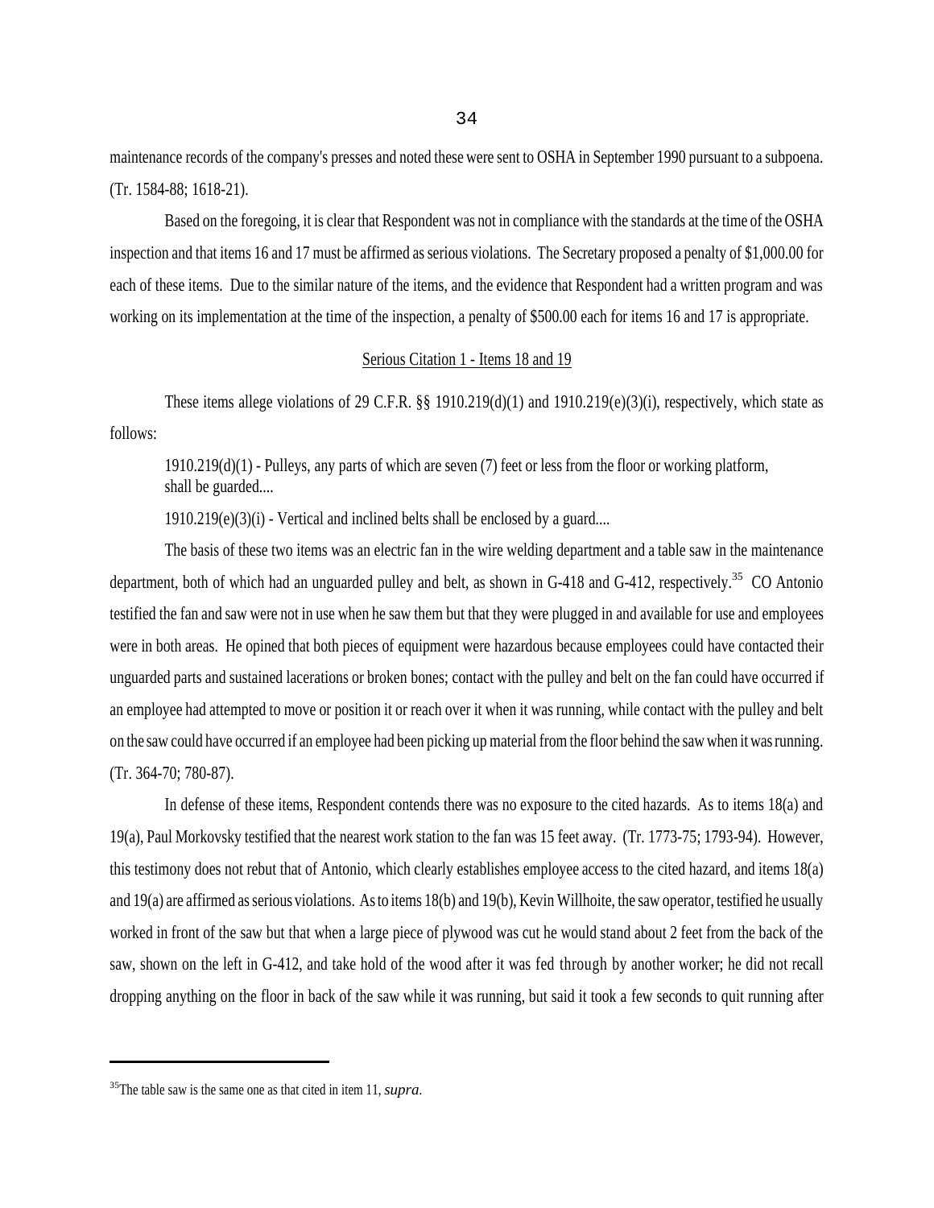maintenance records of the company's presses and noted these were sent to OSHA in September 1990 pursuant to a subpoena. (Tr. 1584-88; 1618-21).

Based on the foregoing, it is clear that Respondent was not in compliance with the standards at the time of the OSHA inspection and that items 16 and 17 must be affirmed as serious violations. The Secretary proposed a penalty of $1,000.00 for each of these items. Due to the similar nature of the items, and the evidence that Respondent had a written program and was working on its implementation at the time of the inspection, a penalty of $500.00 each for items 16 and 17 is appropriate.

Serious Citation 1 - Items 18 and 19

These items allege violations of 29 C.F.R. §§ 1910.219(d)(1) and 1910.219(e)(3)(i), respectively, which state as follows:

> 1910.219(d)(1) - Pulleys, any parts of which are seven (7) feet or less from the floor or working platform, shall be guarded....
>
> 1910.219(e)(3)(i) - Vertical and inclined belts shall be enclosed by a guard....

The basis of these two items was an electric fan in the wire welding department and a table saw in the maintenance department, both of which had an unguarded pulley and belt, as shown in G-418 and G-412, respectively.[35] CO Antonio testified the fan and saw were not in use when he saw them but that they were plugged in and available for use and employees were in both areas. He opined that both pieces of equipment were hazardous because employees could have contacted their unguarded parts and sustained lacerations or broken bones; contact with the pulley and belt on the fan could have occurred if an employee had attempted to move or position it or reach over it when it was running, while contact with the pulley and belt on the saw could have occurred if an employee had been picking up material from the floor behind the saw when it was running. (Tr. 364-70; 780-87).

In defense of these items, Respondent contends there was no exposure to the cited hazards. As to items 18(a) and 19(a), Paul Morkovsky testified that the nearest work station to the fan was 15 feet away. (Tr. 1773-75; 1793-94). However, this testimony does not rebut that of Antonio, which clearly establishes employee access to the cited hazard, and items 18(a) and 19(a) are affirmed as serious violations. As to items 18(b) and 19(b), Kevin Willhoite, the saw operator, testified he usually worked in front of the saw but that when a large piece of plywood was cut he would stand about 2 feet from the back of the saw, shown on the left in G-412, and take hold of the wood after it was fed through by another worker; he did not recall dropping anything on the floor in back of the saw while it was running, but said it took a few seconds to quit running after

---

[35] The table saw is the same one as that cited in item 11, *supra*.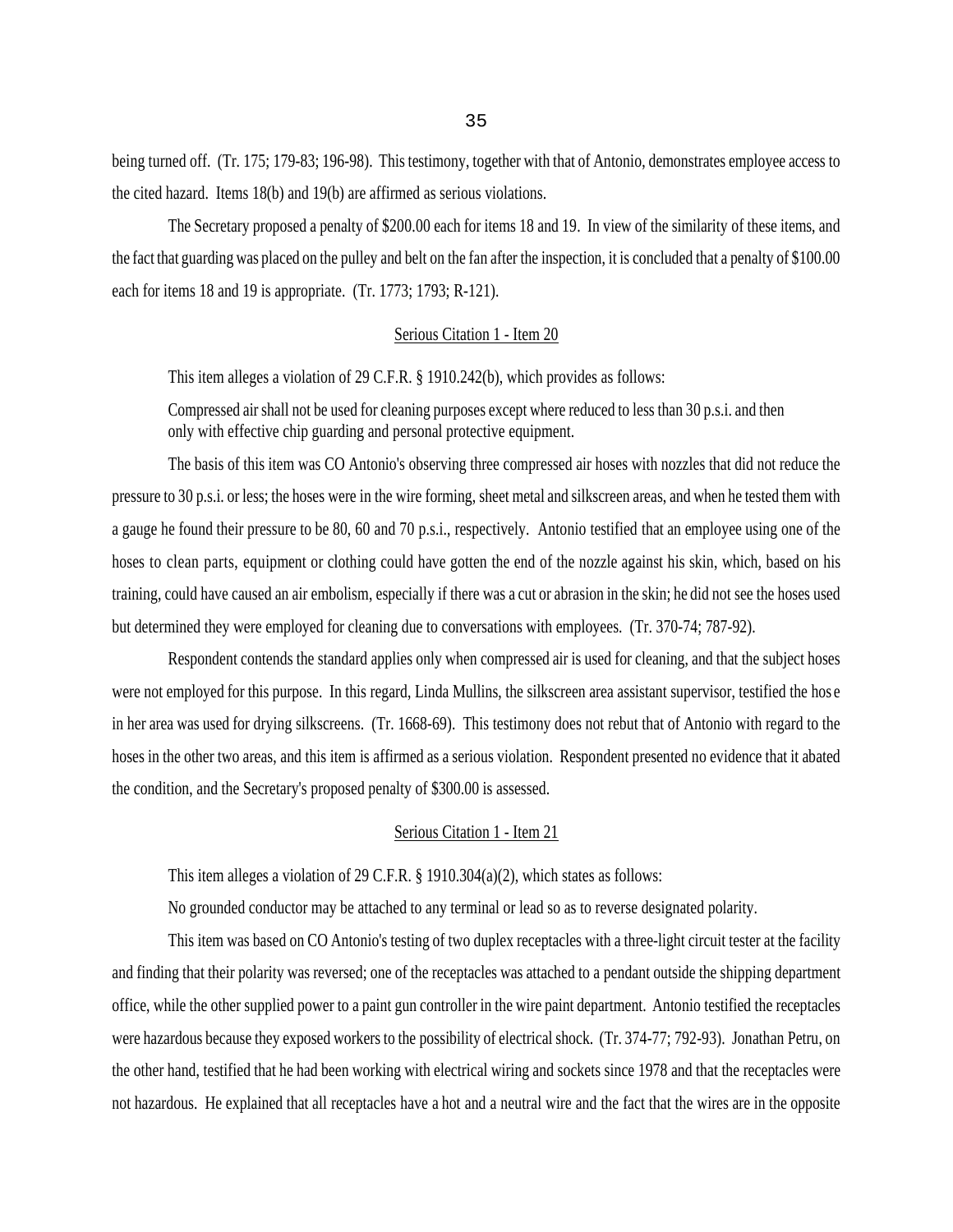being turned off. (Tr. 175; 179-83; 196-98). This testimony, together with that of Antonio, demonstrates employee access to the cited hazard. Items 18(b) and 19(b) are affirmed as serious violations.

The Secretary proposed a penalty of $200.00 each for items 18 and 19. In view of the similarity of these items, and the fact that guarding was placed on the pulley and belt on the fan after the inspection, it is concluded that a penalty of $100.00 each for items 18 and 19 is appropriate. (Tr. 1773; 1793; R-121).

## Serious Citation 1 - Item 20

This item alleges a violation of 29 C.F.R. § 1910.242(b), which provides as follows:

> Compressed air shall not be used for cleaning purposes except where reduced to less than 30 p.s.i. and then only with effective chip guarding and personal protective equipment.

The basis of this item was CO Antonio's observing three compressed air hoses with nozzles that did not reduce the pressure to 30 p.s.i. or less; the hoses were in the wire forming, sheet metal and silkscreen areas, and when he tested them with a gauge he found their pressure to be 80, 60 and 70 p.s.i., respectively. Antonio testified that an employee using one of the hoses to clean parts, equipment or clothing could have gotten the end of the nozzle against his skin, which, based on his training, could have caused an air embolism, especially if there was a cut or abrasion in the skin; he did not see the hoses used but determined they were employed for cleaning due to conversations with employees. (Tr. 370-74; 787-92).

Respondent contends the standard applies only when compressed air is used for cleaning, and that the subject hoses were not employed for this purpose. In this regard, Linda Mullins, the silkscreen area assistant supervisor, testified the hose in her area was used for drying silkscreens. (Tr. 1668-69). This testimony does not rebut that of Antonio with regard to the hoses in the other two areas, and this item is affirmed as a serious violation. Respondent presented no evidence that it abated the condition, and the Secretary's proposed penalty of $300.00 is assessed.

## Serious Citation 1 - Item 21

This item alleges a violation of 29 C.F.R. § 1910.304(a)(2), which states as follows:

> No grounded conductor may be attached to any terminal or lead so as to reverse designated polarity.

This item was based on CO Antonio's testing of two duplex receptacles with a three-light circuit tester at the facility and finding that their polarity was reversed; one of the receptacles was attached to a pendant outside the shipping department office, while the other supplied power to a paint gun controller in the wire paint department. Antonio testified the receptacles were hazardous because they exposed workers to the possibility of electrical shock. (Tr. 374-77; 792-93). Jonathan Petru, on the other hand, testified that he had been working with electrical wiring and sockets since 1978 and that the receptacles were not hazardous. He explained that all receptacles have a hot and a neutral wire and the fact that the wires are in the opposite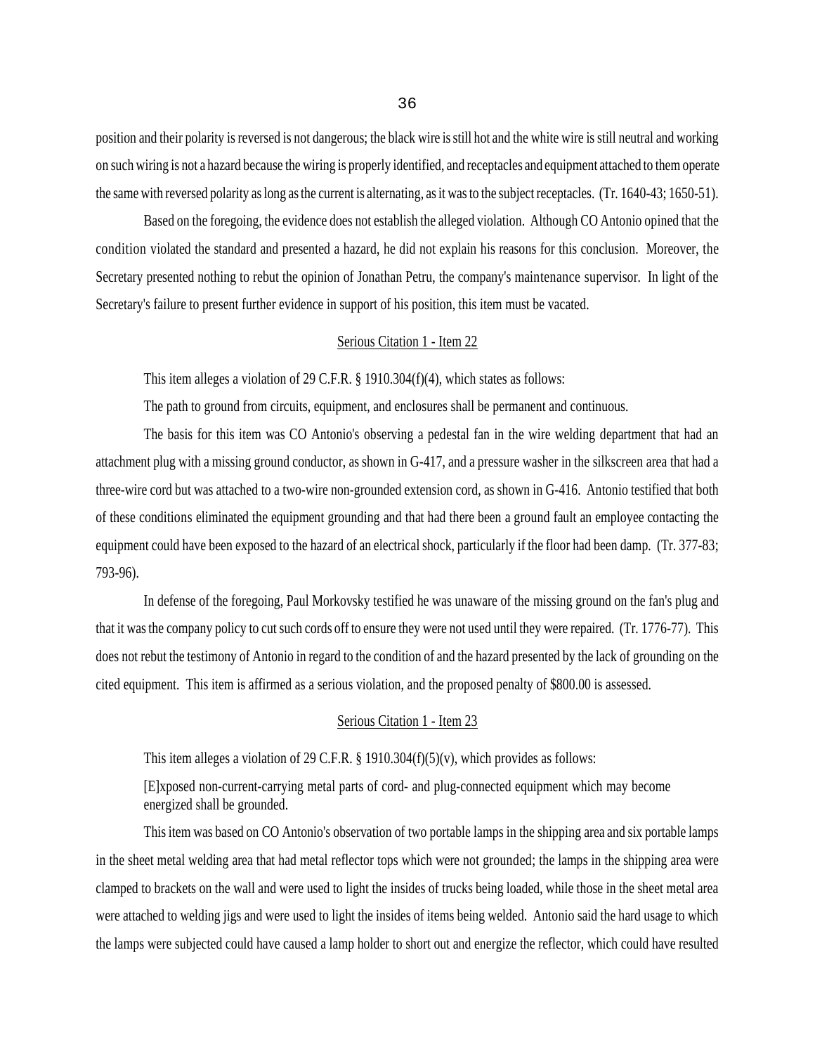position and their polarity is reversed is not dangerous; the black wire is still hot and the white wire is still neutral and working on such wiring is not a hazard because the wiring is properly identified, and receptacles and equipment attached to them operate the same with reversed polarity as long as the current is alternating, as it was to the subject receptacles. (Tr. 1640-43; 1650-51).

Based on the foregoing, the evidence does not establish the alleged violation. Although CO Antonio opined that the condition violated the standard and presented a hazard, he did not explain his reasons for this conclusion. Moreover, the Secretary presented nothing to rebut the opinion of Jonathan Petru, the company's maintenance supervisor. In light of the Secretary's failure to present further evidence in support of his position, this item must be vacated.

<u>Serious Citation 1 - Item 22</u>

This item alleges a violation of 29 C.F.R. § 1910.304(f)(4), which states as follows:

The path to ground from circuits, equipment, and enclosures shall be permanent and continuous.

The basis for this item was CO Antonio's observing a pedestal fan in the wire welding department that had an attachment plug with a missing ground conductor, as shown in G-417, and a pressure washer in the silkscreen area that had a three-wire cord but was attached to a two-wire non-grounded extension cord, as shown in G-416. Antonio testified that both of these conditions eliminated the equipment grounding and that had there been a ground fault an employee contacting the equipment could have been exposed to the hazard of an electrical shock, particularly if the floor had been damp. (Tr. 377-83; 793-96).

In defense of the foregoing, Paul Morkovsky testified he was unaware of the missing ground on the fan's plug and that it was the company policy to cut such cords off to ensure they were not used until they were repaired. (Tr. 1776-77). This does not rebut the testimony of Antonio in regard to the condition of and the hazard presented by the lack of grounding on the cited equipment. This item is affirmed as a serious violation, and the proposed penalty of $800.00 is assessed.

<u>Serious Citation 1 - Item 23</u>

This item alleges a violation of 29 C.F.R. § 1910.304(f)(5)(v), which provides as follows:

[E]xposed non-current-carrying metal parts of cord- and plug-connected equipment which may become energized shall be grounded.

This item was based on CO Antonio's observation of two portable lamps in the shipping area and six portable lamps in the sheet metal welding area that had metal reflector tops which were not grounded; the lamps in the shipping area were clamped to brackets on the wall and were used to light the insides of trucks being loaded, while those in the sheet metal area were attached to welding jigs and were used to light the insides of items being welded. Antonio said the hard usage to which the lamps were subjected could have caused a lamp holder to short out and energize the reflector, which could have resulted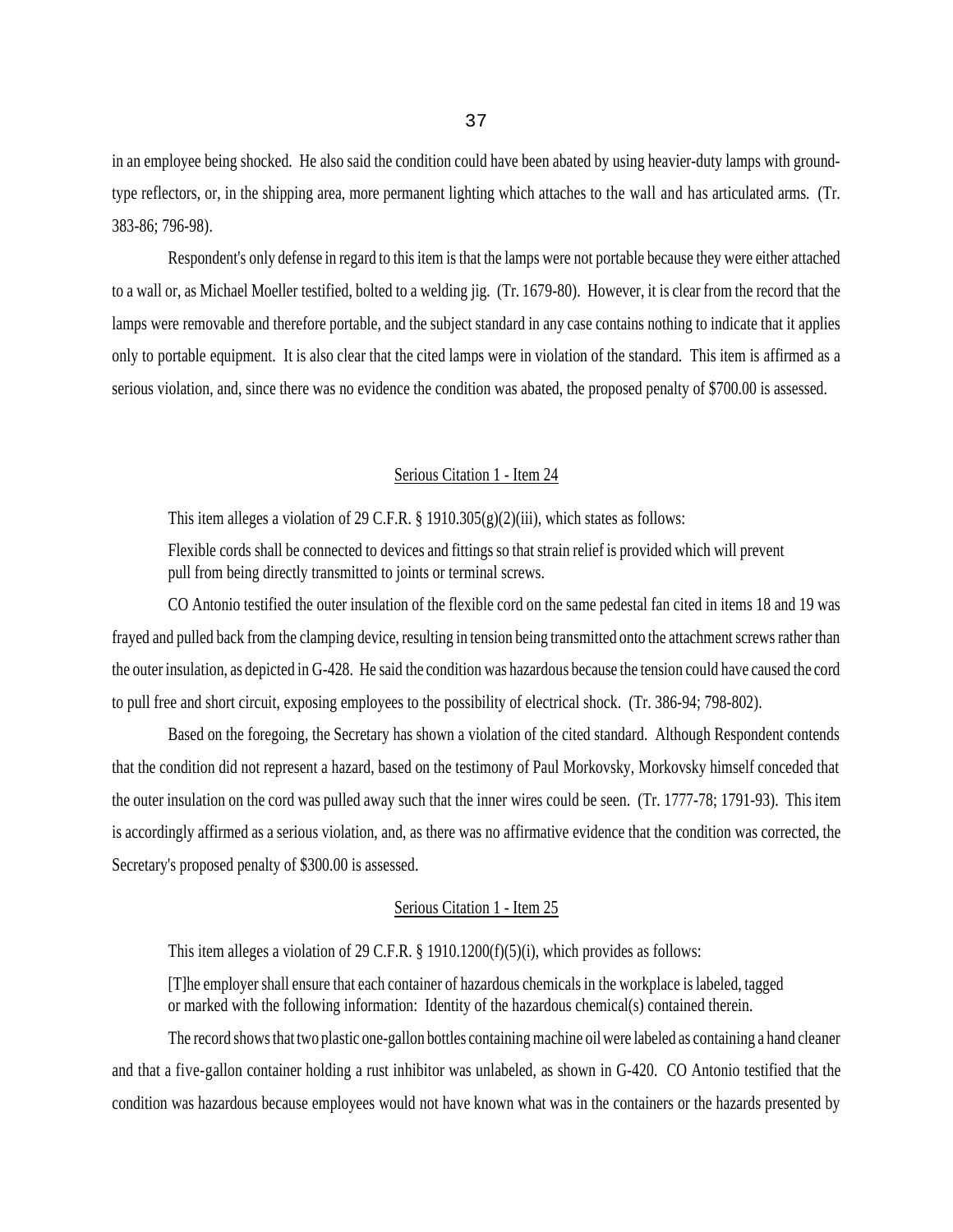in an employee being shocked. He also said the condition could have been abated by using heavier-duty lamps with ground-type reflectors, or, in the shipping area, more permanent lighting which attaches to the wall and has articulated arms. (Tr. 383-86; 796-98).

Respondent's only defense in regard to this item is that the lamps were not portable because they were either attached to a wall or, as Michael Moeller testified, bolted to a welding jig. (Tr. 1679-80). However, it is clear from the record that the lamps were removable and therefore portable, and the subject standard in any case contains nothing to indicate that it applies only to portable equipment. It is also clear that the cited lamps were in violation of the standard. This item is affirmed as a serious violation, and, since there was no evidence the condition was abated, the proposed penalty of $700.00 is assessed.

Serious Citation 1 - Item 24

This item alleges a violation of 29 C.F.R. § 1910.305(g)(2)(iii), which states as follows:

> Flexible cords shall be connected to devices and fittings so that strain relief is provided which will prevent pull from being directly transmitted to joints or terminal screws.

CO Antonio testified the outer insulation of the flexible cord on the same pedestal fan cited in items 18 and 19 was frayed and pulled back from the clamping device, resulting in tension being transmitted onto the attachment screws rather than the outer insulation, as depicted in G-428. He said the condition was hazardous because the tension could have caused the cord to pull free and short circuit, exposing employees to the possibility of electrical shock. (Tr. 386-94; 798-802).

Based on the foregoing, the Secretary has shown a violation of the cited standard. Although Respondent contends that the condition did not represent a hazard, based on the testimony of Paul Morkovsky, Morkovsky himself conceded that the outer insulation on the cord was pulled away such that the inner wires could be seen. (Tr. 1777-78; 1791-93). This item is accordingly affirmed as a serious violation, and, as there was no affirmative evidence that the condition was corrected, the Secretary's proposed penalty of $300.00 is assessed.

Serious Citation 1 - Item 25

This item alleges a violation of 29 C.F.R. § 1910.1200(f)(5)(i), which provides as follows:

> [T]he employer shall ensure that each container of hazardous chemicals in the workplace is labeled, tagged or marked with the following information: Identity of the hazardous chemical(s) contained therein.

The record shows that two plastic one-gallon bottles containing machine oil were labeled as containing a hand cleaner and that a five-gallon container holding a rust inhibitor was unlabeled, as shown in G-420. CO Antonio testified that the condition was hazardous because employees would not have known what was in the containers or the hazards presented by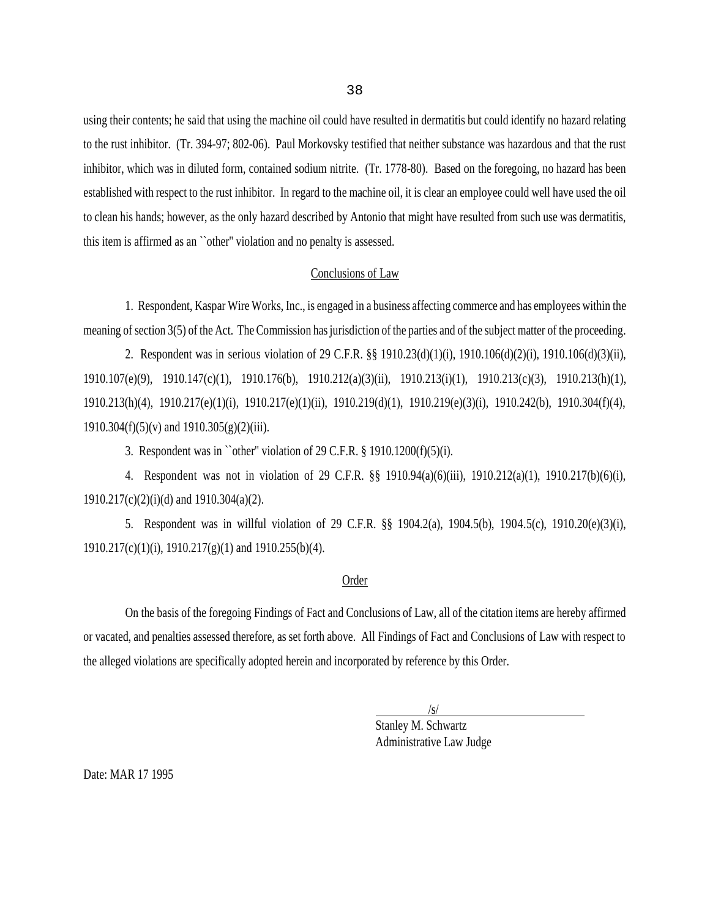using their contents; he said that using the machine oil could have resulted in dermatitis but could identify no hazard relating to the rust inhibitor. (Tr. 394-97; 802-06). Paul Morkovsky testified that neither substance was hazardous and that the rust inhibitor, which was in diluted form, contained sodium nitrite. (Tr. 1778-80). Based on the foregoing, no hazard has been established with respect to the rust inhibitor. In regard to the machine oil, it is clear an employee could well have used the oil to clean his hands; however, as the only hazard described by Antonio that might have resulted from such use was dermatitis, this item is affirmed as an ``other'' violation and no penalty is assessed.

## Conclusions of Law

1. Respondent, Kaspar Wire Works, Inc., is engaged in a business affecting commerce and has employees within the meaning of section 3(5) of the Act. The Commission has jurisdiction of the parties and of the subject matter of the proceeding.

2. Respondent was in serious violation of 29 C.F.R. §§ 1910.23(d)(1)(i), 1910.106(d)(2)(i), 1910.106(d)(3)(ii), 1910.107(e)(9), 1910.147(c)(1), 1910.176(b), 1910.212(a)(3)(ii), 1910.213(i)(1), 1910.213(c)(3), 1910.213(h)(1), 1910.213(h)(4), 1910.217(e)(1)(i), 1910.217(e)(1)(ii), 1910.219(d)(1), 1910.219(e)(3)(i), 1910.242(b), 1910.304(f)(4), 1910.304(f)(5)(v) and 1910.305(g)(2)(iii).

3. Respondent was in ``other'' violation of 29 C.F.R. § 1910.1200(f)(5)(i).

4. Respondent was not in violation of 29 C.F.R. §§ 1910.94(a)(6)(iii), 1910.212(a)(1), 1910.217(b)(6)(i), 1910.217(c)(2)(i)(d) and 1910.304(a)(2).

5. Respondent was in willful violation of 29 C.F.R. §§ 1904.2(a), 1904.5(b), 1904.5(c), 1910.20(e)(3)(i), 1910.217(c)(1)(i), 1910.217(g)(1) and 1910.255(b)(4).

## Order

On the basis of the foregoing Findings of Fact and Conclusions of Law, all of the citation items are hereby affirmed or vacated, and penalties assessed therefore, as set forth above. All Findings of Fact and Conclusions of Law with respect to the alleged violations are specifically adopted herein and incorporated by reference by this Order.

/s/
Stanley M. Schwartz
Administrative Law Judge

Date: MAR 17 1995